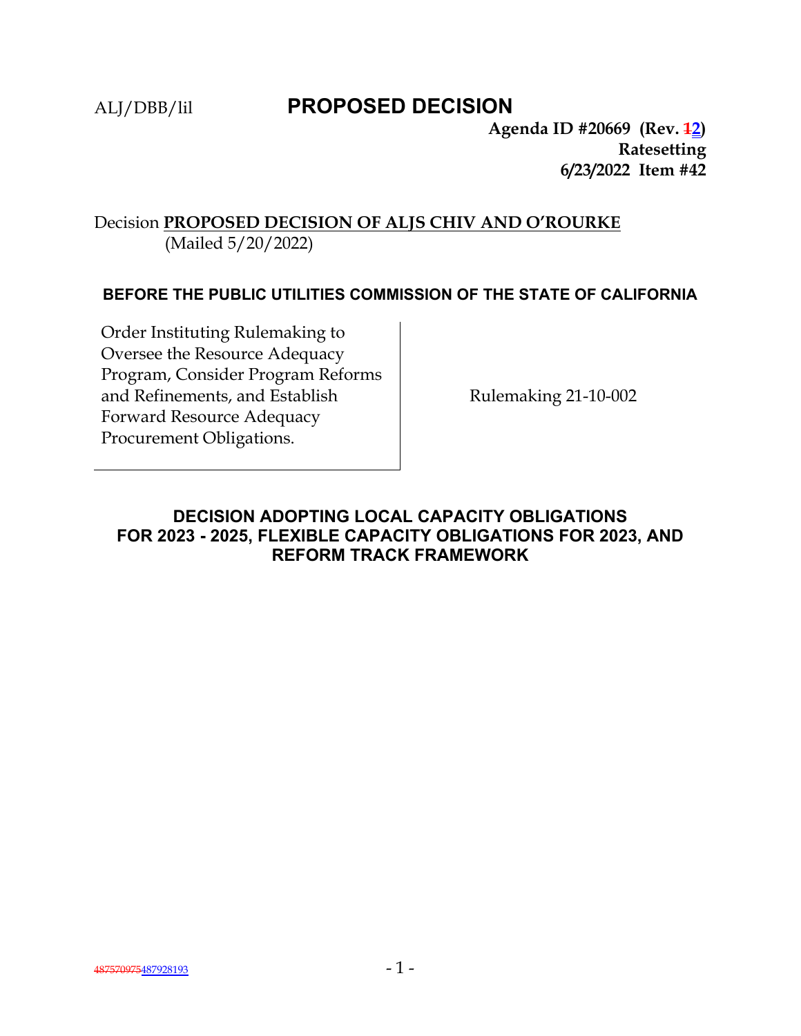ALJ/DBB/lil

# PROPOSED DECISION

**Agenda ID #20669 (Rev. ~~1~~2)**
**Ratesetting**
**6/23/2022 Item #42**

Decision **PROPOSED DECISION OF ALJS CHIV AND O'ROURKE**
(Mailed 5/20/2022)

**BEFORE THE PUBLIC UTILITIES COMMISSION OF THE STATE OF CALIFORNIA**

| | |
|---|---|
| Order Instituting Rulemaking to Oversee the Resource Adequacy Program, Consider Program Reforms and Refinements, and Establish Forward Resource Adequacy Procurement Obligations. | Rulemaking 21-10-002 |

## DECISION ADOPTING LOCAL CAPACITY OBLIGATIONS FOR 2023 - 2025, FLEXIBLE CAPACITY OBLIGATIONS FOR 2023, AND REFORM TRACK FRAMEWORK

~~487570975~~487928193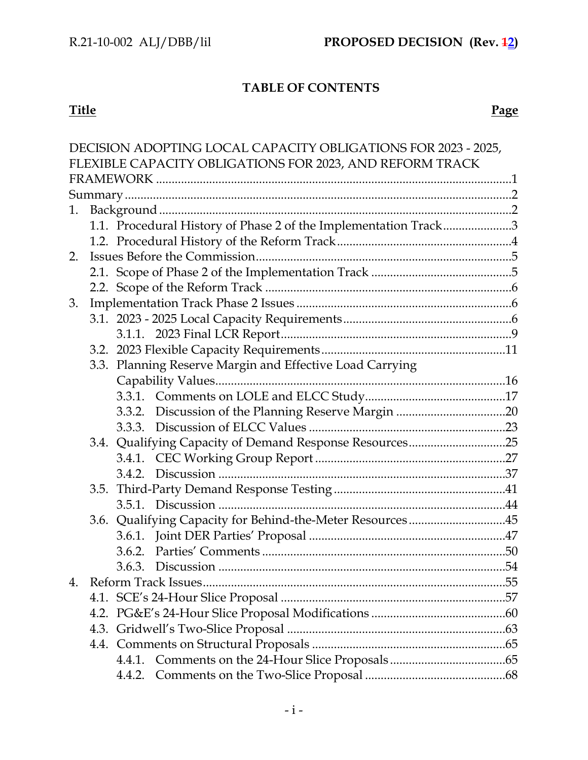**TABLE OF CONTENTS**

| **Title** | **Page** |
|---|---|
| DECISION ADOPTING LOCAL CAPACITY OBLIGATIONS FOR 2023 - 2025, FLEXIBLE CAPACITY OBLIGATIONS FOR 2023, AND REFORM TRACK FRAMEWORK | 1 |
| Summary | 2 |
| 1. Background | 2 |
| 1.1. Procedural History of Phase 2 of the Implementation Track | 3 |
| 1.2. Procedural History of the Reform Track | 4 |
| 2. Issues Before the Commission | 5 |
| 2.1. Scope of Phase 2 of the Implementation Track | 5 |
| 2.2. Scope of the Reform Track | 6 |
| 3. Implementation Track Phase 2 Issues | 6 |
| 3.1. 2023 - 2025 Local Capacity Requirements | 6 |
| 3.1.1. 2023 Final LCR Report | 9 |
| 3.2. 2023 Flexible Capacity Requirements | 11 |
| 3.3. Planning Reserve Margin and Effective Load Carrying Capability Values | 16 |
| 3.3.1. Comments on LOLE and ELCC Study | 17 |
| 3.3.2. Discussion of the Planning Reserve Margin | 20 |
| 3.3.3. Discussion of ELCC Values | 23 |
| 3.4. Qualifying Capacity of Demand Response Resources | 25 |
| 3.4.1. CEC Working Group Report | 27 |
| 3.4.2. Discussion | 37 |
| 3.5. Third-Party Demand Response Testing | 41 |
| 3.5.1. Discussion | 44 |
| 3.6. Qualifying Capacity for Behind-the-Meter Resources | 45 |
| 3.6.1. Joint DER Parties' Proposal | 47 |
| 3.6.2. Parties' Comments | 50 |
| 3.6.3. Discussion | 54 |
| 4. Reform Track Issues | 55 |
| 4.1. SCE's 24-Hour Slice Proposal | 57 |
| 4.2. PG&E's 24-Hour Slice Proposal Modifications | 60 |
| 4.3. Gridwell's Two-Slice Proposal | 63 |
| 4.4. Comments on Structural Proposals | 65 |
| 4.4.1. Comments on the 24-Hour Slice Proposals | 65 |
| 4.4.2. Comments on the Two-Slice Proposal | 68 |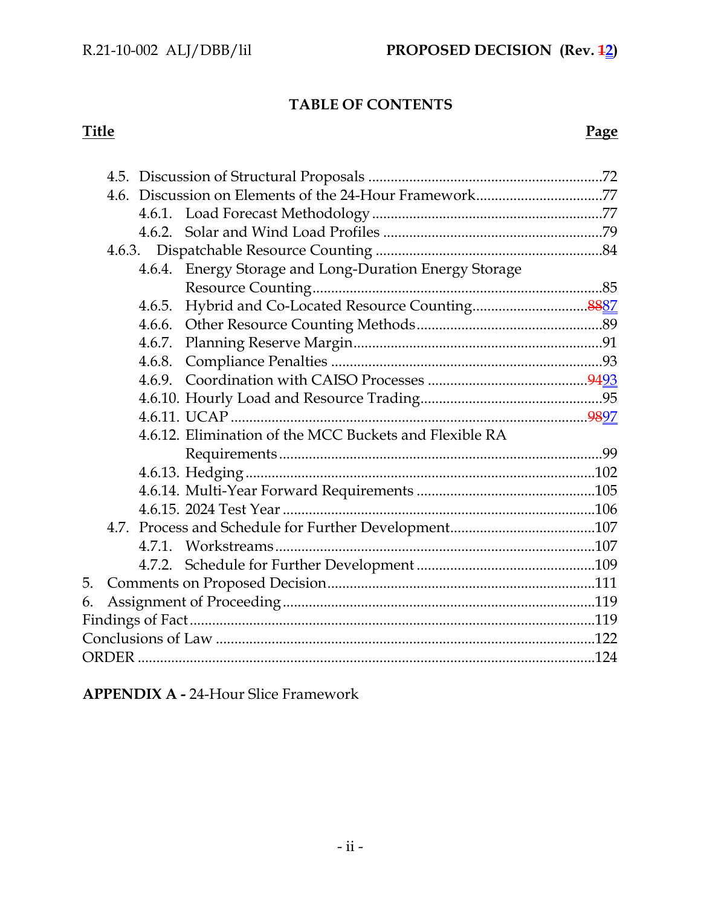## TABLE OF CONTENTS

| Title | Page |
|---|---|
| 4.5. Discussion of Structural Proposals | 72 |
| 4.6. Discussion on Elements of the 24-Hour Framework | 77 |
| 4.6.1. Load Forecast Methodology | 77 |
| 4.6.2. Solar and Wind Load Profiles | 79 |
| 4.6.3. Dispatchable Resource Counting | 84 |
| 4.6.4. Energy Storage and Long-Duration Energy Storage Resource Counting | 85 |
| 4.6.5. Hybrid and Co-Located Resource Counting | ~~88~~87 |
| 4.6.6. Other Resource Counting Methods | 89 |
| 4.6.7. Planning Reserve Margin | 91 |
| 4.6.8. Compliance Penalties | 93 |
| 4.6.9. Coordination with CAISO Processes | ~~94~~93 |
| 4.6.10. Hourly Load and Resource Trading | 95 |
| 4.6.11. UCAP | ~~98~~97 |
| 4.6.12. Elimination of the MCC Buckets and Flexible RA Requirements | 99 |
| 4.6.13. Hedging | 102 |
| 4.6.14. Multi-Year Forward Requirements | 105 |
| 4.6.15. 2024 Test Year | 106 |
| 4.7. Process and Schedule for Further Development | 107 |
| 4.7.1. Workstreams | 107 |
| 4.7.2. Schedule for Further Development | 109 |
| 5. Comments on Proposed Decision | 111 |
| 6. Assignment of Proceeding | 119 |
| Findings of Fact | 119 |
| Conclusions of Law | 122 |
| ORDER | 124 |

**APPENDIX A -** 24-Hour Slice Framework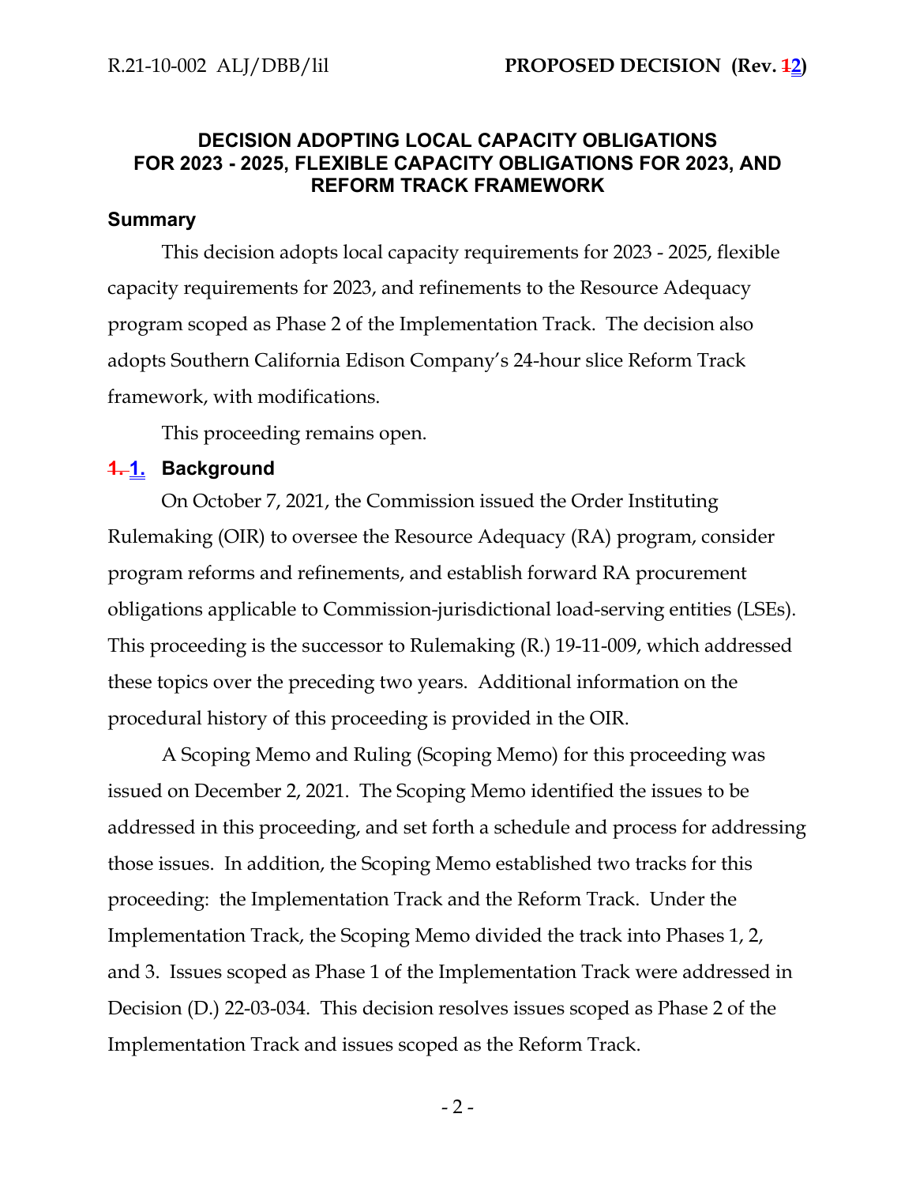## DECISION ADOPTING LOCAL CAPACITY OBLIGATIONS FOR 2023 - 2025, FLEXIBLE CAPACITY OBLIGATIONS FOR 2023, AND REFORM TRACK FRAMEWORK

### Summary

This decision adopts local capacity requirements for 2023 - 2025, flexible capacity requirements for 2023, and refinements to the Resource Adequacy program scoped as Phase 2 of the Implementation Track. The decision also adopts Southern California Edison Company's 24-hour slice Reform Track framework, with modifications.

This proceeding remains open.

### 1. Background

On October 7, 2021, the Commission issued the Order Instituting Rulemaking (OIR) to oversee the Resource Adequacy (RA) program, consider program reforms and refinements, and establish forward RA procurement obligations applicable to Commission-jurisdictional load-serving entities (LSEs). This proceeding is the successor to Rulemaking (R.) 19-11-009, which addressed these topics over the preceding two years. Additional information on the procedural history of this proceeding is provided in the OIR.

A Scoping Memo and Ruling (Scoping Memo) for this proceeding was issued on December 2, 2021. The Scoping Memo identified the issues to be addressed in this proceeding, and set forth a schedule and process for addressing those issues. In addition, the Scoping Memo established two tracks for this proceeding: the Implementation Track and the Reform Track. Under the Implementation Track, the Scoping Memo divided the track into Phases 1, 2, and 3. Issues scoped as Phase 1 of the Implementation Track were addressed in Decision (D.) 22-03-034. This decision resolves issues scoped as Phase 2 of the Implementation Track and issues scoped as the Reform Track.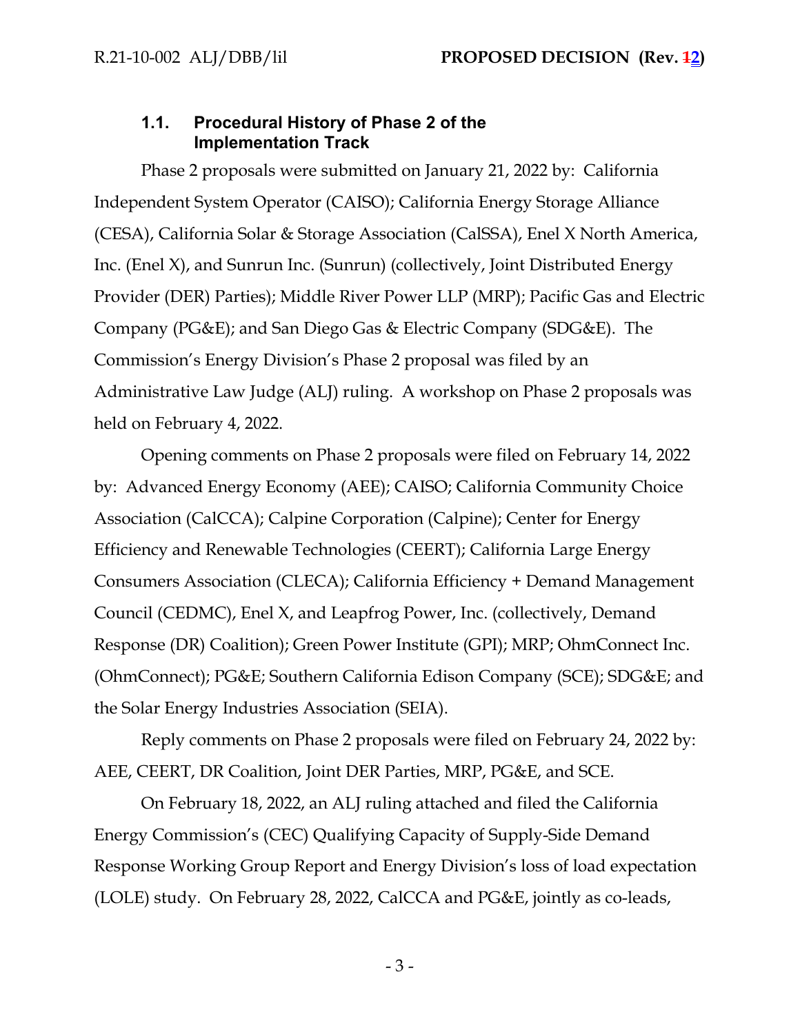### 1.1. Procedural History of Phase 2 of the Implementation Track

Phase 2 proposals were submitted on January 21, 2022 by: California Independent System Operator (CAISO); California Energy Storage Alliance (CESA), California Solar & Storage Association (CalSSA), Enel X North America, Inc. (Enel X), and Sunrun Inc. (Sunrun) (collectively, Joint Distributed Energy Provider (DER) Parties); Middle River Power LLP (MRP); Pacific Gas and Electric Company (PG&E); and San Diego Gas & Electric Company (SDG&E). The Commission's Energy Division's Phase 2 proposal was filed by an Administrative Law Judge (ALJ) ruling. A workshop on Phase 2 proposals was held on February 4, 2022.

Opening comments on Phase 2 proposals were filed on February 14, 2022 by: Advanced Energy Economy (AEE); CAISO; California Community Choice Association (CalCCA); Calpine Corporation (Calpine); Center for Energy Efficiency and Renewable Technologies (CEERT); California Large Energy Consumers Association (CLECA); California Efficiency + Demand Management Council (CEDMC), Enel X, and Leapfrog Power, Inc. (collectively, Demand Response (DR) Coalition); Green Power Institute (GPI); MRP; OhmConnect Inc. (OhmConnect); PG&E; Southern California Edison Company (SCE); SDG&E; and the Solar Energy Industries Association (SEIA).

Reply comments on Phase 2 proposals were filed on February 24, 2022 by: AEE, CEERT, DR Coalition, Joint DER Parties, MRP, PG&E, and SCE.

On February 18, 2022, an ALJ ruling attached and filed the California Energy Commission's (CEC) Qualifying Capacity of Supply-Side Demand Response Working Group Report and Energy Division's loss of load expectation (LOLE) study. On February 28, 2022, CalCCA and PG&E, jointly as co-leads,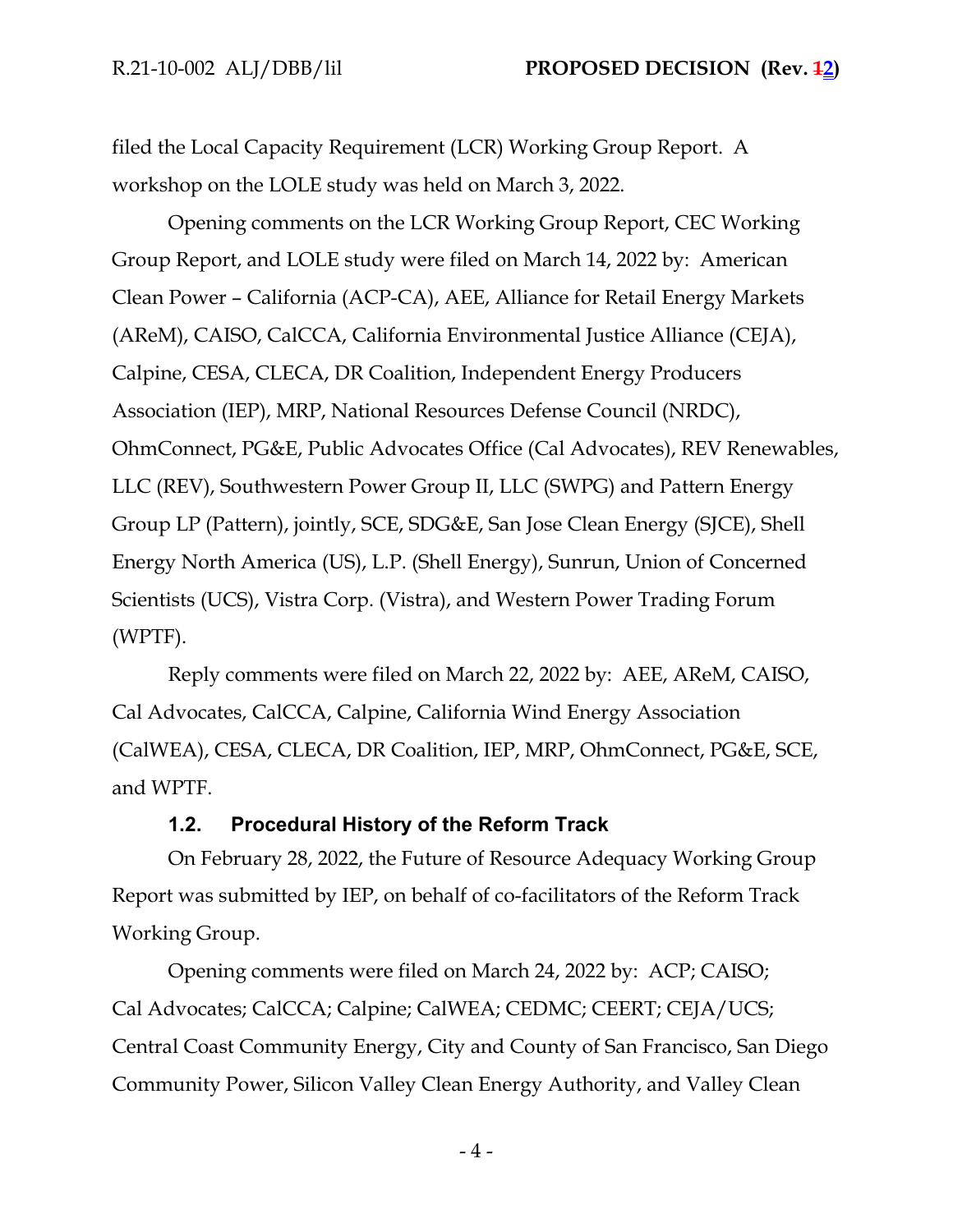filed the Local Capacity Requirement (LCR) Working Group Report. A workshop on the LOLE study was held on March 3, 2022.

Opening comments on the LCR Working Group Report, CEC Working Group Report, and LOLE study were filed on March 14, 2022 by: American Clean Power – California (ACP-CA), AEE, Alliance for Retail Energy Markets (AReM), CAISO, CalCCA, California Environmental Justice Alliance (CEJA), Calpine, CESA, CLECA, DR Coalition, Independent Energy Producers Association (IEP), MRP, National Resources Defense Council (NRDC), OhmConnect, PG&E, Public Advocates Office (Cal Advocates), REV Renewables, LLC (REV), Southwestern Power Group II, LLC (SWPG) and Pattern Energy Group LP (Pattern), jointly, SCE, SDG&E, San Jose Clean Energy (SJCE), Shell Energy North America (US), L.P. (Shell Energy), Sunrun, Union of Concerned Scientists (UCS), Vistra Corp. (Vistra), and Western Power Trading Forum (WPTF).

Reply comments were filed on March 22, 2022 by: AEE, AReM, CAISO, Cal Advocates, CalCCA, Calpine, California Wind Energy Association (CalWEA), CESA, CLECA, DR Coalition, IEP, MRP, OhmConnect, PG&E, SCE, and WPTF.

### 1.2. Procedural History of the Reform Track

On February 28, 2022, the Future of Resource Adequacy Working Group Report was submitted by IEP, on behalf of co-facilitators of the Reform Track Working Group.

Opening comments were filed on March 24, 2022 by: ACP; CAISO; Cal Advocates; CalCCA; Calpine; CalWEA; CEDMC; CEERT; CEJA/UCS; Central Coast Community Energy, City and County of San Francisco, San Diego Community Power, Silicon Valley Clean Energy Authority, and Valley Clean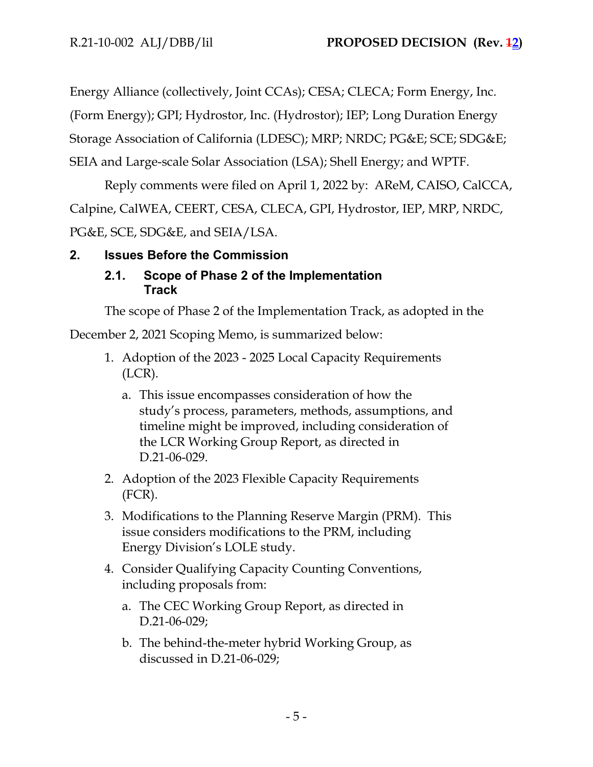Energy Alliance (collectively, Joint CCAs); CESA; CLECA; Form Energy, Inc. (Form Energy); GPI; Hydrostor, Inc. (Hydrostor); IEP; Long Duration Energy Storage Association of California (LDESC); MRP; NRDC; PG&E; SCE; SDG&E; SEIA and Large-scale Solar Association (LSA); Shell Energy; and WPTF.

Reply comments were filed on April 1, 2022 by: AReM, CAISO, CalCCA, Calpine, CalWEA, CEERT, CESA, CLECA, GPI, Hydrostor, IEP, MRP, NRDC, PG&E, SCE, SDG&E, and SEIA/LSA.

## 2. Issues Before the Commission

### 2.1. Scope of Phase 2 of the Implementation Track

The scope of Phase 2 of the Implementation Track, as adopted in the December 2, 2021 Scoping Memo, is summarized below:

1. Adoption of the 2023 - 2025 Local Capacity Requirements (LCR).
   a. This issue encompasses consideration of how the study's process, parameters, methods, assumptions, and timeline might be improved, including consideration of the LCR Working Group Report, as directed in D.21-06-029.
2. Adoption of the 2023 Flexible Capacity Requirements (FCR).
3. Modifications to the Planning Reserve Margin (PRM). This issue considers modifications to the PRM, including Energy Division's LOLE study.
4. Consider Qualifying Capacity Counting Conventions, including proposals from:
   a. The CEC Working Group Report, as directed in D.21-06-029;
   b. The behind-the-meter hybrid Working Group, as discussed in D.21-06-029;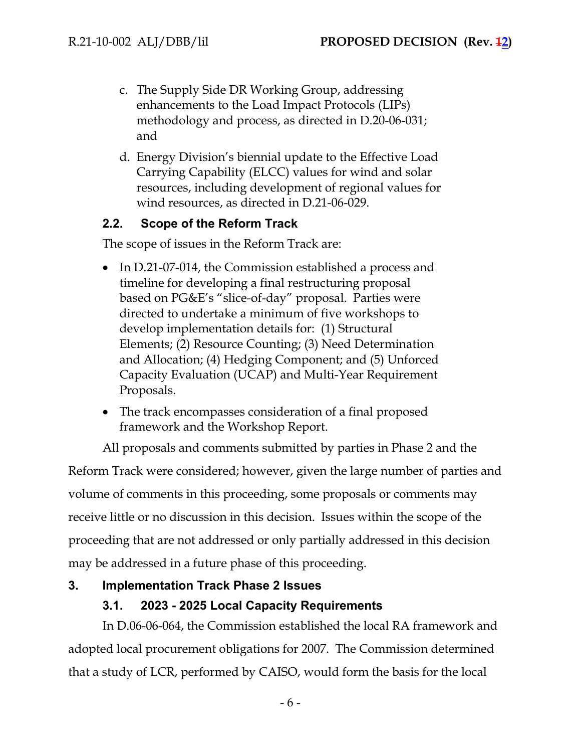c. The Supply Side DR Working Group, addressing enhancements to the Load Impact Protocols (LIPs) methodology and process, as directed in D.20-06-031; and

d. Energy Division's biennial update to the Effective Load Carrying Capability (ELCC) values for wind and solar resources, including development of regional values for wind resources, as directed in D.21-06-029.

### 2.2. Scope of the Reform Track

The scope of issues in the Reform Track are:

- In D.21-07-014, the Commission established a process and timeline for developing a final restructuring proposal based on PG&E's "slice-of-day" proposal. Parties were directed to undertake a minimum of five workshops to develop implementation details for: (1) Structural Elements; (2) Resource Counting; (3) Need Determination and Allocation; (4) Hedging Component; and (5) Unforced Capacity Evaluation (UCAP) and Multi-Year Requirement Proposals.
- The track encompasses consideration of a final proposed framework and the Workshop Report.

All proposals and comments submitted by parties in Phase 2 and the Reform Track were considered; however, given the large number of parties and volume of comments in this proceeding, some proposals or comments may receive little or no discussion in this decision. Issues within the scope of the proceeding that are not addressed or only partially addressed in this decision may be addressed in a future phase of this proceeding.

## 3. Implementation Track Phase 2 Issues

### 3.1. 2023 - 2025 Local Capacity Requirements

In D.06-06-064, the Commission established the local RA framework and adopted local procurement obligations for 2007. The Commission determined that a study of LCR, performed by CAISO, would form the basis for the local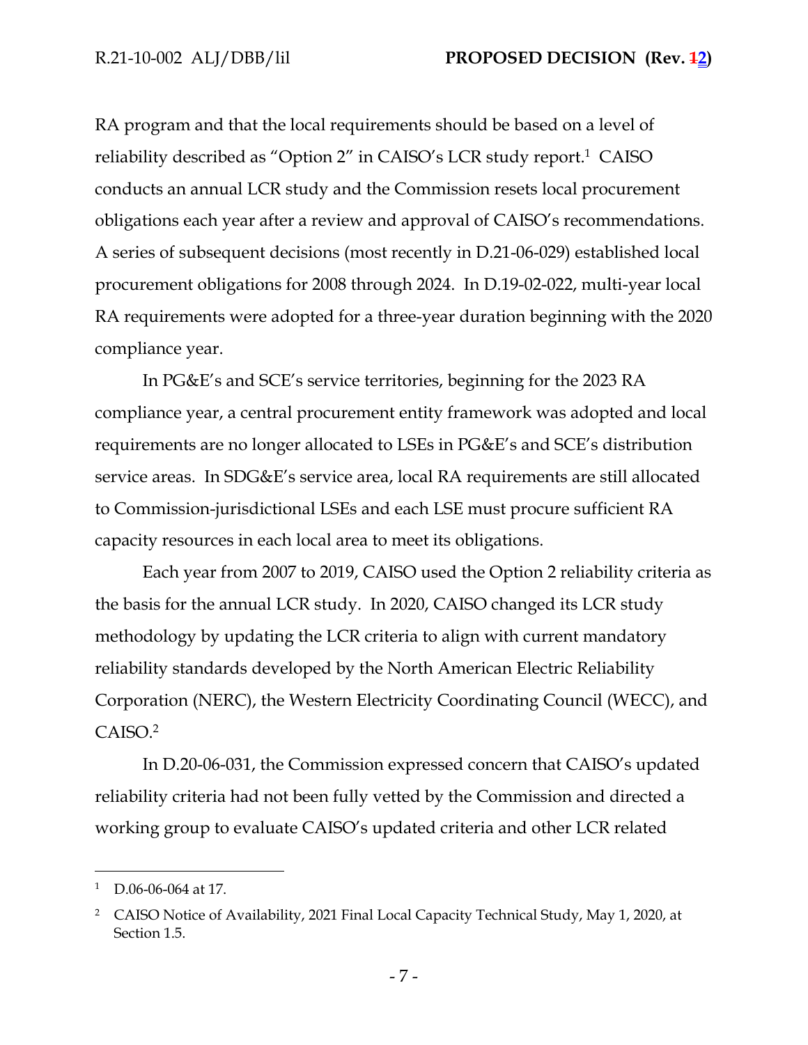RA program and that the local requirements should be based on a level of reliability described as "Option 2" in CAISO's LCR study report.[1] CAISO conducts an annual LCR study and the Commission resets local procurement obligations each year after a review and approval of CAISO's recommendations. A series of subsequent decisions (most recently in D.21-06-029) established local procurement obligations for 2008 through 2024. In D.19-02-022, multi-year local RA requirements were adopted for a three-year duration beginning with the 2020 compliance year.

In PG&E's and SCE's service territories, beginning for the 2023 RA compliance year, a central procurement entity framework was adopted and local requirements are no longer allocated to LSEs in PG&E's and SCE's distribution service areas. In SDG&E's service area, local RA requirements are still allocated to Commission-jurisdictional LSEs and each LSE must procure sufficient RA capacity resources in each local area to meet its obligations.

Each year from 2007 to 2019, CAISO used the Option 2 reliability criteria as the basis for the annual LCR study. In 2020, CAISO changed its LCR study methodology by updating the LCR criteria to align with current mandatory reliability standards developed by the North American Electric Reliability Corporation (NERC), the Western Electricity Coordinating Council (WECC), and CAISO.[2]

In D.20-06-031, the Commission expressed concern that CAISO's updated reliability criteria had not been fully vetted by the Commission and directed a working group to evaluate CAISO's updated criteria and other LCR related

---

[1] D.06-06-064 at 17.

[2] CAISO Notice of Availability, 2021 Final Local Capacity Technical Study, May 1, 2020, at Section 1.5.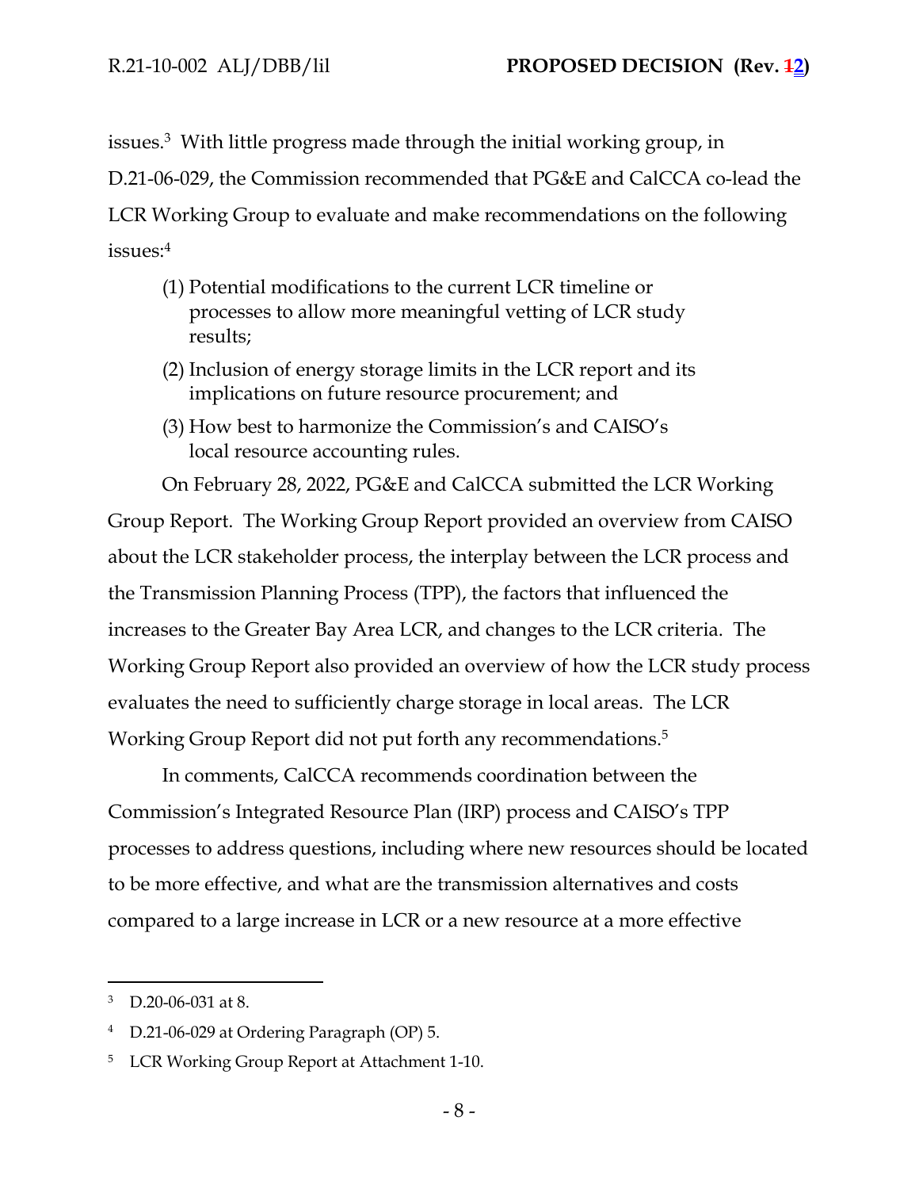issues.[3] With little progress made through the initial working group, in D.21-06-029, the Commission recommended that PG&E and CalCCA co-lead the LCR Working Group to evaluate and make recommendations on the following issues:[4]

(1) Potential modifications to the current LCR timeline or processes to allow more meaningful vetting of LCR study results;

(2) Inclusion of energy storage limits in the LCR report and its implications on future resource procurement; and

(3) How best to harmonize the Commission's and CAISO's local resource accounting rules.

On February 28, 2022, PG&E and CalCCA submitted the LCR Working Group Report. The Working Group Report provided an overview from CAISO about the LCR stakeholder process, the interplay between the LCR process and the Transmission Planning Process (TPP), the factors that influenced the increases to the Greater Bay Area LCR, and changes to the LCR criteria. The Working Group Report also provided an overview of how the LCR study process evaluates the need to sufficiently charge storage in local areas. The LCR Working Group Report did not put forth any recommendations.[5]

In comments, CalCCA recommends coordination between the Commission's Integrated Resource Plan (IRP) process and CAISO's TPP processes to address questions, including where new resources should be located to be more effective, and what are the transmission alternatives and costs compared to a large increase in LCR or a new resource at a more effective

---

[3] D.20-06-031 at 8.

[4] D.21-06-029 at Ordering Paragraph (OP) 5.

[5] LCR Working Group Report at Attachment 1-10.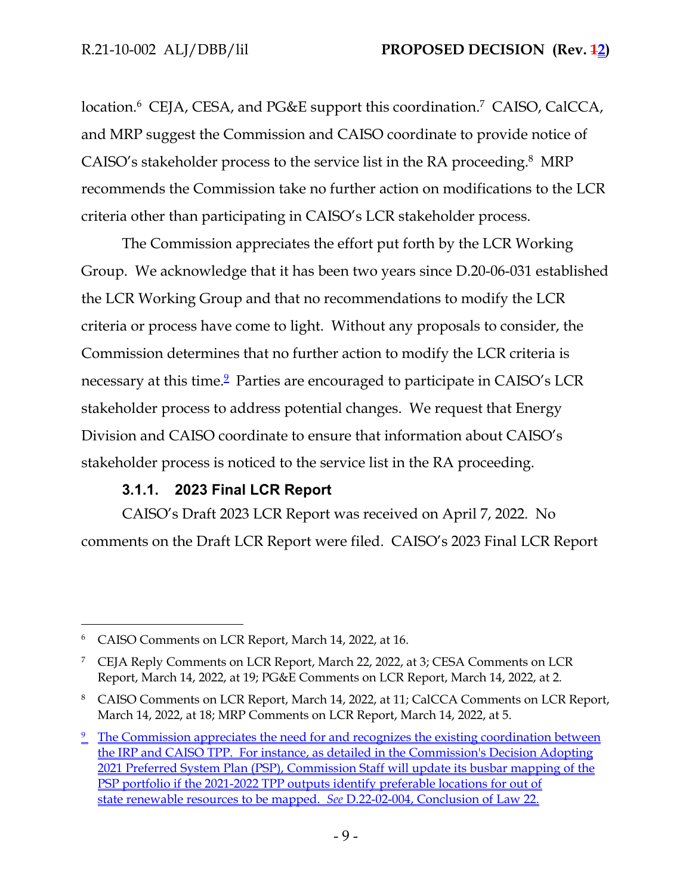location.[6] CEJA, CESA, and PG&E support this coordination.[7] CAISO, CalCCA, and MRP suggest the Commission and CAISO coordinate to provide notice of CAISO's stakeholder process to the service list in the RA proceeding.[8] MRP recommends the Commission take no further action on modifications to the LCR criteria other than participating in CAISO's LCR stakeholder process.

The Commission appreciates the effort put forth by the LCR Working Group. We acknowledge that it has been two years since D.20-06-031 established the LCR Working Group and that no recommendations to modify the LCR criteria or process have come to light. Without any proposals to consider, the Commission determines that no further action to modify the LCR criteria is necessary at this time.[9] Parties are encouraged to participate in CAISO's LCR stakeholder process to address potential changes. We request that Energy Division and CAISO coordinate to ensure that information about CAISO's stakeholder process is noticed to the service list in the RA proceeding.

### 3.1.1. 2023 Final LCR Report

CAISO's Draft 2023 LCR Report was received on April 7, 2022. No comments on the Draft LCR Report were filed. CAISO's 2023 Final LCR Report

---

[6] CAISO Comments on LCR Report, March 14, 2022, at 16.

[7] CEJA Reply Comments on LCR Report, March 22, 2022, at 3; CESA Comments on LCR Report, March 14, 2022, at 19; PG&E Comments on LCR Report, March 14, 2022, at 2.

[8] CAISO Comments on LCR Report, March 14, 2022, at 11; CalCCA Comments on LCR Report, March 14, 2022, at 18; MRP Comments on LCR Report, March 14, 2022, at 5.

[9] The Commission appreciates the need for and recognizes the existing coordination between the IRP and CAISO TPP. For instance, as detailed in the Commission's Decision Adopting 2021 Preferred System Plan (PSP), Commission Staff will update its busbar mapping of the PSP portfolio if the 2021-2022 TPP outputs identify preferable locations for out of state renewable resources to be mapped. *See* D.22-02-004, Conclusion of Law 22.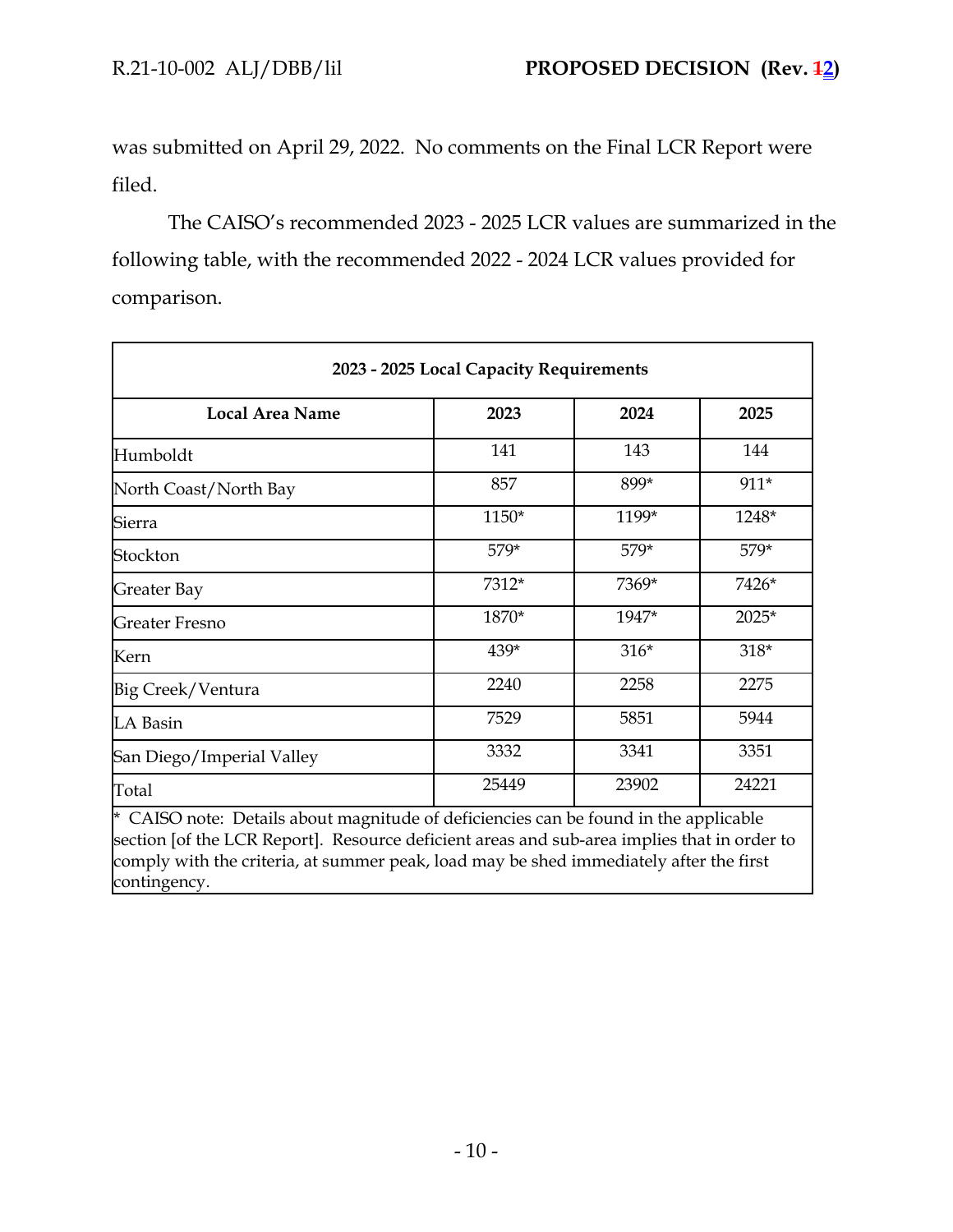was submitted on April 29, 2022. No comments on the Final LCR Report were filed.

The CAISO's recommended 2023 - 2025 LCR values are summarized in the following table, with the recommended 2022 - 2024 LCR values provided for comparison.

| **2023 - 2025 Local Capacity Requirements** | | | |
|---|---|---|---|
| **Local Area Name** | **2023** | **2024** | **2025** |
| Humboldt | 141 | 143 | 144 |
| North Coast/North Bay | 857 | 899* | 911* |
| Sierra | 1150* | 1199* | 1248* |
| Stockton | 579* | 579* | 579* |
| Greater Bay | 7312* | 7369* | 7426* |
| Greater Fresno | 1870* | 1947* | 2025* |
| Kern | 439* | 316* | 318* |
| Big Creek/Ventura | 2240 | 2258 | 2275 |
| LA Basin | 7529 | 5851 | 5944 |
| San Diego/Imperial Valley | 3332 | 3341 | 3351 |
| Total | 25449 | 23902 | 24221 |

* CAISO note: Details about magnitude of deficiencies can be found in the applicable section [of the LCR Report]. Resource deficient areas and sub-area implies that in order to comply with the criteria, at summer peak, load may be shed immediately after the first contingency.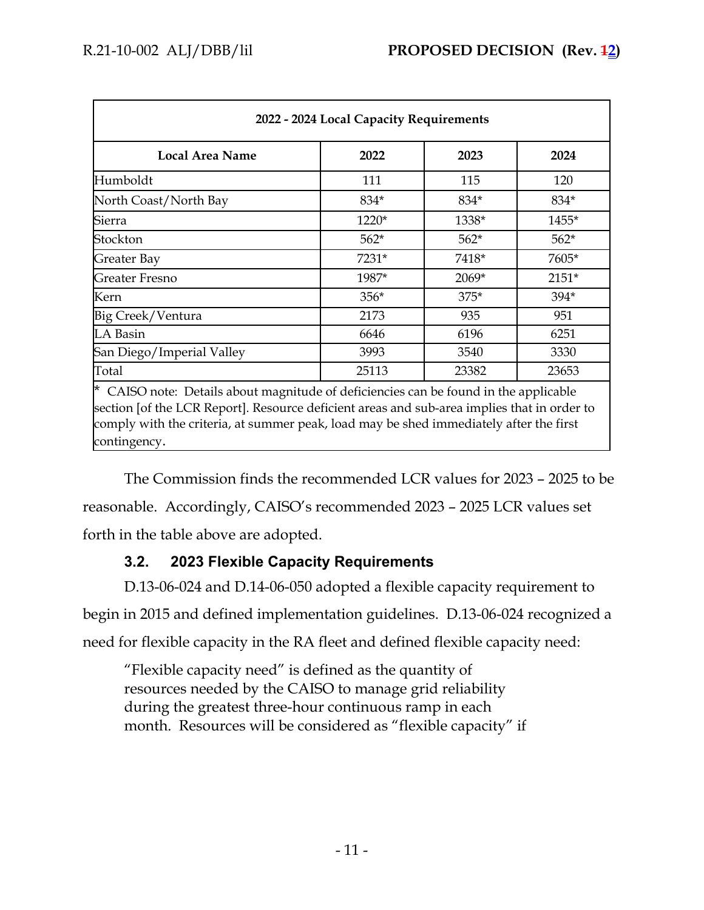| 2022 - 2024 Local Capacity Requirements | | | |
|---|---|---|---|
| **Local Area Name** | **2022** | **2023** | **2024** |
| Humboldt | 111 | 115 | 120 |
| North Coast/North Bay | 834* | 834* | 834* |
| Sierra | 1220* | 1338* | 1455* |
| Stockton | 562* | 562* | 562* |
| Greater Bay | 7231* | 7418* | 7605* |
| Greater Fresno | 1987* | 2069* | 2151* |
| Kern | 356* | 375* | 394* |
| Big Creek/Ventura | 2173 | 935 | 951 |
| LA Basin | 6646 | 6196 | 6251 |
| San Diego/Imperial Valley | 3993 | 3540 | 3330 |
| Total | 25113 | 23382 | 23653 |

\* CAISO note: Details about magnitude of deficiencies can be found in the applicable section [of the LCR Report]. Resource deficient areas and sub-area implies that in order to comply with the criteria, at summer peak, load may be shed immediately after the first contingency.

The Commission finds the recommended LCR values for 2023 – 2025 to be reasonable. Accordingly, CAISO's recommended 2023 – 2025 LCR values set forth in the table above are adopted.

### 3.2. 2023 Flexible Capacity Requirements

D.13-06-024 and D.14-06-050 adopted a flexible capacity requirement to begin in 2015 and defined implementation guidelines. D.13-06-024 recognized a need for flexible capacity in the RA fleet and defined flexible capacity need:

> "Flexible capacity need" is defined as the quantity of resources needed by the CAISO to manage grid reliability during the greatest three-hour continuous ramp in each month. Resources will be considered as "flexible capacity" if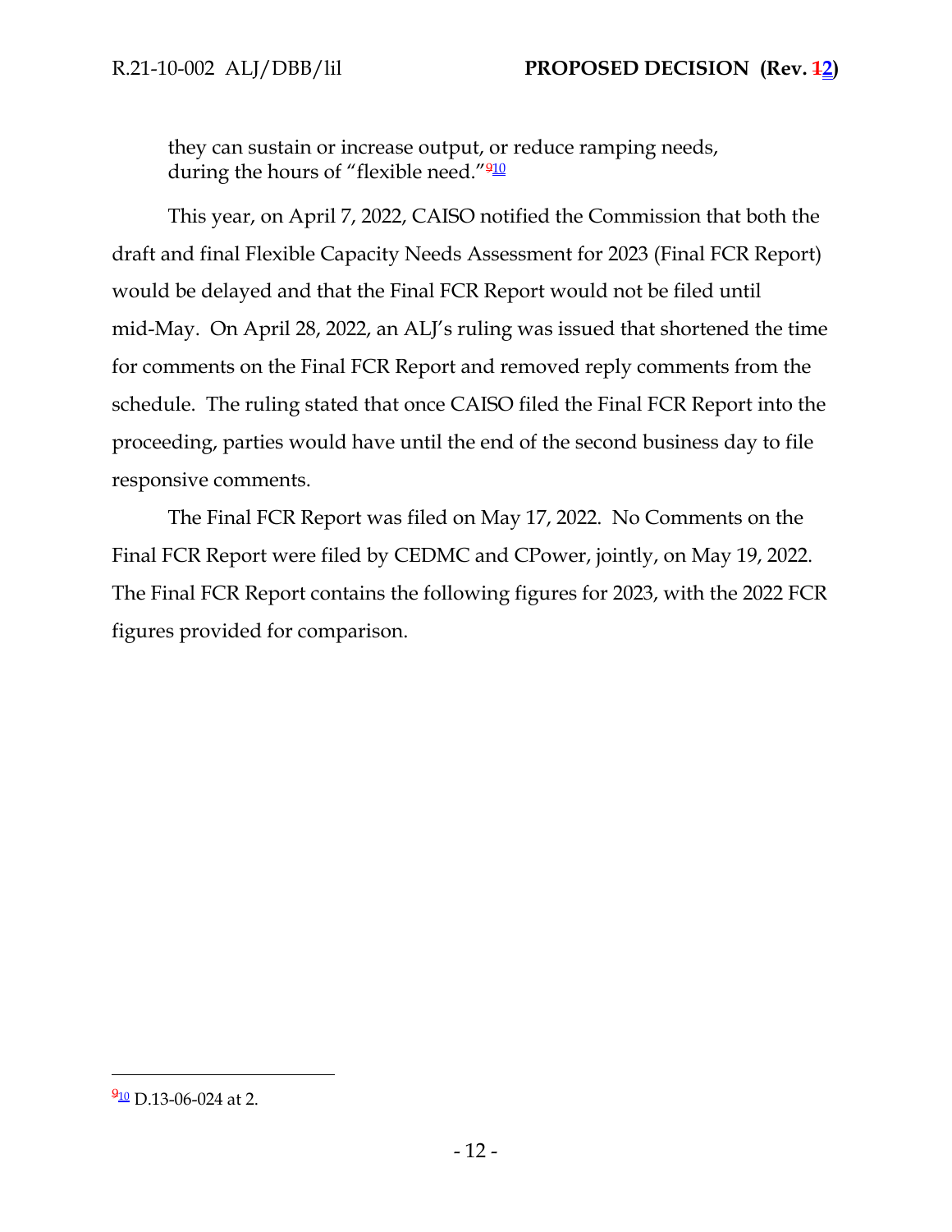they can sustain or increase output, or reduce ramping needs, during the hours of "flexible need."[9][10]

This year, on April 7, 2022, CAISO notified the Commission that both the draft and final Flexible Capacity Needs Assessment for 2023 (Final FCR Report) would be delayed and that the Final FCR Report would not be filed until mid-May. On April 28, 2022, an ALJ's ruling was issued that shortened the time for comments on the Final FCR Report and removed reply comments from the schedule. The ruling stated that once CAISO filed the Final FCR Report into the proceeding, parties would have until the end of the second business day to file responsive comments.

The Final FCR Report was filed on May 17, 2022. No Comments on the Final FCR Report were filed by CEDMC and CPower, jointly, on May 19, 2022. The Final FCR Report contains the following figures for 2023, with the 2022 FCR figures provided for comparison.

---

[9][10] D.13-06-024 at 2.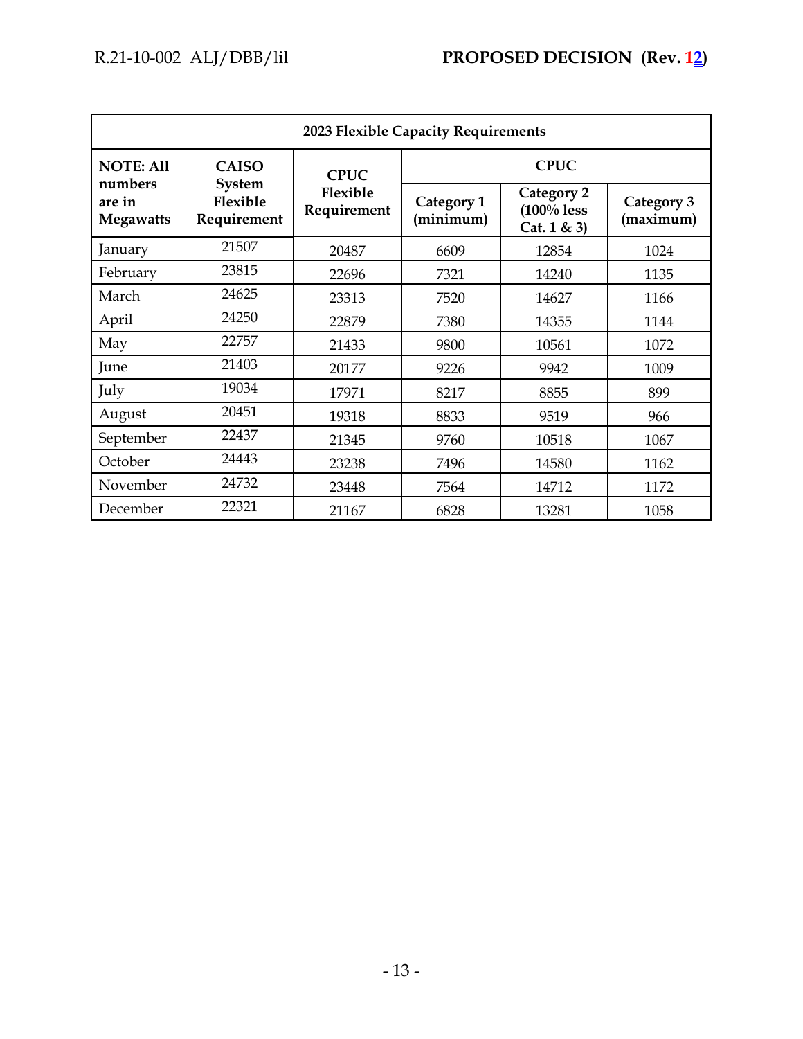| 2023 Flexible Capacity Requirements | | | | | |
|---|---|---|---|---|---|
| **NOTE: All numbers are in Megawatts** | **CAISO System Flexible Requirement** | **CPUC Flexible Requirement** | **CPUC** | | |
| | | | **Category 1 (minimum)** | **Category 2 (100% less Cat. 1 & 3)** | **Category 3 (maximum)** |
| January | 21507 | 20487 | 6609 | 12854 | 1024 |
| February | 23815 | 22696 | 7321 | 14240 | 1135 |
| March | 24625 | 23313 | 7520 | 14627 | 1166 |
| April | 24250 | 22879 | 7380 | 14355 | 1144 |
| May | 22757 | 21433 | 9800 | 10561 | 1072 |
| June | 21403 | 20177 | 9226 | 9942 | 1009 |
| July | 19034 | 17971 | 8217 | 8855 | 899 |
| August | 20451 | 19318 | 8833 | 9519 | 966 |
| September | 22437 | 21345 | 9760 | 10518 | 1067 |
| October | 24443 | 23238 | 7496 | 14580 | 1162 |
| November | 24732 | 23448 | 7564 | 14712 | 1172 |
| December | 22321 | 21167 | 6828 | 13281 | 1058 |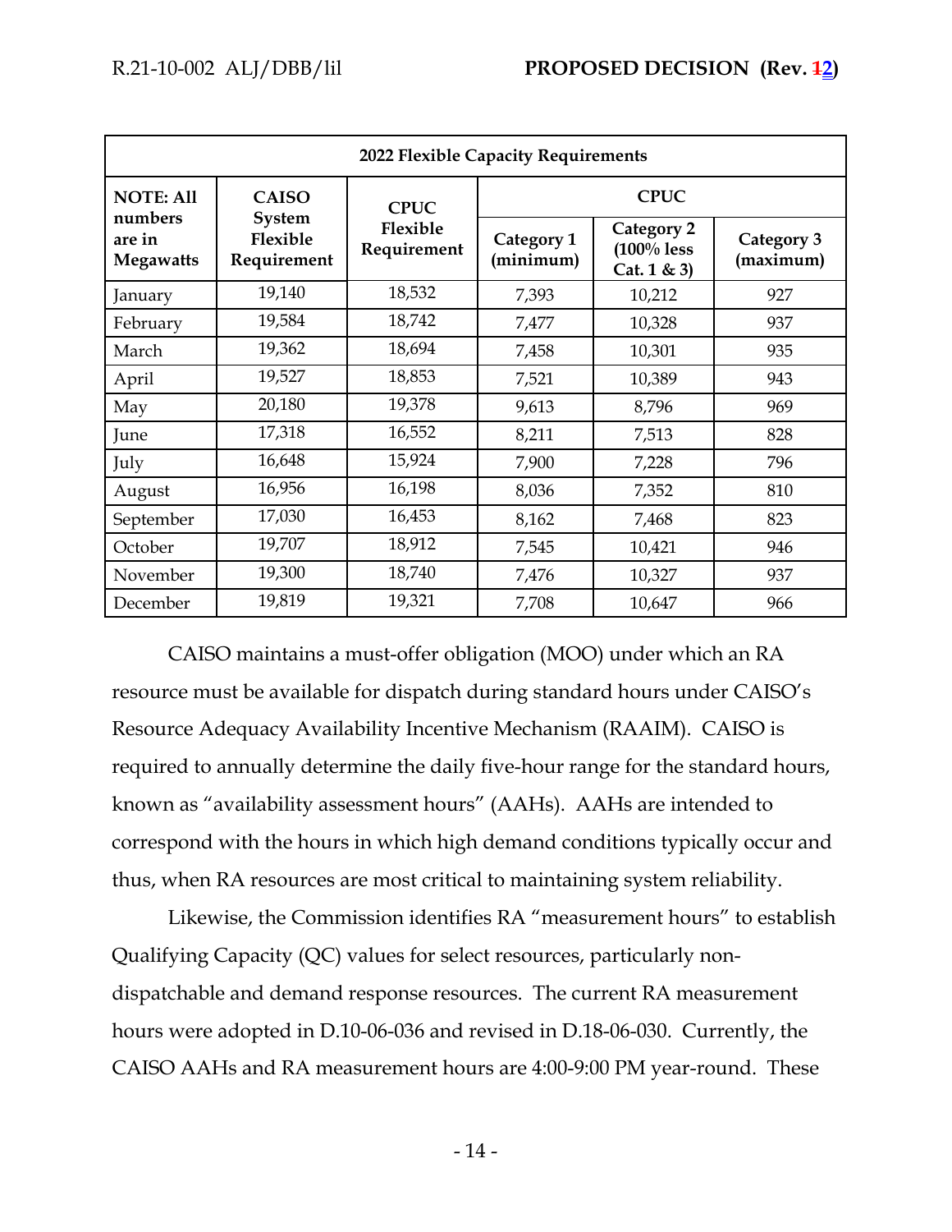| 2022 Flexible Capacity Requirements | | | | | |
|---|---|---|---|---|---|
| **NOTE: All numbers are in Megawatts** | **CAISO System Flexible Requirement** | **CPUC Flexible Requirement** | **CPUC** | | |
| | | | **Category 1 (minimum)** | **Category 2 (100% less Cat. 1 & 3)** | **Category 3 (maximum)** |
| January | 19,140 | 18,532 | 7,393 | 10,212 | 927 |
| February | 19,584 | 18,742 | 7,477 | 10,328 | 937 |
| March | 19,362 | 18,694 | 7,458 | 10,301 | 935 |
| April | 19,527 | 18,853 | 7,521 | 10,389 | 943 |
| May | 20,180 | 19,378 | 9,613 | 8,796 | 969 |
| June | 17,318 | 16,552 | 8,211 | 7,513 | 828 |
| July | 16,648 | 15,924 | 7,900 | 7,228 | 796 |
| August | 16,956 | 16,198 | 8,036 | 7,352 | 810 |
| September | 17,030 | 16,453 | 8,162 | 7,468 | 823 |
| October | 19,707 | 18,912 | 7,545 | 10,421 | 946 |
| November | 19,300 | 18,740 | 7,476 | 10,327 | 937 |
| December | 19,819 | 19,321 | 7,708 | 10,647 | 966 |

CAISO maintains a must-offer obligation (MOO) under which an RA resource must be available for dispatch during standard hours under CAISO's Resource Adequacy Availability Incentive Mechanism (RAAIM). CAISO is required to annually determine the daily five-hour range for the standard hours, known as "availability assessment hours" (AAHs). AAHs are intended to correspond with the hours in which high demand conditions typically occur and thus, when RA resources are most critical to maintaining system reliability.

Likewise, the Commission identifies RA "measurement hours" to establish Qualifying Capacity (QC) values for select resources, particularly non-dispatchable and demand response resources. The current RA measurement hours were adopted in D.10-06-036 and revised in D.18-06-030. Currently, the CAISO AAHs and RA measurement hours are 4:00-9:00 PM year-round. These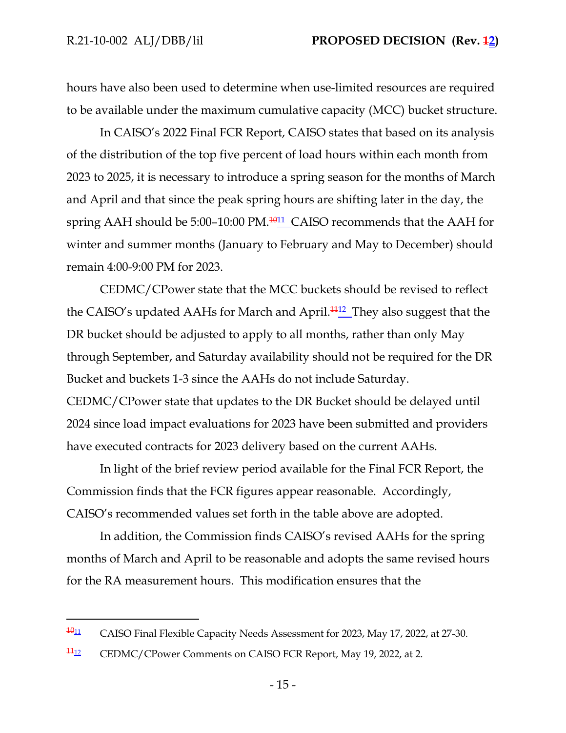hours have also been used to determine when use-limited resources are required to be available under the maximum cumulative capacity (MCC) bucket structure.

In CAISO's 2022 Final FCR Report, CAISO states that based on its analysis of the distribution of the top five percent of load hours within each month from 2023 to 2025, it is necessary to introduce a spring season for the months of March and April and that since the peak spring hours are shifting later in the day, the spring AAH should be 5:00–10:00 PM.[11] CAISO recommends that the AAH for winter and summer months (January to February and May to December) should remain 4:00-9:00 PM for 2023.

CEDMC/CPower state that the MCC buckets should be revised to reflect the CAISO's updated AAHs for March and April.[12] They also suggest that the DR bucket should be adjusted to apply to all months, rather than only May through September, and Saturday availability should not be required for the DR Bucket and buckets 1-3 since the AAHs do not include Saturday. CEDMC/CPower state that updates to the DR Bucket should be delayed until 2024 since load impact evaluations for 2023 have been submitted and providers have executed contracts for 2023 delivery based on the current AAHs.

In light of the brief review period available for the Final FCR Report, the Commission finds that the FCR figures appear reasonable. Accordingly, CAISO's recommended values set forth in the table above are adopted.

In addition, the Commission finds CAISO's revised AAHs for the spring months of March and April to be reasonable and adopts the same revised hours for the RA measurement hours. This modification ensures that the

---

[11] CAISO Final Flexible Capacity Needs Assessment for 2023, May 17, 2022, at 27-30.

[12] CEDMC/CPower Comments on CAISO FCR Report, May 19, 2022, at 2.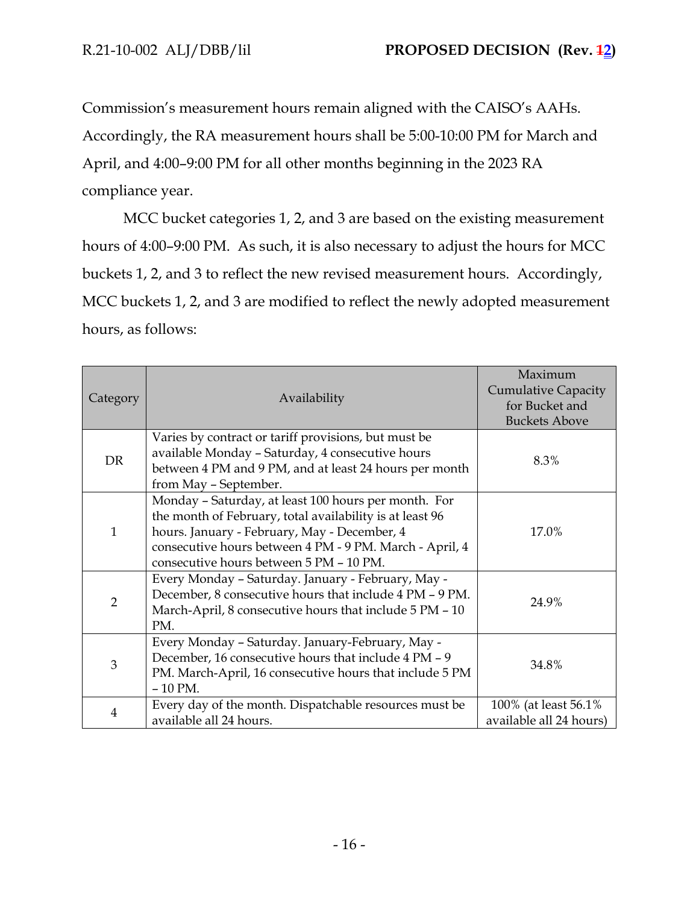Commission's measurement hours remain aligned with the CAISO's AAHs. Accordingly, the RA measurement hours shall be 5:00-10:00 PM for March and April, and 4:00–9:00 PM for all other months beginning in the 2023 RA compliance year.

MCC bucket categories 1, 2, and 3 are based on the existing measurement hours of 4:00–9:00 PM. As such, it is also necessary to adjust the hours for MCC buckets 1, 2, and 3 to reflect the new revised measurement hours. Accordingly, MCC buckets 1, 2, and 3 are modified to reflect the newly adopted measurement hours, as follows:

| Category | Availability | Maximum Cumulative Capacity for Bucket and Buckets Above |
|---|---|---|
| DR | Varies by contract or tariff provisions, but must be available Monday – Saturday, 4 consecutive hours between 4 PM and 9 PM, and at least 24 hours per month from May – September. | 8.3% |
| 1 | Monday – Saturday, at least 100 hours per month. For the month of February, total availability is at least 96 hours. January - February, May - December, 4 consecutive hours between 4 PM - 9 PM. March - April, 4 consecutive hours between 5 PM – 10 PM. | 17.0% |
| 2 | Every Monday – Saturday. January - February, May - December, 8 consecutive hours that include 4 PM – 9 PM. March-April, 8 consecutive hours that include 5 PM – 10 PM. | 24.9% |
| 3 | Every Monday – Saturday. January-February, May - December, 16 consecutive hours that include 4 PM – 9 PM. March-April, 16 consecutive hours that include 5 PM – 10 PM. | 34.8% |
| 4 | Every day of the month. Dispatchable resources must be available all 24 hours. | 100% (at least 56.1% available all 24 hours) |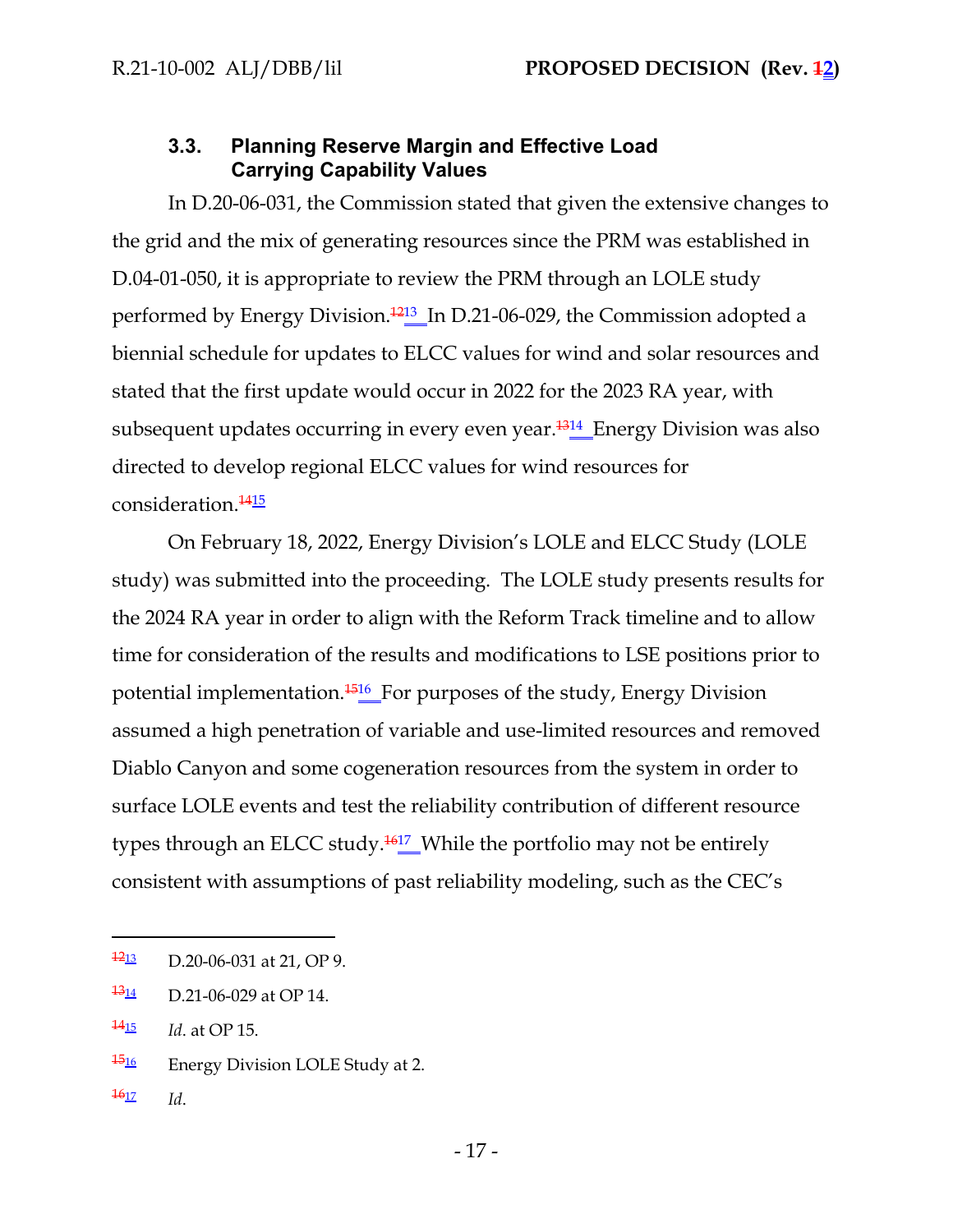### 3.3. Planning Reserve Margin and Effective Load Carrying Capability Values

In D.20-06-031, the Commission stated that given the extensive changes to the grid and the mix of generating resources since the PRM was established in D.04-01-050, it is appropriate to review the PRM through an LOLE study performed by Energy Division.[13] In D.21-06-029, the Commission adopted a biennial schedule for updates to ELCC values for wind and solar resources and stated that the first update would occur in 2022 for the 2023 RA year, with subsequent updates occurring in every even year.[14] Energy Division was also directed to develop regional ELCC values for wind resources for consideration.[15]

On February 18, 2022, Energy Division's LOLE and ELCC Study (LOLE study) was submitted into the proceeding. The LOLE study presents results for the 2024 RA year in order to align with the Reform Track timeline and to allow time for consideration of the results and modifications to LSE positions prior to potential implementation.[16] For purposes of the study, Energy Division assumed a high penetration of variable and use-limited resources and removed Diablo Canyon and some cogeneration resources from the system in order to surface LOLE events and test the reliability contribution of different resource types through an ELCC study.[17] While the portfolio may not be entirely consistent with assumptions of past reliability modeling, such as the CEC's

---

[13] D.20-06-031 at 21, OP 9.

[14] D.21-06-029 at OP 14.

[15] *Id*. at OP 15.

[16] Energy Division LOLE Study at 2.

[17] *Id*.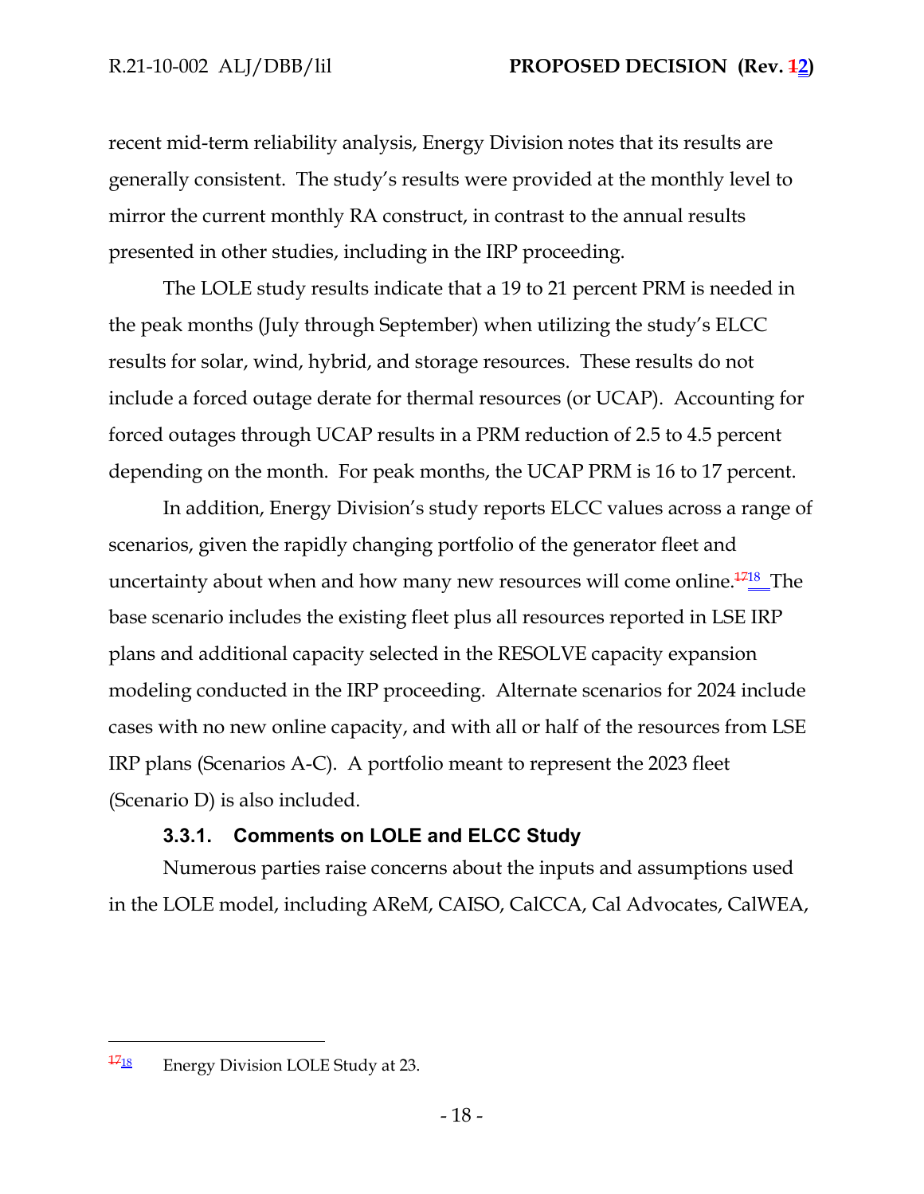recent mid-term reliability analysis, Energy Division notes that its results are generally consistent. The study's results were provided at the monthly level to mirror the current monthly RA construct, in contrast to the annual results presented in other studies, including in the IRP proceeding.

The LOLE study results indicate that a 19 to 21 percent PRM is needed in the peak months (July through September) when utilizing the study's ELCC results for solar, wind, hybrid, and storage resources. These results do not include a forced outage derate for thermal resources (or UCAP). Accounting for forced outages through UCAP results in a PRM reduction of 2.5 to 4.5 percent depending on the month. For peak months, the UCAP PRM is 16 to 17 percent.

In addition, Energy Division's study reports ELCC values across a range of scenarios, given the rapidly changing portfolio of the generator fleet and uncertainty about when and how many new resources will come online.[18] The base scenario includes the existing fleet plus all resources reported in LSE IRP plans and additional capacity selected in the RESOLVE capacity expansion modeling conducted in the IRP proceeding. Alternate scenarios for 2024 include cases with no new online capacity, and with all or half of the resources from LSE IRP plans (Scenarios A-C). A portfolio meant to represent the 2023 fleet (Scenario D) is also included.

### 3.3.1. Comments on LOLE and ELCC Study

Numerous parties raise concerns about the inputs and assumptions used in the LOLE model, including AReM, CAISO, CalCCA, Cal Advocates, CalWEA,

---

[18] Energy Division LOLE Study at 23.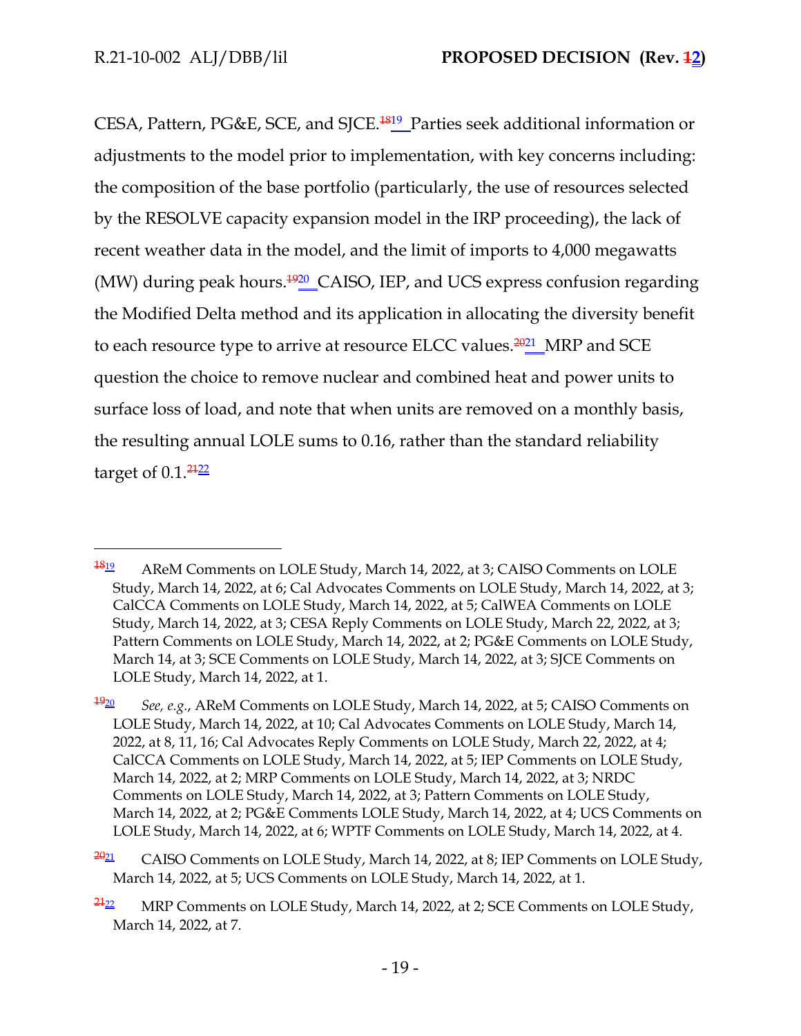CESA, Pattern, PG&E, SCE, and SJCE.[19] Parties seek additional information or adjustments to the model prior to implementation, with key concerns including: the composition of the base portfolio (particularly, the use of resources selected by the RESOLVE capacity expansion model in the IRP proceeding), the lack of recent weather data in the model, and the limit of imports to 4,000 megawatts (MW) during peak hours.[20] CAISO, IEP, and UCS express confusion regarding the Modified Delta method and its application in allocating the diversity benefit to each resource type to arrive at resource ELCC values.[21] MRP and SCE question the choice to remove nuclear and combined heat and power units to surface loss of load, and note that when units are removed on a monthly basis, the resulting annual LOLE sums to 0.16, rather than the standard reliability target of 0.1.[22]

---

[19] AReM Comments on LOLE Study, March 14, 2022, at 3; CAISO Comments on LOLE Study, March 14, 2022, at 6; Cal Advocates Comments on LOLE Study, March 14, 2022, at 3; CalCCA Comments on LOLE Study, March 14, 2022, at 5; CalWEA Comments on LOLE Study, March 14, 2022, at 3; CESA Reply Comments on LOLE Study, March 22, 2022, at 3; Pattern Comments on LOLE Study, March 14, 2022, at 2; PG&E Comments on LOLE Study, March 14, at 3; SCE Comments on LOLE Study, March 14, 2022, at 3; SJCE Comments on LOLE Study, March 14, 2022, at 1.

[20] *See, e.g.*, AReM Comments on LOLE Study, March 14, 2022, at 5; CAISO Comments on LOLE Study, March 14, 2022, at 10; Cal Advocates Comments on LOLE Study, March 14, 2022, at 8, 11, 16; Cal Advocates Reply Comments on LOLE Study, March 22, 2022, at 4; CalCCA Comments on LOLE Study, March 14, 2022, at 5; IEP Comments on LOLE Study, March 14, 2022, at 2; MRP Comments on LOLE Study, March 14, 2022, at 3; NRDC Comments on LOLE Study, March 14, 2022, at 3; Pattern Comments on LOLE Study, March 14, 2022, at 2; PG&E Comments LOLE Study, March 14, 2022, at 4; UCS Comments on LOLE Study, March 14, 2022, at 6; WPTF Comments on LOLE Study, March 14, 2022, at 4.

[21] CAISO Comments on LOLE Study, March 14, 2022, at 8; IEP Comments on LOLE Study, March 14, 2022, at 5; UCS Comments on LOLE Study, March 14, 2022, at 1.

[22] MRP Comments on LOLE Study, March 14, 2022, at 2; SCE Comments on LOLE Study, March 14, 2022, at 7.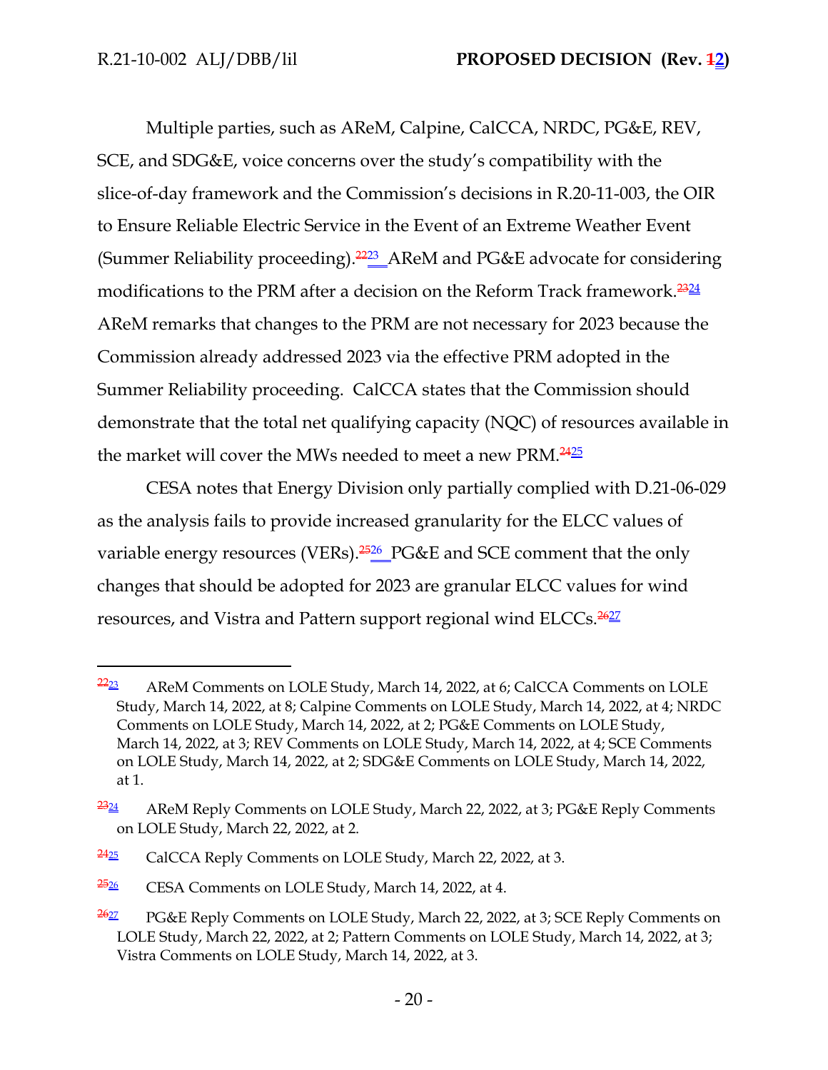Multiple parties, such as AReM, Calpine, CalCCA, NRDC, PG&E, REV, SCE, and SDG&E, voice concerns over the study's compatibility with the slice-of-day framework and the Commission's decisions in R.20-11-003, the OIR to Ensure Reliable Electric Service in the Event of an Extreme Weather Event (Summer Reliability proceeding).[23] AReM and PG&E advocate for considering modifications to the PRM after a decision on the Reform Track framework.[24] AReM remarks that changes to the PRM are not necessary for 2023 because the Commission already addressed 2023 via the effective PRM adopted in the Summer Reliability proceeding. CalCCA states that the Commission should demonstrate that the total net qualifying capacity (NQC) of resources available in the market will cover the MWs needed to meet a new PRM.[25]

CESA notes that Energy Division only partially complied with D.21-06-029 as the analysis fails to provide increased granularity for the ELCC values of variable energy resources (VERs).[26] PG&E and SCE comment that the only changes that should be adopted for 2023 are granular ELCC values for wind resources, and Vistra and Pattern support regional wind ELCCs.[27]

---

[23] AReM Comments on LOLE Study, March 14, 2022, at 6; CalCCA Comments on LOLE Study, March 14, 2022, at 8; Calpine Comments on LOLE Study, March 14, 2022, at 4; NRDC Comments on LOLE Study, March 14, 2022, at 2; PG&E Comments on LOLE Study, March 14, 2022, at 3; REV Comments on LOLE Study, March 14, 2022, at 4; SCE Comments on LOLE Study, March 14, 2022, at 2; SDG&E Comments on LOLE Study, March 14, 2022, at 1.

[24] AReM Reply Comments on LOLE Study, March 22, 2022, at 3; PG&E Reply Comments on LOLE Study, March 22, 2022, at 2.

[25] CalCCA Reply Comments on LOLE Study, March 22, 2022, at 3.

[26] CESA Comments on LOLE Study, March 14, 2022, at 4.

[27] PG&E Reply Comments on LOLE Study, March 22, 2022, at 3; SCE Reply Comments on LOLE Study, March 22, 2022, at 2; Pattern Comments on LOLE Study, March 14, 2022, at 3; Vistra Comments on LOLE Study, March 14, 2022, at 3.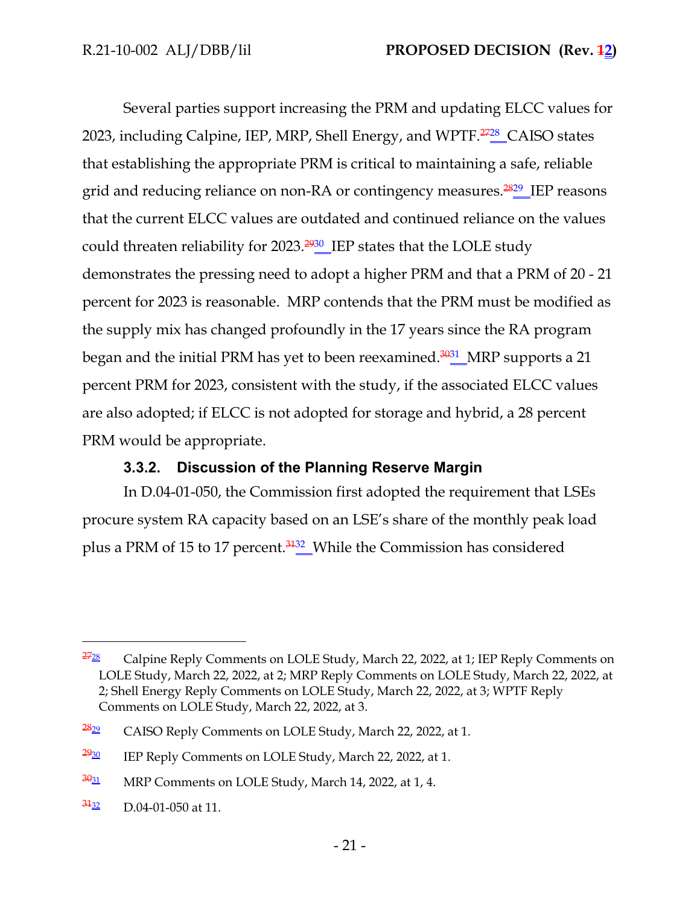Several parties support increasing the PRM and updating ELCC values for 2023, including Calpine, IEP, MRP, Shell Energy, and WPTF.[27][28] CAISO states that establishing the appropriate PRM is critical to maintaining a safe, reliable grid and reducing reliance on non-RA or contingency measures.[28][29] IEP reasons that the current ELCC values are outdated and continued reliance on the values could threaten reliability for 2023.[29][30] IEP states that the LOLE study demonstrates the pressing need to adopt a higher PRM and that a PRM of 20 - 21 percent for 2023 is reasonable. MRP contends that the PRM must be modified as the supply mix has changed profoundly in the 17 years since the RA program began and the initial PRM has yet to been reexamined.[30][31] MRP supports a 21 percent PRM for 2023, consistent with the study, if the associated ELCC values are also adopted; if ELCC is not adopted for storage and hybrid, a 28 percent PRM would be appropriate.

### 3.3.2. Discussion of the Planning Reserve Margin

In D.04-01-050, the Commission first adopted the requirement that LSEs procure system RA capacity based on an LSE's share of the monthly peak load plus a PRM of 15 to 17 percent.[31][32] While the Commission has considered

---

[27][28] Calpine Reply Comments on LOLE Study, March 22, 2022, at 1; IEP Reply Comments on LOLE Study, March 22, 2022, at 2; MRP Reply Comments on LOLE Study, March 22, 2022, at 2; Shell Energy Reply Comments on LOLE Study, March 22, 2022, at 3; WPTF Reply Comments on LOLE Study, March 22, 2022, at 3.

[28][29] CAISO Reply Comments on LOLE Study, March 22, 2022, at 1.

[29][30] IEP Reply Comments on LOLE Study, March 22, 2022, at 1.

[30][31] MRP Comments on LOLE Study, March 14, 2022, at 1, 4.

[31][32] D.04-01-050 at 11.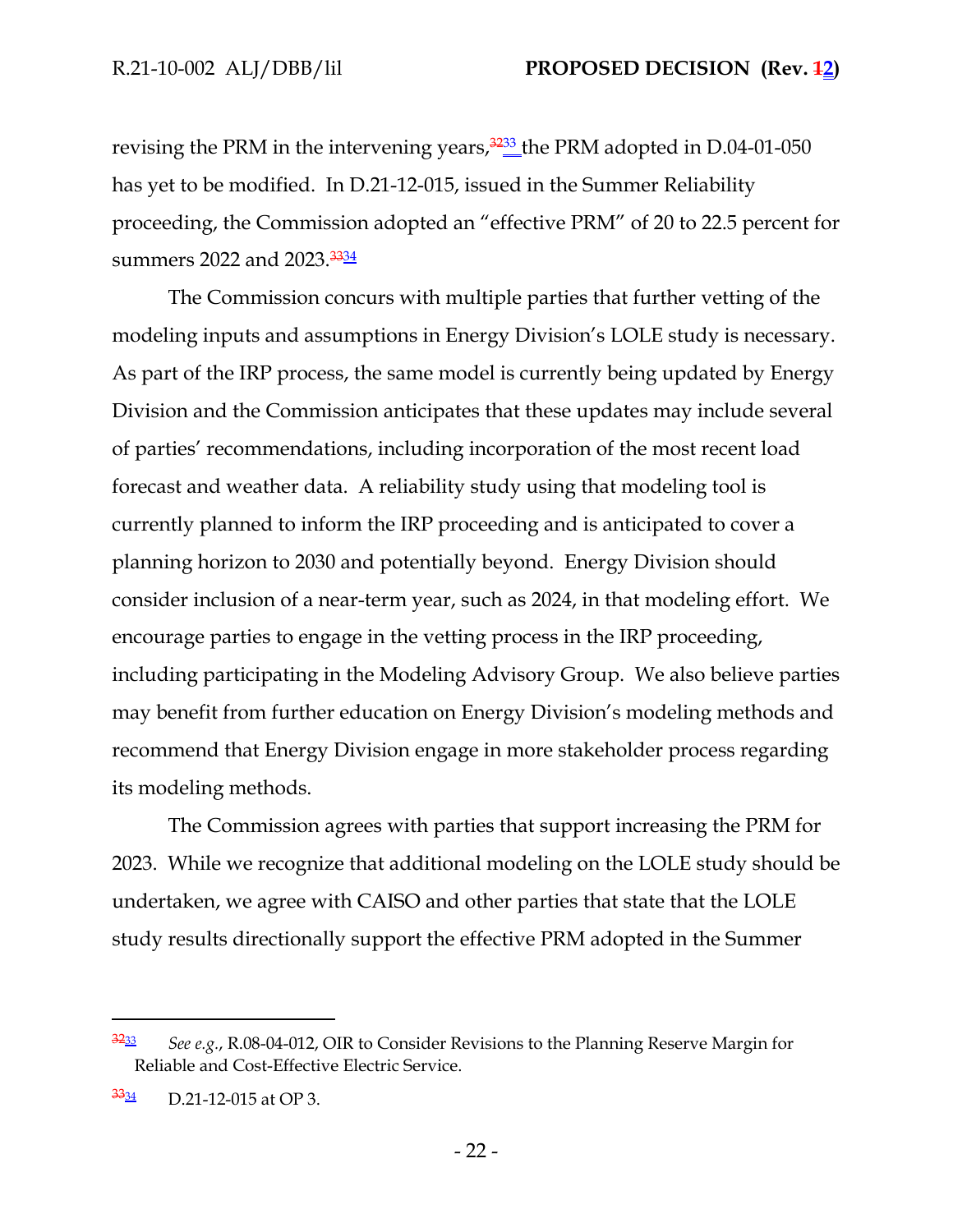revising the PRM in the intervening years,[32][33] the PRM adopted in D.04-01-050 has yet to be modified. In D.21-12-015, issued in the Summer Reliability proceeding, the Commission adopted an "effective PRM" of 20 to 22.5 percent for summers 2022 and 2023.[33][34]

The Commission concurs with multiple parties that further vetting of the modeling inputs and assumptions in Energy Division's LOLE study is necessary. As part of the IRP process, the same model is currently being updated by Energy Division and the Commission anticipates that these updates may include several of parties' recommendations, including incorporation of the most recent load forecast and weather data. A reliability study using that modeling tool is currently planned to inform the IRP proceeding and is anticipated to cover a planning horizon to 2030 and potentially beyond. Energy Division should consider inclusion of a near-term year, such as 2024, in that modeling effort. We encourage parties to engage in the vetting process in the IRP proceeding, including participating in the Modeling Advisory Group. We also believe parties may benefit from further education on Energy Division's modeling methods and recommend that Energy Division engage in more stakeholder process regarding its modeling methods.

The Commission agrees with parties that support increasing the PRM for 2023. While we recognize that additional modeling on the LOLE study should be undertaken, we agree with CAISO and other parties that state that the LOLE study results directionally support the effective PRM adopted in the Summer

---

[32][33] *See e.g.*, R.08-04-012, OIR to Consider Revisions to the Planning Reserve Margin for Reliable and Cost-Effective Electric Service.

[33][34] D.21-12-015 at OP 3.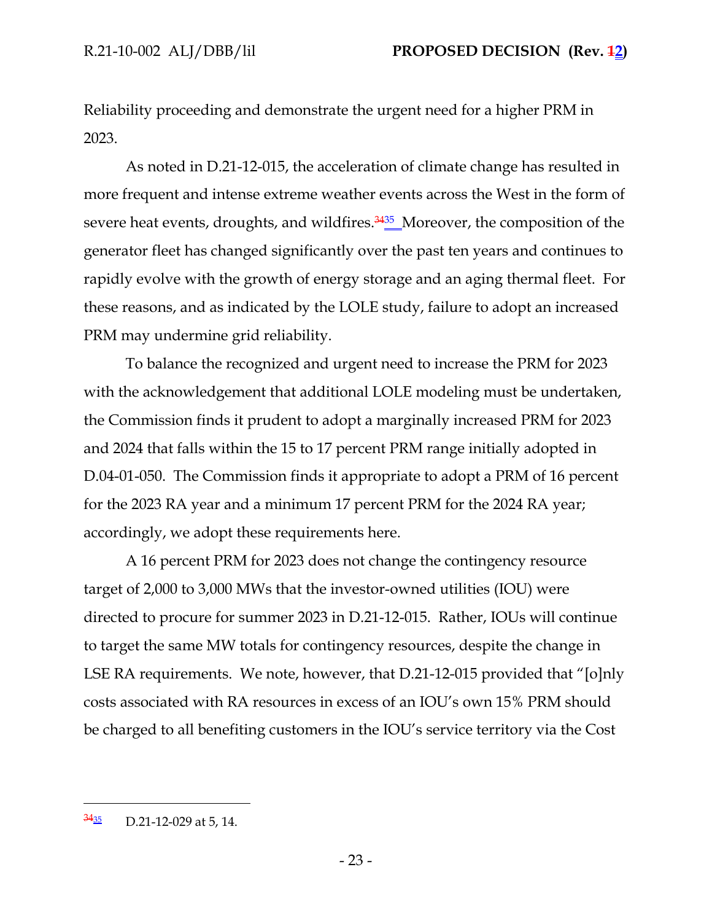Reliability proceeding and demonstrate the urgent need for a higher PRM in 2023.

As noted in D.21-12-015, the acceleration of climate change has resulted in more frequent and intense extreme weather events across the West in the form of severe heat events, droughts, and wildfires.[34][35] Moreover, the composition of the generator fleet has changed significantly over the past ten years and continues to rapidly evolve with the growth of energy storage and an aging thermal fleet. For these reasons, and as indicated by the LOLE study, failure to adopt an increased PRM may undermine grid reliability.

To balance the recognized and urgent need to increase the PRM for 2023 with the acknowledgement that additional LOLE modeling must be undertaken, the Commission finds it prudent to adopt a marginally increased PRM for 2023 and 2024 that falls within the 15 to 17 percent PRM range initially adopted in D.04-01-050. The Commission finds it appropriate to adopt a PRM of 16 percent for the 2023 RA year and a minimum 17 percent PRM for the 2024 RA year; accordingly, we adopt these requirements here.

A 16 percent PRM for 2023 does not change the contingency resource target of 2,000 to 3,000 MWs that the investor-owned utilities (IOU) were directed to procure for summer 2023 in D.21-12-015. Rather, IOUs will continue to target the same MW totals for contingency resources, despite the change in LSE RA requirements. We note, however, that D.21-12-015 provided that "[o]nly costs associated with RA resources in excess of an IOU's own 15% PRM should be charged to all benefiting customers in the IOU's service territory via the Cost

---

[34][35] D.21-12-029 at 5, 14.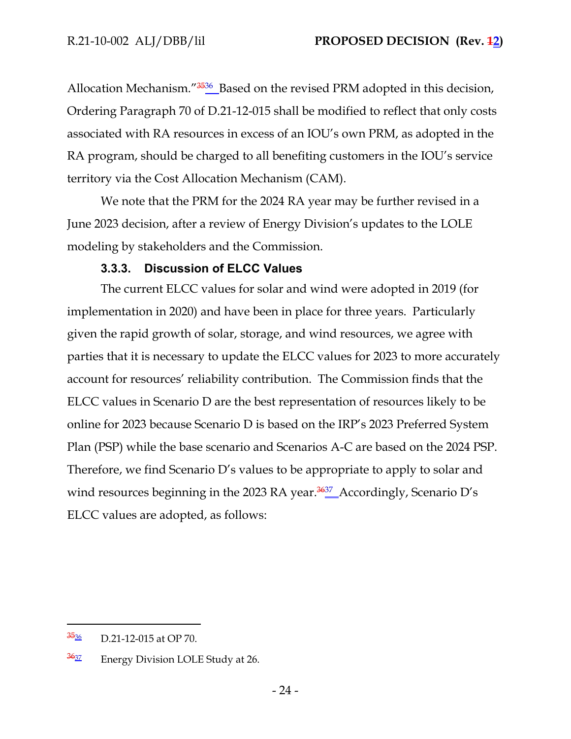Allocation Mechanism."[35][36] Based on the revised PRM adopted in this decision, Ordering Paragraph 70 of D.21-12-015 shall be modified to reflect that only costs associated with RA resources in excess of an IOU's own PRM, as adopted in the RA program, should be charged to all benefiting customers in the IOU's service territory via the Cost Allocation Mechanism (CAM).

We note that the PRM for the 2024 RA year may be further revised in a June 2023 decision, after a review of Energy Division's updates to the LOLE modeling by stakeholders and the Commission.

### 3.3.3. Discussion of ELCC Values

The current ELCC values for solar and wind were adopted in 2019 (for implementation in 2020) and have been in place for three years. Particularly given the rapid growth of solar, storage, and wind resources, we agree with parties that it is necessary to update the ELCC values for 2023 to more accurately account for resources' reliability contribution. The Commission finds that the ELCC values in Scenario D are the best representation of resources likely to be online for 2023 because Scenario D is based on the IRP's 2023 Preferred System Plan (PSP) while the base scenario and Scenarios A-C are based on the 2024 PSP. Therefore, we find Scenario D's values to be appropriate to apply to solar and wind resources beginning in the 2023 RA year.[36][37] Accordingly, Scenario D's ELCC values are adopted, as follows:

---

[35][36] D.21-12-015 at OP 70.

[36][37] Energy Division LOLE Study at 26.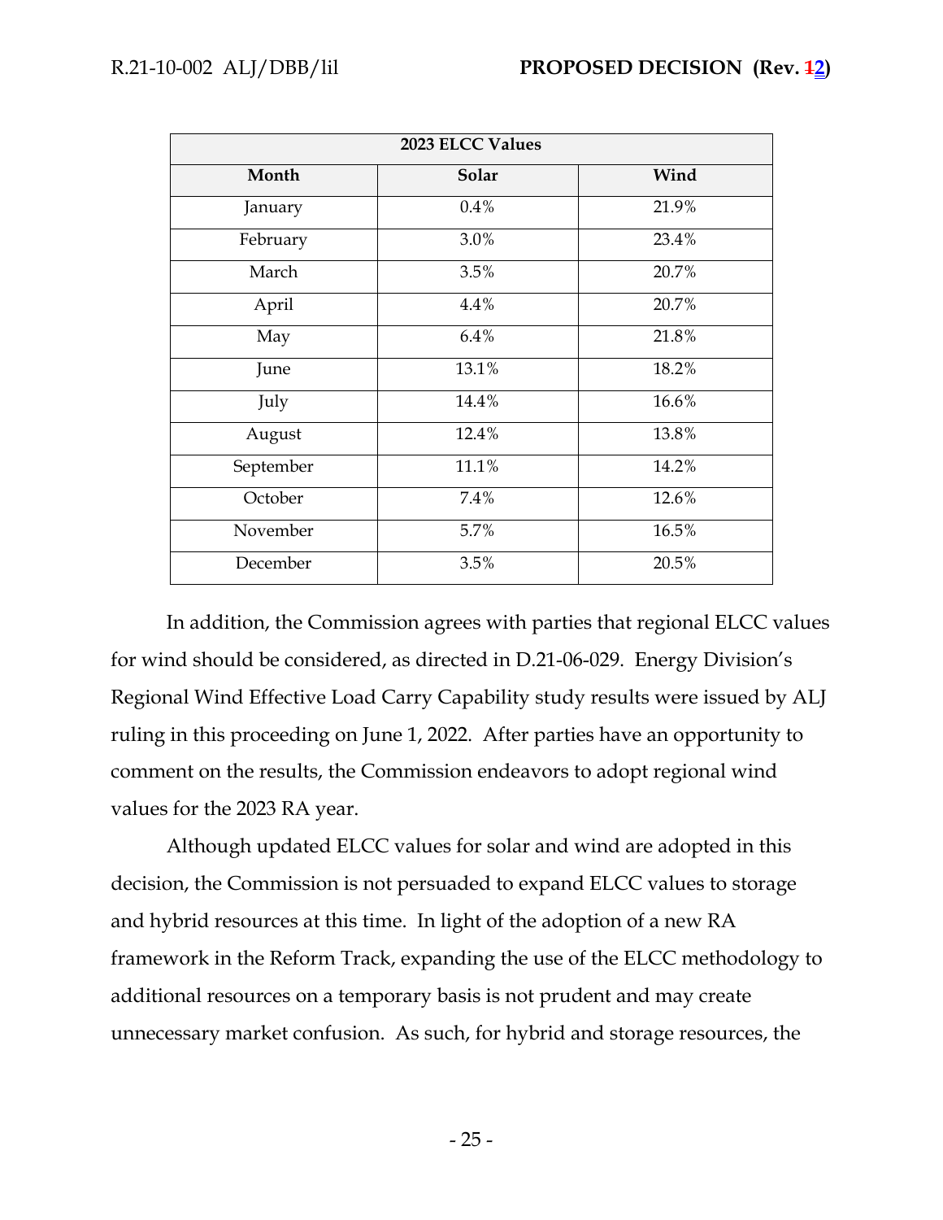| 2023 ELCC Values | | |
|---|---|---|
| **Month** | **Solar** | **Wind** |
| January | 0.4% | 21.9% |
| February | 3.0% | 23.4% |
| March | 3.5% | 20.7% |
| April | 4.4% | 20.7% |
| May | 6.4% | 21.8% |
| June | 13.1% | 18.2% |
| July | 14.4% | 16.6% |
| August | 12.4% | 13.8% |
| September | 11.1% | 14.2% |
| October | 7.4% | 12.6% |
| November | 5.7% | 16.5% |
| December | 3.5% | 20.5% |

In addition, the Commission agrees with parties that regional ELCC values for wind should be considered, as directed in D.21-06-029. Energy Division's Regional Wind Effective Load Carry Capability study results were issued by ALJ ruling in this proceeding on June 1, 2022. After parties have an opportunity to comment on the results, the Commission endeavors to adopt regional wind values for the 2023 RA year.

Although updated ELCC values for solar and wind are adopted in this decision, the Commission is not persuaded to expand ELCC values to storage and hybrid resources at this time. In light of the adoption of a new RA framework in the Reform Track, expanding the use of the ELCC methodology to additional resources on a temporary basis is not prudent and may create unnecessary market confusion. As such, for hybrid and storage resources, the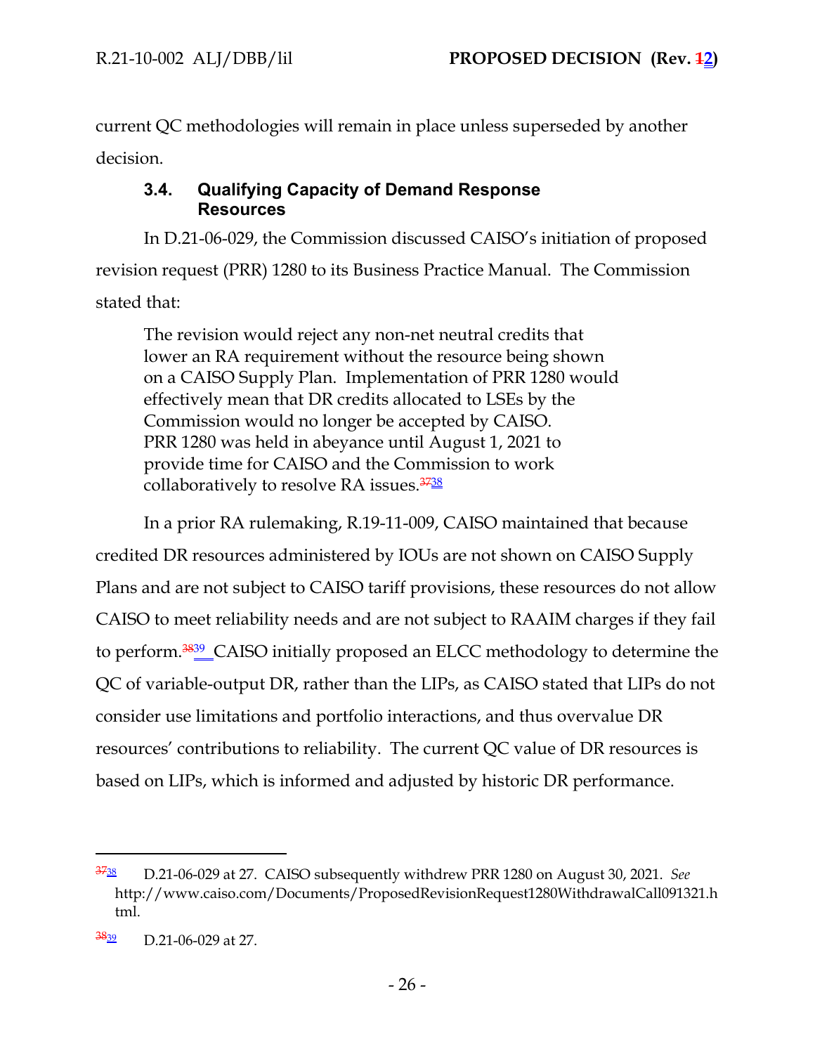current QC methodologies will remain in place unless superseded by another decision.

### 3.4. Qualifying Capacity of Demand Response Resources

In D.21-06-029, the Commission discussed CAISO's initiation of proposed revision request (PRR) 1280 to its Business Practice Manual. The Commission stated that:

> The revision would reject any non-net neutral credits that lower an RA requirement without the resource being shown on a CAISO Supply Plan. Implementation of PRR 1280 would effectively mean that DR credits allocated to LSEs by the Commission would no longer be accepted by CAISO. PRR 1280 was held in abeyance until August 1, 2021 to provide time for CAISO and the Commission to work collaboratively to resolve RA issues.[~~37~~38]

In a prior RA rulemaking, R.19-11-009, CAISO maintained that because credited DR resources administered by IOUs are not shown on CAISO Supply Plans and are not subject to CAISO tariff provisions, these resources do not allow CAISO to meet reliability needs and are not subject to RAAIM charges if they fail to perform.[~~38~~39] CAISO initially proposed an ELCC methodology to determine the QC of variable-output DR, rather than the LIPs, as CAISO stated that LIPs do not consider use limitations and portfolio interactions, and thus overvalue DR resources' contributions to reliability. The current QC value of DR resources is based on LIPs, which is informed and adjusted by historic DR performance.

---

[~~37~~38] D.21-06-029 at 27. CAISO subsequently withdrew PRR 1280 on August 30, 2021. *See* http://www.caiso.com/Documents/ProposedRevisionRequest1280WithdrawalCall091321.html.

[~~38~~39] D.21-06-029 at 27.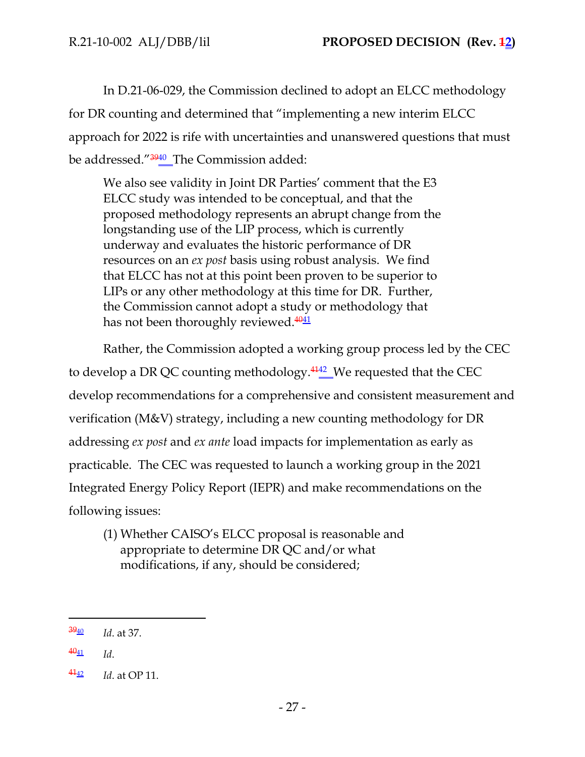In D.21-06-029, the Commission declined to adopt an ELCC methodology for DR counting and determined that "implementing a new interim ELCC approach for 2022 is rife with uncertainties and unanswered questions that must be addressed."[40] The Commission added:

> We also see validity in Joint DR Parties' comment that the E3 ELCC study was intended to be conceptual, and that the proposed methodology represents an abrupt change from the longstanding use of the LIP process, which is currently underway and evaluates the historic performance of DR resources on an *ex post* basis using robust analysis. We find that ELCC has not at this point been proven to be superior to LIPs or any other methodology at this time for DR. Further, the Commission cannot adopt a study or methodology that has not been thoroughly reviewed.[41]

Rather, the Commission adopted a working group process led by the CEC to develop a DR QC counting methodology.[42] We requested that the CEC develop recommendations for a comprehensive and consistent measurement and verification (M&V) strategy, including a new counting methodology for DR addressing *ex post* and *ex ante* load impacts for implementation as early as practicable. The CEC was requested to launch a working group in the 2021 Integrated Energy Policy Report (IEPR) and make recommendations on the following issues:

> (1) Whether CAISO's ELCC proposal is reasonable and appropriate to determine DR QC and/or what modifications, if any, should be considered;

---

[40] *Id*. at 37.

[41] *Id*.

[42] *Id*. at OP 11.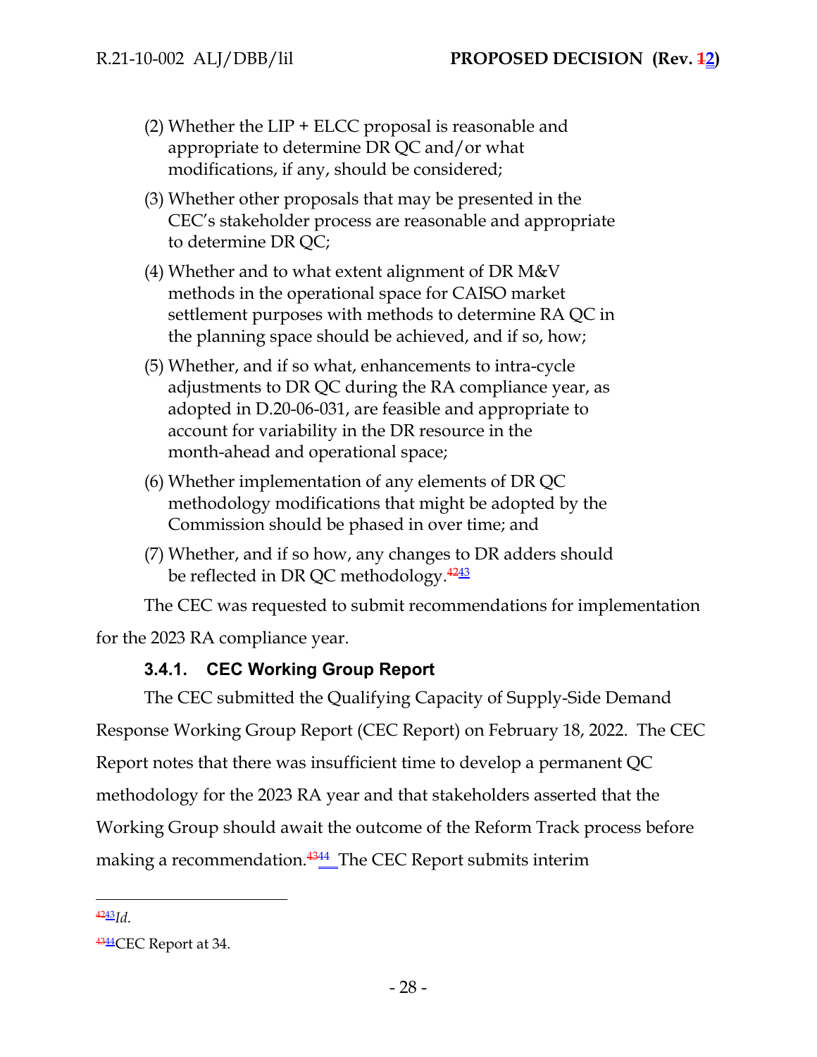(2) Whether the LIP + ELCC proposal is reasonable and appropriate to determine DR QC and/or what modifications, if any, should be considered;

(3) Whether other proposals that may be presented in the CEC's stakeholder process are reasonable and appropriate to determine DR QC;

(4) Whether and to what extent alignment of DR M&V methods in the operational space for CAISO market settlement purposes with methods to determine RA QC in the planning space should be achieved, and if so, how;

(5) Whether, and if so what, enhancements to intra-cycle adjustments to DR QC during the RA compliance year, as adopted in D.20-06-031, are feasible and appropriate to account for variability in the DR resource in the month-ahead and operational space;

(6) Whether implementation of any elements of DR QC methodology modifications that might be adopted by the Commission should be phased in over time; and

(7) Whether, and if so how, any changes to DR adders should be reflected in DR QC methodology.[43]

The CEC was requested to submit recommendations for implementation for the 2023 RA compliance year.

### 3.4.1. CEC Working Group Report

The CEC submitted the Qualifying Capacity of Supply-Side Demand Response Working Group Report (CEC Report) on February 18, 2022. The CEC Report notes that there was insufficient time to develop a permanent QC methodology for the 2023 RA year and that stakeholders asserted that the Working Group should await the outcome of the Reform Track process before making a recommendation.[44] The CEC Report submits interim

---

[43] *Id.*

[44] CEC Report at 34.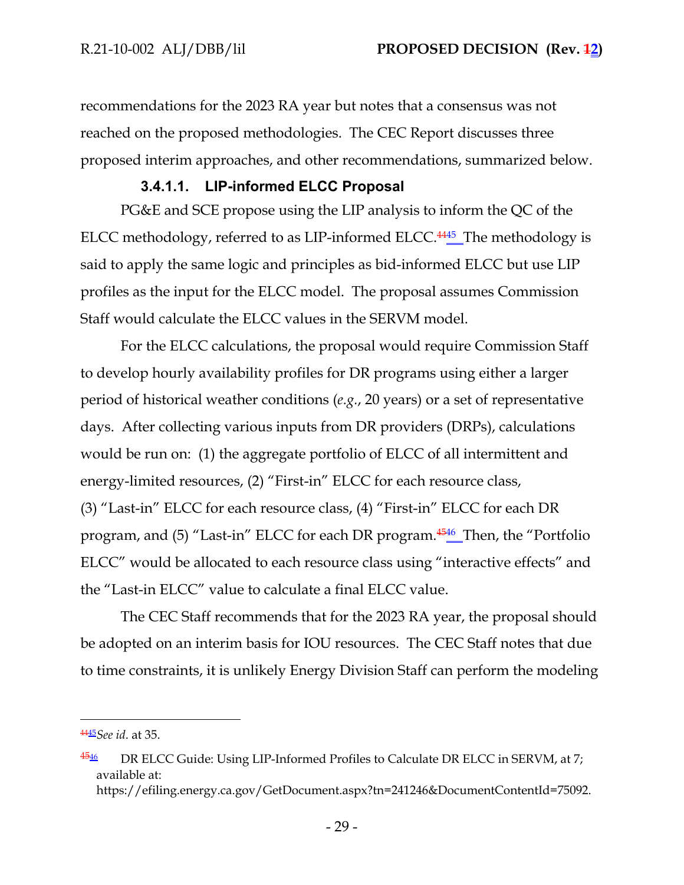recommendations for the 2023 RA year but notes that a consensus was not reached on the proposed methodologies. The CEC Report discusses three proposed interim approaches, and other recommendations, summarized below.

#### 3.4.1.1. LIP-informed ELCC Proposal

PG&E and SCE propose using the LIP analysis to inform the QC of the ELCC methodology, referred to as LIP-informed ELCC.[4445] The methodology is said to apply the same logic and principles as bid-informed ELCC but use LIP profiles as the input for the ELCC model. The proposal assumes Commission Staff would calculate the ELCC values in the SERVM model.

For the ELCC calculations, the proposal would require Commission Staff to develop hourly availability profiles for DR programs using either a larger period of historical weather conditions (*e.g.*, 20 years) or a set of representative days. After collecting various inputs from DR providers (DRPs), calculations would be run on: (1) the aggregate portfolio of ELCC of all intermittent and energy-limited resources, (2) "First-in" ELCC for each resource class, (3) "Last-in" ELCC for each resource class, (4) "First-in" ELCC for each DR program, and (5) "Last-in" ELCC for each DR program.[4546] Then, the "Portfolio ELCC" would be allocated to each resource class using "interactive effects" and the "Last-in ELCC" value to calculate a final ELCC value.

The CEC Staff recommends that for the 2023 RA year, the proposal should be adopted on an interim basis for IOU resources. The CEC Staff notes that due to time constraints, it is unlikely Energy Division Staff can perform the modeling

---

[4445] *See id.* at 35.

[4546] DR ELCC Guide: Using LIP-Informed Profiles to Calculate DR ELCC in SERVM, at 7; available at: https://efiling.energy.ca.gov/GetDocument.aspx?tn=241246&DocumentContentId=75092.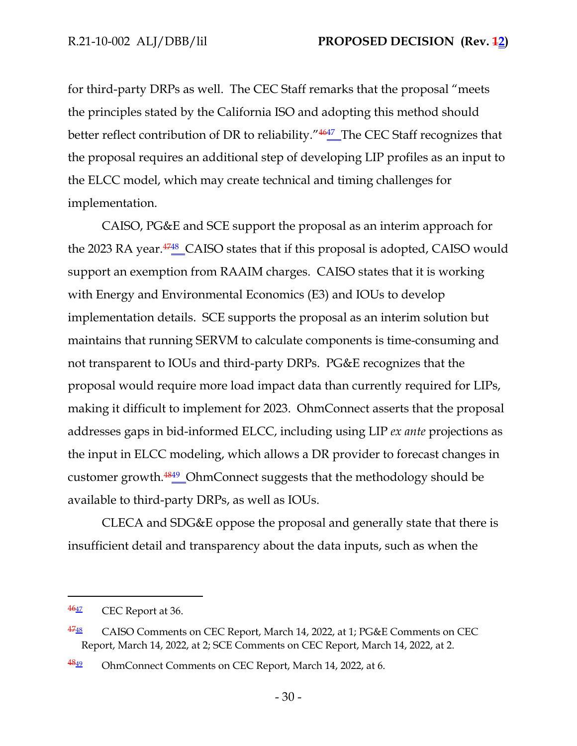for third-party DRPs as well. The CEC Staff remarks that the proposal "meets the principles stated by the California ISO and adopting this method should better reflect contribution of DR to reliability."[46][47] The CEC Staff recognizes that the proposal requires an additional step of developing LIP profiles as an input to the ELCC model, which may create technical and timing challenges for implementation.

CAISO, PG&E and SCE support the proposal as an interim approach for the 2023 RA year.[47][48] CAISO states that if this proposal is adopted, CAISO would support an exemption from RAAIM charges. CAISO states that it is working with Energy and Environmental Economics (E3) and IOUs to develop implementation details. SCE supports the proposal as an interim solution but maintains that running SERVM to calculate components is time-consuming and not transparent to IOUs and third-party DRPs. PG&E recognizes that the proposal would require more load impact data than currently required for LIPs, making it difficult to implement for 2023. OhmConnect asserts that the proposal addresses gaps in bid-informed ELCC, including using LIP *ex ante* projections as the input in ELCC modeling, which allows a DR provider to forecast changes in customer growth.[48][49] OhmConnect suggests that the methodology should be available to third-party DRPs, as well as IOUs.

CLECA and SDG&E oppose the proposal and generally state that there is insufficient detail and transparency about the data inputs, such as when the

---

[46][47] CEC Report at 36.

[47][48] CAISO Comments on CEC Report, March 14, 2022, at 1; PG&E Comments on CEC Report, March 14, 2022, at 2; SCE Comments on CEC Report, March 14, 2022, at 2.

[48][49] OhmConnect Comments on CEC Report, March 14, 2022, at 6.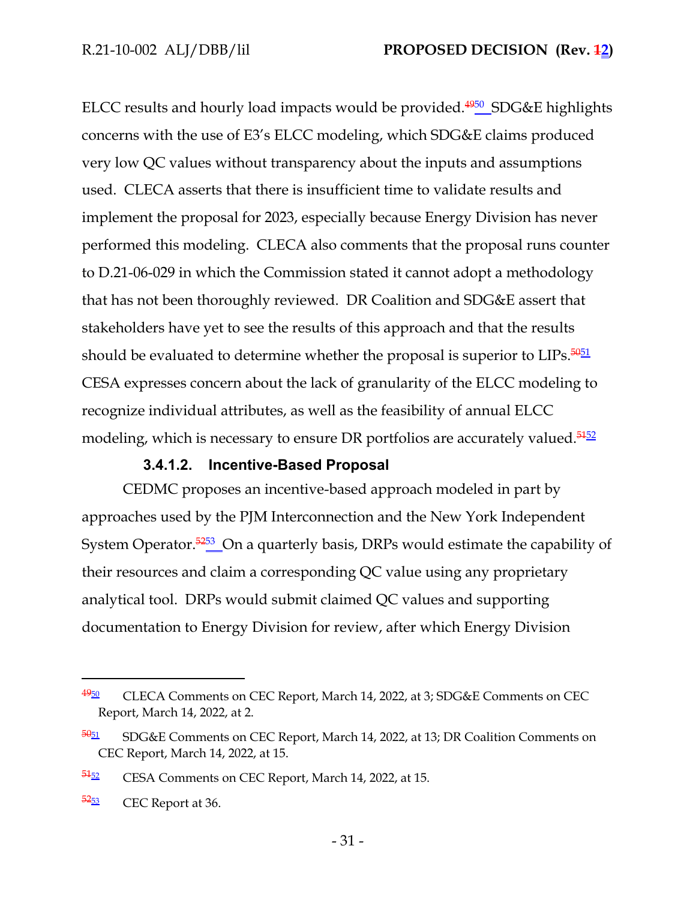ELCC results and hourly load impacts would be provided.[4950] SDG&E highlights concerns with the use of E3's ELCC modeling, which SDG&E claims produced very low QC values without transparency about the inputs and assumptions used. CLECA asserts that there is insufficient time to validate results and implement the proposal for 2023, especially because Energy Division has never performed this modeling. CLECA also comments that the proposal runs counter to D.21-06-029 in which the Commission stated it cannot adopt a methodology that has not been thoroughly reviewed. DR Coalition and SDG&E assert that stakeholders have yet to see the results of this approach and that the results should be evaluated to determine whether the proposal is superior to LIPs.[5051] CESA expresses concern about the lack of granularity of the ELCC modeling to recognize individual attributes, as well as the feasibility of annual ELCC modeling, which is necessary to ensure DR portfolios are accurately valued.[5152]

#### 3.4.1.2. Incentive-Based Proposal

CEDMC proposes an incentive-based approach modeled in part by approaches used by the PJM Interconnection and the New York Independent System Operator.[5253] On a quarterly basis, DRPs would estimate the capability of their resources and claim a corresponding QC value using any proprietary analytical tool. DRPs would submit claimed QC values and supporting documentation to Energy Division for review, after which Energy Division

---

[4950] CLECA Comments on CEC Report, March 14, 2022, at 3; SDG&E Comments on CEC Report, March 14, 2022, at 2.

[5051] SDG&E Comments on CEC Report, March 14, 2022, at 13; DR Coalition Comments on CEC Report, March 14, 2022, at 15.

[5152] CESA Comments on CEC Report, March 14, 2022, at 15.

[5253] CEC Report at 36.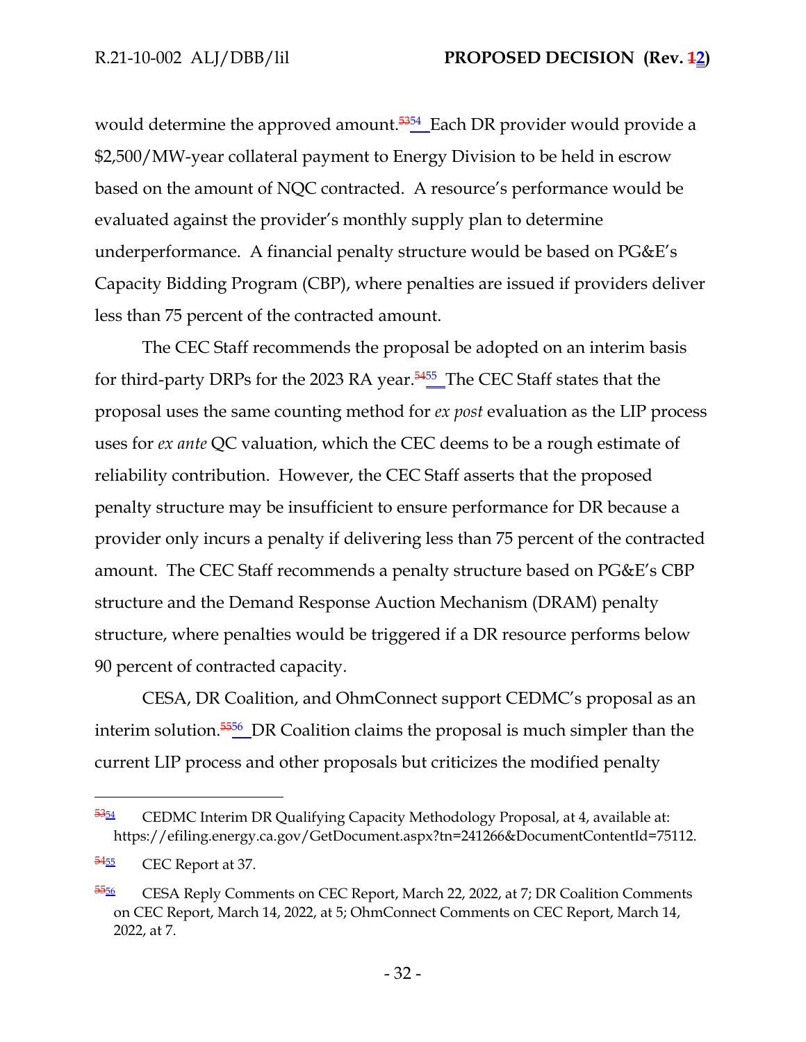would determine the approved amount.[53][54] Each DR provider would provide a $2,500/MW-year collateral payment to Energy Division to be held in escrow based on the amount of NQC contracted. A resource's performance would be evaluated against the provider's monthly supply plan to determine underperformance. A financial penalty structure would be based on PG&E's Capacity Bidding Program (CBP), where penalties are issued if providers deliver less than 75 percent of the contracted amount.

The CEC Staff recommends the proposal be adopted on an interim basis for third-party DRPs for the 2023 RA year.[54][55] The CEC Staff states that the proposal uses the same counting method for *ex post* evaluation as the LIP process uses for *ex ante* QC valuation, which the CEC deems to be a rough estimate of reliability contribution. However, the CEC Staff asserts that the proposed penalty structure may be insufficient to ensure performance for DR because a provider only incurs a penalty if delivering less than 75 percent of the contracted amount. The CEC Staff recommends a penalty structure based on PG&E's CBP structure and the Demand Response Auction Mechanism (DRAM) penalty structure, where penalties would be triggered if a DR resource performs below 90 percent of contracted capacity.

CESA, DR Coalition, and OhmConnect support CEDMC's proposal as an interim solution.[55][56] DR Coalition claims the proposal is much simpler than the current LIP process and other proposals but criticizes the modified penalty

---

[53][54] CEDMC Interim DR Qualifying Capacity Methodology Proposal, at 4, available at: https://efiling.energy.ca.gov/GetDocument.aspx?tn=241266&DocumentContentId=75112.

[54][55] CEC Report at 37.

[55][56] CESA Reply Comments on CEC Report, March 22, 2022, at 7; DR Coalition Comments on CEC Report, March 14, 2022, at 5; OhmConnect Comments on CEC Report, March 14, 2022, at 7.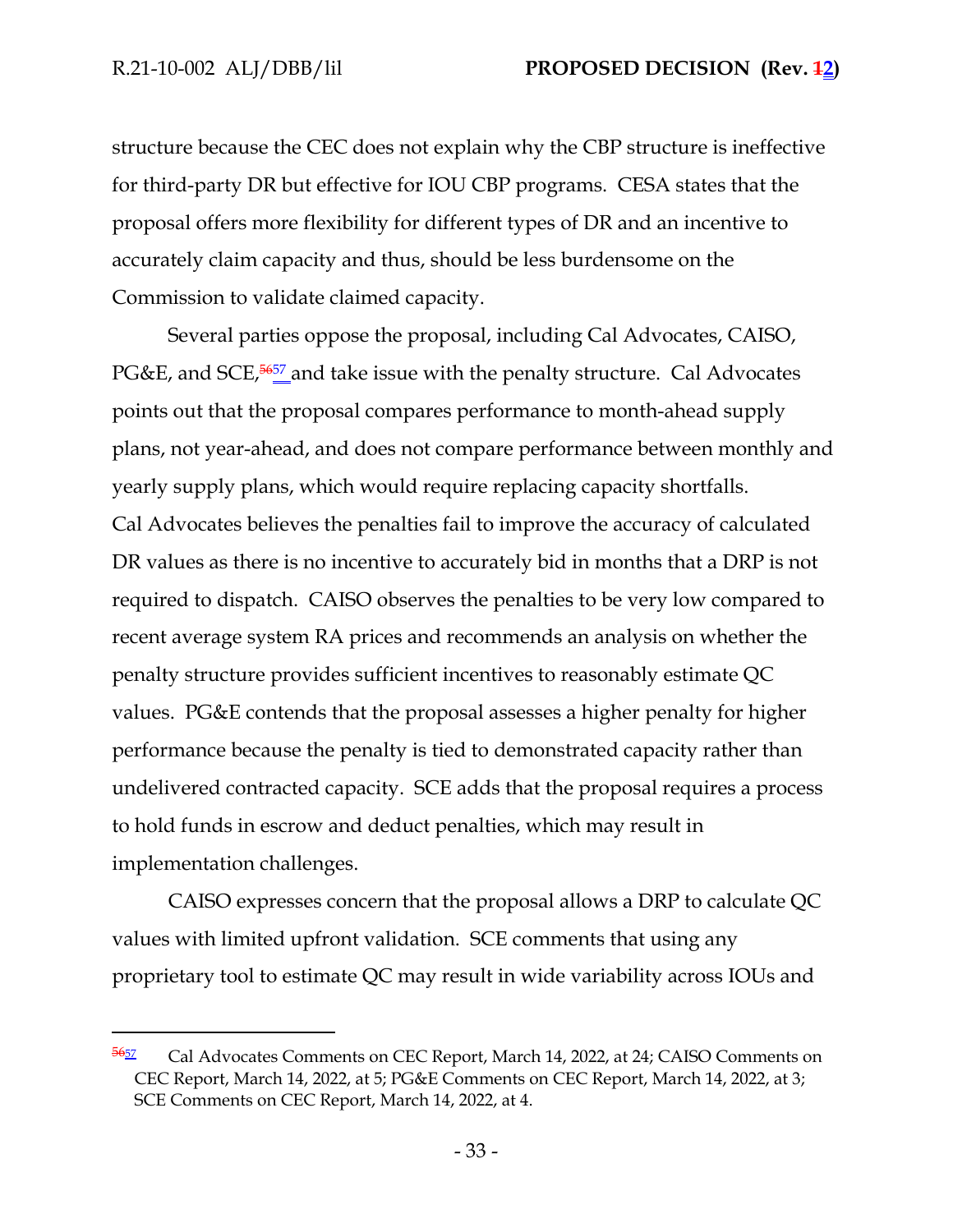structure because the CEC does not explain why the CBP structure is ineffective for third-party DR but effective for IOU CBP programs. CESA states that the proposal offers more flexibility for different types of DR and an incentive to accurately claim capacity and thus, should be less burdensome on the Commission to validate claimed capacity.

Several parties oppose the proposal, including Cal Advocates, CAISO, PG&E, and SCE,[5657] and take issue with the penalty structure. Cal Advocates points out that the proposal compares performance to month-ahead supply plans, not year-ahead, and does not compare performance between monthly and yearly supply plans, which would require replacing capacity shortfalls. Cal Advocates believes the penalties fail to improve the accuracy of calculated DR values as there is no incentive to accurately bid in months that a DRP is not required to dispatch. CAISO observes the penalties to be very low compared to recent average system RA prices and recommends an analysis on whether the penalty structure provides sufficient incentives to reasonably estimate QC values. PG&E contends that the proposal assesses a higher penalty for higher performance because the penalty is tied to demonstrated capacity rather than undelivered contracted capacity. SCE adds that the proposal requires a process to hold funds in escrow and deduct penalties, which may result in implementation challenges.

CAISO expresses concern that the proposal allows a DRP to calculate QC values with limited upfront validation. SCE comments that using any proprietary tool to estimate QC may result in wide variability across IOUs and

---

[5657] Cal Advocates Comments on CEC Report, March 14, 2022, at 24; CAISO Comments on CEC Report, March 14, 2022, at 5; PG&E Comments on CEC Report, March 14, 2022, at 3; SCE Comments on CEC Report, March 14, 2022, at 4.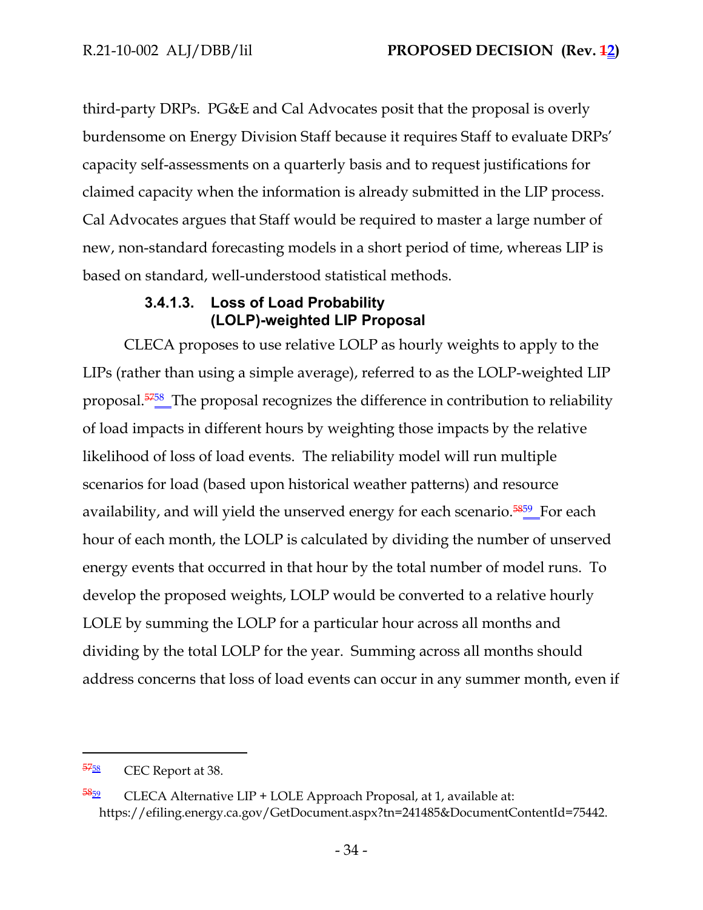third-party DRPs. PG&E and Cal Advocates posit that the proposal is overly burdensome on Energy Division Staff because it requires Staff to evaluate DRPs' capacity self-assessments on a quarterly basis and to request justifications for claimed capacity when the information is already submitted in the LIP process. Cal Advocates argues that Staff would be required to master a large number of new, non-standard forecasting models in a short period of time, whereas LIP is based on standard, well-understood statistical methods.

#### 3.4.1.3. Loss of Load Probability (LOLP)-weighted LIP Proposal

CLECA proposes to use relative LOLP as hourly weights to apply to the LIPs (rather than using a simple average), referred to as the LOLP-weighted LIP proposal.[58] The proposal recognizes the difference in contribution to reliability of load impacts in different hours by weighting those impacts by the relative likelihood of loss of load events. The reliability model will run multiple scenarios for load (based upon historical weather patterns) and resource availability, and will yield the unserved energy for each scenario.[59] For each hour of each month, the LOLP is calculated by dividing the number of unserved energy events that occurred in that hour by the total number of model runs. To develop the proposed weights, LOLP would be converted to a relative hourly LOLE by summing the LOLP for a particular hour across all months and dividing by the total LOLP for the year. Summing across all months should address concerns that loss of load events can occur in any summer month, even if

---

[58] CEC Report at 38.

[59] CLECA Alternative LIP + LOLE Approach Proposal, at 1, available at: https://efiling.energy.ca.gov/GetDocument.aspx?tn=241485&DocumentContentId=75442.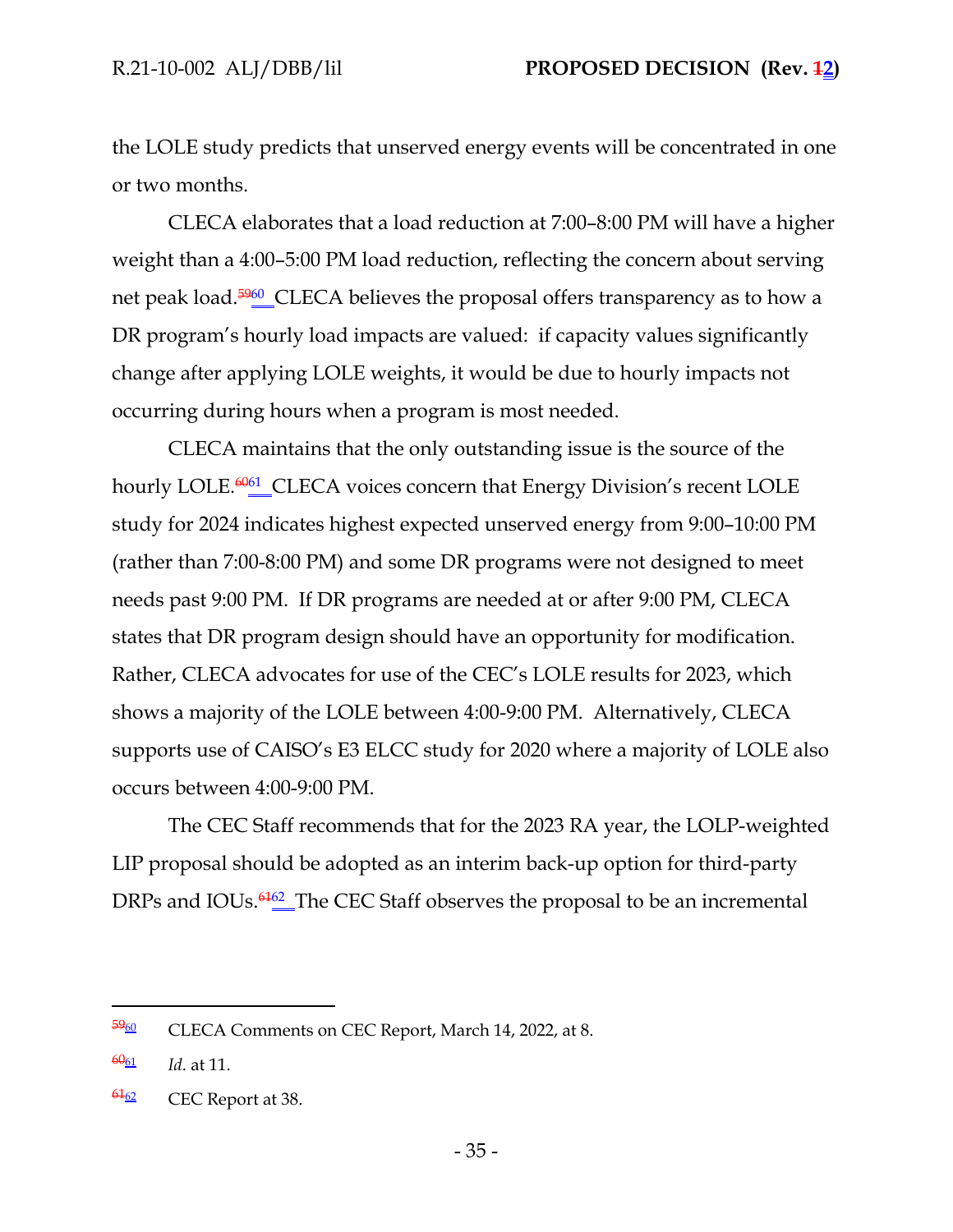the LOLE study predicts that unserved energy events will be concentrated in one or two months.

CLECA elaborates that a load reduction at 7:00–8:00 PM will have a higher weight than a 4:00–5:00 PM load reduction, reflecting the concern about serving net peak load.[60] CLECA believes the proposal offers transparency as to how a DR program's hourly load impacts are valued: if capacity values significantly change after applying LOLE weights, it would be due to hourly impacts not occurring during hours when a program is most needed.

CLECA maintains that the only outstanding issue is the source of the hourly LOLE.[61] CLECA voices concern that Energy Division's recent LOLE study for 2024 indicates highest expected unserved energy from 9:00–10:00 PM (rather than 7:00-8:00 PM) and some DR programs were not designed to meet needs past 9:00 PM. If DR programs are needed at or after 9:00 PM, CLECA states that DR program design should have an opportunity for modification. Rather, CLECA advocates for use of the CEC's LOLE results for 2023, which shows a majority of the LOLE between 4:00-9:00 PM. Alternatively, CLECA supports use of CAISO's E3 ELCC study for 2020 where a majority of LOLE also occurs between 4:00-9:00 PM.

The CEC Staff recommends that for the 2023 RA year, the LOLP-weighted LIP proposal should be adopted as an interim back-up option for third-party DRPs and IOUs.[62] The CEC Staff observes the proposal to be an incremental

---

[60] CLECA Comments on CEC Report, March 14, 2022, at 8.

[61] *Id*. at 11.

[62] CEC Report at 38.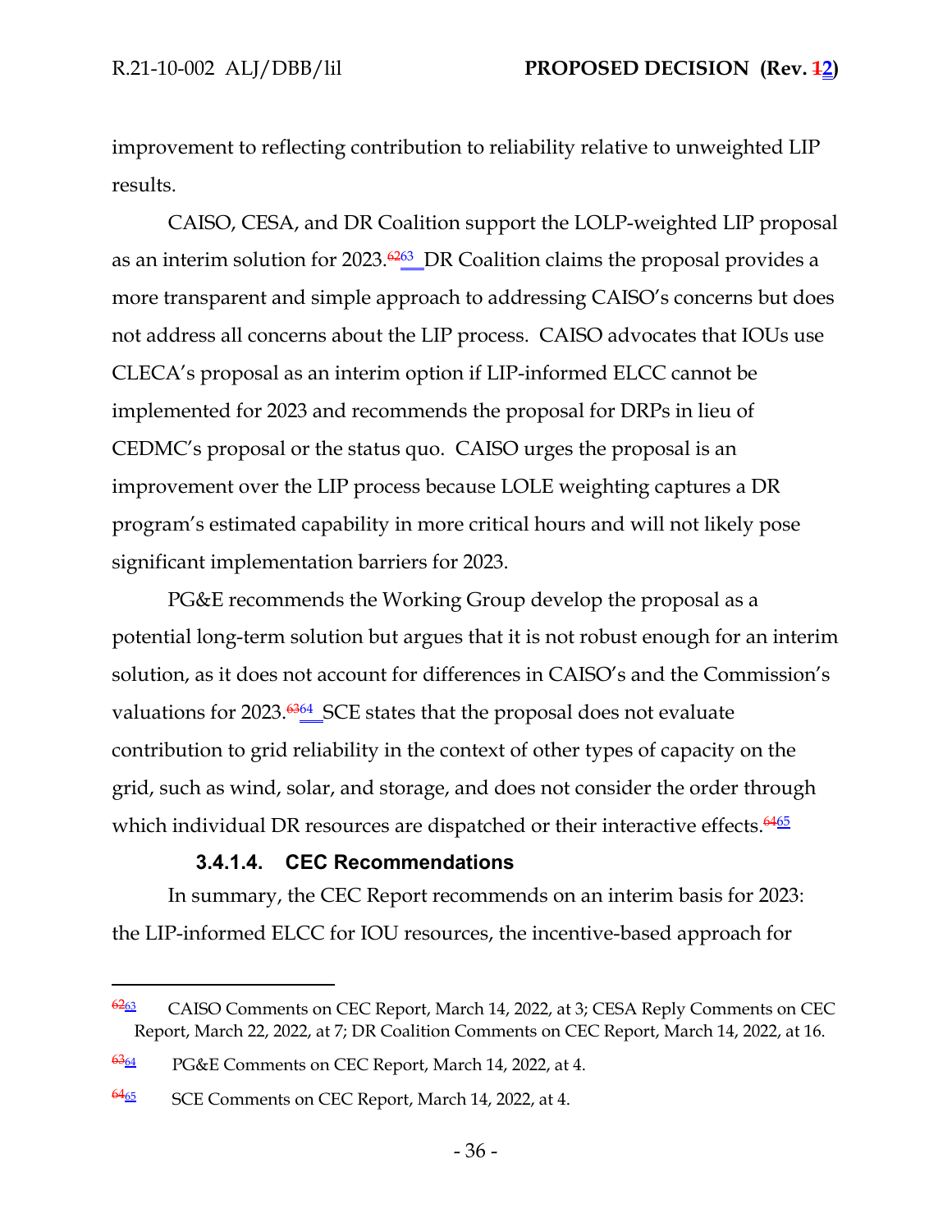improvement to reflecting contribution to reliability relative to unweighted LIP results.

CAISO, CESA, and DR Coalition support the LOLP-weighted LIP proposal as an interim solution for 2023.[62][63] DR Coalition claims the proposal provides a more transparent and simple approach to addressing CAISO's concerns but does not address all concerns about the LIP process. CAISO advocates that IOUs use CLECA's proposal as an interim option if LIP-informed ELCC cannot be implemented for 2023 and recommends the proposal for DRPs in lieu of CEDMC's proposal or the status quo. CAISO urges the proposal is an improvement over the LIP process because LOLE weighting captures a DR program's estimated capability in more critical hours and will not likely pose significant implementation barriers for 2023.

PG&E recommends the Working Group develop the proposal as a potential long-term solution but argues that it is not robust enough for an interim solution, as it does not account for differences in CAISO's and the Commission's valuations for 2023.[63][64] SCE states that the proposal does not evaluate contribution to grid reliability in the context of other types of capacity on the grid, such as wind, solar, and storage, and does not consider the order through which individual DR resources are dispatched or their interactive effects.[64][65]

#### 3.4.1.4. CEC Recommendations

In summary, the CEC Report recommends on an interim basis for 2023: the LIP-informed ELCC for IOU resources, the incentive-based approach for

---

[62][63] CAISO Comments on CEC Report, March 14, 2022, at 3; CESA Reply Comments on CEC Report, March 22, 2022, at 7; DR Coalition Comments on CEC Report, March 14, 2022, at 16.

[63][64] PG&E Comments on CEC Report, March 14, 2022, at 4.

[64][65] SCE Comments on CEC Report, March 14, 2022, at 4.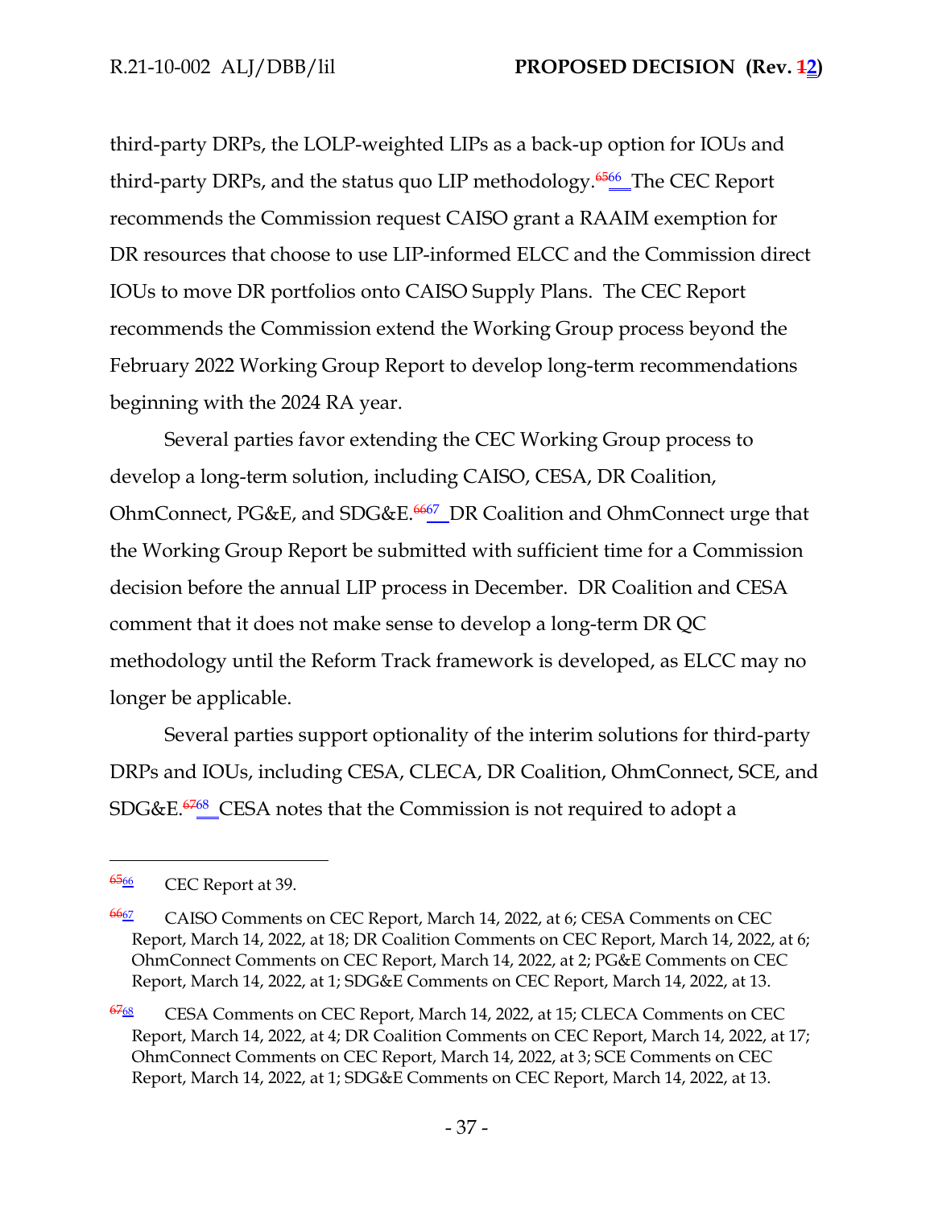third-party DRPs, the LOLP-weighted LIPs as a back-up option for IOUs and third-party DRPs, and the status quo LIP methodology.[65][66] The CEC Report recommends the Commission request CAISO grant a RAAIM exemption for DR resources that choose to use LIP-informed ELCC and the Commission direct IOUs to move DR portfolios onto CAISO Supply Plans. The CEC Report recommends the Commission extend the Working Group process beyond the February 2022 Working Group Report to develop long-term recommendations beginning with the 2024 RA year.

Several parties favor extending the CEC Working Group process to develop a long-term solution, including CAISO, CESA, DR Coalition, OhmConnect, PG&E, and SDG&E.[66][67] DR Coalition and OhmConnect urge that the Working Group Report be submitted with sufficient time for a Commission decision before the annual LIP process in December. DR Coalition and CESA comment that it does not make sense to develop a long-term DR QC methodology until the Reform Track framework is developed, as ELCC may no longer be applicable.

Several parties support optionality of the interim solutions for third-party DRPs and IOUs, including CESA, CLECA, DR Coalition, OhmConnect, SCE, and SDG&E.[67][68] CESA notes that the Commission is not required to adopt a

---

[65][66] CEC Report at 39.

[66][67] CAISO Comments on CEC Report, March 14, 2022, at 6; CESA Comments on CEC Report, March 14, 2022, at 18; DR Coalition Comments on CEC Report, March 14, 2022, at 6; OhmConnect Comments on CEC Report, March 14, 2022, at 2; PG&E Comments on CEC Report, March 14, 2022, at 1; SDG&E Comments on CEC Report, March 14, 2022, at 13.

[67][68] CESA Comments on CEC Report, March 14, 2022, at 15; CLECA Comments on CEC Report, March 14, 2022, at 4; DR Coalition Comments on CEC Report, March 14, 2022, at 17; OhmConnect Comments on CEC Report, March 14, 2022, at 3; SCE Comments on CEC Report, March 14, 2022, at 1; SDG&E Comments on CEC Report, March 14, 2022, at 13.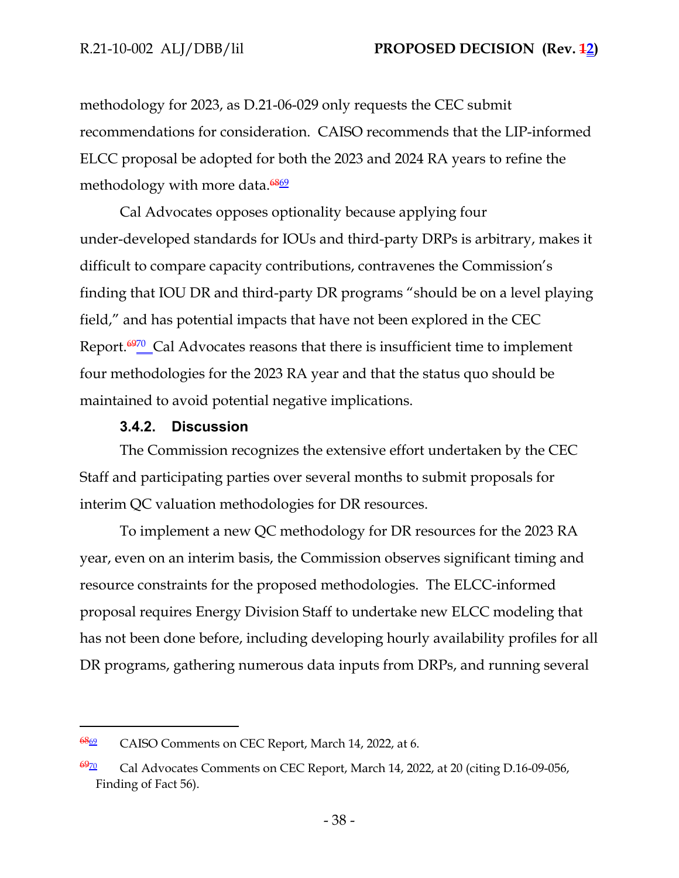methodology for 2023, as D.21-06-029 only requests the CEC submit recommendations for consideration. CAISO recommends that the LIP-informed ELCC proposal be adopted for both the 2023 and 2024 RA years to refine the methodology with more data.[6869]

Cal Advocates opposes optionality because applying four under-developed standards for IOUs and third-party DRPs is arbitrary, makes it difficult to compare capacity contributions, contravenes the Commission's finding that IOU DR and third-party DR programs "should be on a level playing field," and has potential impacts that have not been explored in the CEC Report.[6970] Cal Advocates reasons that there is insufficient time to implement four methodologies for the 2023 RA year and that the status quo should be maintained to avoid potential negative implications.

#### 3.4.2. Discussion

The Commission recognizes the extensive effort undertaken by the CEC Staff and participating parties over several months to submit proposals for interim QC valuation methodologies for DR resources.

To implement a new QC methodology for DR resources for the 2023 RA year, even on an interim basis, the Commission observes significant timing and resource constraints for the proposed methodologies. The ELCC-informed proposal requires Energy Division Staff to undertake new ELCC modeling that has not been done before, including developing hourly availability profiles for all DR programs, gathering numerous data inputs from DRPs, and running several

---

[6869] CAISO Comments on CEC Report, March 14, 2022, at 6.

[6970] Cal Advocates Comments on CEC Report, March 14, 2022, at 20 (citing D.16-09-056, Finding of Fact 56).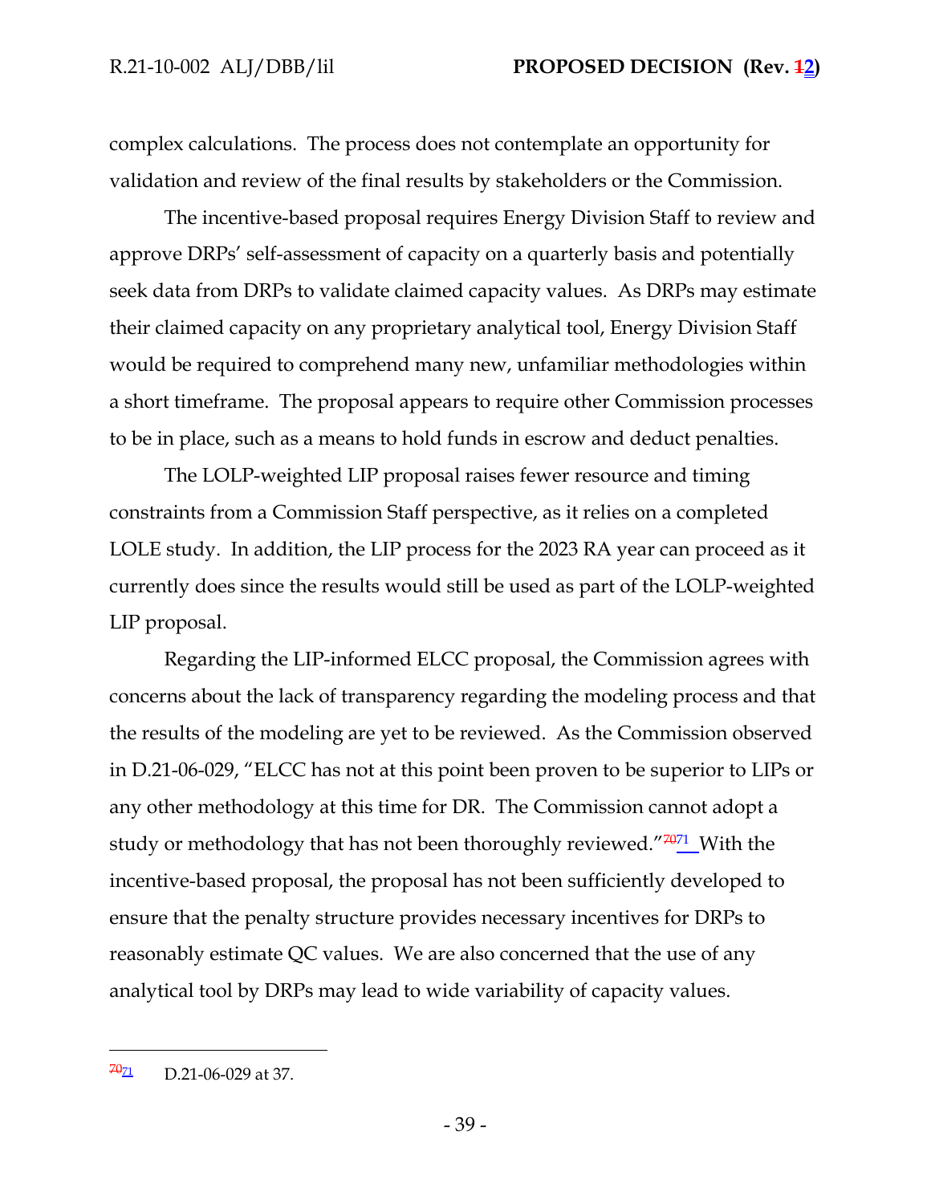complex calculations. The process does not contemplate an opportunity for validation and review of the final results by stakeholders or the Commission.

The incentive-based proposal requires Energy Division Staff to review and approve DRPs' self-assessment of capacity on a quarterly basis and potentially seek data from DRPs to validate claimed capacity values. As DRPs may estimate their claimed capacity on any proprietary analytical tool, Energy Division Staff would be required to comprehend many new, unfamiliar methodologies within a short timeframe. The proposal appears to require other Commission processes to be in place, such as a means to hold funds in escrow and deduct penalties.

The LOLP-weighted LIP proposal raises fewer resource and timing constraints from a Commission Staff perspective, as it relies on a completed LOLE study. In addition, the LIP process for the 2023 RA year can proceed as it currently does since the results would still be used as part of the LOLP-weighted LIP proposal.

Regarding the LIP-informed ELCC proposal, the Commission agrees with concerns about the lack of transparency regarding the modeling process and that the results of the modeling are yet to be reviewed. As the Commission observed in D.21-06-029, "ELCC has not at this point been proven to be superior to LIPs or any other methodology at this time for DR. The Commission cannot adopt a study or methodology that has not been thoroughly reviewed."[70][71] With the incentive-based proposal, the proposal has not been sufficiently developed to ensure that the penalty structure provides necessary incentives for DRPs to reasonably estimate QC values. We are also concerned that the use of any analytical tool by DRPs may lead to wide variability of capacity values.

---

[70][71] D.21-06-029 at 37.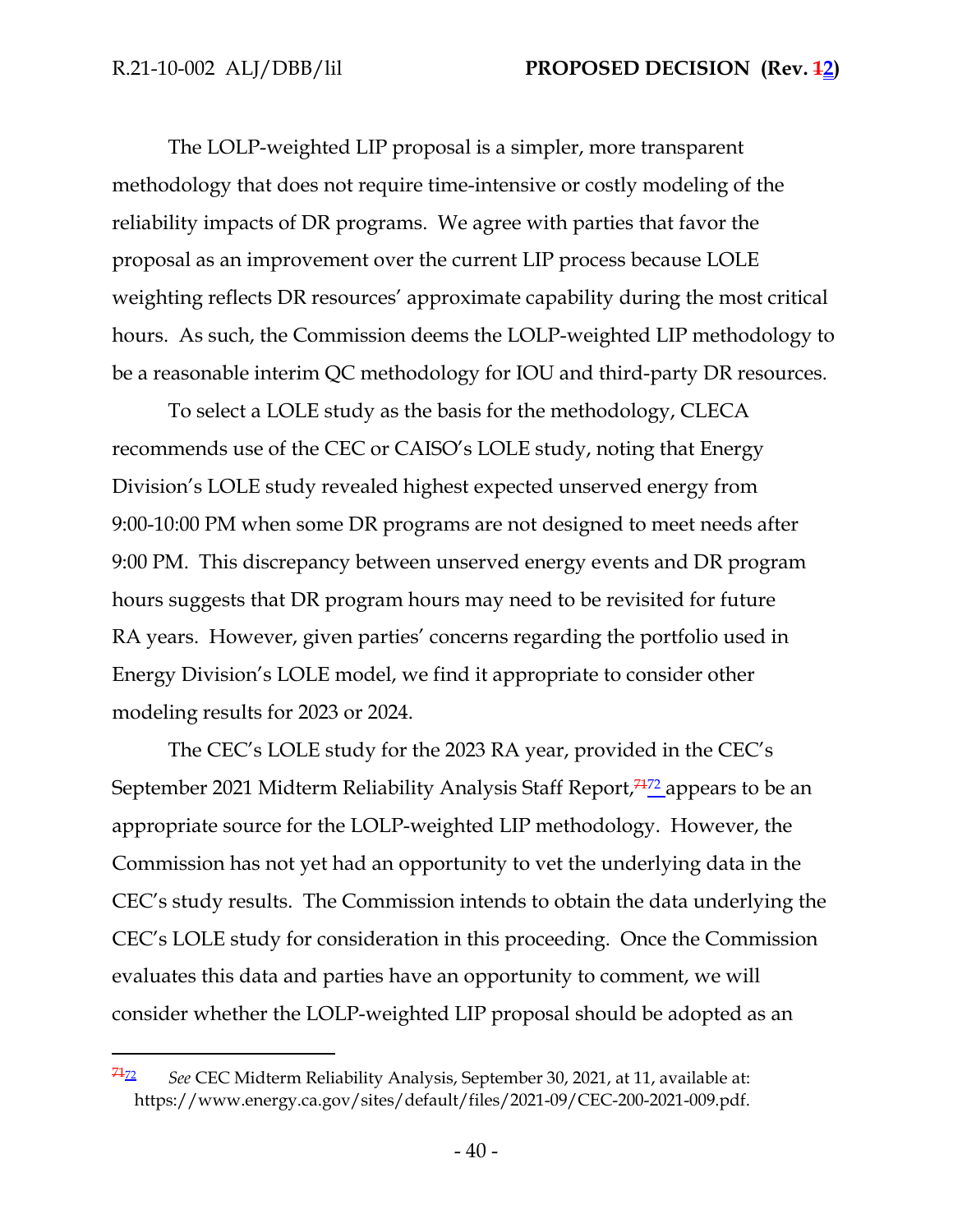The LOLP-weighted LIP proposal is a simpler, more transparent methodology that does not require time-intensive or costly modeling of the reliability impacts of DR programs. We agree with parties that favor the proposal as an improvement over the current LIP process because LOLE weighting reflects DR resources' approximate capability during the most critical hours. As such, the Commission deems the LOLP-weighted LIP methodology to be a reasonable interim QC methodology for IOU and third-party DR resources.

To select a LOLE study as the basis for the methodology, CLECA recommends use of the CEC or CAISO's LOLE study, noting that Energy Division's LOLE study revealed highest expected unserved energy from 9:00-10:00 PM when some DR programs are not designed to meet needs after 9:00 PM. This discrepancy between unserved energy events and DR program hours suggests that DR program hours may need to be revisited for future RA years. However, given parties' concerns regarding the portfolio used in Energy Division's LOLE model, we find it appropriate to consider other modeling results for 2023 or 2024.

The CEC's LOLE study for the 2023 RA year, provided in the CEC's September 2021 Midterm Reliability Analysis Staff Report,[~~71~~72] appears to be an appropriate source for the LOLP-weighted LIP methodology. However, the Commission has not yet had an opportunity to vet the underlying data in the CEC's study results. The Commission intends to obtain the data underlying the CEC's LOLE study for consideration in this proceeding. Once the Commission evaluates this data and parties have an opportunity to comment, we will consider whether the LOLP-weighted LIP proposal should be adopted as an

---

[~~71~~72] *See* CEC Midterm Reliability Analysis, September 30, 2021, at 11, available at: https://www.energy.ca.gov/sites/default/files/2021-09/CEC-200-2021-009.pdf.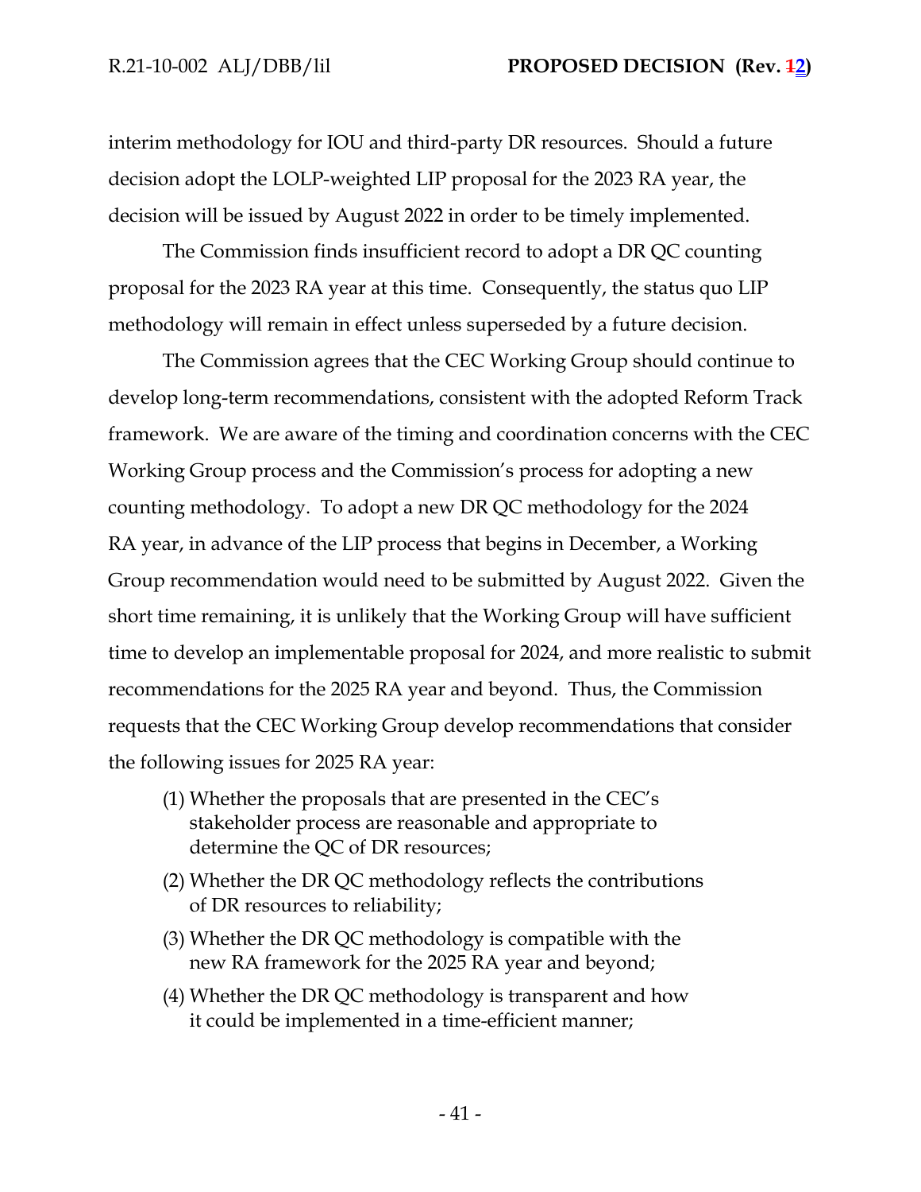interim methodology for IOU and third-party DR resources. Should a future decision adopt the LOLP-weighted LIP proposal for the 2023 RA year, the decision will be issued by August 2022 in order to be timely implemented.

The Commission finds insufficient record to adopt a DR QC counting proposal for the 2023 RA year at this time. Consequently, the status quo LIP methodology will remain in effect unless superseded by a future decision.

The Commission agrees that the CEC Working Group should continue to develop long-term recommendations, consistent with the adopted Reform Track framework. We are aware of the timing and coordination concerns with the CEC Working Group process and the Commission's process for adopting a new counting methodology. To adopt a new DR QC methodology for the 2024 RA year, in advance of the LIP process that begins in December, a Working Group recommendation would need to be submitted by August 2022. Given the short time remaining, it is unlikely that the Working Group will have sufficient time to develop an implementable proposal for 2024, and more realistic to submit recommendations for the 2025 RA year and beyond. Thus, the Commission requests that the CEC Working Group develop recommendations that consider the following issues for 2025 RA year:

(1) Whether the proposals that are presented in the CEC's stakeholder process are reasonable and appropriate to determine the QC of DR resources;

(2) Whether the DR QC methodology reflects the contributions of DR resources to reliability;

(3) Whether the DR QC methodology is compatible with the new RA framework for the 2025 RA year and beyond;

(4) Whether the DR QC methodology is transparent and how it could be implemented in a time-efficient manner;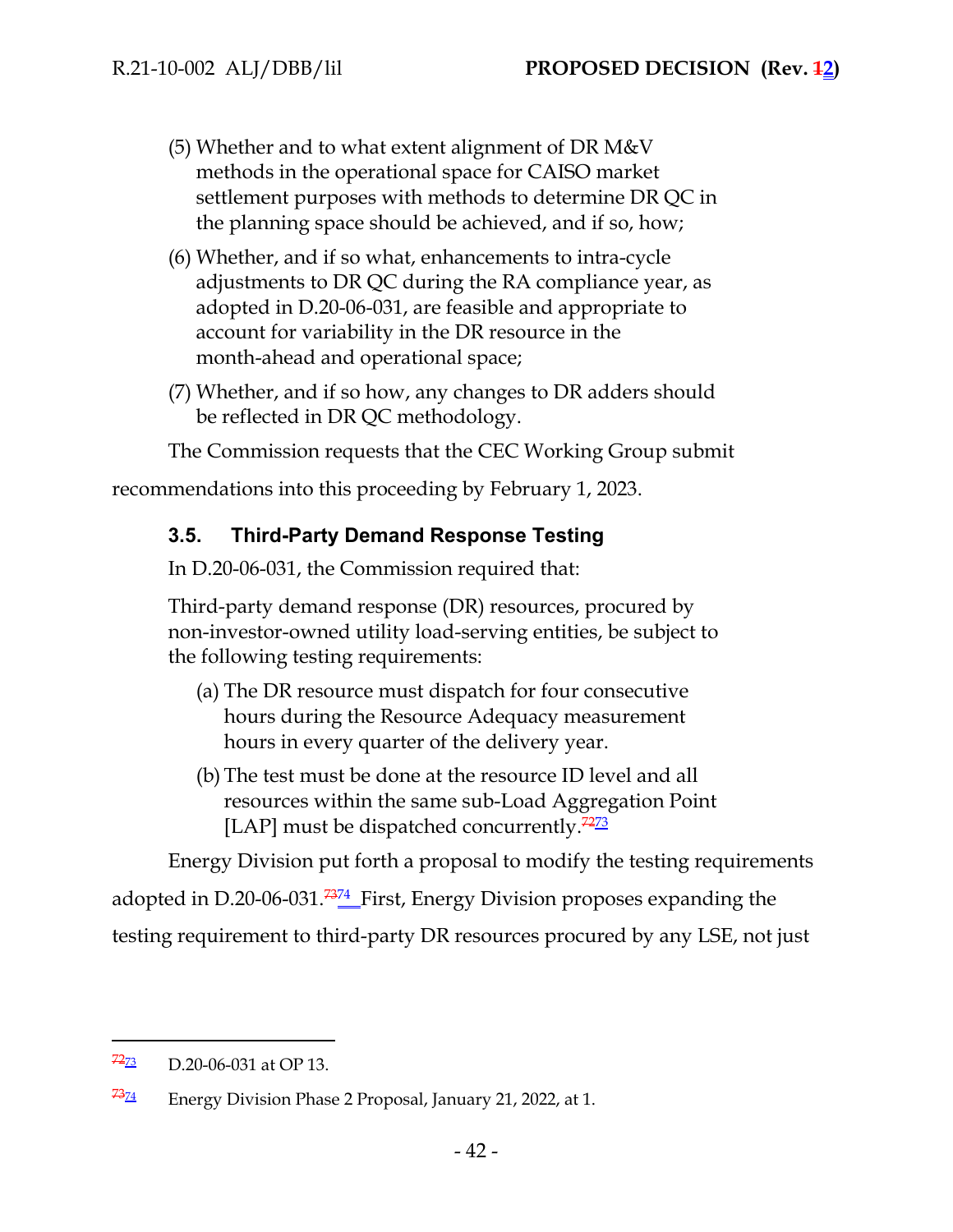(5) Whether and to what extent alignment of DR M&V methods in the operational space for CAISO market settlement purposes with methods to determine DR QC in the planning space should be achieved, and if so, how;

(6) Whether, and if so what, enhancements to intra-cycle adjustments to DR QC during the RA compliance year, as adopted in D.20-06-031, are feasible and appropriate to account for variability in the DR resource in the month-ahead and operational space;

(7) Whether, and if so how, any changes to DR adders should be reflected in DR QC methodology.

The Commission requests that the CEC Working Group submit recommendations into this proceeding by February 1, 2023.

### 3.5. Third-Party Demand Response Testing

In D.20-06-031, the Commission required that:

> Third-party demand response (DR) resources, procured by non-investor-owned utility load-serving entities, be subject to the following testing requirements:
>
> (a) The DR resource must dispatch for four consecutive hours during the Resource Adequacy measurement hours in every quarter of the delivery year.
>
> (b) The test must be done at the resource ID level and all resources within the same sub-Load Aggregation Point [LAP] must be dispatched concurrently.[7273]

Energy Division put forth a proposal to modify the testing requirements adopted in D.20-06-031.[7374] First, Energy Division proposes expanding the testing requirement to third-party DR resources procured by any LSE, not just

---

[7273] D.20-06-031 at OP 13.

[7374] Energy Division Phase 2 Proposal, January 21, 2022, at 1.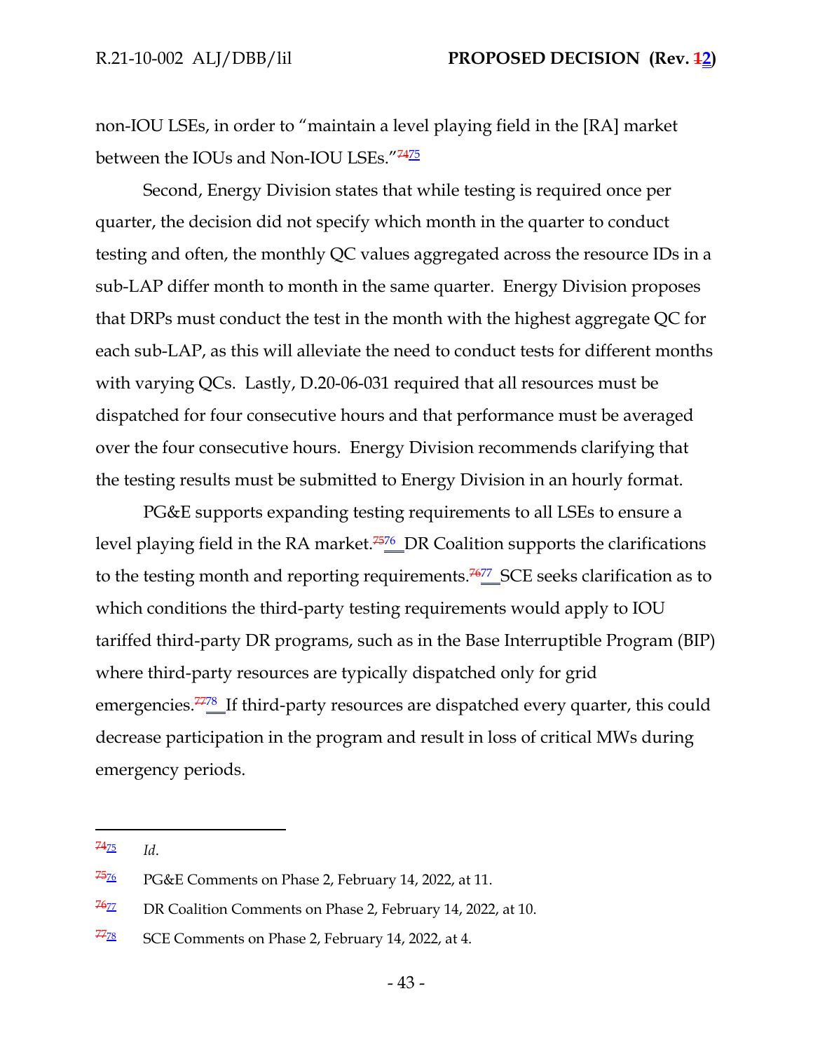non-IOU LSEs, in order to "maintain a level playing field in the [RA] market between the IOUs and Non-IOU LSEs."[7475]

Second, Energy Division states that while testing is required once per quarter, the decision did not specify which month in the quarter to conduct testing and often, the monthly QC values aggregated across the resource IDs in a sub-LAP differ month to month in the same quarter. Energy Division proposes that DRPs must conduct the test in the month with the highest aggregate QC for each sub-LAP, as this will alleviate the need to conduct tests for different months with varying QCs. Lastly, D.20-06-031 required that all resources must be dispatched for four consecutive hours and that performance must be averaged over the four consecutive hours. Energy Division recommends clarifying that the testing results must be submitted to Energy Division in an hourly format.

PG&E supports expanding testing requirements to all LSEs to ensure a level playing field in the RA market.[7576] DR Coalition supports the clarifications to the testing month and reporting requirements.[7677] SCE seeks clarification as to which conditions the third-party testing requirements would apply to IOU tariffed third-party DR programs, such as in the Base Interruptible Program (BIP) where third-party resources are typically dispatched only for grid emergencies.[7778] If third-party resources are dispatched every quarter, this could decrease participation in the program and result in loss of critical MWs during emergency periods.

---

[7475] *Id*.

[7576] PG&E Comments on Phase 2, February 14, 2022, at 11.

[7677] DR Coalition Comments on Phase 2, February 14, 2022, at 10.

[7778] SCE Comments on Phase 2, February 14, 2022, at 4.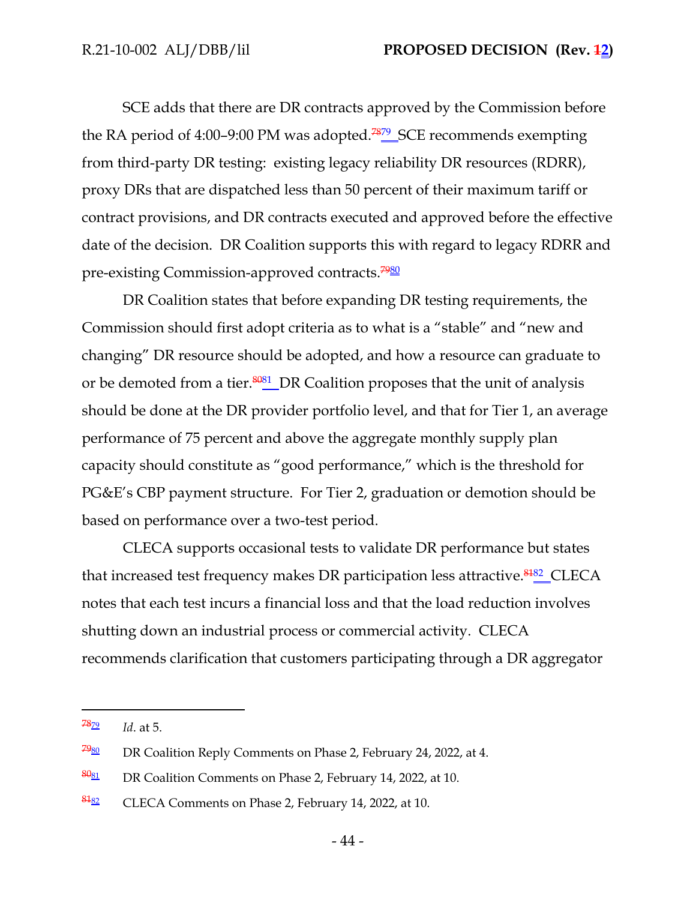SCE adds that there are DR contracts approved by the Commission before the RA period of 4:00–9:00 PM was adopted.[78][79] SCE recommends exempting from third-party DR testing: existing legacy reliability DR resources (RDRR), proxy DRs that are dispatched less than 50 percent of their maximum tariff or contract provisions, and DR contracts executed and approved before the effective date of the decision. DR Coalition supports this with regard to legacy RDRR and pre-existing Commission-approved contracts.[79][80]

DR Coalition states that before expanding DR testing requirements, the Commission should first adopt criteria as to what is a "stable" and "new and changing" DR resource should be adopted, and how a resource can graduate to or be demoted from a tier.[80][81] DR Coalition proposes that the unit of analysis should be done at the DR provider portfolio level, and that for Tier 1, an average performance of 75 percent and above the aggregate monthly supply plan capacity should constitute as "good performance," which is the threshold for PG&E's CBP payment structure. For Tier 2, graduation or demotion should be based on performance over a two-test period.

CLECA supports occasional tests to validate DR performance but states that increased test frequency makes DR participation less attractive.[81][82] CLECA notes that each test incurs a financial loss and that the load reduction involves shutting down an industrial process or commercial activity. CLECA recommends clarification that customers participating through a DR aggregator

---

[78][79] *Id*. at 5.

[79][80] DR Coalition Reply Comments on Phase 2, February 24, 2022, at 4.

[80][81] DR Coalition Comments on Phase 2, February 14, 2022, at 10.

[81][82] CLECA Comments on Phase 2, February 14, 2022, at 10.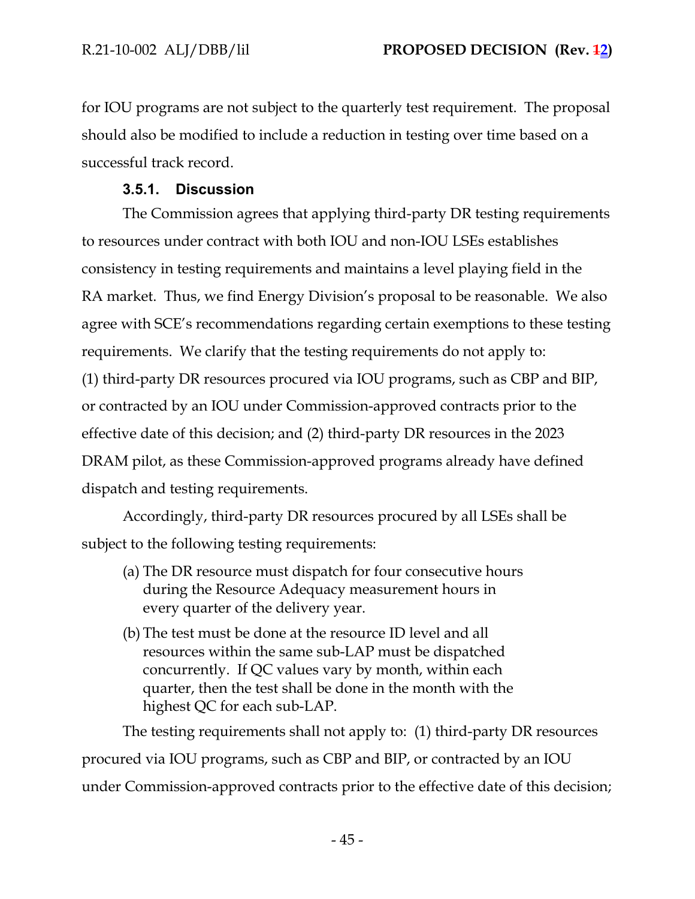for IOU programs are not subject to the quarterly test requirement. The proposal should also be modified to include a reduction in testing over time based on a successful track record.

### 3.5.1. Discussion

The Commission agrees that applying third-party DR testing requirements to resources under contract with both IOU and non-IOU LSEs establishes consistency in testing requirements and maintains a level playing field in the RA market. Thus, we find Energy Division's proposal to be reasonable. We also agree with SCE's recommendations regarding certain exemptions to these testing requirements. We clarify that the testing requirements do not apply to: (1) third-party DR resources procured via IOU programs, such as CBP and BIP, or contracted by an IOU under Commission-approved contracts prior to the effective date of this decision; and (2) third-party DR resources in the 2023 DRAM pilot, as these Commission-approved programs already have defined dispatch and testing requirements.

Accordingly, third-party DR resources procured by all LSEs shall be subject to the following testing requirements:

(a) The DR resource must dispatch for four consecutive hours during the Resource Adequacy measurement hours in every quarter of the delivery year.

(b) The test must be done at the resource ID level and all resources within the same sub-LAP must be dispatched concurrently. If QC values vary by month, within each quarter, then the test shall be done in the month with the highest QC for each sub-LAP.

The testing requirements shall not apply to: (1) third-party DR resources procured via IOU programs, such as CBP and BIP, or contracted by an IOU under Commission-approved contracts prior to the effective date of this decision;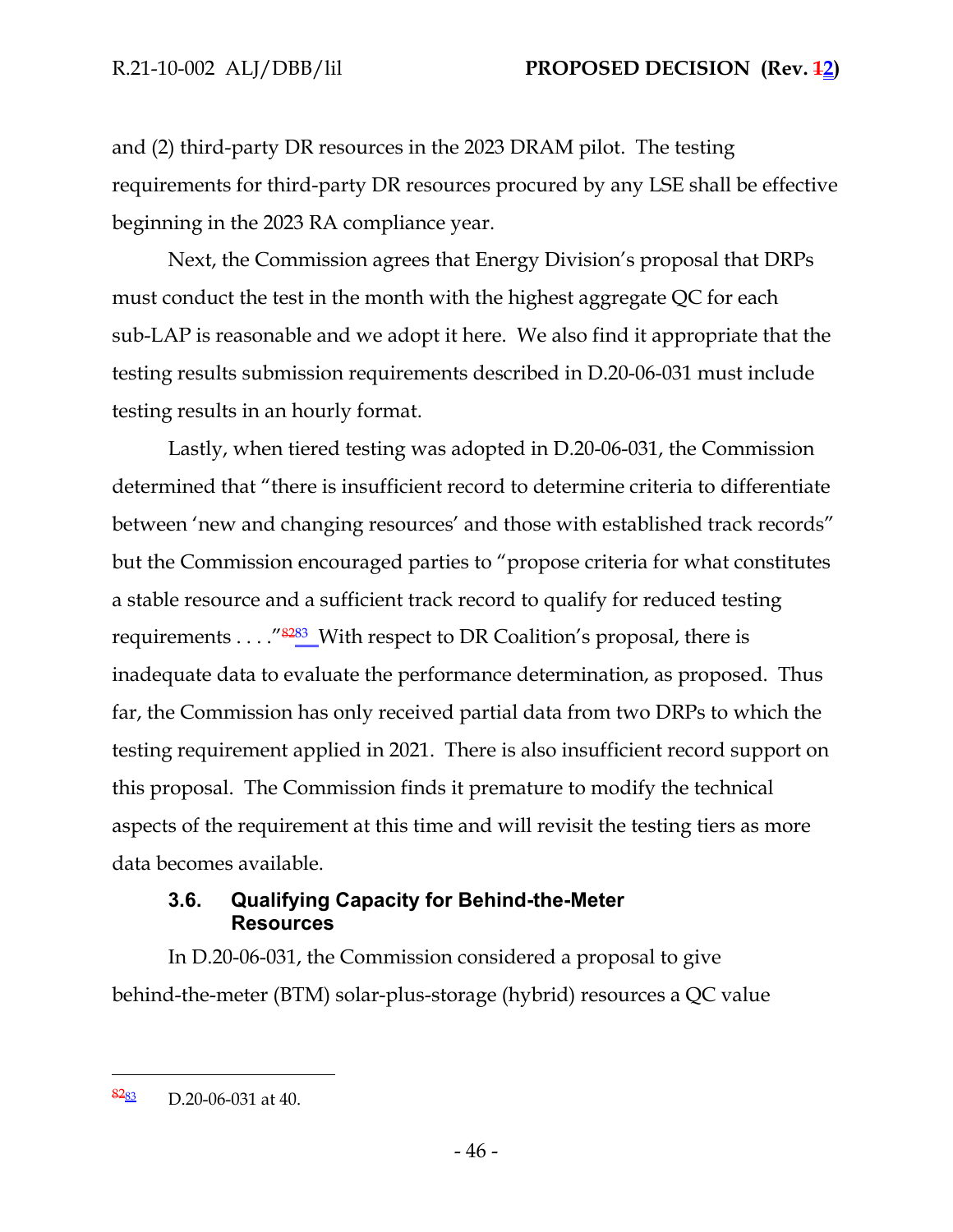and (2) third-party DR resources in the 2023 DRAM pilot. The testing requirements for third-party DR resources procured by any LSE shall be effective beginning in the 2023 RA compliance year.

Next, the Commission agrees that Energy Division's proposal that DRPs must conduct the test in the month with the highest aggregate QC for each sub-LAP is reasonable and we adopt it here. We also find it appropriate that the testing results submission requirements described in D.20-06-031 must include testing results in an hourly format.

Lastly, when tiered testing was adopted in D.20-06-031, the Commission determined that "there is insufficient record to determine criteria to differentiate between 'new and changing resources' and those with established track records" but the Commission encouraged parties to "propose criteria for what constitutes a stable resource and a sufficient track record to qualify for reduced testing requirements . . . ."[~~82~~83] With respect to DR Coalition's proposal, there is inadequate data to evaluate the performance determination, as proposed. Thus far, the Commission has only received partial data from two DRPs to which the testing requirement applied in 2021. There is also insufficient record support on this proposal. The Commission finds it premature to modify the technical aspects of the requirement at this time and will revisit the testing tiers as more data becomes available.

### 3.6. Qualifying Capacity for Behind-the-Meter Resources

In D.20-06-031, the Commission considered a proposal to give behind-the-meter (BTM) solar-plus-storage (hybrid) resources a QC value

---

[~~82~~83] D.20-06-031 at 40.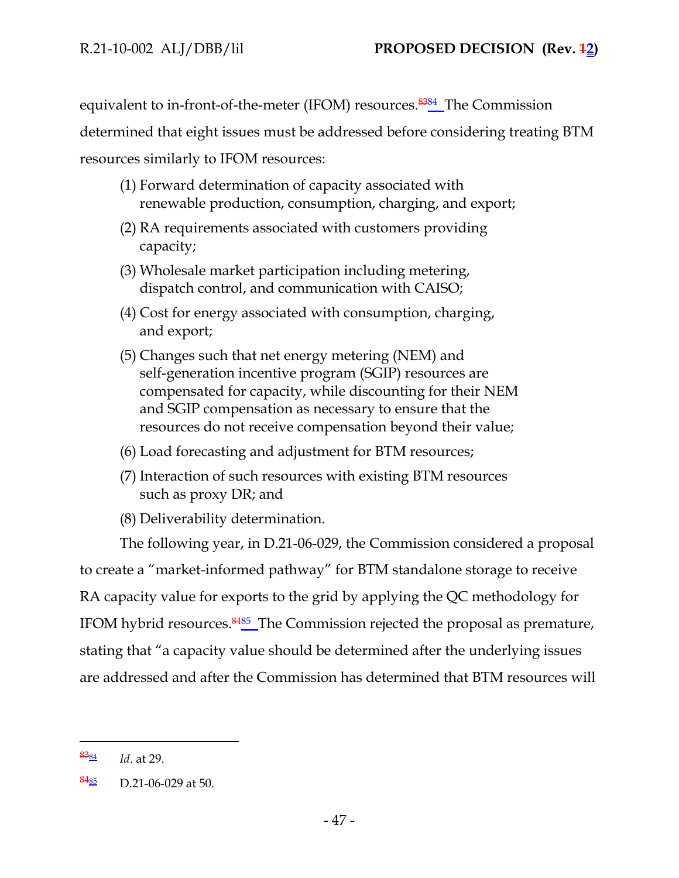equivalent to in-front-of-the-meter (IFOM) resources.[~~83~~84] The Commission determined that eight issues must be addressed before considering treating BTM resources similarly to IFOM resources:

(1) Forward determination of capacity associated with renewable production, consumption, charging, and export;

(2) RA requirements associated with customers providing capacity;

(3) Wholesale market participation including metering, dispatch control, and communication with CAISO;

(4) Cost for energy associated with consumption, charging, and export;

(5) Changes such that net energy metering (NEM) and self-generation incentive program (SGIP) resources are compensated for capacity, while discounting for their NEM and SGIP compensation as necessary to ensure that the resources do not receive compensation beyond their value;

(6) Load forecasting and adjustment for BTM resources;

(7) Interaction of such resources with existing BTM resources such as proxy DR; and

(8) Deliverability determination.

The following year, in D.21-06-029, the Commission considered a proposal to create a "market-informed pathway" for BTM standalone storage to receive RA capacity value for exports to the grid by applying the QC methodology for IFOM hybrid resources.[~~84~~85] The Commission rejected the proposal as premature, stating that "a capacity value should be determined after the underlying issues are addressed and after the Commission has determined that BTM resources will

---

[~~83~~84] *Id*. at 29.

[~~84~~85] D.21-06-029 at 50.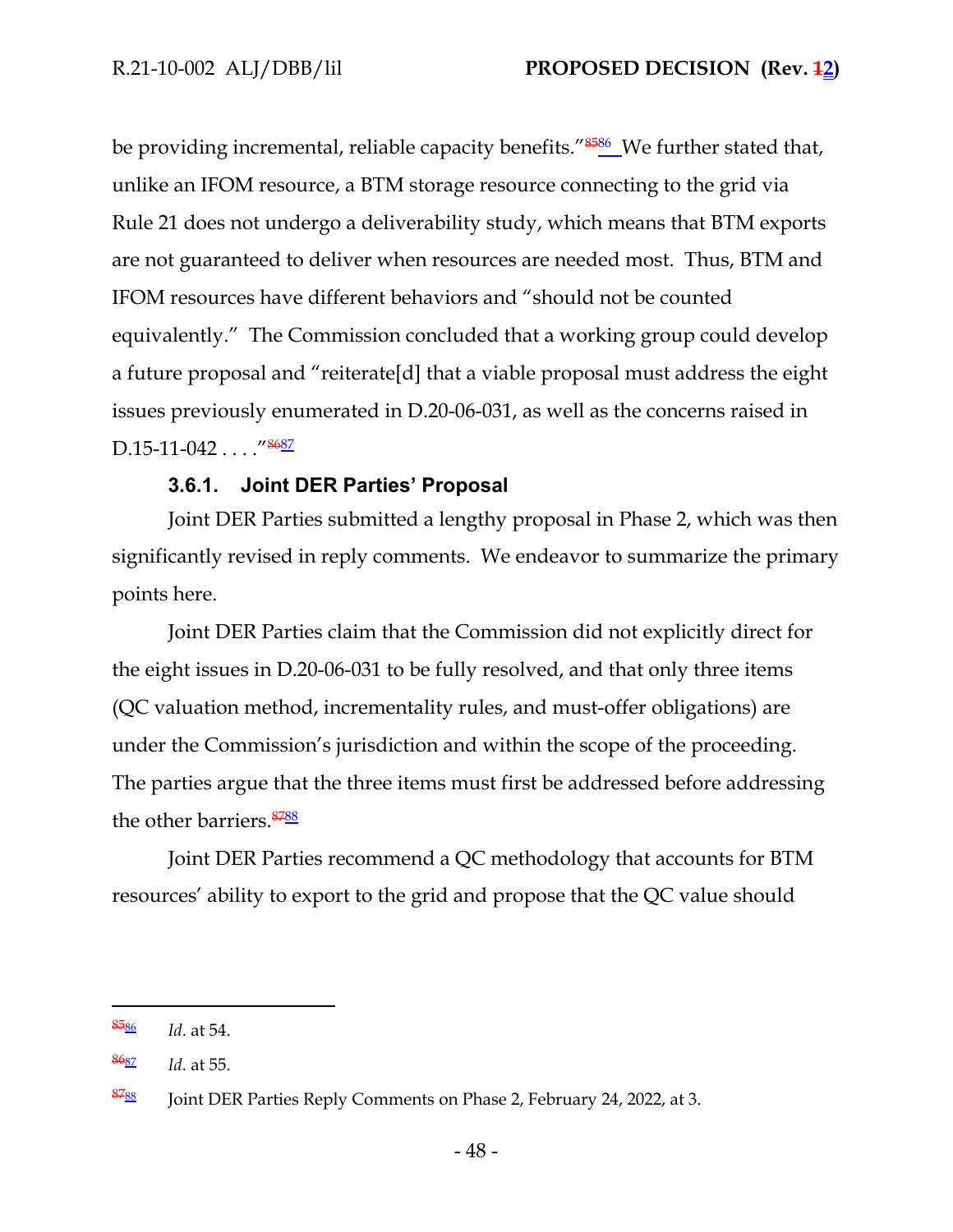be providing incremental, reliable capacity benefits."[85][86] We further stated that, unlike an IFOM resource, a BTM storage resource connecting to the grid via Rule 21 does not undergo a deliverability study, which means that BTM exports are not guaranteed to deliver when resources are needed most. Thus, BTM and IFOM resources have different behaviors and "should not be counted equivalently." The Commission concluded that a working group could develop a future proposal and "reiterate[d] that a viable proposal must address the eight issues previously enumerated in D.20-06-031, as well as the concerns raised in D.15-11-042 . . . ."[86][87]

#### 3.6.1. Joint DER Parties' Proposal

Joint DER Parties submitted a lengthy proposal in Phase 2, which was then significantly revised in reply comments. We endeavor to summarize the primary points here.

Joint DER Parties claim that the Commission did not explicitly direct for the eight issues in D.20-06-031 to be fully resolved, and that only three items (QC valuation method, incrementality rules, and must-offer obligations) are under the Commission's jurisdiction and within the scope of the proceeding. The parties argue that the three items must first be addressed before addressing the other barriers.[87][88]

Joint DER Parties recommend a QC methodology that accounts for BTM resources' ability to export to the grid and propose that the QC value should

---

[85][86] *Id*. at 54.

[86][87] *Id*. at 55.

[87][88] Joint DER Parties Reply Comments on Phase 2, February 24, 2022, at 3.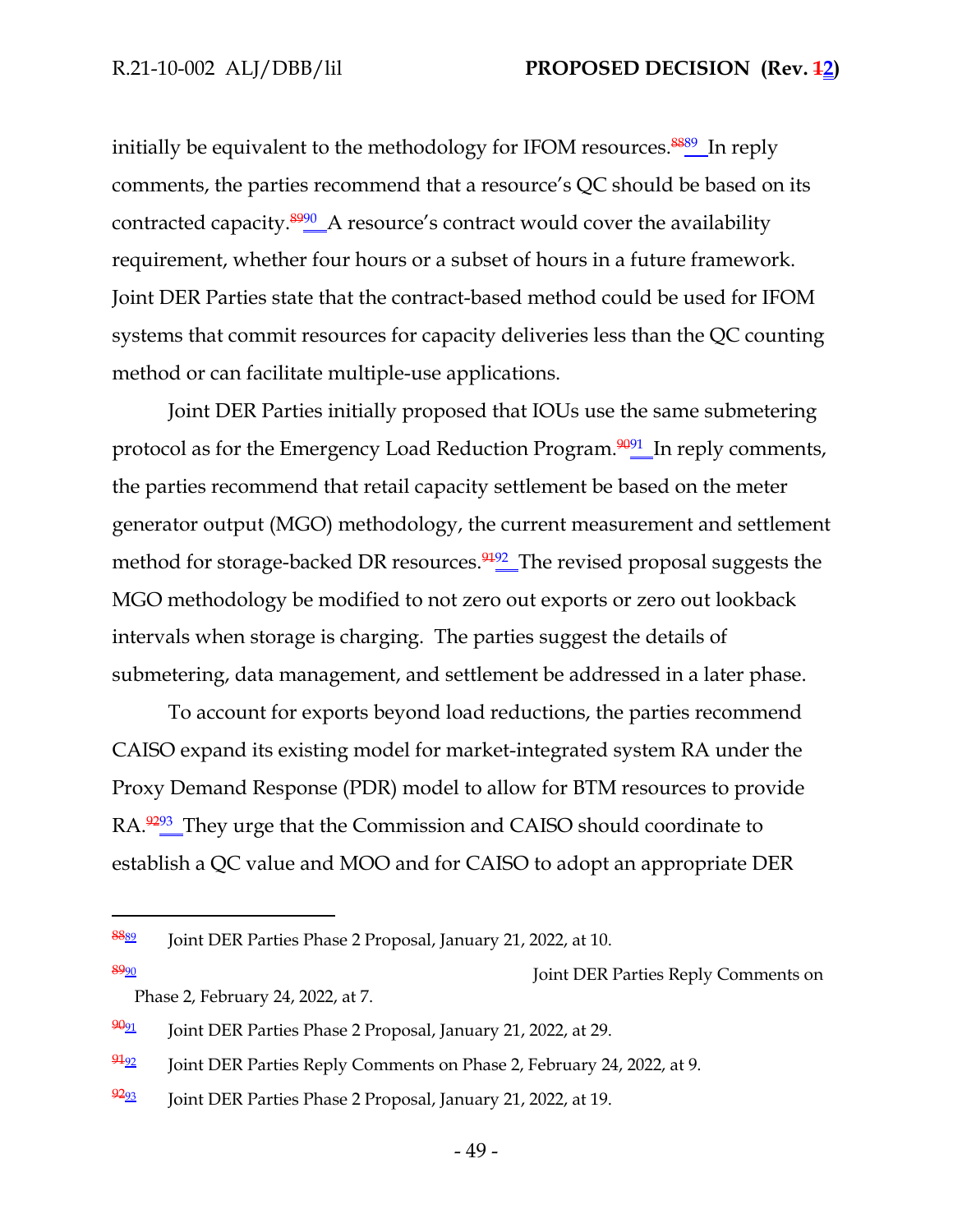initially be equivalent to the methodology for IFOM resources.[89] In reply comments, the parties recommend that a resource's QC should be based on its contracted capacity.[90] A resource's contract would cover the availability requirement, whether four hours or a subset of hours in a future framework. Joint DER Parties state that the contract-based method could be used for IFOM systems that commit resources for capacity deliveries less than the QC counting method or can facilitate multiple-use applications.

Joint DER Parties initially proposed that IOUs use the same submetering protocol as for the Emergency Load Reduction Program.[91] In reply comments, the parties recommend that retail capacity settlement be based on the meter generator output (MGO) methodology, the current measurement and settlement method for storage-backed DR resources.[92] The revised proposal suggests the MGO methodology be modified to not zero out exports or zero out lookback intervals when storage is charging. The parties suggest the details of submetering, data management, and settlement be addressed in a later phase.

To account for exports beyond load reductions, the parties recommend CAISO expand its existing model for market-integrated system RA under the Proxy Demand Response (PDR) model to allow for BTM resources to provide RA.[93] They urge that the Commission and CAISO should coordinate to establish a QC value and MOO and for CAISO to adopt an appropriate DER

---

[89] Joint DER Parties Phase 2 Proposal, January 21, 2022, at 10.

[90] Joint DER Parties Reply Comments on Phase 2, February 24, 2022, at 7.

[91] Joint DER Parties Phase 2 Proposal, January 21, 2022, at 29.

[92] Joint DER Parties Reply Comments on Phase 2, February 24, 2022, at 9.

[93] Joint DER Parties Phase 2 Proposal, January 21, 2022, at 19.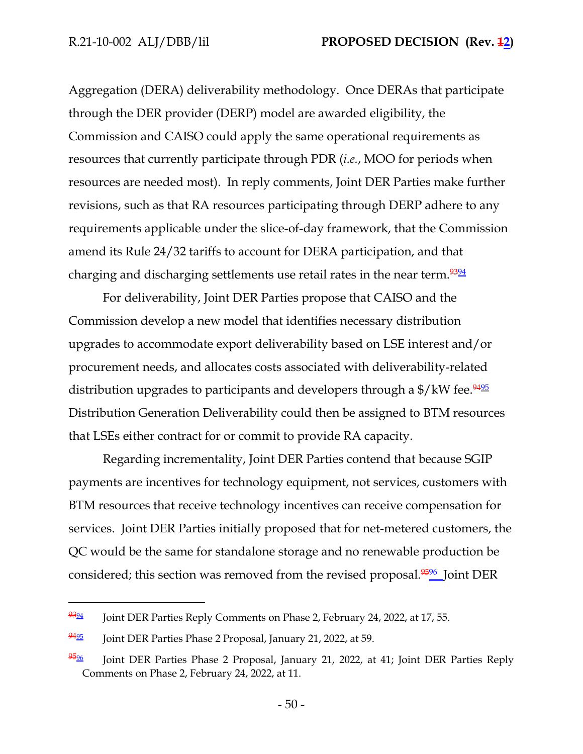Aggregation (DERA) deliverability methodology. Once DERAs that participate through the DER provider (DERP) model are awarded eligibility, the Commission and CAISO could apply the same operational requirements as resources that currently participate through PDR (*i.e.*, MOO for periods when resources are needed most). In reply comments, Joint DER Parties make further revisions, such as that RA resources participating through DERP adhere to any requirements applicable under the slice-of-day framework, that the Commission amend its Rule 24/32 tariffs to account for DERA participation, and that charging and discharging settlements use retail rates in the near term.[94]

For deliverability, Joint DER Parties propose that CAISO and the Commission develop a new model that identifies necessary distribution upgrades to accommodate export deliverability based on LSE interest and/or procurement needs, and allocates costs associated with deliverability-related distribution upgrades to participants and developers through a $/kW fee.[95] Distribution Generation Deliverability could then be assigned to BTM resources that LSEs either contract for or commit to provide RA capacity.

Regarding incrementality, Joint DER Parties contend that because SGIP payments are incentives for technology equipment, not services, customers with BTM resources that receive technology incentives can receive compensation for services. Joint DER Parties initially proposed that for net-metered customers, the QC would be the same for standalone storage and no renewable production be considered; this section was removed from the revised proposal.[96] Joint DER

---

[94] Joint DER Parties Reply Comments on Phase 2, February 24, 2022, at 17, 55.

[95] Joint DER Parties Phase 2 Proposal, January 21, 2022, at 59.

[96] Joint DER Parties Phase 2 Proposal, January 21, 2022, at 41; Joint DER Parties Reply Comments on Phase 2, February 24, 2022, at 11.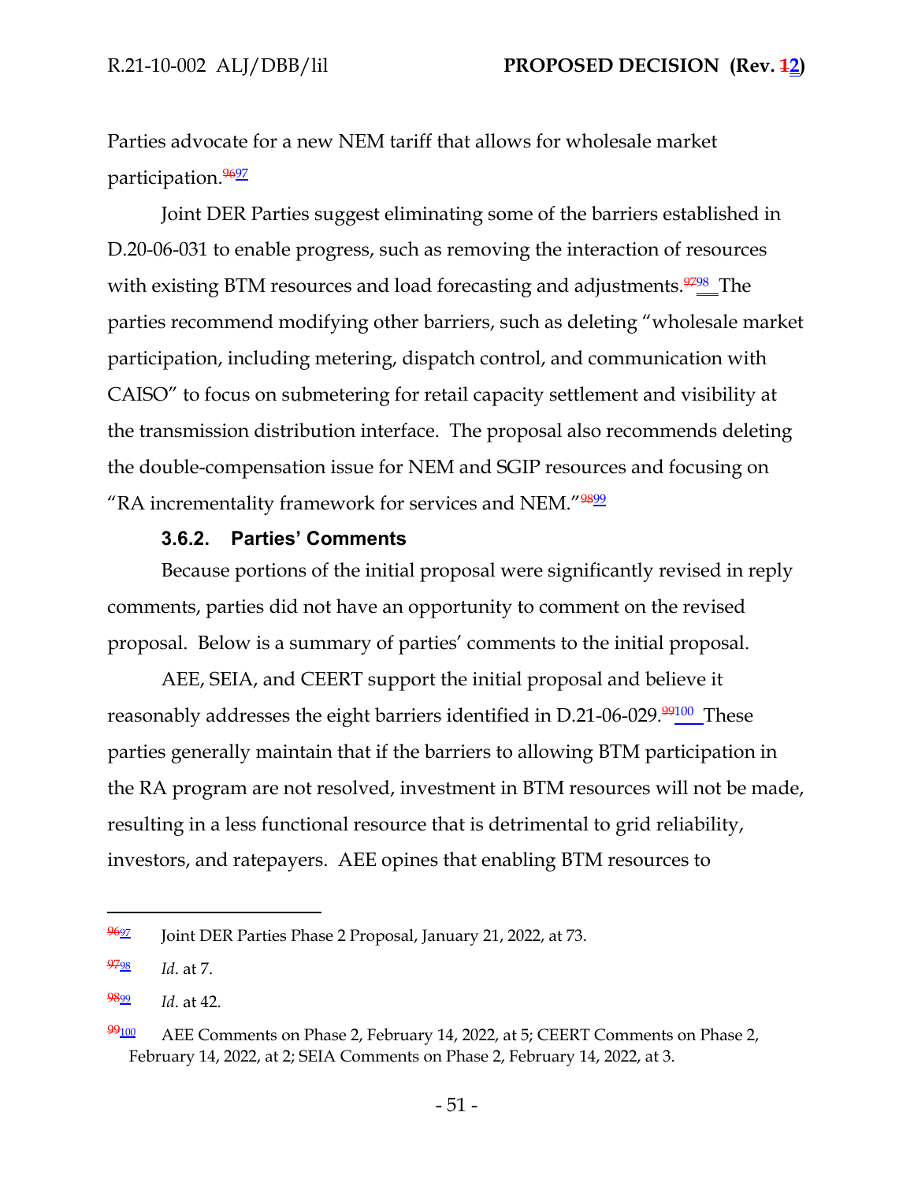Parties advocate for a new NEM tariff that allows for wholesale market participation.[9697]

Joint DER Parties suggest eliminating some of the barriers established in D.20-06-031 to enable progress, such as removing the interaction of resources with existing BTM resources and load forecasting and adjustments.[9798] The parties recommend modifying other barriers, such as deleting "wholesale market participation, including metering, dispatch control, and communication with CAISO" to focus on submetering for retail capacity settlement and visibility at the transmission distribution interface. The proposal also recommends deleting the double-compensation issue for NEM and SGIP resources and focusing on "RA incrementality framework for services and NEM."[9899]

### 3.6.2. Parties' Comments

Because portions of the initial proposal were significantly revised in reply comments, parties did not have an opportunity to comment on the revised proposal. Below is a summary of parties' comments to the initial proposal.

AEE, SEIA, and CEERT support the initial proposal and believe it reasonably addresses the eight barriers identified in D.21-06-029.[99100] These parties generally maintain that if the barriers to allowing BTM participation in the RA program are not resolved, investment in BTM resources will not be made, resulting in a less functional resource that is detrimental to grid reliability, investors, and ratepayers. AEE opines that enabling BTM resources to

---

[9697] Joint DER Parties Phase 2 Proposal, January 21, 2022, at 73.

[9798] *Id*. at 7.

[9899] *Id*. at 42.

[99100] AEE Comments on Phase 2, February 14, 2022, at 5; CEERT Comments on Phase 2, February 14, 2022, at 2; SEIA Comments on Phase 2, February 14, 2022, at 3.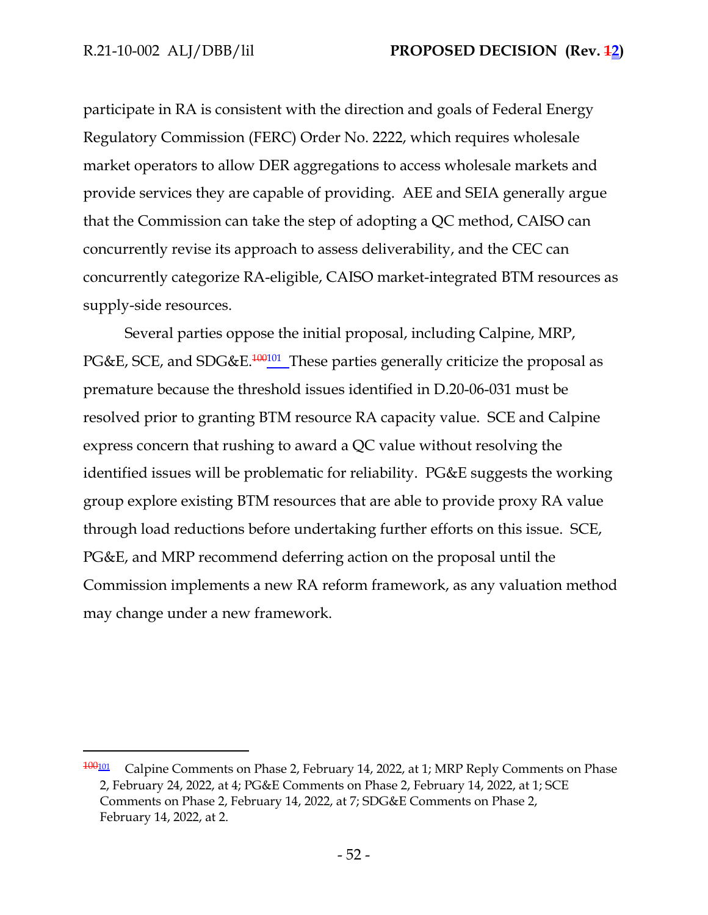participate in RA is consistent with the direction and goals of Federal Energy Regulatory Commission (FERC) Order No. 2222, which requires wholesale market operators to allow DER aggregations to access wholesale markets and provide services they are capable of providing. AEE and SEIA generally argue that the Commission can take the step of adopting a QC method, CAISO can concurrently revise its approach to assess deliverability, and the CEC can concurrently categorize RA-eligible, CAISO market-integrated BTM resources as supply-side resources.

Several parties oppose the initial proposal, including Calpine, MRP, PG&E, SCE, and SDG&E.[101] These parties generally criticize the proposal as premature because the threshold issues identified in D.20-06-031 must be resolved prior to granting BTM resource RA capacity value. SCE and Calpine express concern that rushing to award a QC value without resolving the identified issues will be problematic for reliability. PG&E suggests the working group explore existing BTM resources that are able to provide proxy RA value through load reductions before undertaking further efforts on this issue. SCE, PG&E, and MRP recommend deferring action on the proposal until the Commission implements a new RA reform framework, as any valuation method may change under a new framework.

---

[101] Calpine Comments on Phase 2, February 14, 2022, at 1; MRP Reply Comments on Phase 2, February 24, 2022, at 4; PG&E Comments on Phase 2, February 14, 2022, at 1; SCE Comments on Phase 2, February 14, 2022, at 7; SDG&E Comments on Phase 2, February 14, 2022, at 2.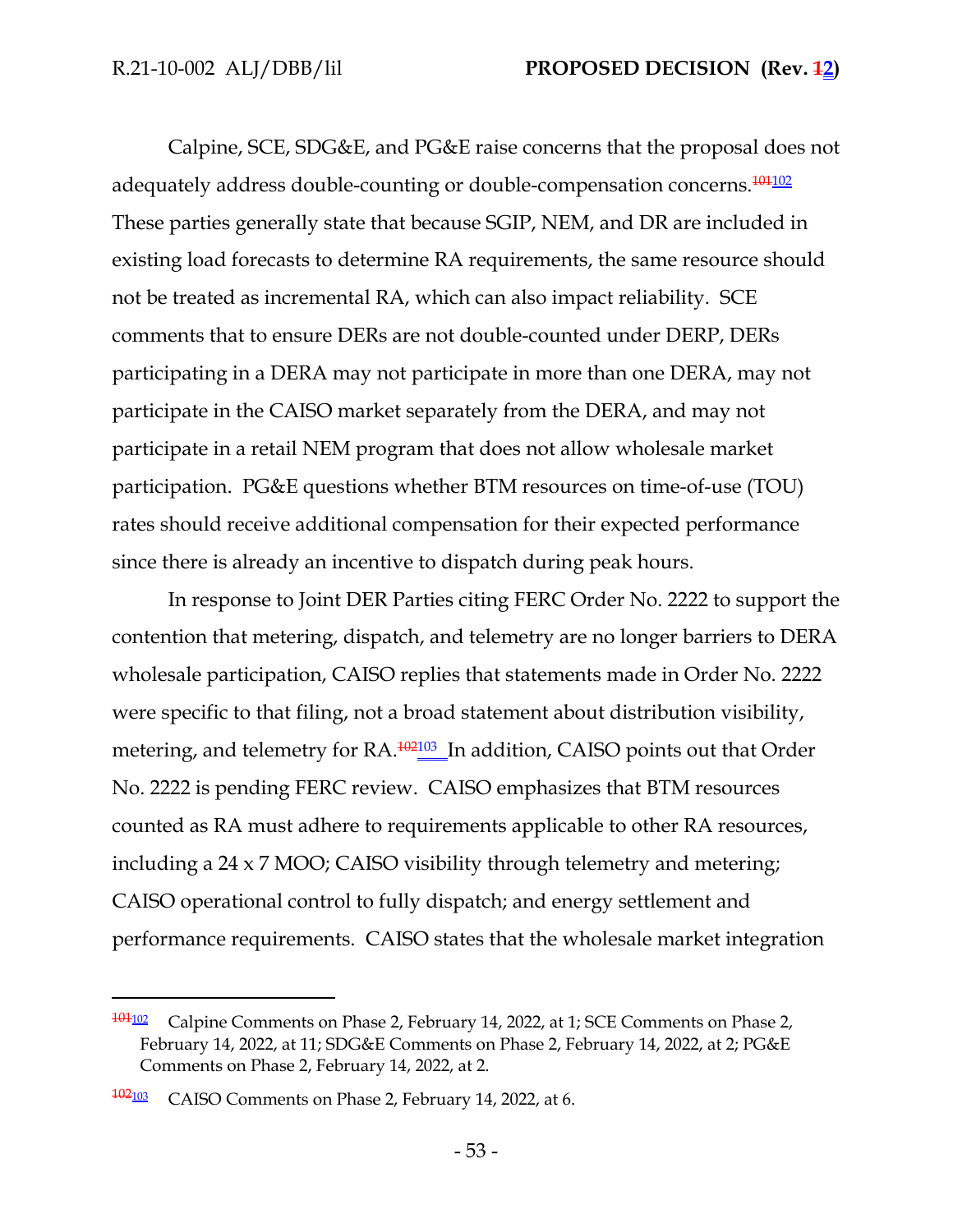Calpine, SCE, SDG&E, and PG&E raise concerns that the proposal does not adequately address double-counting or double-compensation concerns.[101][102] These parties generally state that because SGIP, NEM, and DR are included in existing load forecasts to determine RA requirements, the same resource should not be treated as incremental RA, which can also impact reliability. SCE comments that to ensure DERs are not double-counted under DERP, DERs participating in a DERA may not participate in more than one DERA, may not participate in the CAISO market separately from the DERA, and may not participate in a retail NEM program that does not allow wholesale market participation. PG&E questions whether BTM resources on time-of-use (TOU) rates should receive additional compensation for their expected performance since there is already an incentive to dispatch during peak hours.

In response to Joint DER Parties citing FERC Order No. 2222 to support the contention that metering, dispatch, and telemetry are no longer barriers to DERA wholesale participation, CAISO replies that statements made in Order No. 2222 were specific to that filing, not a broad statement about distribution visibility, metering, and telemetry for RA.[102][103] In addition, CAISO points out that Order No. 2222 is pending FERC review. CAISO emphasizes that BTM resources counted as RA must adhere to requirements applicable to other RA resources, including a 24 x 7 MOO; CAISO visibility through telemetry and metering; CAISO operational control to fully dispatch; and energy settlement and performance requirements. CAISO states that the wholesale market integration

---

[101][102] Calpine Comments on Phase 2, February 14, 2022, at 1; SCE Comments on Phase 2, February 14, 2022, at 11; SDG&E Comments on Phase 2, February 14, 2022, at 2; PG&E Comments on Phase 2, February 14, 2022, at 2.

[102][103] CAISO Comments on Phase 2, February 14, 2022, at 6.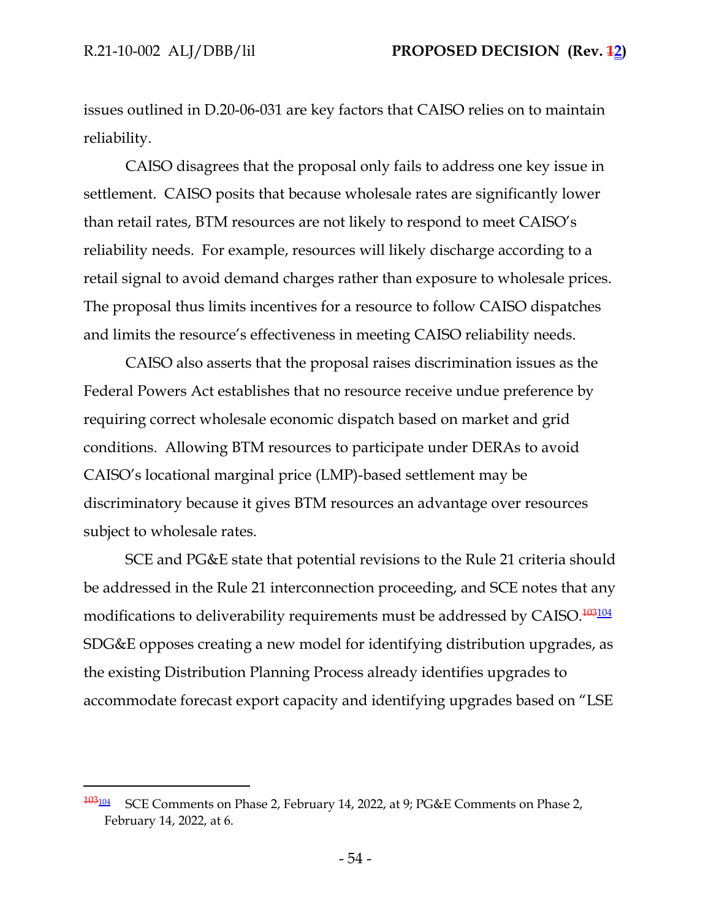issues outlined in D.20-06-031 are key factors that CAISO relies on to maintain reliability.

CAISO disagrees that the proposal only fails to address one key issue in settlement. CAISO posits that because wholesale rates are significantly lower than retail rates, BTM resources are not likely to respond to meet CAISO's reliability needs. For example, resources will likely discharge according to a retail signal to avoid demand charges rather than exposure to wholesale prices. The proposal thus limits incentives for a resource to follow CAISO dispatches and limits the resource's effectiveness in meeting CAISO reliability needs.

CAISO also asserts that the proposal raises discrimination issues as the Federal Powers Act establishes that no resource receive undue preference by requiring correct wholesale economic dispatch based on market and grid conditions. Allowing BTM resources to participate under DERAs to avoid CAISO's locational marginal price (LMP)-based settlement may be discriminatory because it gives BTM resources an advantage over resources subject to wholesale rates.

SCE and PG&E state that potential revisions to the Rule 21 criteria should be addressed in the Rule 21 interconnection proceeding, and SCE notes that any modifications to deliverability requirements must be addressed by CAISO.[~~103~~104] SDG&E opposes creating a new model for identifying distribution upgrades, as the existing Distribution Planning Process already identifies upgrades to accommodate forecast export capacity and identifying upgrades based on "LSE

---

[~~103~~104] SCE Comments on Phase 2, February 14, 2022, at 9; PG&E Comments on Phase 2, February 14, 2022, at 6.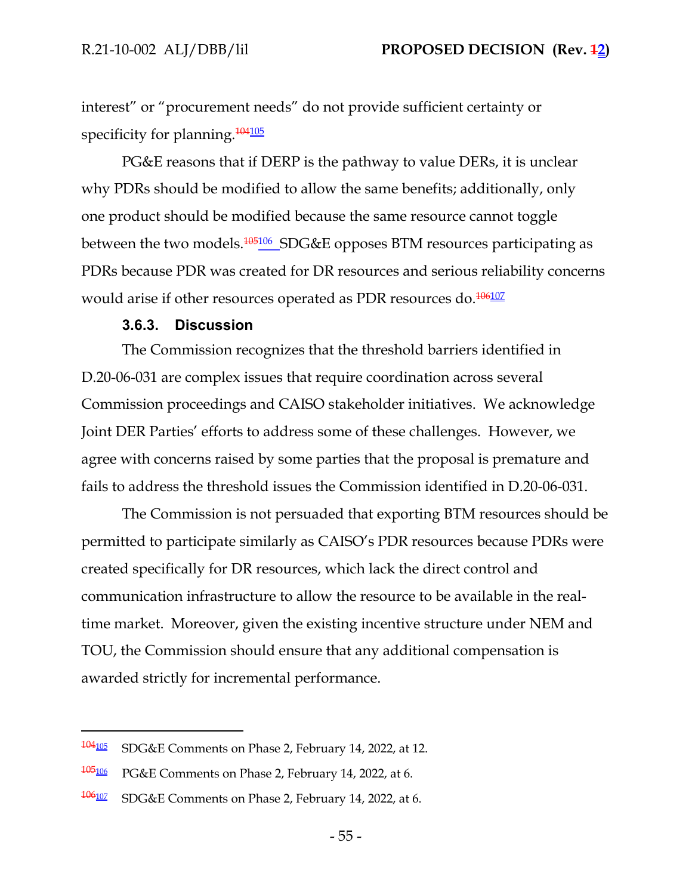interest" or "procurement needs" do not provide sufficient certainty or specificity for planning.[~~104~~105]

PG&E reasons that if DERP is the pathway to value DERs, it is unclear why PDRs should be modified to allow the same benefits; additionally, only one product should be modified because the same resource cannot toggle between the two models.[~~105~~106] SDG&E opposes BTM resources participating as PDRs because PDR was created for DR resources and serious reliability concerns would arise if other resources operated as PDR resources do.[~~106~~107]

### 3.6.3. Discussion

The Commission recognizes that the threshold barriers identified in D.20-06-031 are complex issues that require coordination across several Commission proceedings and CAISO stakeholder initiatives. We acknowledge Joint DER Parties' efforts to address some of these challenges. However, we agree with concerns raised by some parties that the proposal is premature and fails to address the threshold issues the Commission identified in D.20-06-031.

The Commission is not persuaded that exporting BTM resources should be permitted to participate similarly as CAISO's PDR resources because PDRs were created specifically for DR resources, which lack the direct control and communication infrastructure to allow the resource to be available in the real-time market. Moreover, given the existing incentive structure under NEM and TOU, the Commission should ensure that any additional compensation is awarded strictly for incremental performance.

---

[~~104~~105] SDG&E Comments on Phase 2, February 14, 2022, at 12.

[~~105~~106] PG&E Comments on Phase 2, February 14, 2022, at 6.

[~~106~~107] SDG&E Comments on Phase 2, February 14, 2022, at 6.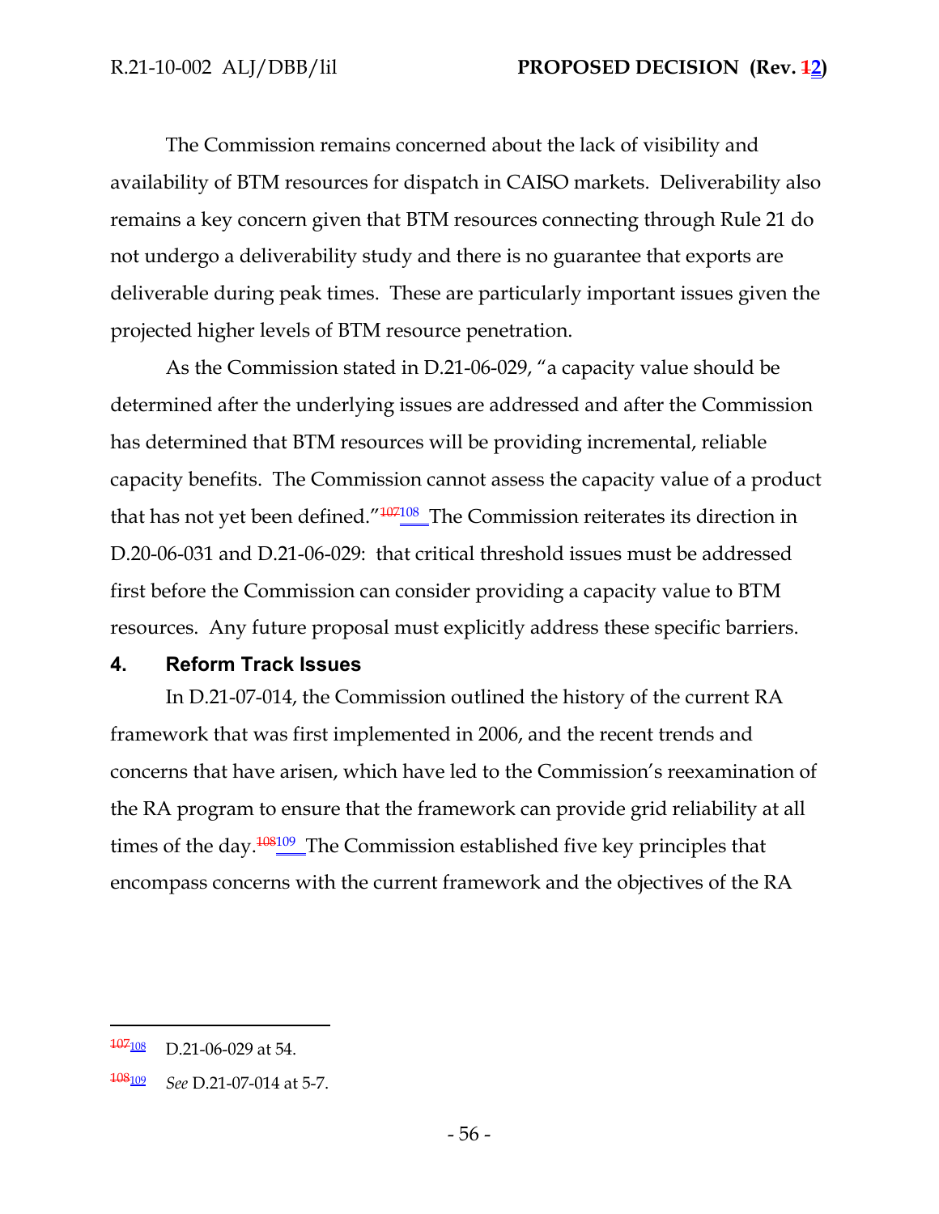The Commission remains concerned about the lack of visibility and availability of BTM resources for dispatch in CAISO markets. Deliverability also remains a key concern given that BTM resources connecting through Rule 21 do not undergo a deliverability study and there is no guarantee that exports are deliverable during peak times. These are particularly important issues given the projected higher levels of BTM resource penetration.

As the Commission stated in D.21-06-029, "a capacity value should be determined after the underlying issues are addressed and after the Commission has determined that BTM resources will be providing incremental, reliable capacity benefits. The Commission cannot assess the capacity value of a product that has not yet been defined."[107108] The Commission reiterates its direction in D.20-06-031 and D.21-06-029: that critical threshold issues must be addressed first before the Commission can consider providing a capacity value to BTM resources. Any future proposal must explicitly address these specific barriers.

## 4. Reform Track Issues

In D.21-07-014, the Commission outlined the history of the current RA framework that was first implemented in 2006, and the recent trends and concerns that have arisen, which have led to the Commission's reexamination of the RA program to ensure that the framework can provide grid reliability at all times of the day.[108109] The Commission established five key principles that encompass concerns with the current framework and the objectives of the RA

---

[107108] D.21-06-029 at 54.

[108109] *See* D.21-07-014 at 5-7.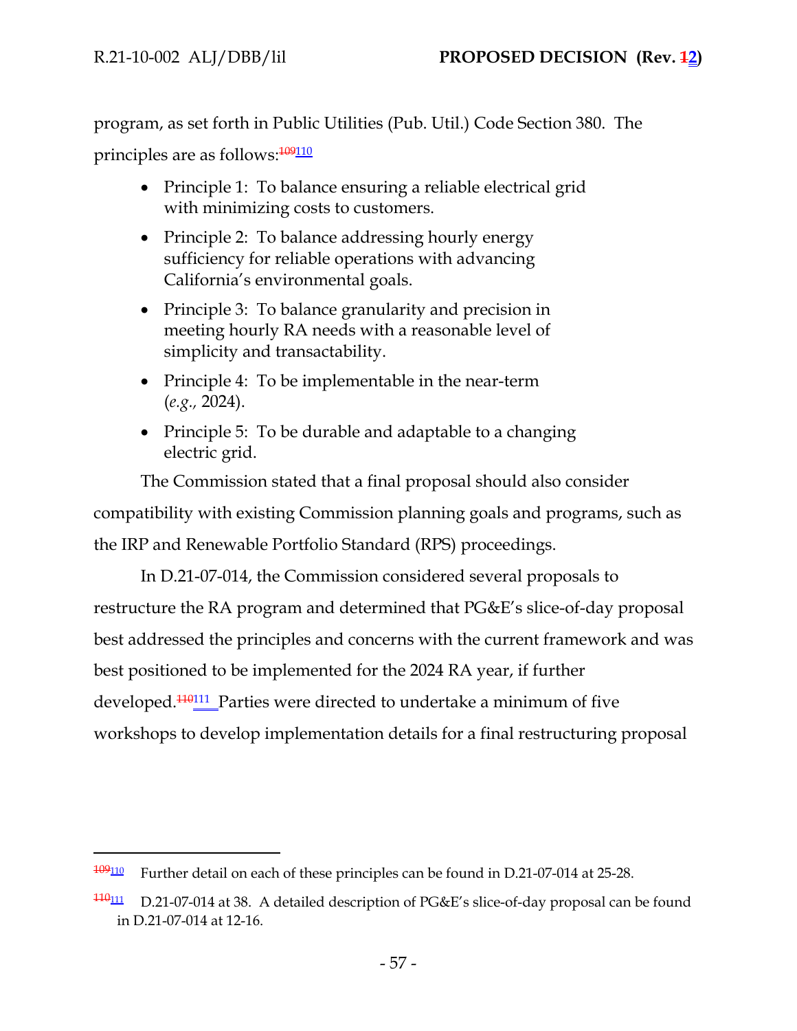program, as set forth in Public Utilities (Pub. Util.) Code Section 380. The principles are as follows:[109][110]

- Principle 1: To balance ensuring a reliable electrical grid with minimizing costs to customers.
- Principle 2: To balance addressing hourly energy sufficiency for reliable operations with advancing California's environmental goals.
- Principle 3: To balance granularity and precision in meeting hourly RA needs with a reasonable level of simplicity and transactability.
- Principle 4: To be implementable in the near-term (*e.g.,* 2024).
- Principle 5: To be durable and adaptable to a changing electric grid.

The Commission stated that a final proposal should also consider compatibility with existing Commission planning goals and programs, such as the IRP and Renewable Portfolio Standard (RPS) proceedings.

In D.21-07-014, the Commission considered several proposals to restructure the RA program and determined that PG&E's slice-of-day proposal best addressed the principles and concerns with the current framework and was best positioned to be implemented for the 2024 RA year, if further developed.[110][111] Parties were directed to undertake a minimum of five workshops to develop implementation details for a final restructuring proposal

---

[109][110] Further detail on each of these principles can be found in D.21-07-014 at 25-28.

[110][111] D.21-07-014 at 38. A detailed description of PG&E's slice-of-day proposal can be found in D.21-07-014 at 12-16.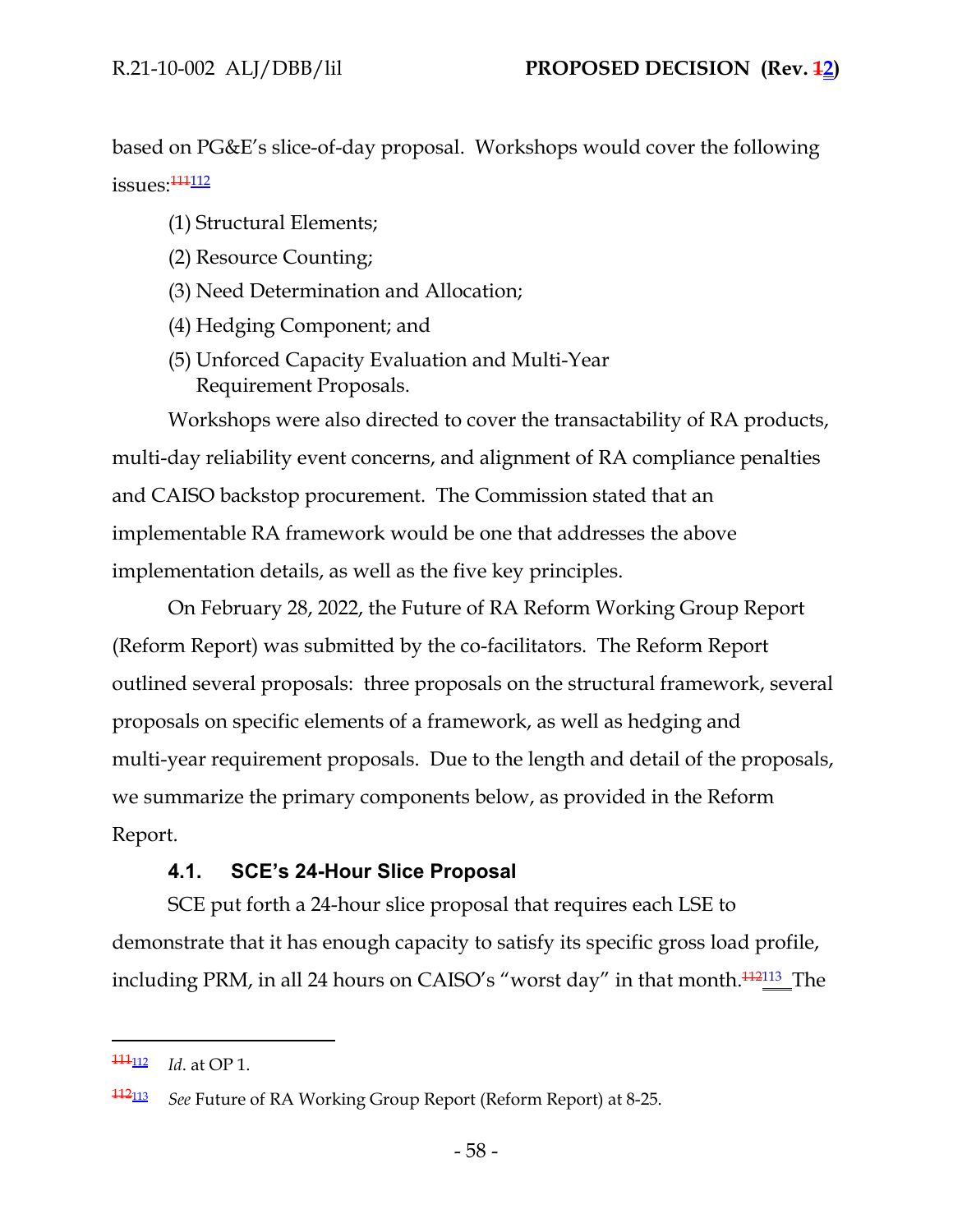based on PG&E's slice-of-day proposal. Workshops would cover the following issues:[111][112]

(1) Structural Elements;

(2) Resource Counting;

(3) Need Determination and Allocation;

(4) Hedging Component; and

(5) Unforced Capacity Evaluation and Multi-Year Requirement Proposals.

Workshops were also directed to cover the transactability of RA products, multi-day reliability event concerns, and alignment of RA compliance penalties and CAISO backstop procurement. The Commission stated that an implementable RA framework would be one that addresses the above implementation details, as well as the five key principles.

On February 28, 2022, the Future of RA Reform Working Group Report (Reform Report) was submitted by the co-facilitators. The Reform Report outlined several proposals: three proposals on the structural framework, several proposals on specific elements of a framework, as well as hedging and multi-year requirement proposals. Due to the length and detail of the proposals, we summarize the primary components below, as provided in the Reform Report.

### 4.1. SCE's 24-Hour Slice Proposal

SCE put forth a 24-hour slice proposal that requires each LSE to demonstrate that it has enough capacity to satisfy its specific gross load profile, including PRM, in all 24 hours on CAISO's "worst day" in that month.[112][113] The

---

[111][112] *Id*. at OP 1.

[112][113] *See* Future of RA Working Group Report (Reform Report) at 8-25.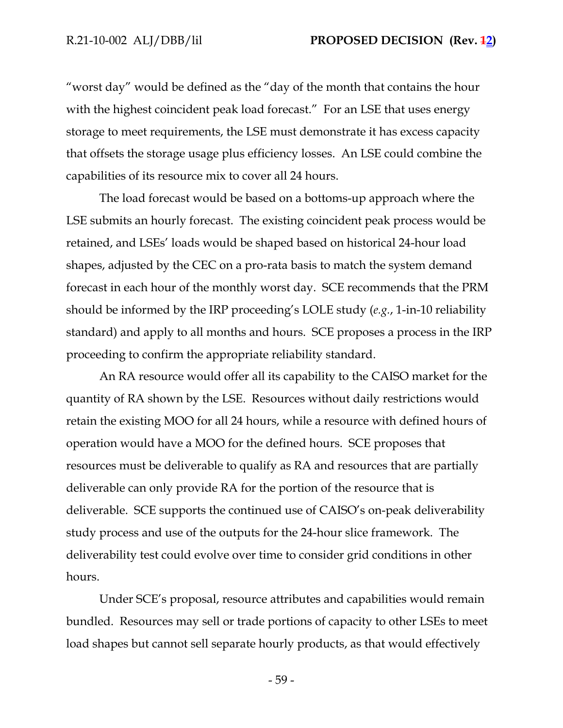"worst day" would be defined as the "day of the month that contains the hour with the highest coincident peak load forecast." For an LSE that uses energy storage to meet requirements, the LSE must demonstrate it has excess capacity that offsets the storage usage plus efficiency losses. An LSE could combine the capabilities of its resource mix to cover all 24 hours.

The load forecast would be based on a bottoms-up approach where the LSE submits an hourly forecast. The existing coincident peak process would be retained, and LSEs' loads would be shaped based on historical 24-hour load shapes, adjusted by the CEC on a pro-rata basis to match the system demand forecast in each hour of the monthly worst day. SCE recommends that the PRM should be informed by the IRP proceeding's LOLE study (*e.g.*, 1-in-10 reliability standard) and apply to all months and hours. SCE proposes a process in the IRP proceeding to confirm the appropriate reliability standard.

An RA resource would offer all its capability to the CAISO market for the quantity of RA shown by the LSE. Resources without daily restrictions would retain the existing MOO for all 24 hours, while a resource with defined hours of operation would have a MOO for the defined hours. SCE proposes that resources must be deliverable to qualify as RA and resources that are partially deliverable can only provide RA for the portion of the resource that is deliverable. SCE supports the continued use of CAISO's on-peak deliverability study process and use of the outputs for the 24-hour slice framework. The deliverability test could evolve over time to consider grid conditions in other hours.

Under SCE's proposal, resource attributes and capabilities would remain bundled. Resources may sell or trade portions of capacity to other LSEs to meet load shapes but cannot sell separate hourly products, as that would effectively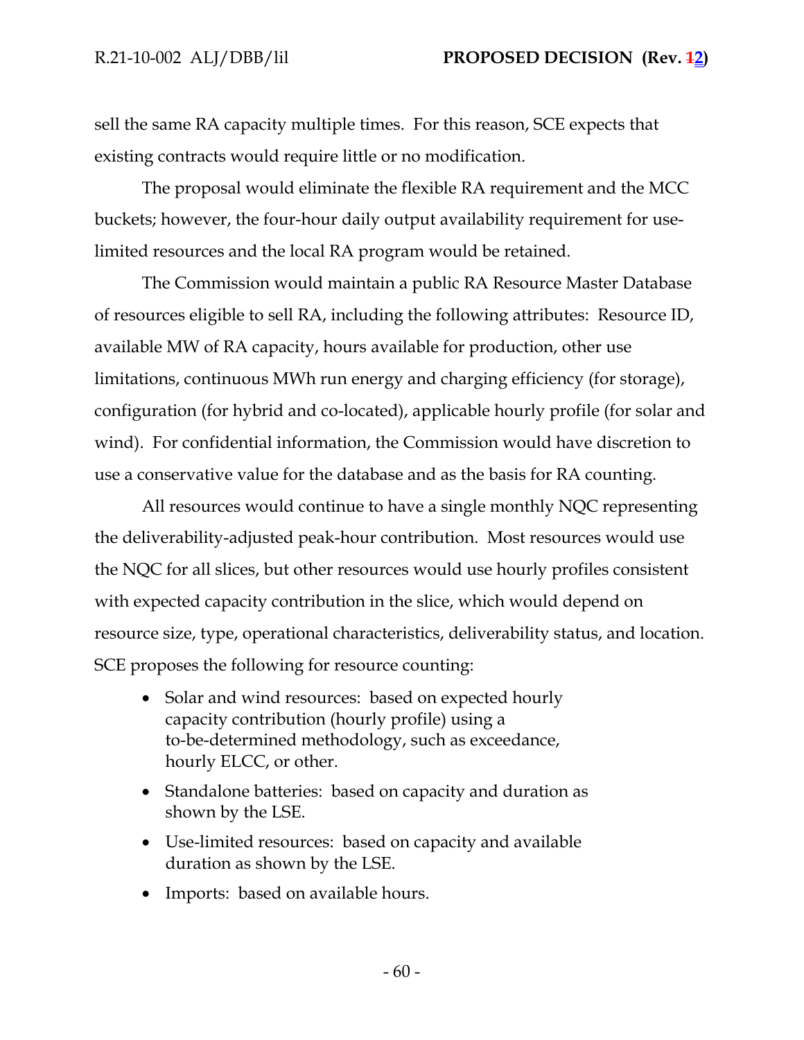sell the same RA capacity multiple times. For this reason, SCE expects that existing contracts would require little or no modification.

The proposal would eliminate the flexible RA requirement and the MCC buckets; however, the four-hour daily output availability requirement for use-limited resources and the local RA program would be retained.

The Commission would maintain a public RA Resource Master Database of resources eligible to sell RA, including the following attributes: Resource ID, available MW of RA capacity, hours available for production, other use limitations, continuous MWh run energy and charging efficiency (for storage), configuration (for hybrid and co-located), applicable hourly profile (for solar and wind). For confidential information, the Commission would have discretion to use a conservative value for the database and as the basis for RA counting.

All resources would continue to have a single monthly NQC representing the deliverability-adjusted peak-hour contribution. Most resources would use the NQC for all slices, but other resources would use hourly profiles consistent with expected capacity contribution in the slice, which would depend on resource size, type, operational characteristics, deliverability status, and location. SCE proposes the following for resource counting:

- Solar and wind resources: based on expected hourly capacity contribution (hourly profile) using a to-be-determined methodology, such as exceedance, hourly ELCC, or other.
- Standalone batteries: based on capacity and duration as shown by the LSE.
- Use-limited resources: based on capacity and available duration as shown by the LSE.
- Imports: based on available hours.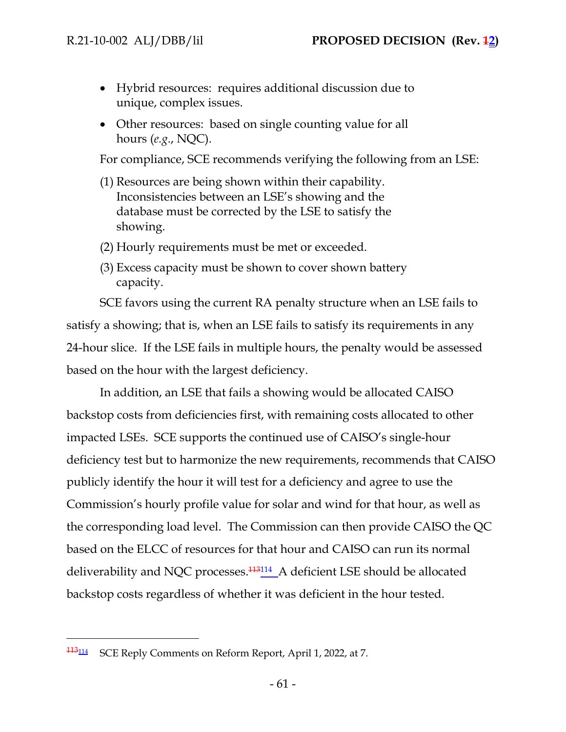- Hybrid resources: requires additional discussion due to unique, complex issues.
- Other resources: based on single counting value for all hours (*e.g.*, NQC).

For compliance, SCE recommends verifying the following from an LSE:

(1) Resources are being shown within their capability. Inconsistencies between an LSE's showing and the database must be corrected by the LSE to satisfy the showing.

(2) Hourly requirements must be met or exceeded.

(3) Excess capacity must be shown to cover shown battery capacity.

SCE favors using the current RA penalty structure when an LSE fails to satisfy a showing; that is, when an LSE fails to satisfy its requirements in any 24-hour slice. If the LSE fails in multiple hours, the penalty would be assessed based on the hour with the largest deficiency.

In addition, an LSE that fails a showing would be allocated CAISO backstop costs from deficiencies first, with remaining costs allocated to other impacted LSEs. SCE supports the continued use of CAISO's single-hour deficiency test but to harmonize the new requirements, recommends that CAISO publicly identify the hour it will test for a deficiency and agree to use the Commission's hourly profile value for solar and wind for that hour, as well as the corresponding load level. The Commission can then provide CAISO the QC based on the ELCC of resources for that hour and CAISO can run its normal deliverability and NQC processes.[114] A deficient LSE should be allocated backstop costs regardless of whether it was deficient in the hour tested.

---

[114] SCE Reply Comments on Reform Report, April 1, 2022, at 7.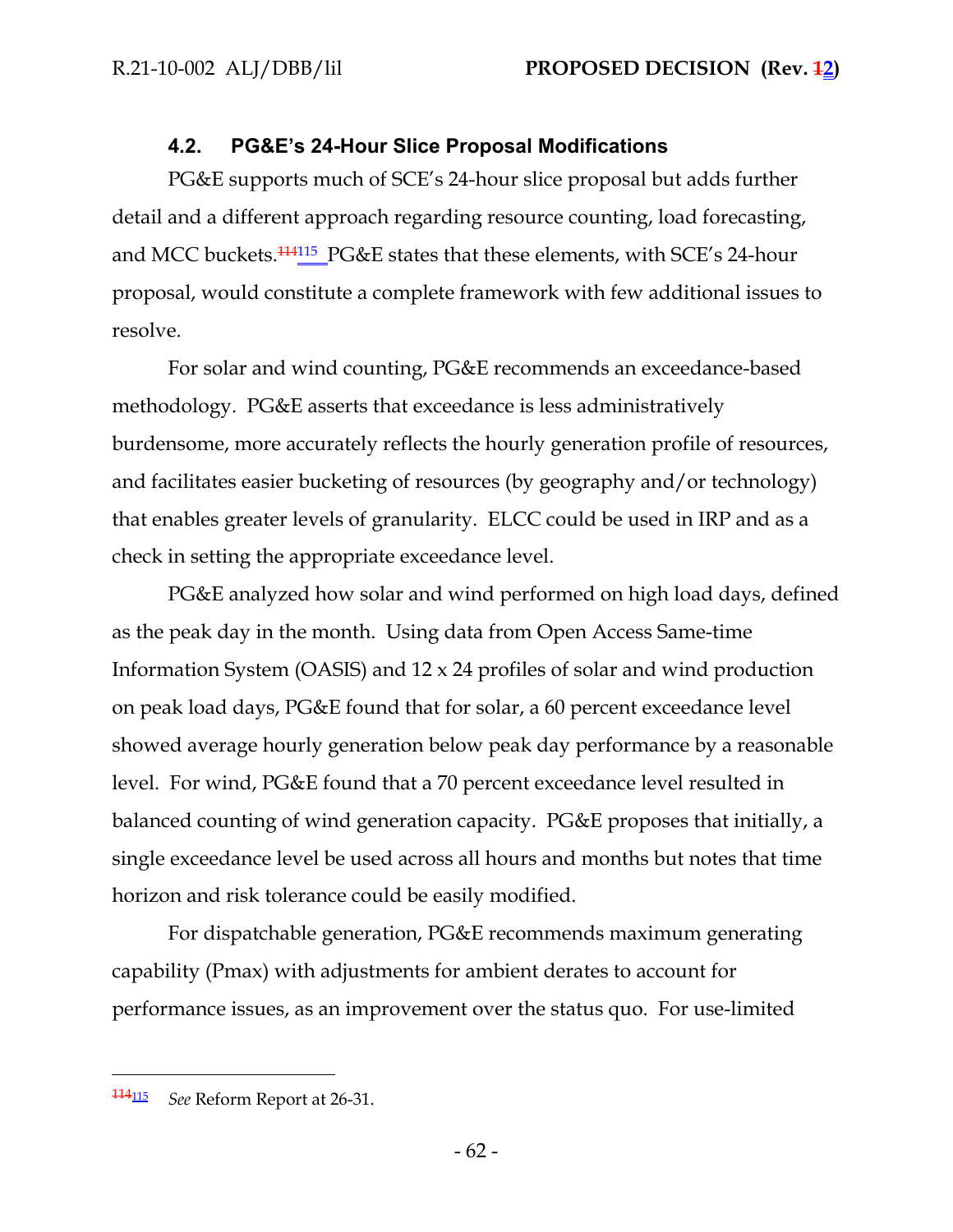### 4.2. PG&E's 24-Hour Slice Proposal Modifications

PG&E supports much of SCE's 24-hour slice proposal but adds further detail and a different approach regarding resource counting, load forecasting, and MCC buckets.[115] PG&E states that these elements, with SCE's 24-hour proposal, would constitute a complete framework with few additional issues to resolve.

For solar and wind counting, PG&E recommends an exceedance-based methodology. PG&E asserts that exceedance is less administratively burdensome, more accurately reflects the hourly generation profile of resources, and facilitates easier bucketing of resources (by geography and/or technology) that enables greater levels of granularity. ELCC could be used in IRP and as a check in setting the appropriate exceedance level.

PG&E analyzed how solar and wind performed on high load days, defined as the peak day in the month. Using data from Open Access Same-time Information System (OASIS) and 12 x 24 profiles of solar and wind production on peak load days, PG&E found that for solar, a 60 percent exceedance level showed average hourly generation below peak day performance by a reasonable level. For wind, PG&E found that a 70 percent exceedance level resulted in balanced counting of wind generation capacity. PG&E proposes that initially, a single exceedance level be used across all hours and months but notes that time horizon and risk tolerance could be easily modified.

For dispatchable generation, PG&E recommends maximum generating capability (Pmax) with adjustments for ambient derates to account for performance issues, as an improvement over the status quo. For use-limited

---

[115] *See* Reform Report at 26-31.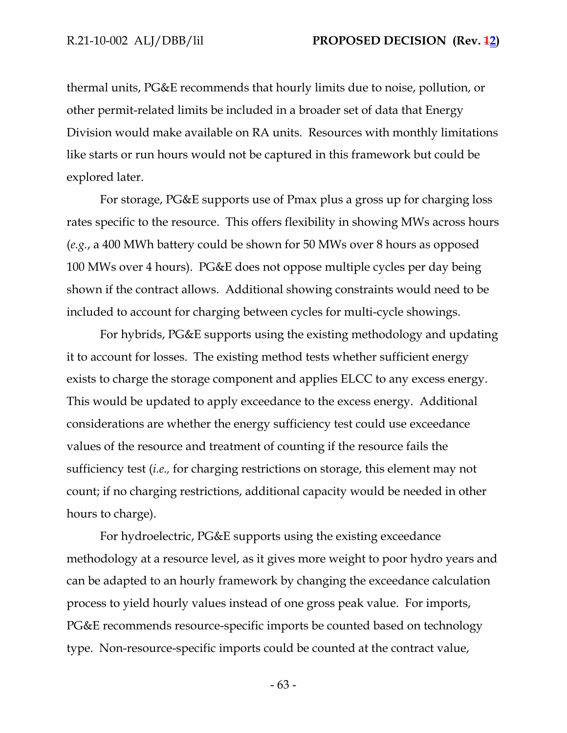thermal units, PG&E recommends that hourly limits due to noise, pollution, or other permit-related limits be included in a broader set of data that Energy Division would make available on RA units. Resources with monthly limitations like starts or run hours would not be captured in this framework but could be explored later.

For storage, PG&E supports use of Pmax plus a gross up for charging loss rates specific to the resource. This offers flexibility in showing MWs across hours (*e.g.*, a 400 MWh battery could be shown for 50 MWs over 8 hours as opposed 100 MWs over 4 hours). PG&E does not oppose multiple cycles per day being shown if the contract allows. Additional showing constraints would need to be included to account for charging between cycles for multi-cycle showings.

For hybrids, PG&E supports using the existing methodology and updating it to account for losses. The existing method tests whether sufficient energy exists to charge the storage component and applies ELCC to any excess energy. This would be updated to apply exceedance to the excess energy. Additional considerations are whether the energy sufficiency test could use exceedance values of the resource and treatment of counting if the resource fails the sufficiency test (*i.e.,* for charging restrictions on storage, this element may not count; if no charging restrictions, additional capacity would be needed in other hours to charge).

For hydroelectric, PG&E supports using the existing exceedance methodology at a resource level, as it gives more weight to poor hydro years and can be adapted to an hourly framework by changing the exceedance calculation process to yield hourly values instead of one gross peak value. For imports, PG&E recommends resource-specific imports be counted based on technology type. Non-resource-specific imports could be counted at the contract value,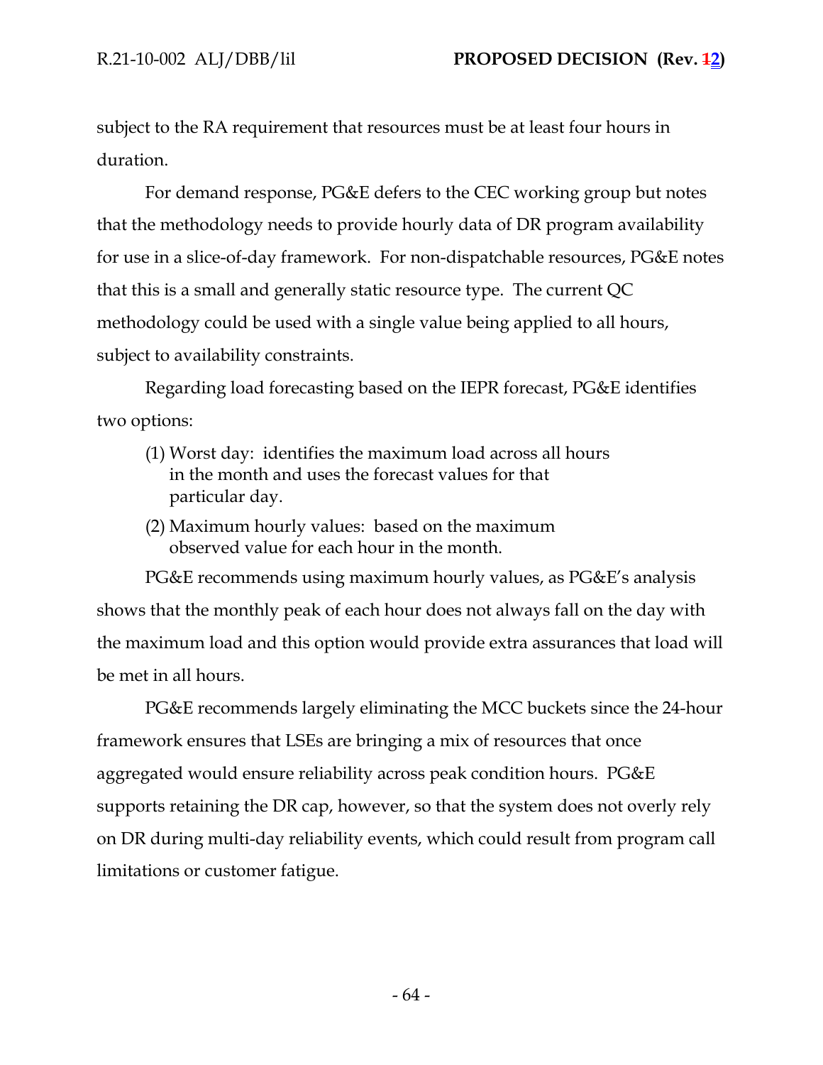subject to the RA requirement that resources must be at least four hours in duration.

For demand response, PG&E defers to the CEC working group but notes that the methodology needs to provide hourly data of DR program availability for use in a slice-of-day framework. For non-dispatchable resources, PG&E notes that this is a small and generally static resource type. The current QC methodology could be used with a single value being applied to all hours, subject to availability constraints.

Regarding load forecasting based on the IEPR forecast, PG&E identifies two options:

(1) Worst day: identifies the maximum load across all hours in the month and uses the forecast values for that particular day.

(2) Maximum hourly values: based on the maximum observed value for each hour in the month.

PG&E recommends using maximum hourly values, as PG&E's analysis shows that the monthly peak of each hour does not always fall on the day with the maximum load and this option would provide extra assurances that load will be met in all hours.

PG&E recommends largely eliminating the MCC buckets since the 24-hour framework ensures that LSEs are bringing a mix of resources that once aggregated would ensure reliability across peak condition hours. PG&E supports retaining the DR cap, however, so that the system does not overly rely on DR during multi-day reliability events, which could result from program call limitations or customer fatigue.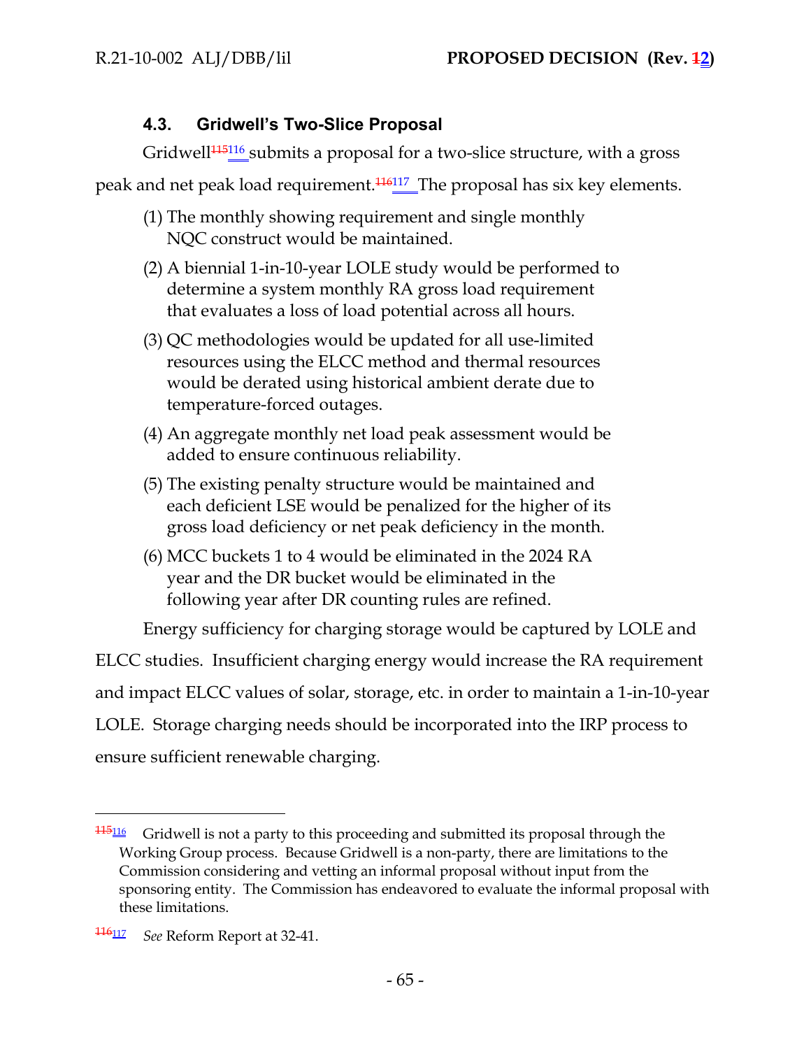### 4.3. Gridwell's Two-Slice Proposal

Gridwell[115][116] submits a proposal for a two-slice structure, with a gross peak and net peak load requirement.[116][117] The proposal has six key elements.

(1) The monthly showing requirement and single monthly NQC construct would be maintained.

(2) A biennial 1-in-10-year LOLE study would be performed to determine a system monthly RA gross load requirement that evaluates a loss of load potential across all hours.

(3) QC methodologies would be updated for all use-limited resources using the ELCC method and thermal resources would be derated using historical ambient derate due to temperature-forced outages.

(4) An aggregate monthly net load peak assessment would be added to ensure continuous reliability.

(5) The existing penalty structure would be maintained and each deficient LSE would be penalized for the higher of its gross load deficiency or net peak deficiency in the month.

(6) MCC buckets 1 to 4 would be eliminated in the 2024 RA year and the DR bucket would be eliminated in the following year after DR counting rules are refined.

Energy sufficiency for charging storage would be captured by LOLE and ELCC studies. Insufficient charging energy would increase the RA requirement and impact ELCC values of solar, storage, etc. in order to maintain a 1-in-10-year LOLE. Storage charging needs should be incorporated into the IRP process to ensure sufficient renewable charging.

---

[115][116] Gridwell is not a party to this proceeding and submitted its proposal through the Working Group process. Because Gridwell is a non-party, there are limitations to the Commission considering and vetting an informal proposal without input from the sponsoring entity. The Commission has endeavored to evaluate the informal proposal with these limitations.

[116][117] *See* Reform Report at 32-41.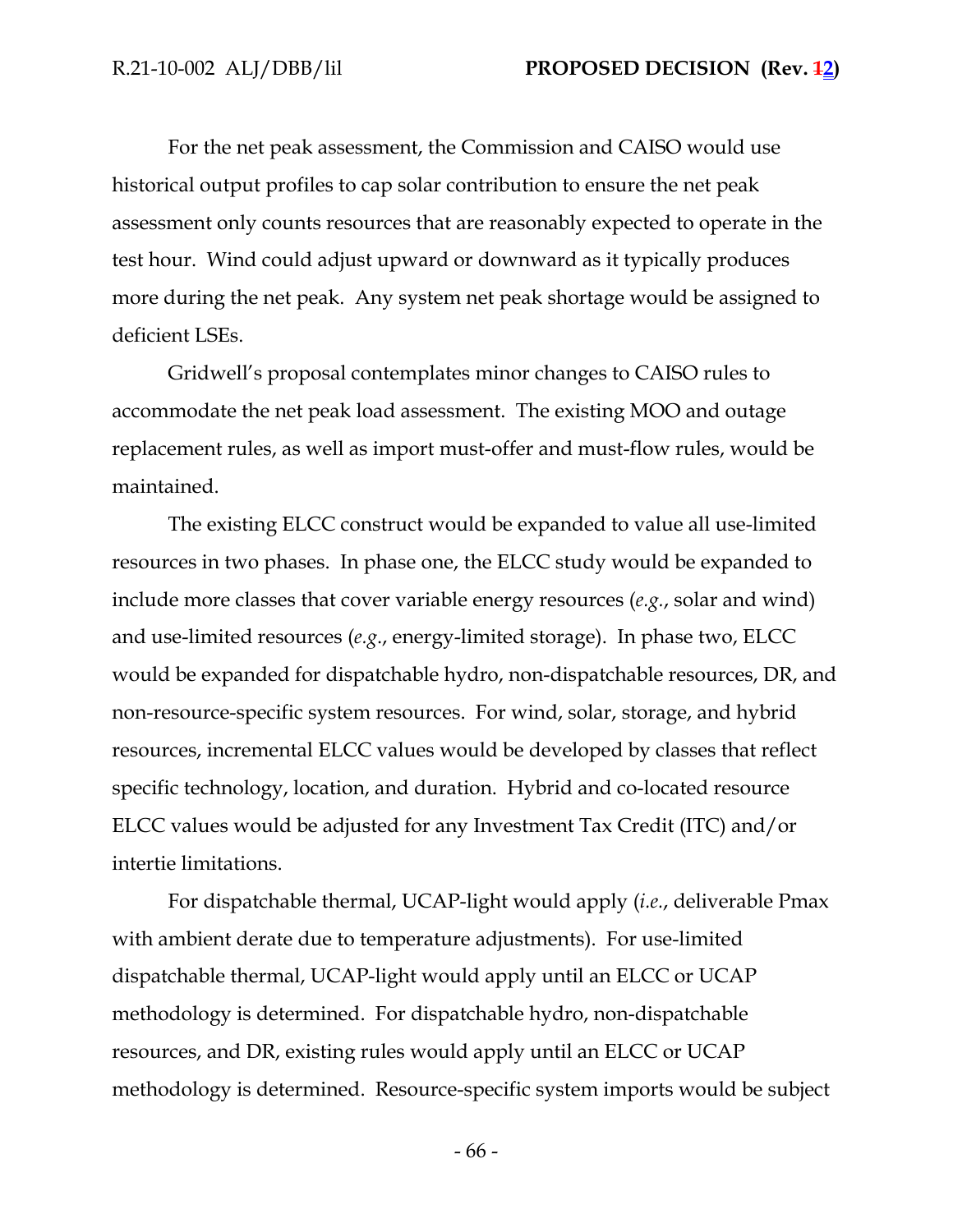For the net peak assessment, the Commission and CAISO would use historical output profiles to cap solar contribution to ensure the net peak assessment only counts resources that are reasonably expected to operate in the test hour. Wind could adjust upward or downward as it typically produces more during the net peak. Any system net peak shortage would be assigned to deficient LSEs.

Gridwell's proposal contemplates minor changes to CAISO rules to accommodate the net peak load assessment. The existing MOO and outage replacement rules, as well as import must-offer and must-flow rules, would be maintained.

The existing ELCC construct would be expanded to value all use-limited resources in two phases. In phase one, the ELCC study would be expanded to include more classes that cover variable energy resources (*e.g.*, solar and wind) and use-limited resources (*e.g.*, energy-limited storage). In phase two, ELCC would be expanded for dispatchable hydro, non-dispatchable resources, DR, and non-resource-specific system resources. For wind, solar, storage, and hybrid resources, incremental ELCC values would be developed by classes that reflect specific technology, location, and duration. Hybrid and co-located resource ELCC values would be adjusted for any Investment Tax Credit (ITC) and/or intertie limitations.

For dispatchable thermal, UCAP-light would apply (*i.e.*, deliverable Pmax with ambient derate due to temperature adjustments). For use-limited dispatchable thermal, UCAP-light would apply until an ELCC or UCAP methodology is determined. For dispatchable hydro, non-dispatchable resources, and DR, existing rules would apply until an ELCC or UCAP methodology is determined. Resource-specific system imports would be subject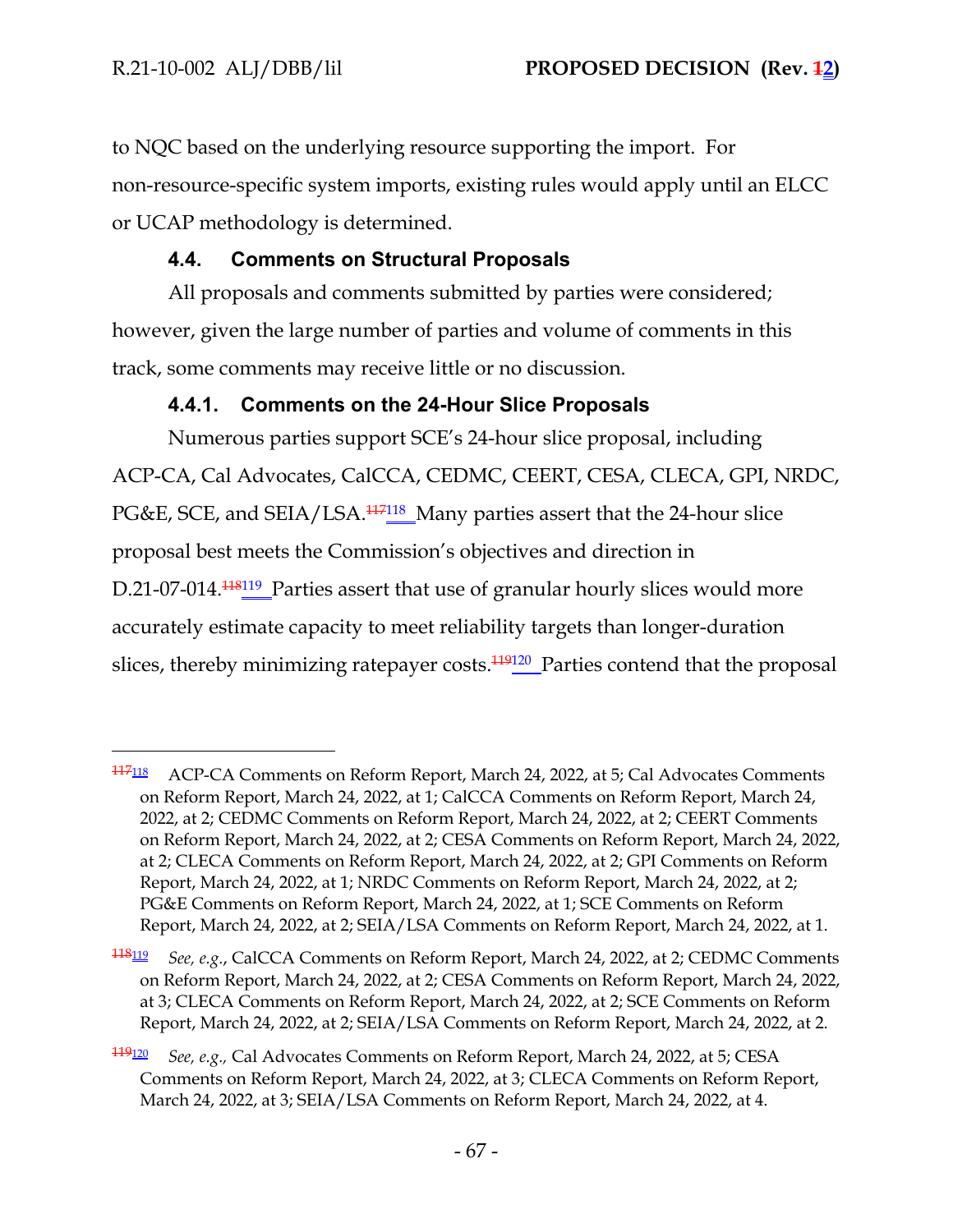to NQC based on the underlying resource supporting the import. For non-resource-specific system imports, existing rules would apply until an ELCC or UCAP methodology is determined.

### 4.4. Comments on Structural Proposals

All proposals and comments submitted by parties were considered; however, given the large number of parties and volume of comments in this track, some comments may receive little or no discussion.

#### 4.4.1. Comments on the 24-Hour Slice Proposals

Numerous parties support SCE's 24-hour slice proposal, including ACP-CA, Cal Advocates, CalCCA, CEDMC, CEERT, CESA, CLECA, GPI, NRDC, PG&E, SCE, and SEIA/LSA.[~~117~~118] Many parties assert that the 24-hour slice proposal best meets the Commission's objectives and direction in D.21-07-014.[~~118~~119] Parties assert that use of granular hourly slices would more accurately estimate capacity to meet reliability targets than longer-duration slices, thereby minimizing ratepayer costs.[~~119~~120] Parties contend that the proposal

---

[~~117~~118] ACP-CA Comments on Reform Report, March 24, 2022, at 5; Cal Advocates Comments on Reform Report, March 24, 2022, at 1; CalCCA Comments on Reform Report, March 24, 2022, at 2; CEDMC Comments on Reform Report, March 24, 2022, at 2; CEERT Comments on Reform Report, March 24, 2022, at 2; CESA Comments on Reform Report, March 24, 2022, at 2; CLECA Comments on Reform Report, March 24, 2022, at 2; GPI Comments on Reform Report, March 24, 2022, at 1; NRDC Comments on Reform Report, March 24, 2022, at 2; PG&E Comments on Reform Report, March 24, 2022, at 1; SCE Comments on Reform Report, March 24, 2022, at 2; SEIA/LSA Comments on Reform Report, March 24, 2022, at 1.

[~~118~~119] *See, e.g.*, CalCCA Comments on Reform Report, March 24, 2022, at 2; CEDMC Comments on Reform Report, March 24, 2022, at 2; CESA Comments on Reform Report, March 24, 2022, at 3; CLECA Comments on Reform Report, March 24, 2022, at 2; SCE Comments on Reform Report, March 24, 2022, at 2; SEIA/LSA Comments on Reform Report, March 24, 2022, at 2.

[~~119~~120] *See, e.g.,* Cal Advocates Comments on Reform Report, March 24, 2022, at 5; CESA Comments on Reform Report, March 24, 2022, at 3; CLECA Comments on Reform Report, March 24, 2022, at 3; SEIA/LSA Comments on Reform Report, March 24, 2022, at 4.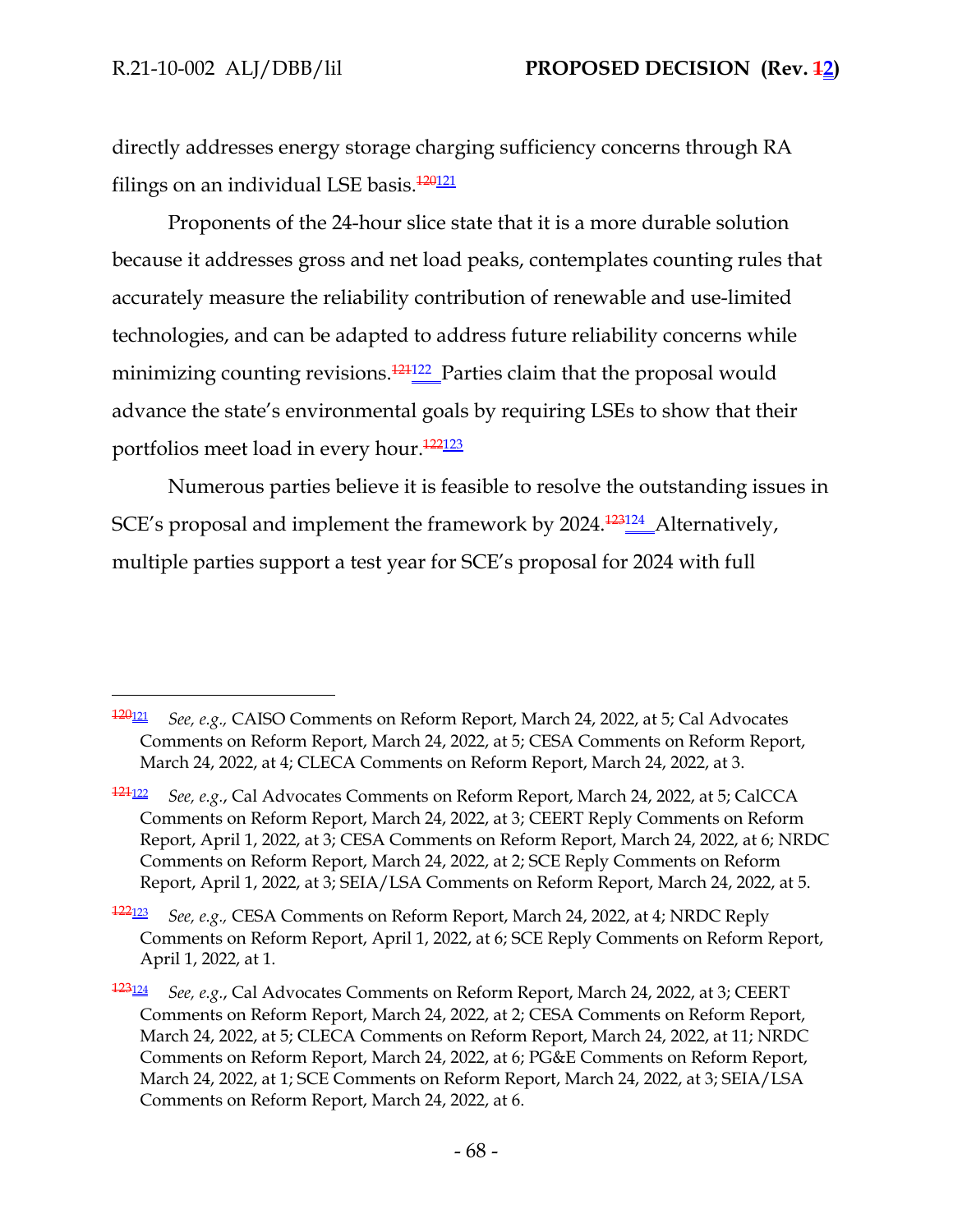directly addresses energy storage charging sufficiency concerns through RA filings on an individual LSE basis.~~[120]~~[121]

Proponents of the 24-hour slice state that it is a more durable solution because it addresses gross and net load peaks, contemplates counting rules that accurately measure the reliability contribution of renewable and use-limited technologies, and can be adapted to address future reliability concerns while minimizing counting revisions.~~[121]~~[122] Parties claim that the proposal would advance the state's environmental goals by requiring LSEs to show that their portfolios meet load in every hour.~~[122]~~[123]

Numerous parties believe it is feasible to resolve the outstanding issues in SCE's proposal and implement the framework by 2024.~~[123]~~[124] Alternatively, multiple parties support a test year for SCE's proposal for 2024 with full

---

~~[120]~~[121] *See, e.g.,* CAISO Comments on Reform Report, March 24, 2022, at 5; Cal Advocates Comments on Reform Report, March 24, 2022, at 5; CESA Comments on Reform Report, March 24, 2022, at 4; CLECA Comments on Reform Report, March 24, 2022, at 3.

~~[121]~~[122] *See, e.g.*, Cal Advocates Comments on Reform Report, March 24, 2022, at 5; CalCCA Comments on Reform Report, March 24, 2022, at 3; CEERT Reply Comments on Reform Report, April 1, 2022, at 3; CESA Comments on Reform Report, March 24, 2022, at 6; NRDC Comments on Reform Report, March 24, 2022, at 2; SCE Reply Comments on Reform Report, April 1, 2022, at 3; SEIA/LSA Comments on Reform Report, March 24, 2022, at 5.

~~[122]~~[123] *See, e.g.,* CESA Comments on Reform Report, March 24, 2022, at 4; NRDC Reply Comments on Reform Report, April 1, 2022, at 6; SCE Reply Comments on Reform Report, April 1, 2022, at 1.

~~[123]~~[124] *See, e.g.*, Cal Advocates Comments on Reform Report, March 24, 2022, at 3; CEERT Comments on Reform Report, March 24, 2022, at 2; CESA Comments on Reform Report, March 24, 2022, at 5; CLECA Comments on Reform Report, March 24, 2022, at 11; NRDC Comments on Reform Report, March 24, 2022, at 6; PG&E Comments on Reform Report, March 24, 2022, at 1; SCE Comments on Reform Report, March 24, 2022, at 3; SEIA/LSA Comments on Reform Report, March 24, 2022, at 6.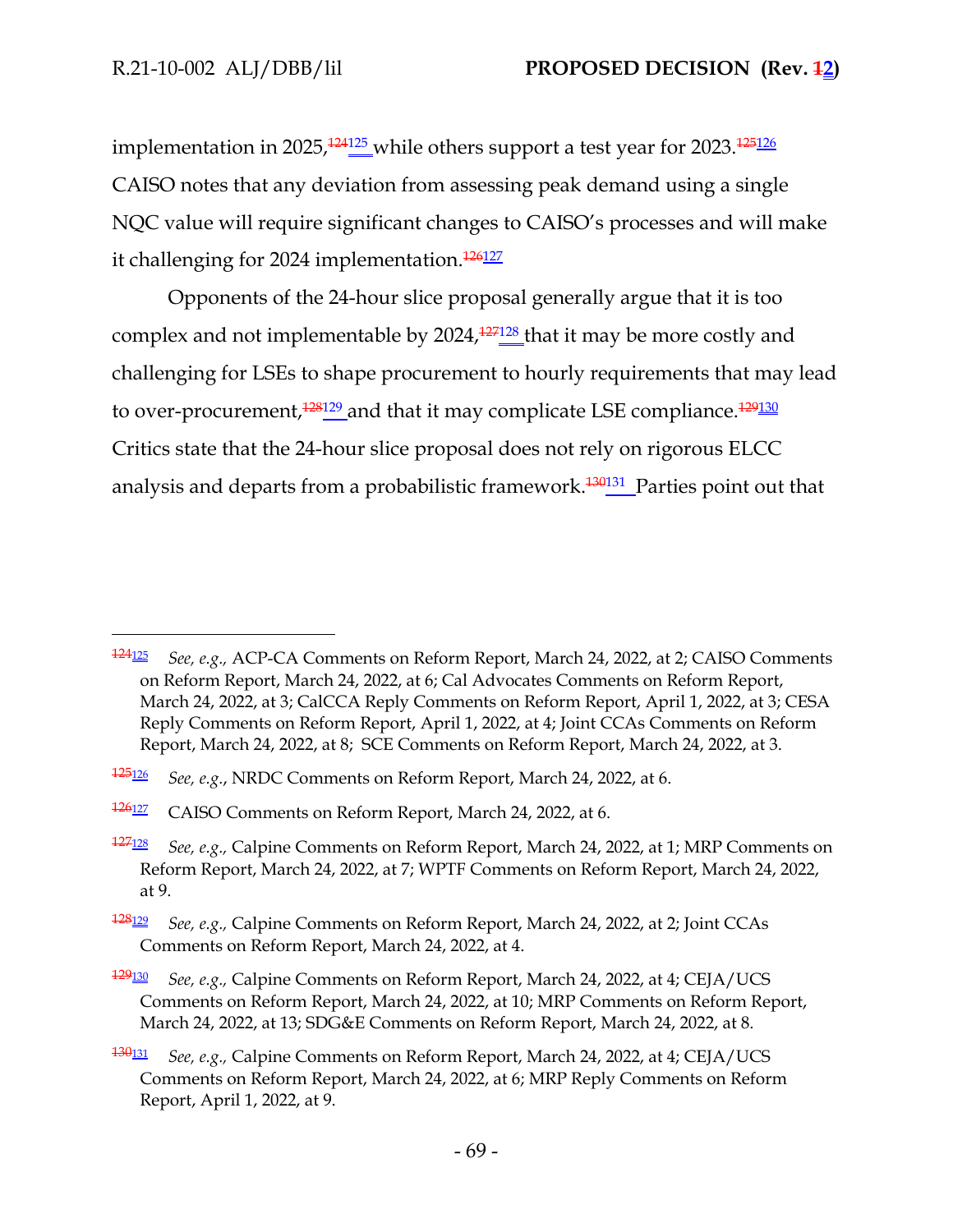implementation in 2025,[~~124~~125] while others support a test year for 2023.[~~125~~126] CAISO notes that any deviation from assessing peak demand using a single NQC value will require significant changes to CAISO's processes and will make it challenging for 2024 implementation.[~~126~~127]

Opponents of the 24-hour slice proposal generally argue that it is too complex and not implementable by 2024,[~~127~~128] that it may be more costly and challenging for LSEs to shape procurement to hourly requirements that may lead to over-procurement,[~~128~~129] and that it may complicate LSE compliance.[~~129~~130] Critics state that the 24-hour slice proposal does not rely on rigorous ELCC analysis and departs from a probabilistic framework.[~~130~~131] Parties point out that

---

[~~124~~125] *See, e.g.,* ACP-CA Comments on Reform Report, March 24, 2022, at 2; CAISO Comments on Reform Report, March 24, 2022, at 6; Cal Advocates Comments on Reform Report, March 24, 2022, at 3; CalCCA Reply Comments on Reform Report, April 1, 2022, at 3; CESA Reply Comments on Reform Report, April 1, 2022, at 4; Joint CCAs Comments on Reform Report, March 24, 2022, at 8; SCE Comments on Reform Report, March 24, 2022, at 3.

[~~125~~126] *See, e.g.*, NRDC Comments on Reform Report, March 24, 2022, at 6.

[~~126~~127] CAISO Comments on Reform Report, March 24, 2022, at 6.

[~~127~~128] *See, e.g.,* Calpine Comments on Reform Report, March 24, 2022, at 1; MRP Comments on Reform Report, March 24, 2022, at 7; WPTF Comments on Reform Report, March 24, 2022, at 9.

[~~128~~129] *See, e.g.,* Calpine Comments on Reform Report, March 24, 2022, at 2; Joint CCAs Comments on Reform Report, March 24, 2022, at 4.

[~~129~~130] *See, e.g.,* Calpine Comments on Reform Report, March 24, 2022, at 4; CEJA/UCS Comments on Reform Report, March 24, 2022, at 10; MRP Comments on Reform Report, March 24, 2022, at 13; SDG&E Comments on Reform Report, March 24, 2022, at 8.

[~~130~~131] *See, e.g.,* Calpine Comments on Reform Report, March 24, 2022, at 4; CEJA/UCS Comments on Reform Report, March 24, 2022, at 6; MRP Reply Comments on Reform Report, April 1, 2022, at 9.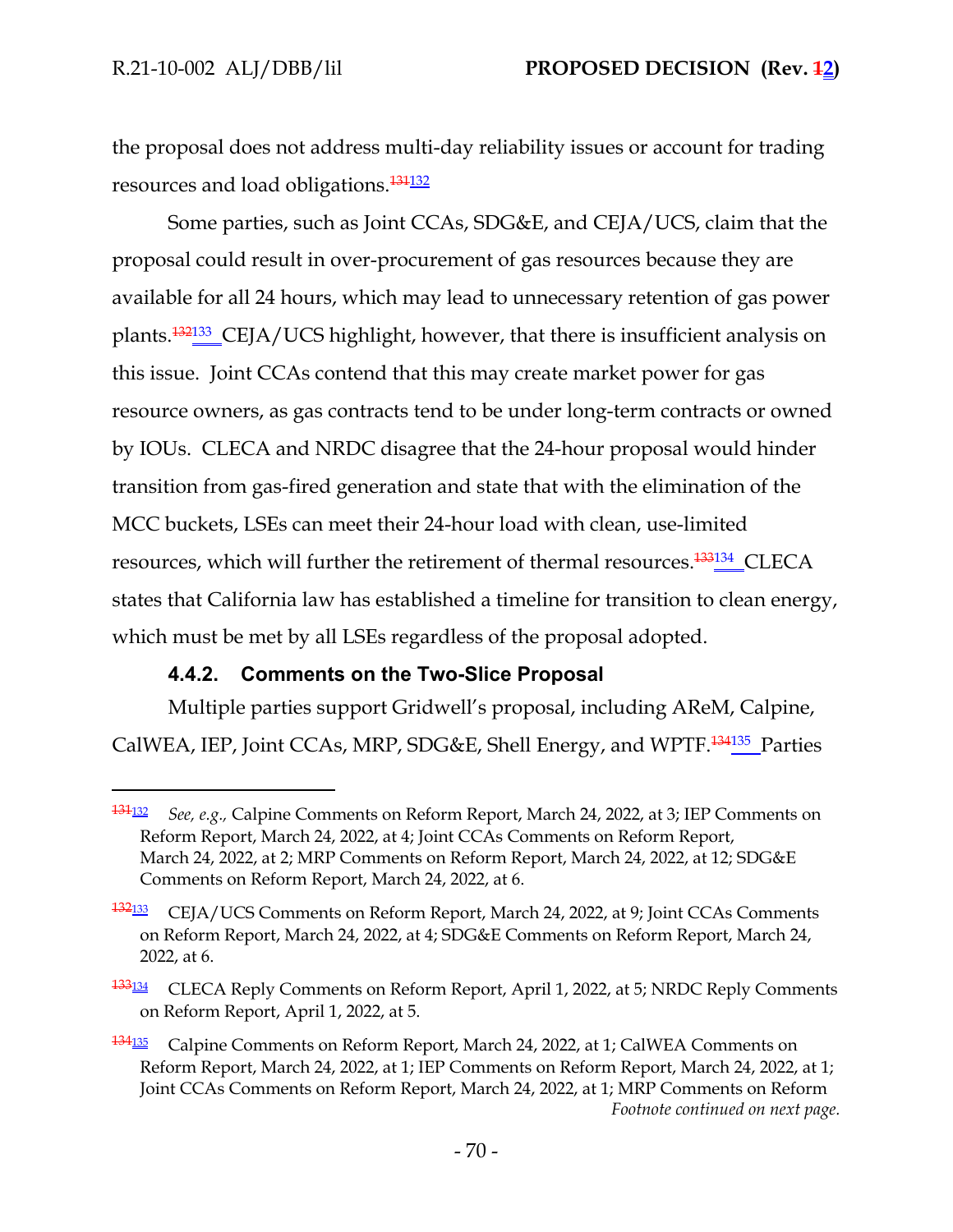the proposal does not address multi-day reliability issues or account for trading resources and load obligations.[131][132]

Some parties, such as Joint CCAs, SDG&E, and CEJA/UCS, claim that the proposal could result in over-procurement of gas resources because they are available for all 24 hours, which may lead to unnecessary retention of gas power plants.[132][133] CEJA/UCS highlight, however, that there is insufficient analysis on this issue. Joint CCAs contend that this may create market power for gas resource owners, as gas contracts tend to be under long-term contracts or owned by IOUs. CLECA and NRDC disagree that the 24-hour proposal would hinder transition from gas-fired generation and state that with the elimination of the MCC buckets, LSEs can meet their 24-hour load with clean, use-limited resources, which will further the retirement of thermal resources.[133][134] CLECA states that California law has established a timeline for transition to clean energy, which must be met by all LSEs regardless of the proposal adopted.

### 4.4.2. Comments on the Two-Slice Proposal

Multiple parties support Gridwell's proposal, including AReM, Calpine, CalWEA, IEP, Joint CCAs, MRP, SDG&E, Shell Energy, and WPTF.[134][135] Parties

---

[131][132] *See, e.g.,* Calpine Comments on Reform Report, March 24, 2022, at 3; IEP Comments on Reform Report, March 24, 2022, at 4; Joint CCAs Comments on Reform Report, March 24, 2022, at 2; MRP Comments on Reform Report, March 24, 2022, at 12; SDG&E Comments on Reform Report, March 24, 2022, at 6.

[132][133] CEJA/UCS Comments on Reform Report, March 24, 2022, at 9; Joint CCAs Comments on Reform Report, March 24, 2022, at 4; SDG&E Comments on Reform Report, March 24, 2022, at 6.

[133][134] CLECA Reply Comments on Reform Report, April 1, 2022, at 5; NRDC Reply Comments on Reform Report, April 1, 2022, at 5.

[134][135] Calpine Comments on Reform Report, March 24, 2022, at 1; CalWEA Comments on Reform Report, March 24, 2022, at 1; IEP Comments on Reform Report, March 24, 2022, at 1; Joint CCAs Comments on Reform Report, March 24, 2022, at 1; MRP Comments on Reform

*Footnote continued on next page.*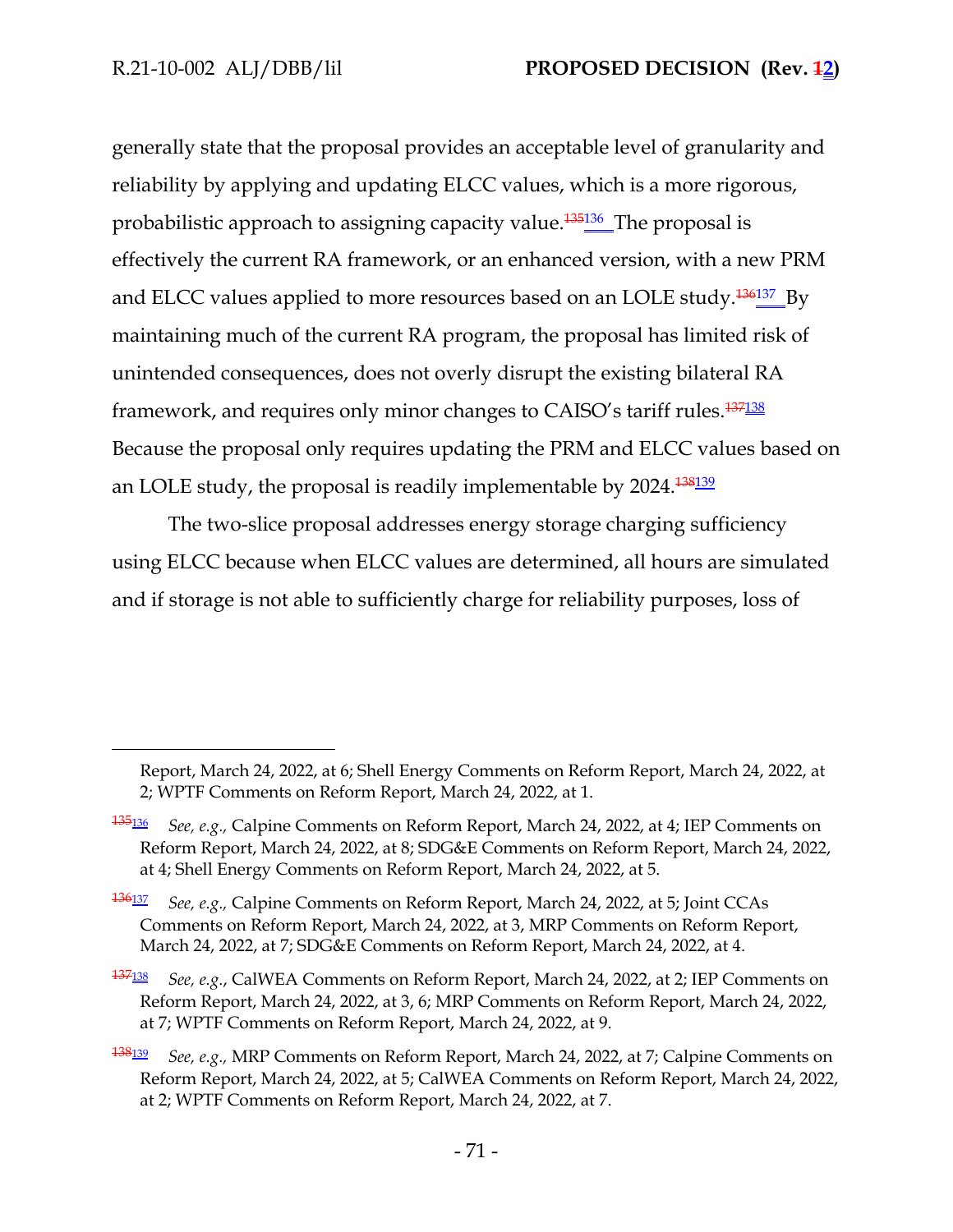generally state that the proposal provides an acceptable level of granularity and reliability by applying and updating ELCC values, which is a more rigorous, probabilistic approach to assigning capacity value.[135][136] The proposal is effectively the current RA framework, or an enhanced version, with a new PRM and ELCC values applied to more resources based on an LOLE study.[136][137] By maintaining much of the current RA program, the proposal has limited risk of unintended consequences, does not overly disrupt the existing bilateral RA framework, and requires only minor changes to CAISO's tariff rules.[137][138] Because the proposal only requires updating the PRM and ELCC values based on an LOLE study, the proposal is readily implementable by 2024.[138][139]

The two-slice proposal addresses energy storage charging sufficiency using ELCC because when ELCC values are determined, all hours are simulated and if storage is not able to sufficiently charge for reliability purposes, loss of

---

Report, March 24, 2022, at 6; Shell Energy Comments on Reform Report, March 24, 2022, at 2; WPTF Comments on Reform Report, March 24, 2022, at 1.

[135][136] *See, e.g.,* Calpine Comments on Reform Report, March 24, 2022, at 4; IEP Comments on Reform Report, March 24, 2022, at 8; SDG&E Comments on Reform Report, March 24, 2022, at 4; Shell Energy Comments on Reform Report, March 24, 2022, at 5.

[136][137] *See, e.g.,* Calpine Comments on Reform Report, March 24, 2022, at 5; Joint CCAs Comments on Reform Report, March 24, 2022, at 3, MRP Comments on Reform Report, March 24, 2022, at 7; SDG&E Comments on Reform Report, March 24, 2022, at 4.

[137][138] *See, e.g.*, CalWEA Comments on Reform Report, March 24, 2022, at 2; IEP Comments on Reform Report, March 24, 2022, at 3, 6; MRP Comments on Reform Report, March 24, 2022, at 7; WPTF Comments on Reform Report, March 24, 2022, at 9.

[138][139] *See, e.g.,* MRP Comments on Reform Report, March 24, 2022, at 7; Calpine Comments on Reform Report, March 24, 2022, at 5; CalWEA Comments on Reform Report, March 24, 2022, at 2; WPTF Comments on Reform Report, March 24, 2022, at 7.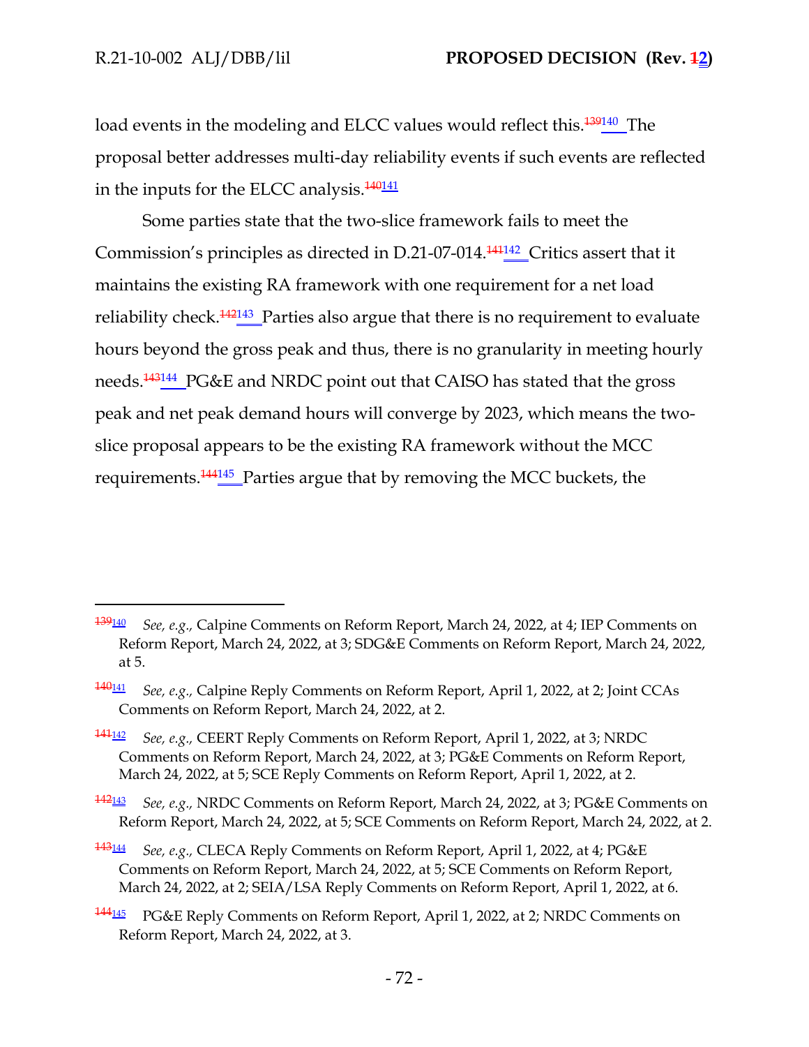load events in the modeling and ELCC values would reflect this.[139][140] The proposal better addresses multi-day reliability events if such events are reflected in the inputs for the ELCC analysis.[140][141]

Some parties state that the two-slice framework fails to meet the Commission's principles as directed in D.21-07-014.[141][142] Critics assert that it maintains the existing RA framework with one requirement for a net load reliability check.[142][143] Parties also argue that there is no requirement to evaluate hours beyond the gross peak and thus, there is no granularity in meeting hourly needs.[143][144] PG&E and NRDC point out that CAISO has stated that the gross peak and net peak demand hours will converge by 2023, which means the two-slice proposal appears to be the existing RA framework without the MCC requirements.[144][145] Parties argue that by removing the MCC buckets, the

---

[139][140] *See, e.g.,* Calpine Comments on Reform Report, March 24, 2022, at 4; IEP Comments on Reform Report, March 24, 2022, at 3; SDG&E Comments on Reform Report, March 24, 2022, at 5.

[140][141] *See, e.g.,* Calpine Reply Comments on Reform Report, April 1, 2022, at 2; Joint CCAs Comments on Reform Report, March 24, 2022, at 2.

[141][142] *See, e.g.,* CEERT Reply Comments on Reform Report, April 1, 2022, at 3; NRDC Comments on Reform Report, March 24, 2022, at 3; PG&E Comments on Reform Report, March 24, 2022, at 5; SCE Reply Comments on Reform Report, April 1, 2022, at 2.

[142][143] *See, e.g.,* NRDC Comments on Reform Report, March 24, 2022, at 3; PG&E Comments on Reform Report, March 24, 2022, at 5; SCE Comments on Reform Report, March 24, 2022, at 2.

[143][144] *See, e.g.,* CLECA Reply Comments on Reform Report, April 1, 2022, at 4; PG&E Comments on Reform Report, March 24, 2022, at 5; SCE Comments on Reform Report, March 24, 2022, at 2; SEIA/LSA Reply Comments on Reform Report, April 1, 2022, at 6.

[144][145] PG&E Reply Comments on Reform Report, April 1, 2022, at 2; NRDC Comments on Reform Report, March 24, 2022, at 3.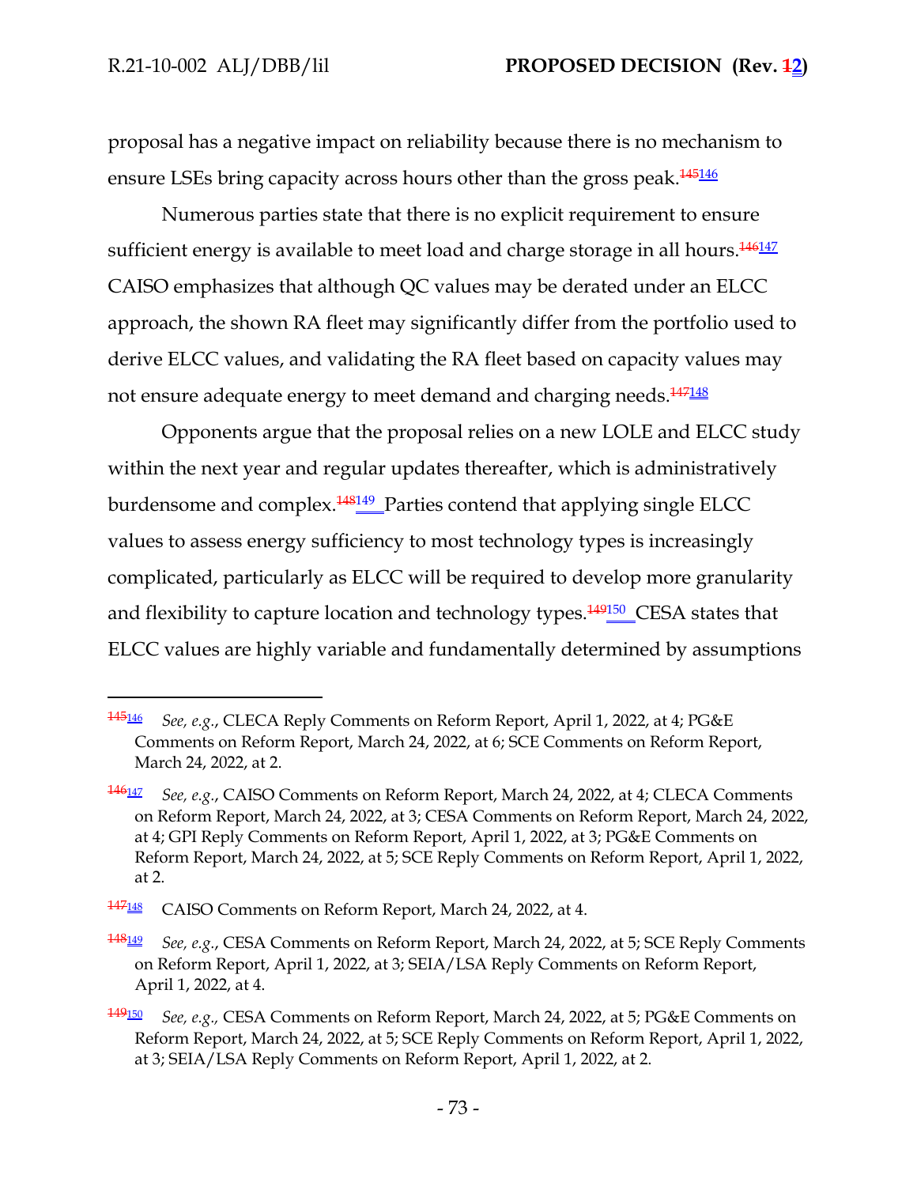proposal has a negative impact on reliability because there is no mechanism to ensure LSEs bring capacity across hours other than the gross peak.[145][146]

Numerous parties state that there is no explicit requirement to ensure sufficient energy is available to meet load and charge storage in all hours.[146][147] CAISO emphasizes that although QC values may be derated under an ELCC approach, the shown RA fleet may significantly differ from the portfolio used to derive ELCC values, and validating the RA fleet based on capacity values may not ensure adequate energy to meet demand and charging needs.[147][148]

Opponents argue that the proposal relies on a new LOLE and ELCC study within the next year and regular updates thereafter, which is administratively burdensome and complex.[148][149] Parties contend that applying single ELCC values to assess energy sufficiency to most technology types is increasingly complicated, particularly as ELCC will be required to develop more granularity and flexibility to capture location and technology types.[149][150] CESA states that ELCC values are highly variable and fundamentally determined by assumptions

---

[145][146] *See, e.g.*, CLECA Reply Comments on Reform Report, April 1, 2022, at 4; PG&E Comments on Reform Report, March 24, 2022, at 6; SCE Comments on Reform Report, March 24, 2022, at 2.

[146][147] *See, e.g.*, CAISO Comments on Reform Report, March 24, 2022, at 4; CLECA Comments on Reform Report, March 24, 2022, at 3; CESA Comments on Reform Report, March 24, 2022, at 4; GPI Reply Comments on Reform Report, April 1, 2022, at 3; PG&E Comments on Reform Report, March 24, 2022, at 5; SCE Reply Comments on Reform Report, April 1, 2022, at 2.

[147][148] CAISO Comments on Reform Report, March 24, 2022, at 4.

[148][149] *See, e.g.*, CESA Comments on Reform Report, March 24, 2022, at 5; SCE Reply Comments on Reform Report, April 1, 2022, at 3; SEIA/LSA Reply Comments on Reform Report, April 1, 2022, at 4.

[149][150] *See, e.g.,* CESA Comments on Reform Report, March 24, 2022, at 5; PG&E Comments on Reform Report, March 24, 2022, at 5; SCE Reply Comments on Reform Report, April 1, 2022, at 3; SEIA/LSA Reply Comments on Reform Report, April 1, 2022, at 2.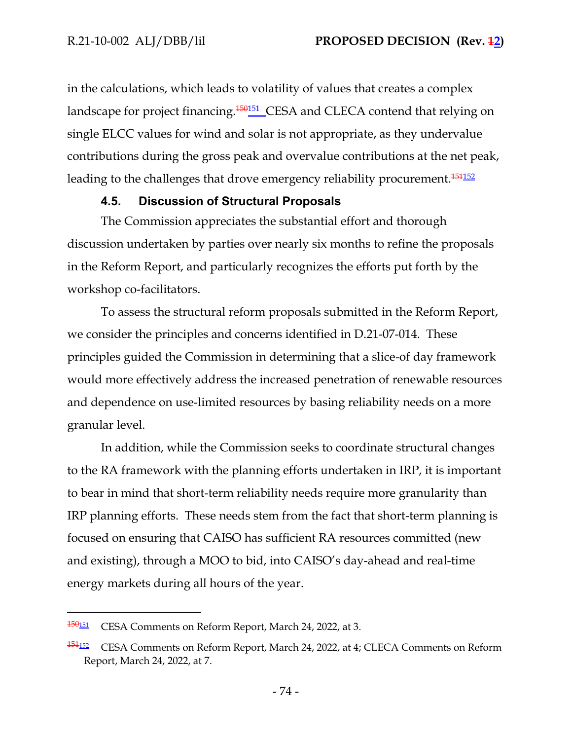in the calculations, which leads to volatility of values that creates a complex landscape for project financing.[150151] CESA and CLECA contend that relying on single ELCC values for wind and solar is not appropriate, as they undervalue contributions during the gross peak and overvalue contributions at the net peak, leading to the challenges that drove emergency reliability procurement.[151152]

### 4.5. Discussion of Structural Proposals

The Commission appreciates the substantial effort and thorough discussion undertaken by parties over nearly six months to refine the proposals in the Reform Report, and particularly recognizes the efforts put forth by the workshop co-facilitators.

To assess the structural reform proposals submitted in the Reform Report, we consider the principles and concerns identified in D.21-07-014. These principles guided the Commission in determining that a slice-of day framework would more effectively address the increased penetration of renewable resources and dependence on use-limited resources by basing reliability needs on a more granular level.

In addition, while the Commission seeks to coordinate structural changes to the RA framework with the planning efforts undertaken in IRP, it is important to bear in mind that short-term reliability needs require more granularity than IRP planning efforts. These needs stem from the fact that short-term planning is focused on ensuring that CAISO has sufficient RA resources committed (new and existing), through a MOO to bid, into CAISO's day-ahead and real-time energy markets during all hours of the year.

---

[150151] CESA Comments on Reform Report, March 24, 2022, at 3.

[151152] CESA Comments on Reform Report, March 24, 2022, at 4; CLECA Comments on Reform Report, March 24, 2022, at 7.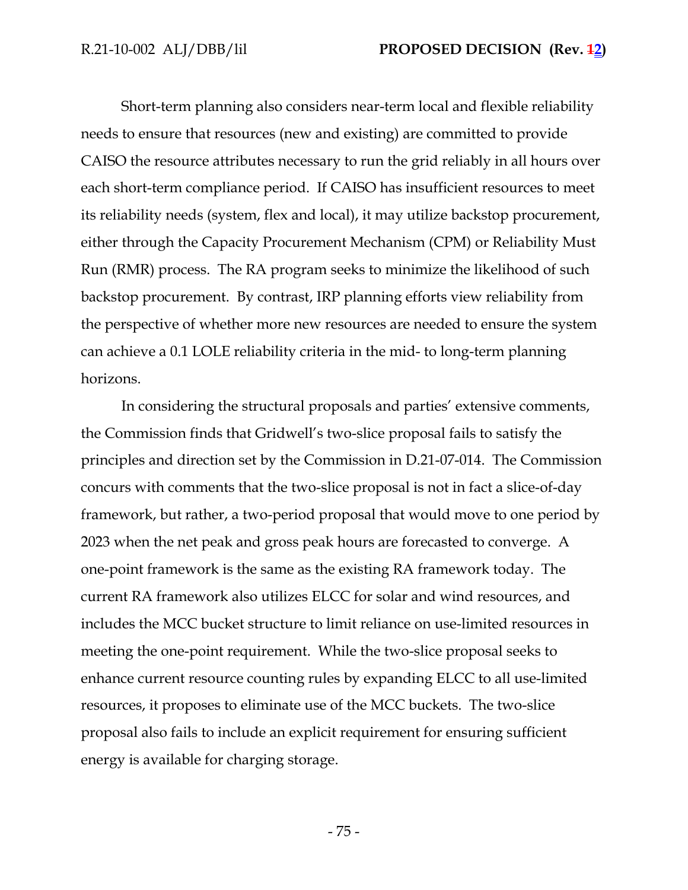Short-term planning also considers near-term local and flexible reliability needs to ensure that resources (new and existing) are committed to provide CAISO the resource attributes necessary to run the grid reliably in all hours over each short-term compliance period. If CAISO has insufficient resources to meet its reliability needs (system, flex and local), it may utilize backstop procurement, either through the Capacity Procurement Mechanism (CPM) or Reliability Must Run (RMR) process. The RA program seeks to minimize the likelihood of such backstop procurement. By contrast, IRP planning efforts view reliability from the perspective of whether more new resources are needed to ensure the system can achieve a 0.1 LOLE reliability criteria in the mid- to long-term planning horizons.

In considering the structural proposals and parties' extensive comments, the Commission finds that Gridwell's two-slice proposal fails to satisfy the principles and direction set by the Commission in D.21-07-014. The Commission concurs with comments that the two-slice proposal is not in fact a slice-of-day framework, but rather, a two-period proposal that would move to one period by 2023 when the net peak and gross peak hours are forecasted to converge. A one-point framework is the same as the existing RA framework today. The current RA framework also utilizes ELCC for solar and wind resources, and includes the MCC bucket structure to limit reliance on use-limited resources in meeting the one-point requirement. While the two-slice proposal seeks to enhance current resource counting rules by expanding ELCC to all use-limited resources, it proposes to eliminate use of the MCC buckets. The two-slice proposal also fails to include an explicit requirement for ensuring sufficient energy is available for charging storage.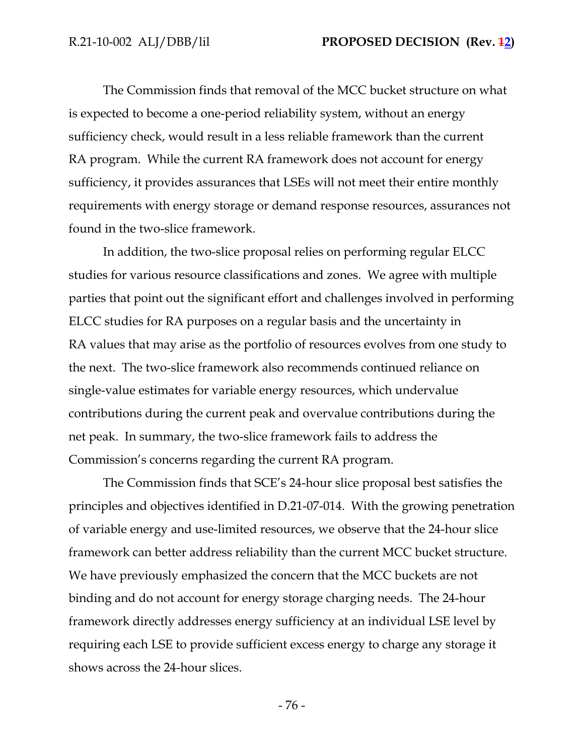The Commission finds that removal of the MCC bucket structure on what is expected to become a one-period reliability system, without an energy sufficiency check, would result in a less reliable framework than the current RA program. While the current RA framework does not account for energy sufficiency, it provides assurances that LSEs will not meet their entire monthly requirements with energy storage or demand response resources, assurances not found in the two-slice framework.

In addition, the two-slice proposal relies on performing regular ELCC studies for various resource classifications and zones. We agree with multiple parties that point out the significant effort and challenges involved in performing ELCC studies for RA purposes on a regular basis and the uncertainty in RA values that may arise as the portfolio of resources evolves from one study to the next. The two-slice framework also recommends continued reliance on single-value estimates for variable energy resources, which undervalue contributions during the current peak and overvalue contributions during the net peak. In summary, the two-slice framework fails to address the Commission's concerns regarding the current RA program.

The Commission finds that SCE's 24-hour slice proposal best satisfies the principles and objectives identified in D.21-07-014. With the growing penetration of variable energy and use-limited resources, we observe that the 24-hour slice framework can better address reliability than the current MCC bucket structure. We have previously emphasized the concern that the MCC buckets are not binding and do not account for energy storage charging needs. The 24-hour framework directly addresses energy sufficiency at an individual LSE level by requiring each LSE to provide sufficient excess energy to charge any storage it shows across the 24-hour slices.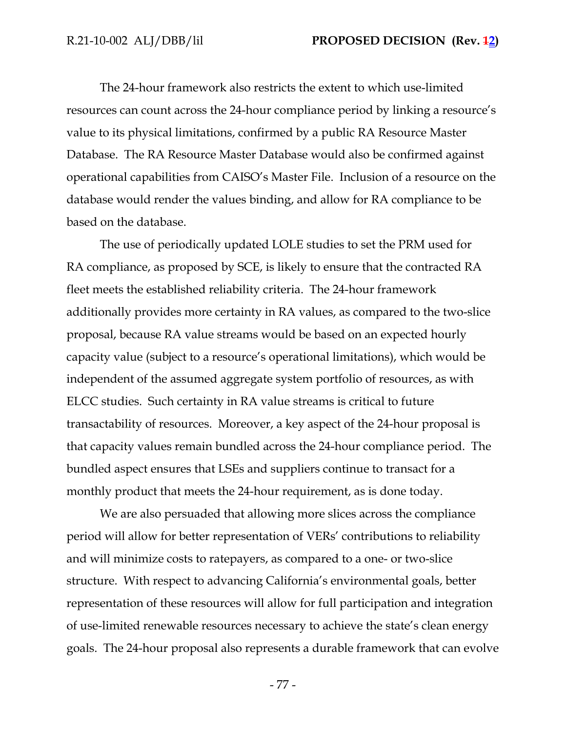The 24-hour framework also restricts the extent to which use-limited resources can count across the 24-hour compliance period by linking a resource's value to its physical limitations, confirmed by a public RA Resource Master Database. The RA Resource Master Database would also be confirmed against operational capabilities from CAISO's Master File. Inclusion of a resource on the database would render the values binding, and allow for RA compliance to be based on the database.

The use of periodically updated LOLE studies to set the PRM used for RA compliance, as proposed by SCE, is likely to ensure that the contracted RA fleet meets the established reliability criteria. The 24-hour framework additionally provides more certainty in RA values, as compared to the two-slice proposal, because RA value streams would be based on an expected hourly capacity value (subject to a resource's operational limitations), which would be independent of the assumed aggregate system portfolio of resources, as with ELCC studies. Such certainty in RA value streams is critical to future transactability of resources. Moreover, a key aspect of the 24-hour proposal is that capacity values remain bundled across the 24-hour compliance period. The bundled aspect ensures that LSEs and suppliers continue to transact for a monthly product that meets the 24-hour requirement, as is done today.

We are also persuaded that allowing more slices across the compliance period will allow for better representation of VERs' contributions to reliability and will minimize costs to ratepayers, as compared to a one- or two-slice structure. With respect to advancing California's environmental goals, better representation of these resources will allow for full participation and integration of use-limited renewable resources necessary to achieve the state's clean energy goals. The 24-hour proposal also represents a durable framework that can evolve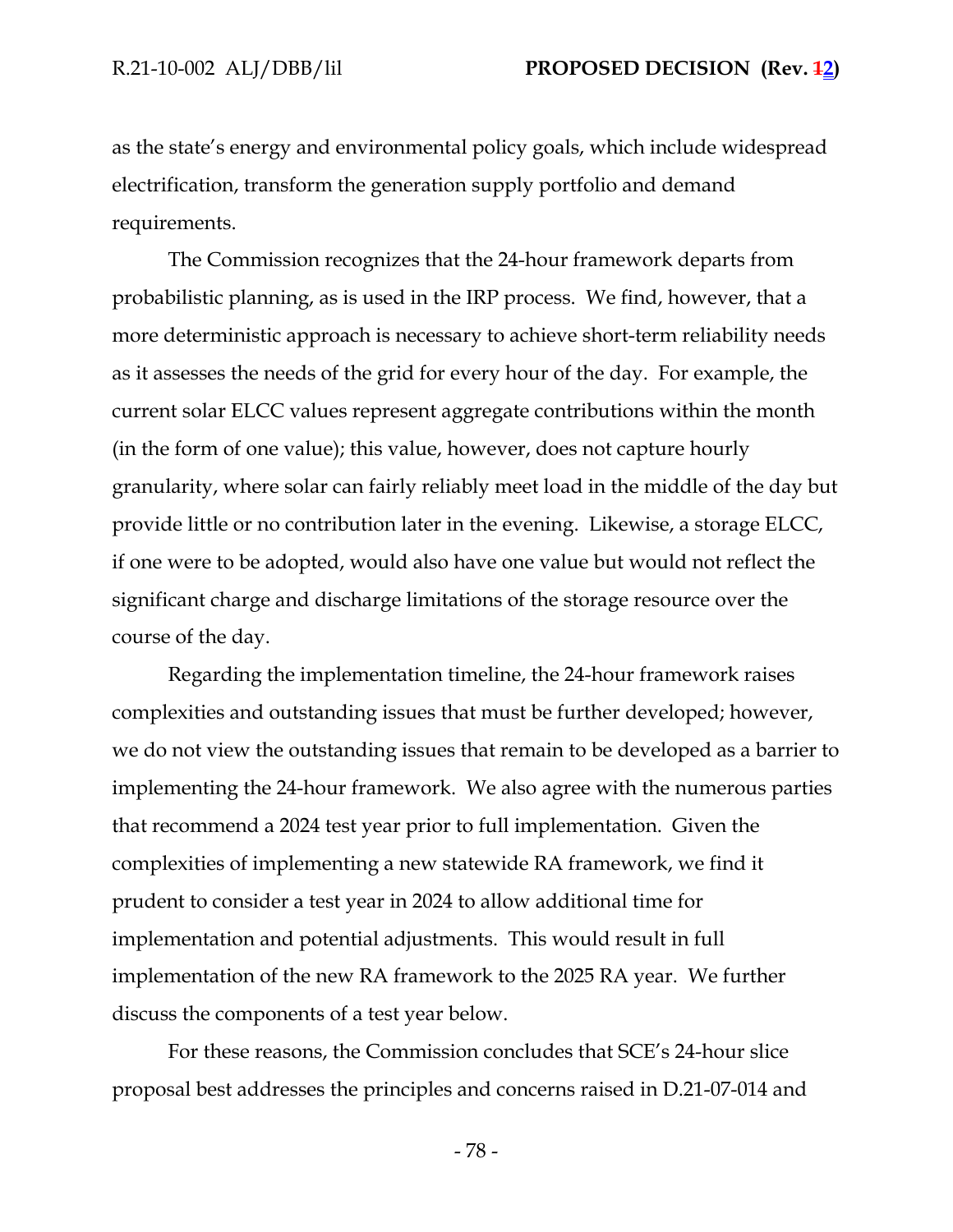as the state's energy and environmental policy goals, which include widespread electrification, transform the generation supply portfolio and demand requirements.

The Commission recognizes that the 24-hour framework departs from probabilistic planning, as is used in the IRP process. We find, however, that a more deterministic approach is necessary to achieve short-term reliability needs as it assesses the needs of the grid for every hour of the day. For example, the current solar ELCC values represent aggregate contributions within the month (in the form of one value); this value, however, does not capture hourly granularity, where solar can fairly reliably meet load in the middle of the day but provide little or no contribution later in the evening. Likewise, a storage ELCC, if one were to be adopted, would also have one value but would not reflect the significant charge and discharge limitations of the storage resource over the course of the day.

Regarding the implementation timeline, the 24-hour framework raises complexities and outstanding issues that must be further developed; however, we do not view the outstanding issues that remain to be developed as a barrier to implementing the 24-hour framework. We also agree with the numerous parties that recommend a 2024 test year prior to full implementation. Given the complexities of implementing a new statewide RA framework, we find it prudent to consider a test year in 2024 to allow additional time for implementation and potential adjustments. This would result in full implementation of the new RA framework to the 2025 RA year. We further discuss the components of a test year below.

For these reasons, the Commission concludes that SCE's 24-hour slice proposal best addresses the principles and concerns raised in D.21-07-014 and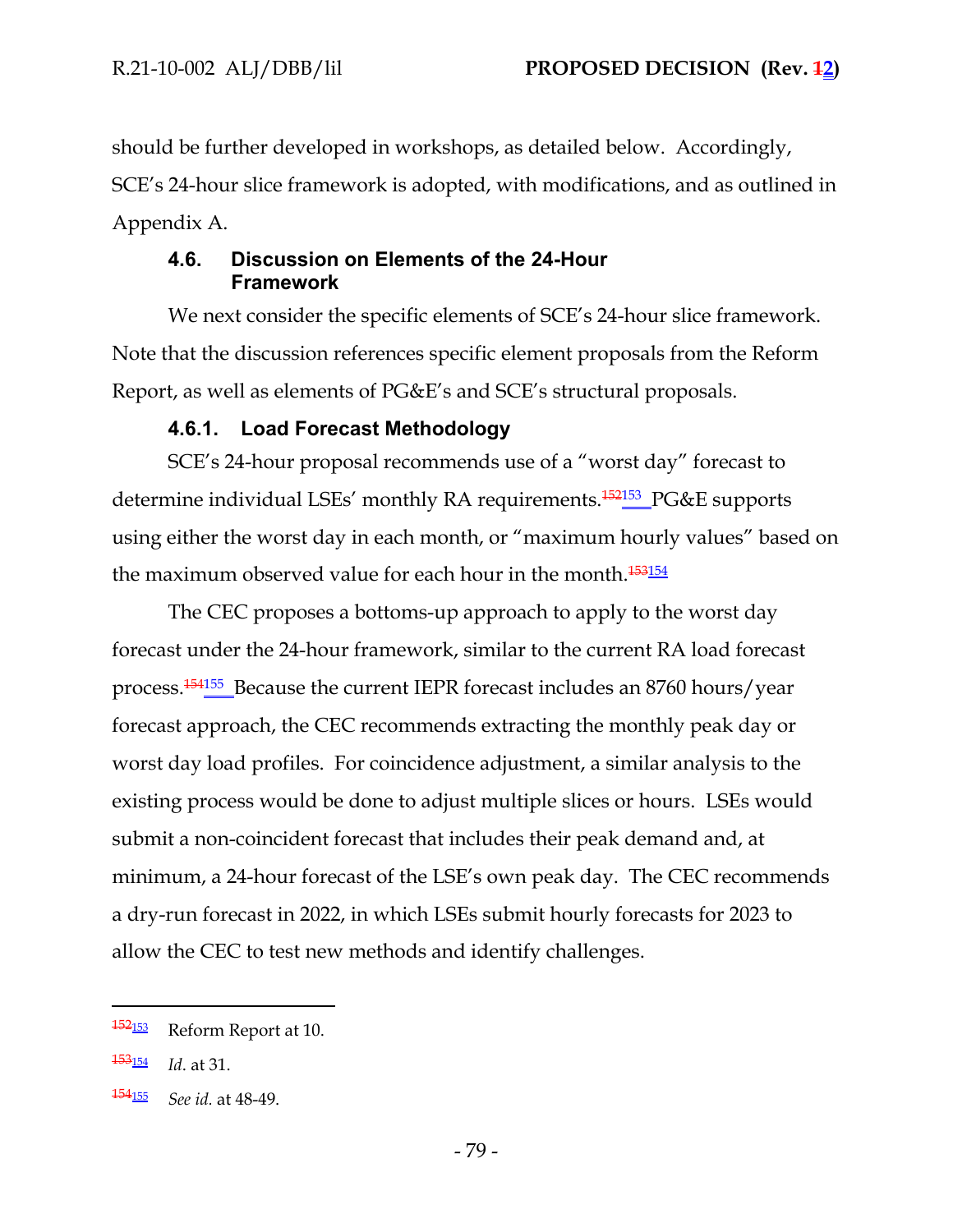should be further developed in workshops, as detailed below. Accordingly, SCE's 24-hour slice framework is adopted, with modifications, and as outlined in Appendix A.

### 4.6. Discussion on Elements of the 24-Hour Framework

We next consider the specific elements of SCE's 24-hour slice framework. Note that the discussion references specific element proposals from the Reform Report, as well as elements of PG&E's and SCE's structural proposals.

#### 4.6.1. Load Forecast Methodology

SCE's 24-hour proposal recommends use of a "worst day" forecast to determine individual LSEs' monthly RA requirements.[152][153] PG&E supports using either the worst day in each month, or "maximum hourly values" based on the maximum observed value for each hour in the month.[153][154]

The CEC proposes a bottoms-up approach to apply to the worst day forecast under the 24-hour framework, similar to the current RA load forecast process.[154][155] Because the current IEPR forecast includes an 8760 hours/year forecast approach, the CEC recommends extracting the monthly peak day or worst day load profiles. For coincidence adjustment, a similar analysis to the existing process would be done to adjust multiple slices or hours. LSEs would submit a non-coincident forecast that includes their peak demand and, at minimum, a 24-hour forecast of the LSE's own peak day. The CEC recommends a dry-run forecast in 2022, in which LSEs submit hourly forecasts for 2023 to allow the CEC to test new methods and identify challenges.

---

[152][153] Reform Report at 10.

[153][154] *Id.* at 31.

[154][155] *See id.* at 48-49.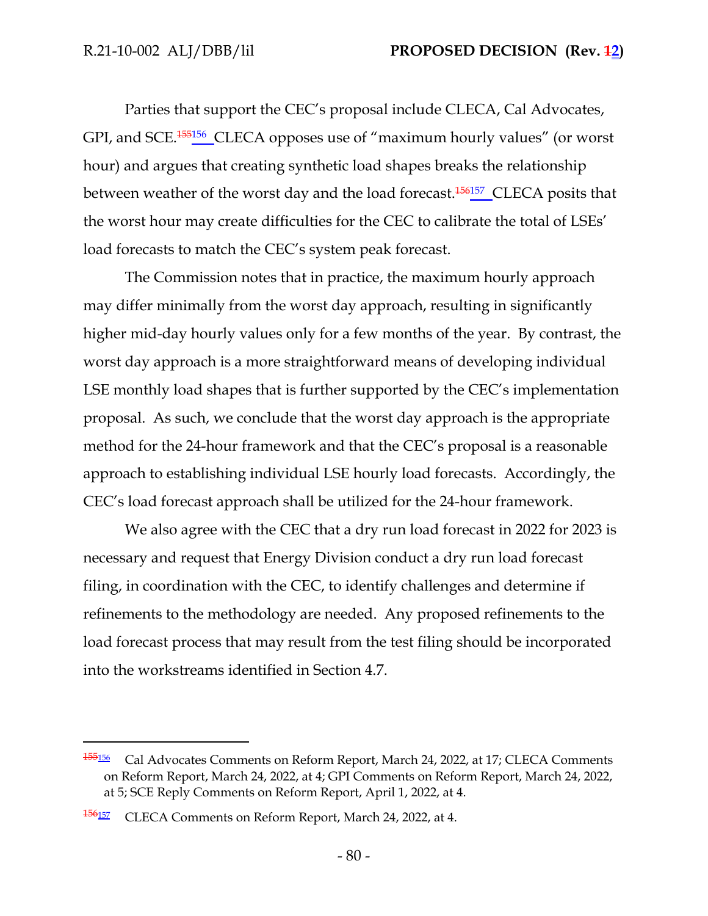Parties that support the CEC's proposal include CLECA, Cal Advocates, GPI, and SCE.[155][156] CLECA opposes use of "maximum hourly values" (or worst hour) and argues that creating synthetic load shapes breaks the relationship between weather of the worst day and the load forecast.[156][157] CLECA posits that the worst hour may create difficulties for the CEC to calibrate the total of LSEs' load forecasts to match the CEC's system peak forecast.

The Commission notes that in practice, the maximum hourly approach may differ minimally from the worst day approach, resulting in significantly higher mid-day hourly values only for a few months of the year. By contrast, the worst day approach is a more straightforward means of developing individual LSE monthly load shapes that is further supported by the CEC's implementation proposal. As such, we conclude that the worst day approach is the appropriate method for the 24-hour framework and that the CEC's proposal is a reasonable approach to establishing individual LSE hourly load forecasts. Accordingly, the CEC's load forecast approach shall be utilized for the 24-hour framework.

We also agree with the CEC that a dry run load forecast in 2022 for 2023 is necessary and request that Energy Division conduct a dry run load forecast filing, in coordination with the CEC, to identify challenges and determine if refinements to the methodology are needed. Any proposed refinements to the load forecast process that may result from the test filing should be incorporated into the workstreams identified in Section 4.7.

---

[155][156] Cal Advocates Comments on Reform Report, March 24, 2022, at 17; CLECA Comments on Reform Report, March 24, 2022, at 4; GPI Comments on Reform Report, March 24, 2022, at 5; SCE Reply Comments on Reform Report, April 1, 2022, at 4.

[156][157] CLECA Comments on Reform Report, March 24, 2022, at 4.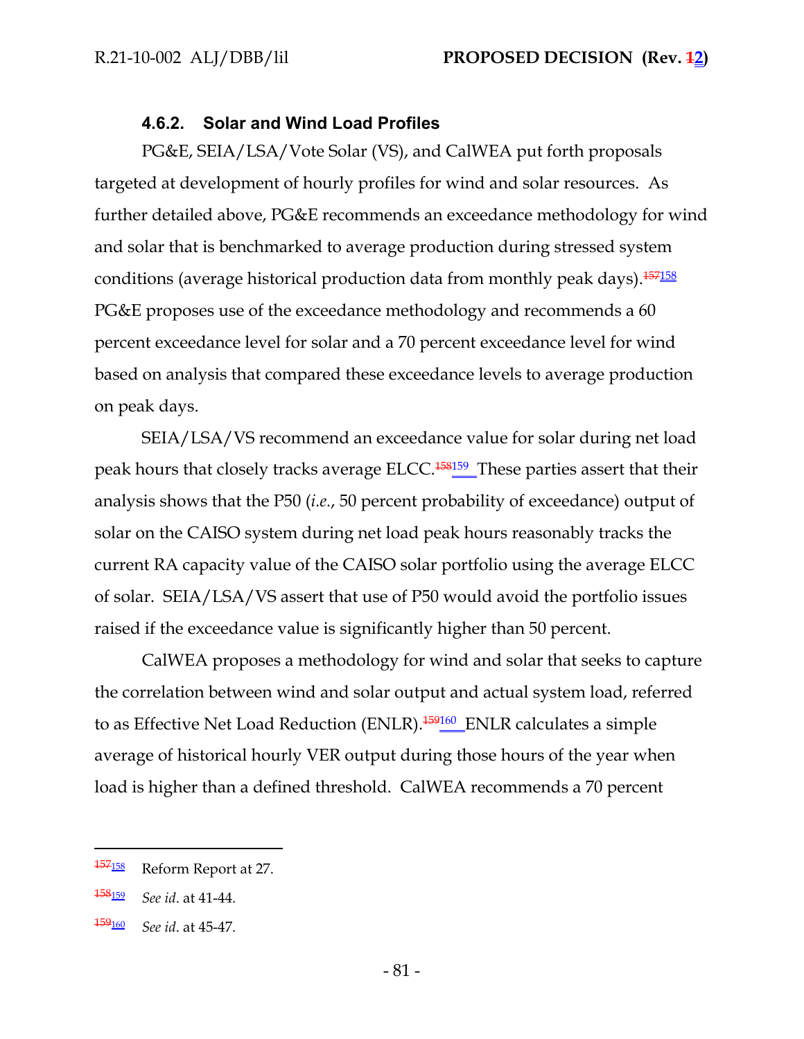#### 4.6.2. Solar and Wind Load Profiles

PG&E, SEIA/LSA/Vote Solar (VS), and CalWEA put forth proposals targeted at development of hourly profiles for wind and solar resources. As further detailed above, PG&E recommends an exceedance methodology for wind and solar that is benchmarked to average production during stressed system conditions (average historical production data from monthly peak days).[157158] PG&E proposes use of the exceedance methodology and recommends a 60 percent exceedance level for solar and a 70 percent exceedance level for wind based on analysis that compared these exceedance levels to average production on peak days.

SEIA/LSA/VS recommend an exceedance value for solar during net load peak hours that closely tracks average ELCC.[158159] These parties assert that their analysis shows that the P50 (*i.e.*, 50 percent probability of exceedance) output of solar on the CAISO system during net load peak hours reasonably tracks the current RA capacity value of the CAISO solar portfolio using the average ELCC of solar. SEIA/LSA/VS assert that use of P50 would avoid the portfolio issues raised if the exceedance value is significantly higher than 50 percent.

CalWEA proposes a methodology for wind and solar that seeks to capture the correlation between wind and solar output and actual system load, referred to as Effective Net Load Reduction (ENLR).[159160] ENLR calculates a simple average of historical hourly VER output during those hours of the year when load is higher than a defined threshold. CalWEA recommends a 70 percent

---

[157158] Reform Report at 27.

[158159] *See id.* at 41-44.

[159160] *See id.* at 45-47.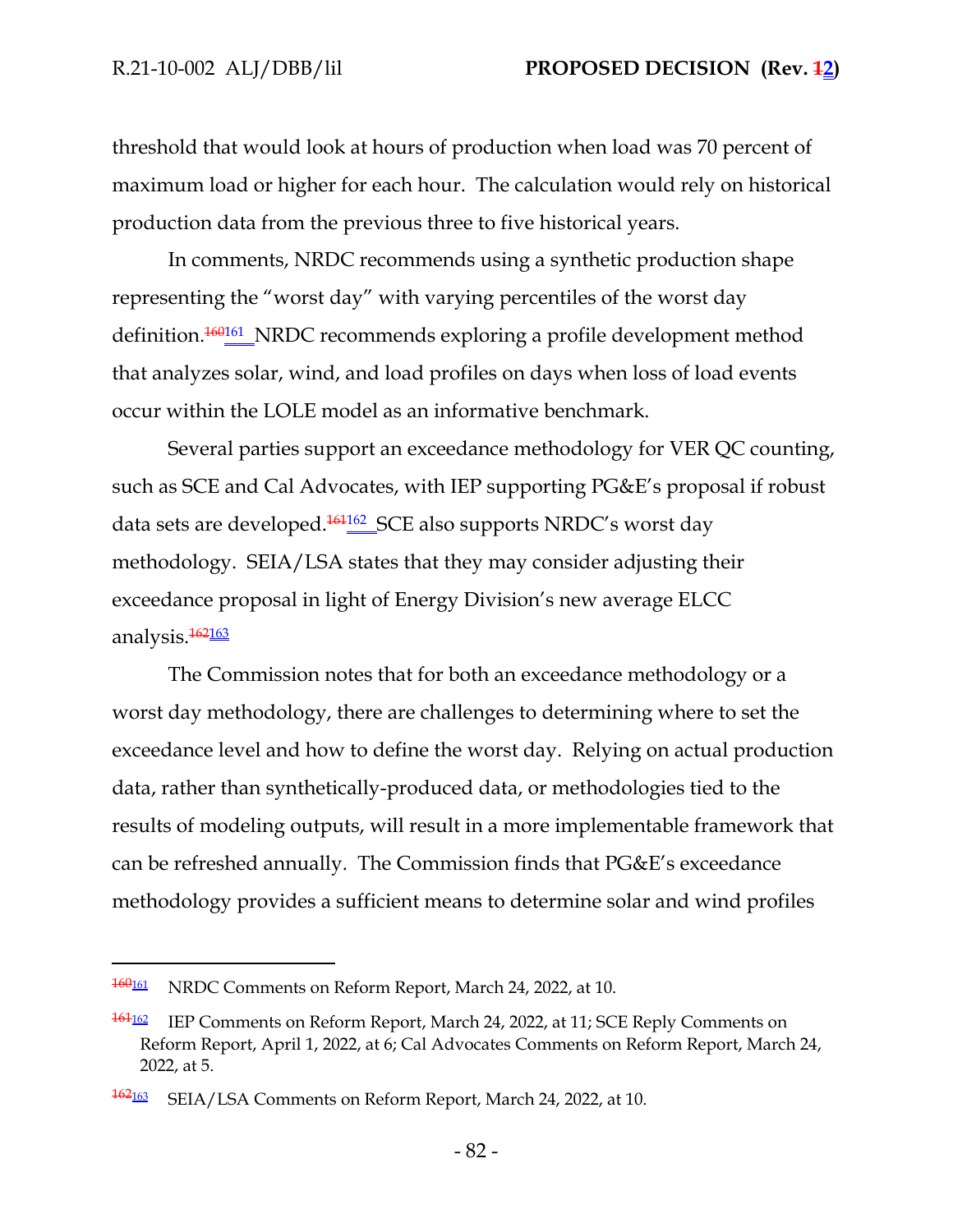threshold that would look at hours of production when load was 70 percent of maximum load or higher for each hour. The calculation would rely on historical production data from the previous three to five historical years.

In comments, NRDC recommends using a synthetic production shape representing the "worst day" with varying percentiles of the worst day definition.[161] NRDC recommends exploring a profile development method that analyzes solar, wind, and load profiles on days when loss of load events occur within the LOLE model as an informative benchmark.

Several parties support an exceedance methodology for VER QC counting, such as SCE and Cal Advocates, with IEP supporting PG&E's proposal if robust data sets are developed.[162] SCE also supports NRDC's worst day methodology. SEIA/LSA states that they may consider adjusting their exceedance proposal in light of Energy Division's new average ELCC analysis.[163]

The Commission notes that for both an exceedance methodology or a worst day methodology, there are challenges to determining where to set the exceedance level and how to define the worst day. Relying on actual production data, rather than synthetically-produced data, or methodologies tied to the results of modeling outputs, will result in a more implementable framework that can be refreshed annually. The Commission finds that PG&E's exceedance methodology provides a sufficient means to determine solar and wind profiles

---

[161] NRDC Comments on Reform Report, March 24, 2022, at 10.

[162] IEP Comments on Reform Report, March 24, 2022, at 11; SCE Reply Comments on Reform Report, April 1, 2022, at 6; Cal Advocates Comments on Reform Report, March 24, 2022, at 5.

[163] SEIA/LSA Comments on Reform Report, March 24, 2022, at 10.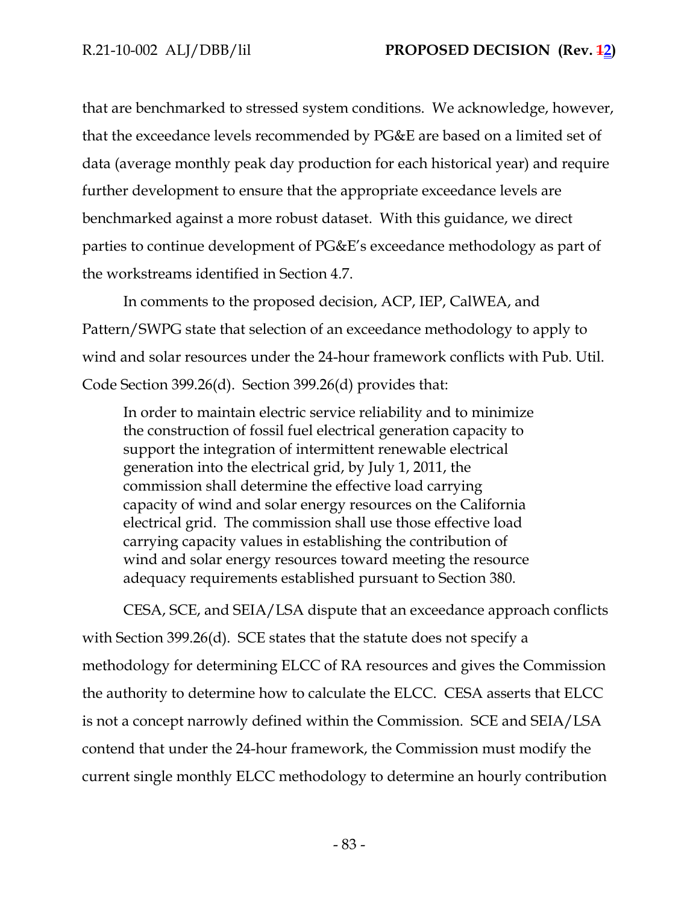that are benchmarked to stressed system conditions. We acknowledge, however, that the exceedance levels recommended by PG&E are based on a limited set of data (average monthly peak day production for each historical year) and require further development to ensure that the appropriate exceedance levels are benchmarked against a more robust dataset. With this guidance, we direct parties to continue development of PG&E's exceedance methodology as part of the workstreams identified in Section 4.7.

In comments to the proposed decision, ACP, IEP, CalWEA, and Pattern/SWPG state that selection of an exceedance methodology to apply to wind and solar resources under the 24-hour framework conflicts with Pub. Util. Code Section 399.26(d). Section 399.26(d) provides that:

> In order to maintain electric service reliability and to minimize the construction of fossil fuel electrical generation capacity to support the integration of intermittent renewable electrical generation into the electrical grid, by July 1, 2011, the commission shall determine the effective load carrying capacity of wind and solar energy resources on the California electrical grid. The commission shall use those effective load carrying capacity values in establishing the contribution of wind and solar energy resources toward meeting the resource adequacy requirements established pursuant to Section 380.

CESA, SCE, and SEIA/LSA dispute that an exceedance approach conflicts with Section 399.26(d). SCE states that the statute does not specify a methodology for determining ELCC of RA resources and gives the Commission the authority to determine how to calculate the ELCC. CESA asserts that ELCC is not a concept narrowly defined within the Commission. SCE and SEIA/LSA contend that under the 24-hour framework, the Commission must modify the current single monthly ELCC methodology to determine an hourly contribution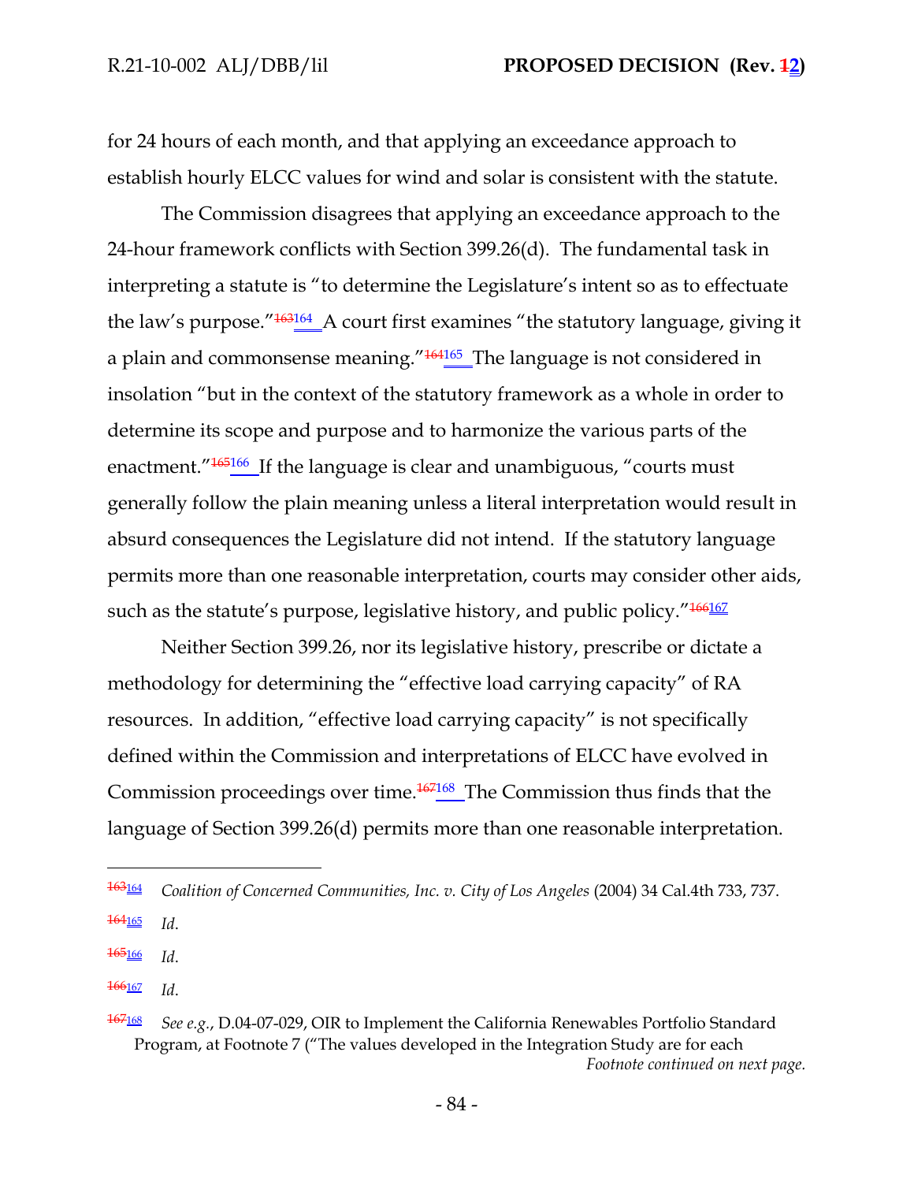for 24 hours of each month, and that applying an exceedance approach to establish hourly ELCC values for wind and solar is consistent with the statute.

The Commission disagrees that applying an exceedance approach to the 24-hour framework conflicts with Section 399.26(d). The fundamental task in interpreting a statute is "to determine the Legislature's intent so as to effectuate the law's purpose."[163][164] A court first examines "the statutory language, giving it a plain and commonsense meaning."[164][165] The language is not considered in insolation "but in the context of the statutory framework as a whole in order to determine its scope and purpose and to harmonize the various parts of the enactment."[165][166] If the language is clear and unambiguous, "courts must generally follow the plain meaning unless a literal interpretation would result in absurd consequences the Legislature did not intend. If the statutory language permits more than one reasonable interpretation, courts may consider other aids, such as the statute's purpose, legislative history, and public policy."[166][167]

Neither Section 399.26, nor its legislative history, prescribe or dictate a methodology for determining the "effective load carrying capacity" of RA resources. In addition, "effective load carrying capacity" is not specifically defined within the Commission and interpretations of ELCC have evolved in Commission proceedings over time.[167][168] The Commission thus finds that the language of Section 399.26(d) permits more than one reasonable interpretation.

---

[163][164] *Coalition of Concerned Communities, Inc. v. City of Los Angeles* (2004) 34 Cal.4th 733, 737.

[164][165] *Id.*

[165][166] *Id.*

[166][167] *Id.*

[167][168] *See e.g.*, D.04-07-029, OIR to Implement the California Renewables Portfolio Standard Program, at Footnote 7 ("The values developed in the Integration Study are for each

*Footnote continued on next page.*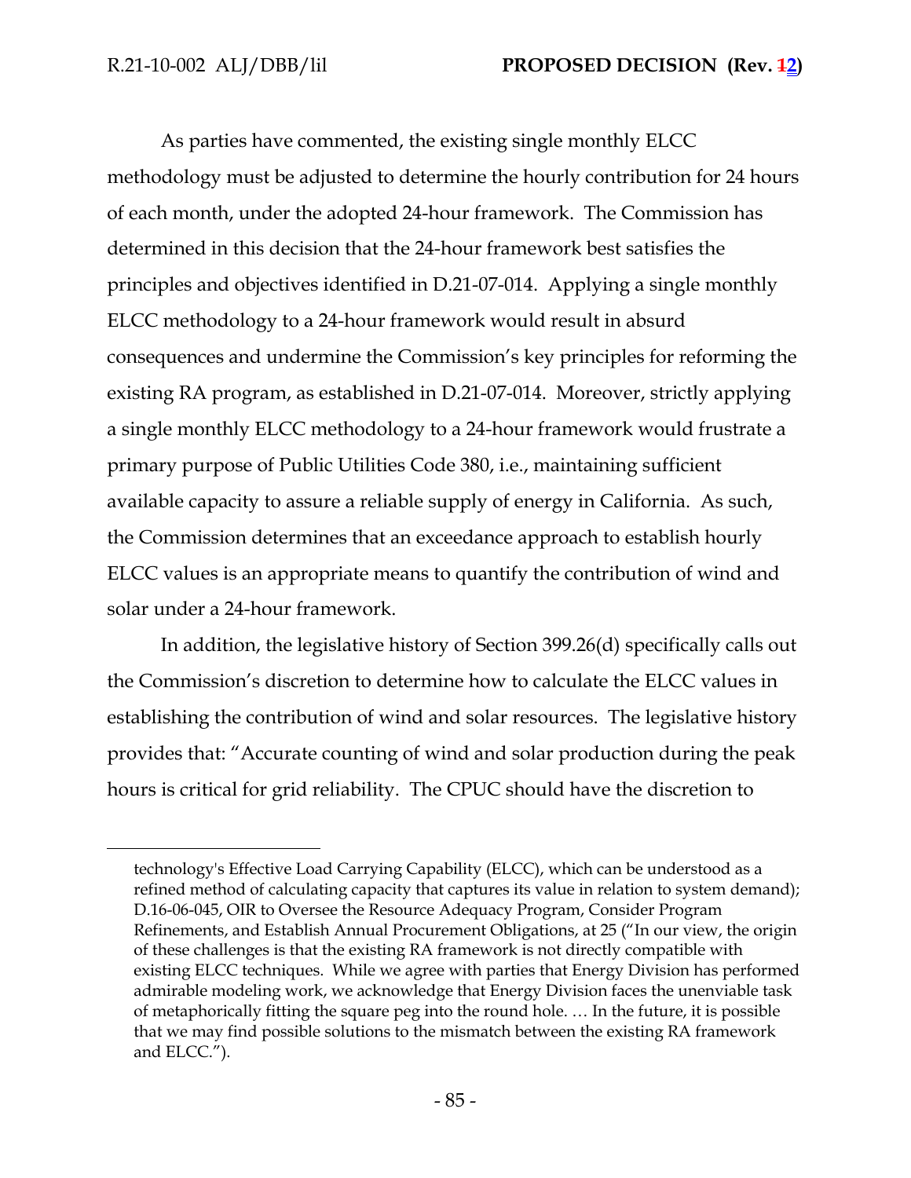As parties have commented, the existing single monthly ELCC methodology must be adjusted to determine the hourly contribution for 24 hours of each month, under the adopted 24-hour framework. The Commission has determined in this decision that the 24-hour framework best satisfies the principles and objectives identified in D.21-07-014. Applying a single monthly ELCC methodology to a 24-hour framework would result in absurd consequences and undermine the Commission's key principles for reforming the existing RA program, as established in D.21-07-014. Moreover, strictly applying a single monthly ELCC methodology to a 24-hour framework would frustrate a primary purpose of Public Utilities Code 380, i.e., maintaining sufficient available capacity to assure a reliable supply of energy in California. As such, the Commission determines that an exceedance approach to establish hourly ELCC values is an appropriate means to quantify the contribution of wind and solar under a 24-hour framework.

In addition, the legislative history of Section 399.26(d) specifically calls out the Commission's discretion to determine how to calculate the ELCC values in establishing the contribution of wind and solar resources. The legislative history provides that: "Accurate counting of wind and solar production during the peak hours is critical for grid reliability. The CPUC should have the discretion to

---

technology's Effective Load Carrying Capability (ELCC), which can be understood as a refined method of calculating capacity that captures its value in relation to system demand); D.16-06-045, OIR to Oversee the Resource Adequacy Program, Consider Program Refinements, and Establish Annual Procurement Obligations, at 25 ("In our view, the origin of these challenges is that the existing RA framework is not directly compatible with existing ELCC techniques. While we agree with parties that Energy Division has performed admirable modeling work, we acknowledge that Energy Division faces the unenviable task of metaphorically fitting the square peg into the round hole. … In the future, it is possible that we may find possible solutions to the mismatch between the existing RA framework and ELCC.").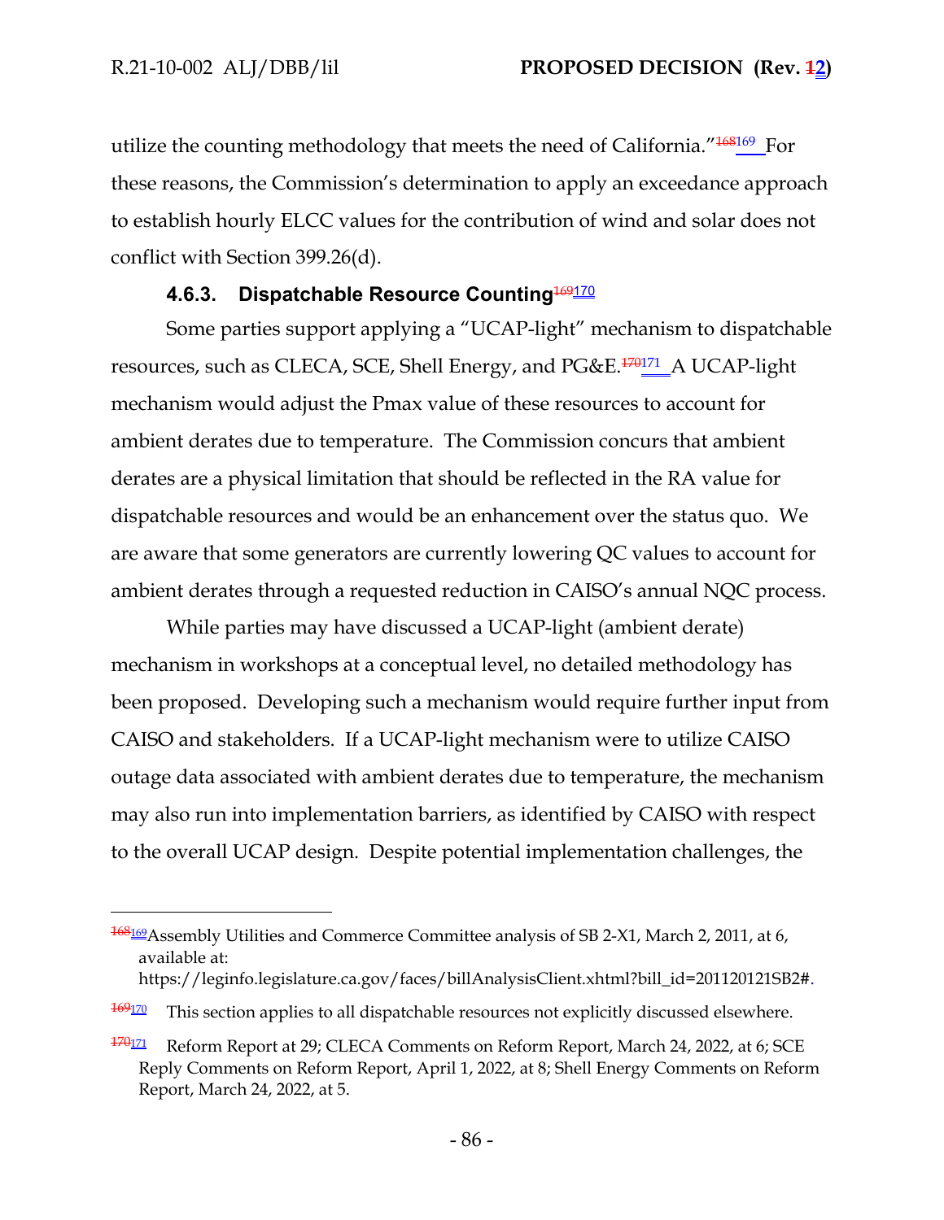utilize the counting methodology that meets the need of California."[168][169] For these reasons, the Commission's determination to apply an exceedance approach to establish hourly ELCC values for the contribution of wind and solar does not conflict with Section 399.26(d).

### 4.6.3. Dispatchable Resource Counting[169][170]

Some parties support applying a "UCAP-light" mechanism to dispatchable resources, such as CLECA, SCE, Shell Energy, and PG&E.[170][171] A UCAP-light mechanism would adjust the Pmax value of these resources to account for ambient derates due to temperature. The Commission concurs that ambient derates are a physical limitation that should be reflected in the RA value for dispatchable resources and would be an enhancement over the status quo. We are aware that some generators are currently lowering QC values to account for ambient derates through a requested reduction in CAISO's annual NQC process.

While parties may have discussed a UCAP-light (ambient derate) mechanism in workshops at a conceptual level, no detailed methodology has been proposed. Developing such a mechanism would require further input from CAISO and stakeholders. If a UCAP-light mechanism were to utilize CAISO outage data associated with ambient derates due to temperature, the mechanism may also run into implementation barriers, as identified by CAISO with respect to the overall UCAP design. Despite potential implementation challenges, the

---

[168][169] Assembly Utilities and Commerce Committee analysis of SB 2-X1, March 2, 2011, at 6, available at: https://leginfo.legislature.ca.gov/faces/billAnalysisClient.xhtml?bill_id=201120121SB2#.

[169][170] This section applies to all dispatchable resources not explicitly discussed elsewhere.

[170][171] Reform Report at 29; CLECA Comments on Reform Report, March 24, 2022, at 6; SCE Reply Comments on Reform Report, April 1, 2022, at 8; Shell Energy Comments on Reform Report, March 24, 2022, at 5.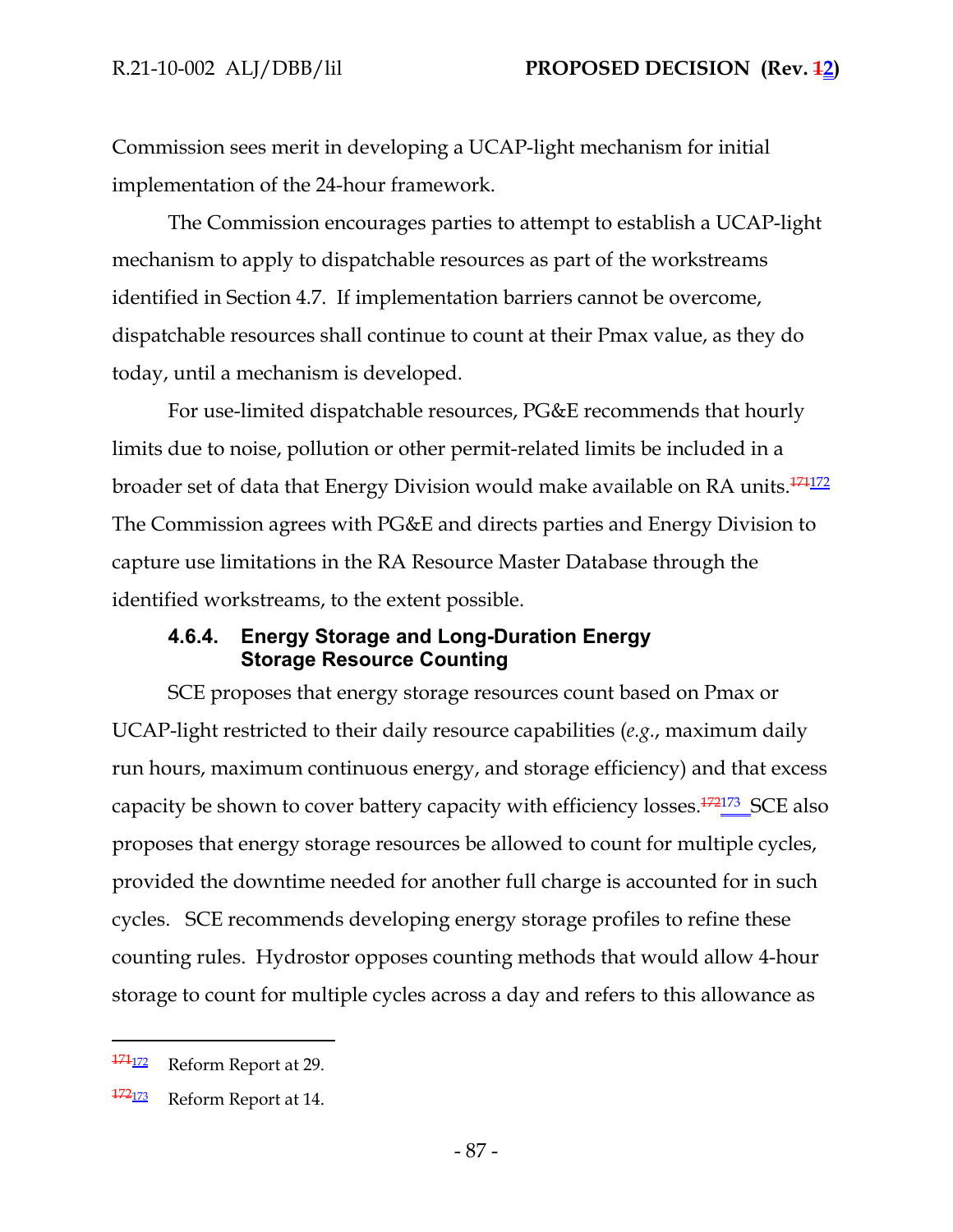Commission sees merit in developing a UCAP-light mechanism for initial implementation of the 24-hour framework.

The Commission encourages parties to attempt to establish a UCAP-light mechanism to apply to dispatchable resources as part of the workstreams identified in Section 4.7. If implementation barriers cannot be overcome, dispatchable resources shall continue to count at their Pmax value, as they do today, until a mechanism is developed.

For use-limited dispatchable resources, PG&E recommends that hourly limits due to noise, pollution or other permit-related limits be included in a broader set of data that Energy Division would make available on RA units.[171172] The Commission agrees with PG&E and directs parties and Energy Division to capture use limitations in the RA Resource Master Database through the identified workstreams, to the extent possible.

#### 4.6.4. Energy Storage and Long-Duration Energy Storage Resource Counting

SCE proposes that energy storage resources count based on Pmax or UCAP-light restricted to their daily resource capabilities (*e.g.*, maximum daily run hours, maximum continuous energy, and storage efficiency) and that excess capacity be shown to cover battery capacity with efficiency losses.[172173] SCE also proposes that energy storage resources be allowed to count for multiple cycles, provided the downtime needed for another full charge is accounted for in such cycles. SCE recommends developing energy storage profiles to refine these counting rules. Hydrostor opposes counting methods that would allow 4-hour storage to count for multiple cycles across a day and refers to this allowance as

---

[171172] Reform Report at 29.

[172173] Reform Report at 14.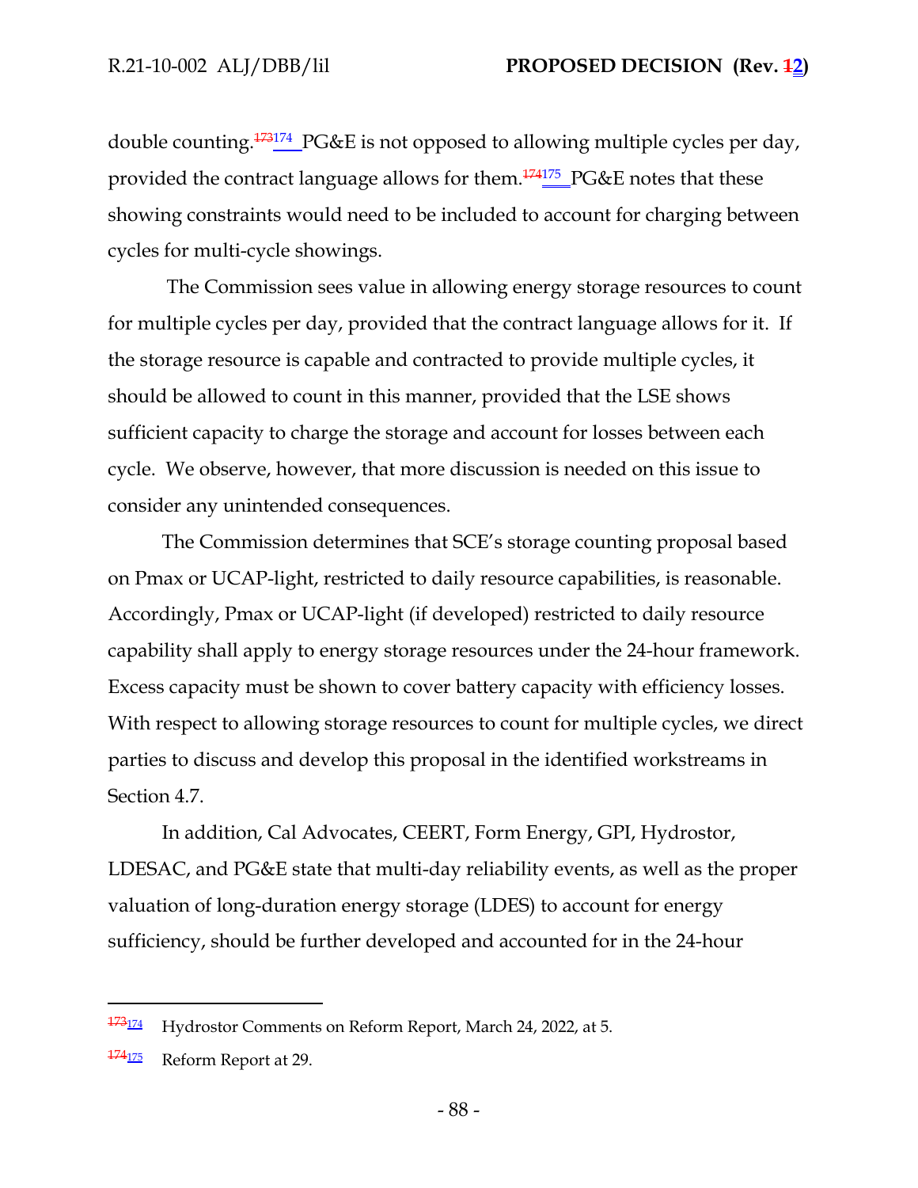double counting.[173][174] PG&E is not opposed to allowing multiple cycles per day, provided the contract language allows for them.[174][175] PG&E notes that these showing constraints would need to be included to account for charging between cycles for multi-cycle showings.

The Commission sees value in allowing energy storage resources to count for multiple cycles per day, provided that the contract language allows for it. If the storage resource is capable and contracted to provide multiple cycles, it should be allowed to count in this manner, provided that the LSE shows sufficient capacity to charge the storage and account for losses between each cycle. We observe, however, that more discussion is needed on this issue to consider any unintended consequences.

The Commission determines that SCE's storage counting proposal based on Pmax or UCAP-light, restricted to daily resource capabilities, is reasonable. Accordingly, Pmax or UCAP-light (if developed) restricted to daily resource capability shall apply to energy storage resources under the 24-hour framework. Excess capacity must be shown to cover battery capacity with efficiency losses. With respect to allowing storage resources to count for multiple cycles, we direct parties to discuss and develop this proposal in the identified workstreams in Section 4.7.

In addition, Cal Advocates, CEERT, Form Energy, GPI, Hydrostor, LDESAC, and PG&E state that multi-day reliability events, as well as the proper valuation of long-duration energy storage (LDES) to account for energy sufficiency, should be further developed and accounted for in the 24-hour

---

[173][174] Hydrostor Comments on Reform Report, March 24, 2022, at 5.

[174][175] Reform Report at 29.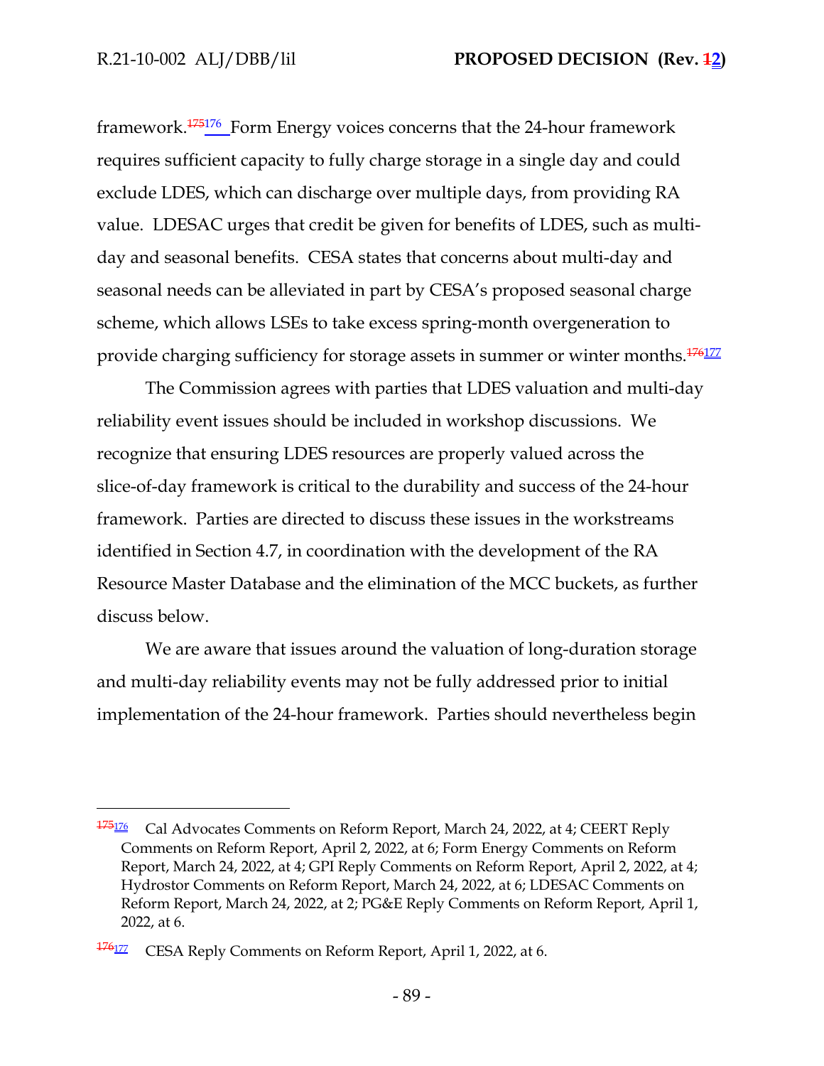framework.[175][176] Form Energy voices concerns that the 24-hour framework requires sufficient capacity to fully charge storage in a single day and could exclude LDES, which can discharge over multiple days, from providing RA value. LDESAC urges that credit be given for benefits of LDES, such as multi-day and seasonal benefits. CESA states that concerns about multi-day and seasonal needs can be alleviated in part by CESA's proposed seasonal charge scheme, which allows LSEs to take excess spring-month overgeneration to provide charging sufficiency for storage assets in summer or winter months.[176][177]

The Commission agrees with parties that LDES valuation and multi-day reliability event issues should be included in workshop discussions. We recognize that ensuring LDES resources are properly valued across the slice-of-day framework is critical to the durability and success of the 24-hour framework. Parties are directed to discuss these issues in the workstreams identified in Section 4.7, in coordination with the development of the RA Resource Master Database and the elimination of the MCC buckets, as further discuss below.

We are aware that issues around the valuation of long-duration storage and multi-day reliability events may not be fully addressed prior to initial implementation of the 24-hour framework. Parties should nevertheless begin

---

[175][176] Cal Advocates Comments on Reform Report, March 24, 2022, at 4; CEERT Reply Comments on Reform Report, April 2, 2022, at 6; Form Energy Comments on Reform Report, March 24, 2022, at 4; GPI Reply Comments on Reform Report, April 2, 2022, at 4; Hydrostor Comments on Reform Report, March 24, 2022, at 6; LDESAC Comments on Reform Report, March 24, 2022, at 2; PG&E Reply Comments on Reform Report, April 1, 2022, at 6.

[176][177] CESA Reply Comments on Reform Report, April 1, 2022, at 6.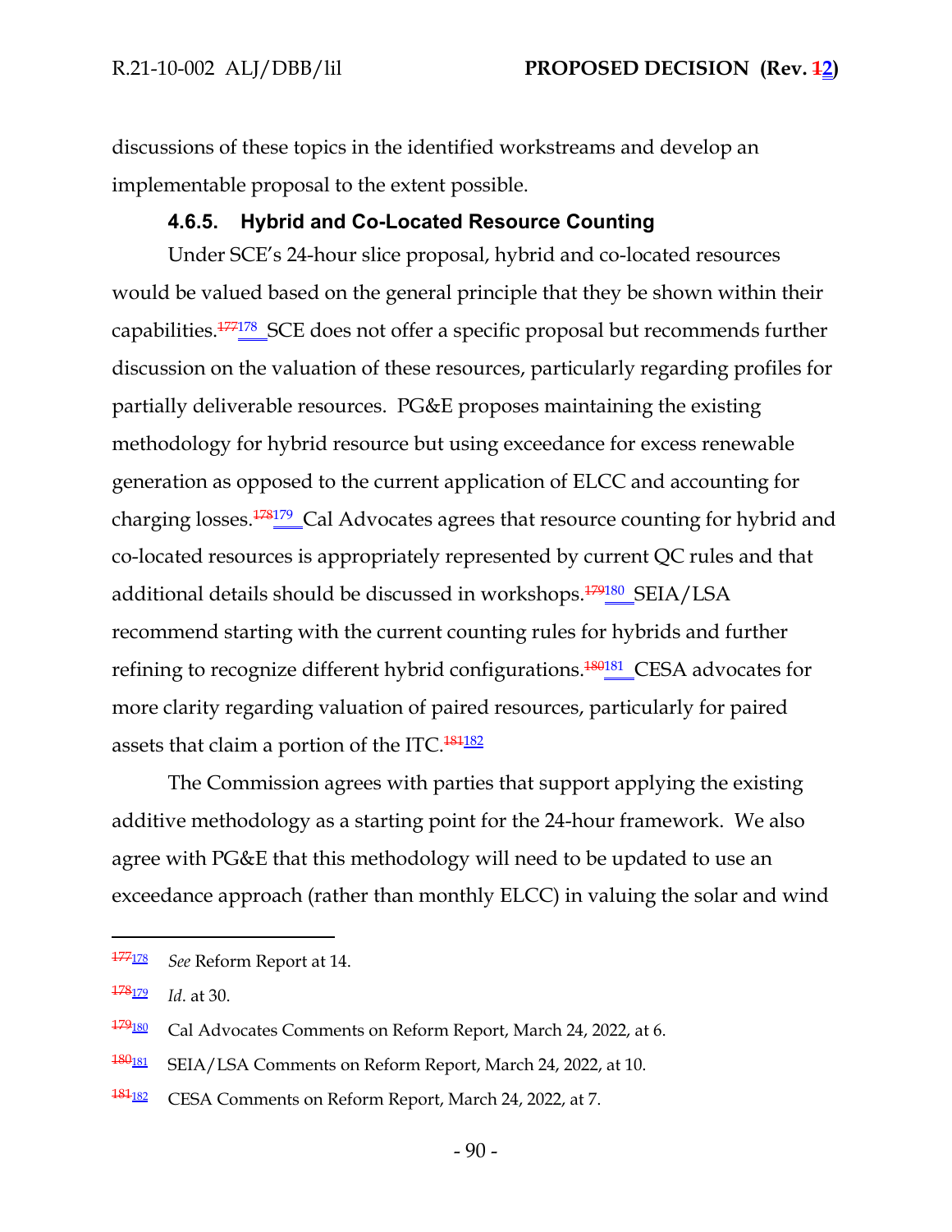discussions of these topics in the identified workstreams and develop an implementable proposal to the extent possible.

#### 4.6.5. Hybrid and Co-Located Resource Counting

Under SCE's 24-hour slice proposal, hybrid and co-located resources would be valued based on the general principle that they be shown within their capabilities.[177][178] SCE does not offer a specific proposal but recommends further discussion on the valuation of these resources, particularly regarding profiles for partially deliverable resources. PG&E proposes maintaining the existing methodology for hybrid resource but using exceedance for excess renewable generation as opposed to the current application of ELCC and accounting for charging losses.[178][179] Cal Advocates agrees that resource counting for hybrid and co-located resources is appropriately represented by current QC rules and that additional details should be discussed in workshops.[179][180] SEIA/LSA recommend starting with the current counting rules for hybrids and further refining to recognize different hybrid configurations.[180][181] CESA advocates for more clarity regarding valuation of paired resources, particularly for paired assets that claim a portion of the ITC.[181][182]

The Commission agrees with parties that support applying the existing additive methodology as a starting point for the 24-hour framework. We also agree with PG&E that this methodology will need to be updated to use an exceedance approach (rather than monthly ELCC) in valuing the solar and wind

---

[177][178] *See* Reform Report at 14.

[178][179] *Id*. at 30.

[179][180] Cal Advocates Comments on Reform Report, March 24, 2022, at 6.

[180][181] SEIA/LSA Comments on Reform Report, March 24, 2022, at 10.

[181][182] CESA Comments on Reform Report, March 24, 2022, at 7.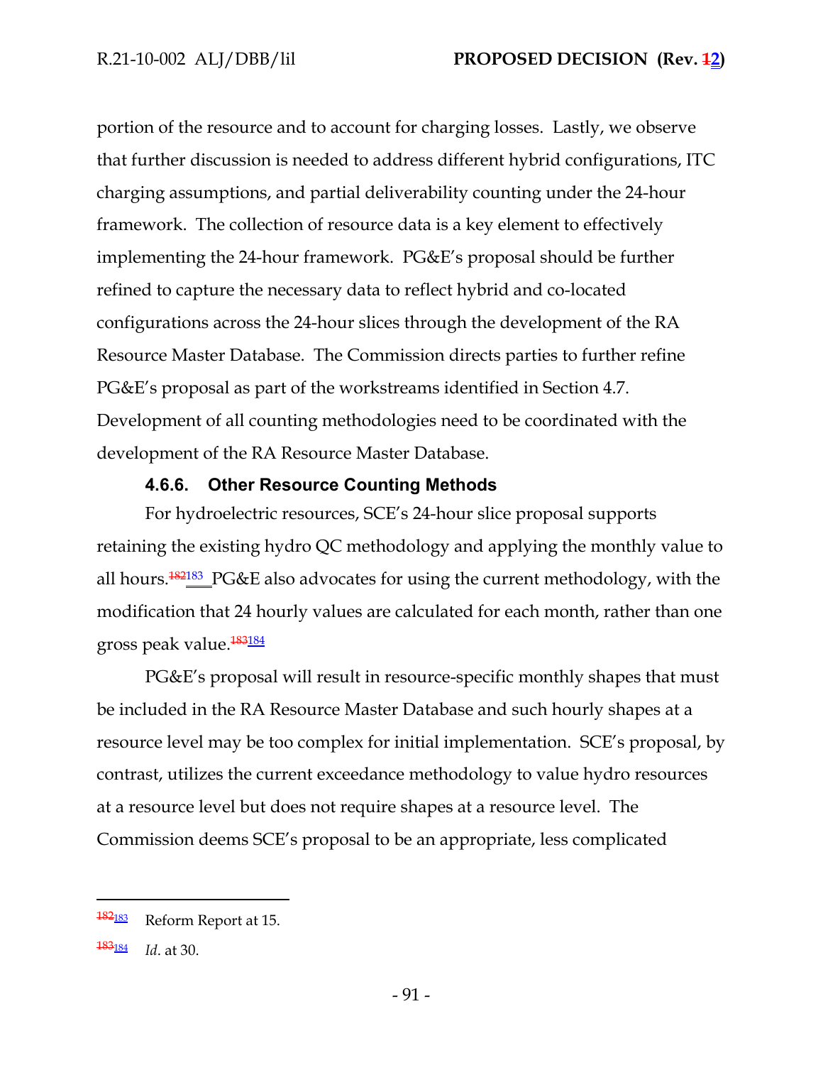portion of the resource and to account for charging losses. Lastly, we observe that further discussion is needed to address different hybrid configurations, ITC charging assumptions, and partial deliverability counting under the 24-hour framework. The collection of resource data is a key element to effectively implementing the 24-hour framework. PG&E's proposal should be further refined to capture the necessary data to reflect hybrid and co-located configurations across the 24-hour slices through the development of the RA Resource Master Database. The Commission directs parties to further refine PG&E's proposal as part of the workstreams identified in Section 4.7. Development of all counting methodologies need to be coordinated with the development of the RA Resource Master Database.

#### 4.6.6. Other Resource Counting Methods

For hydroelectric resources, SCE's 24-hour slice proposal supports retaining the existing hydro QC methodology and applying the monthly value to all hours.[~~182~~183] PG&E also advocates for using the current methodology, with the modification that 24 hourly values are calculated for each month, rather than one gross peak value.[~~183~~184]

PG&E's proposal will result in resource-specific monthly shapes that must be included in the RA Resource Master Database and such hourly shapes at a resource level may be too complex for initial implementation. SCE's proposal, by contrast, utilizes the current exceedance methodology to value hydro resources at a resource level but does not require shapes at a resource level. The Commission deems SCE's proposal to be an appropriate, less complicated

---

[~~182~~183] Reform Report at 15.

[~~183~~184] *Id*. at 30.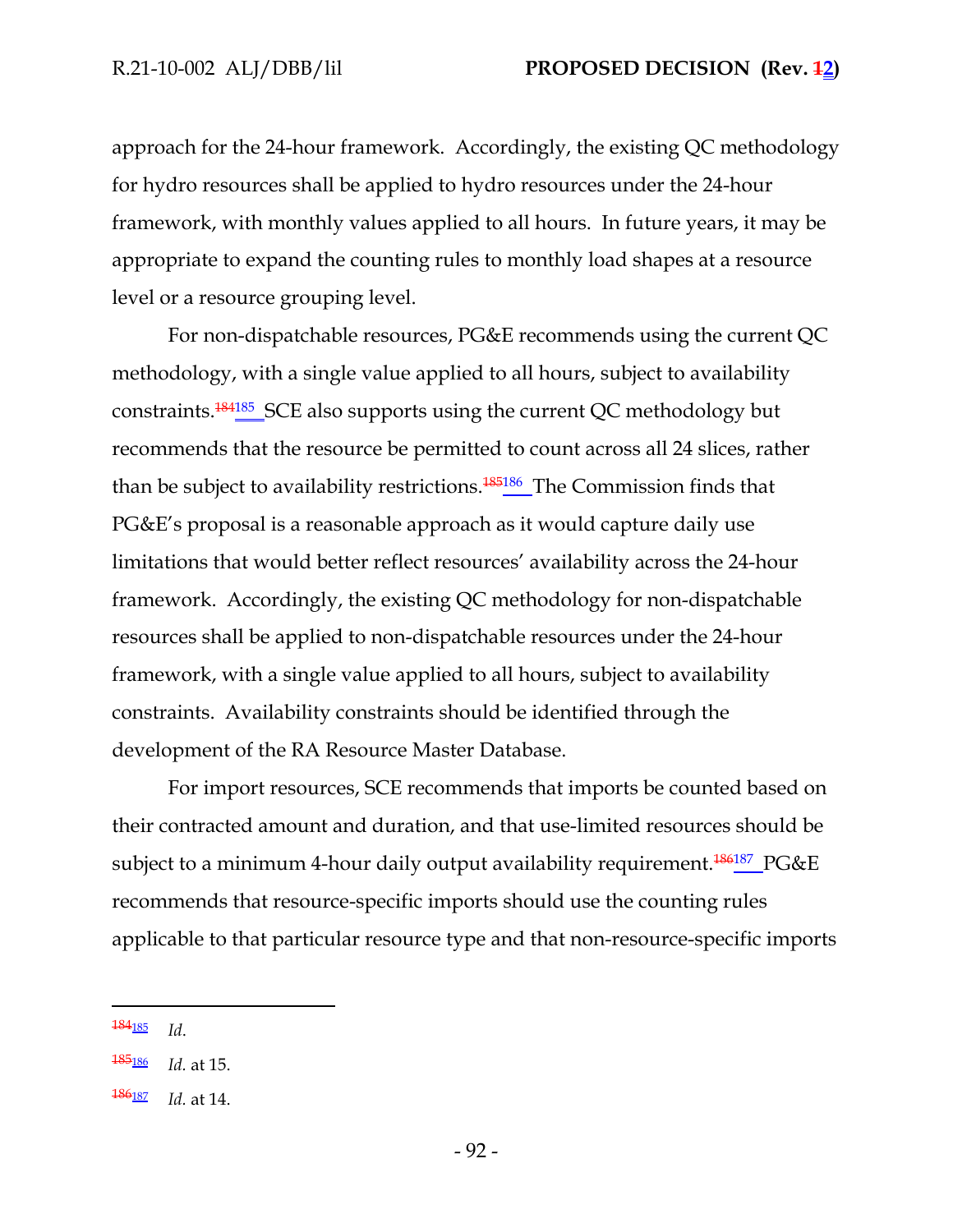approach for the 24-hour framework. Accordingly, the existing QC methodology for hydro resources shall be applied to hydro resources under the 24-hour framework, with monthly values applied to all hours. In future years, it may be appropriate to expand the counting rules to monthly load shapes at a resource level or a resource grouping level.

For non-dispatchable resources, PG&E recommends using the current QC methodology, with a single value applied to all hours, subject to availability constraints.[184185] SCE also supports using the current QC methodology but recommends that the resource be permitted to count across all 24 slices, rather than be subject to availability restrictions.[185186] The Commission finds that PG&E's proposal is a reasonable approach as it would capture daily use limitations that would better reflect resources' availability across the 24-hour framework. Accordingly, the existing QC methodology for non-dispatchable resources shall be applied to non-dispatchable resources under the 24-hour framework, with a single value applied to all hours, subject to availability constraints. Availability constraints should be identified through the development of the RA Resource Master Database.

For import resources, SCE recommends that imports be counted based on their contracted amount and duration, and that use-limited resources should be subject to a minimum 4-hour daily output availability requirement.[186187] PG&E recommends that resource-specific imports should use the counting rules applicable to that particular resource type and that non-resource-specific imports

---

[184185] *Id.*

[185186] *Id.* at 15.

[186187] *Id.* at 14.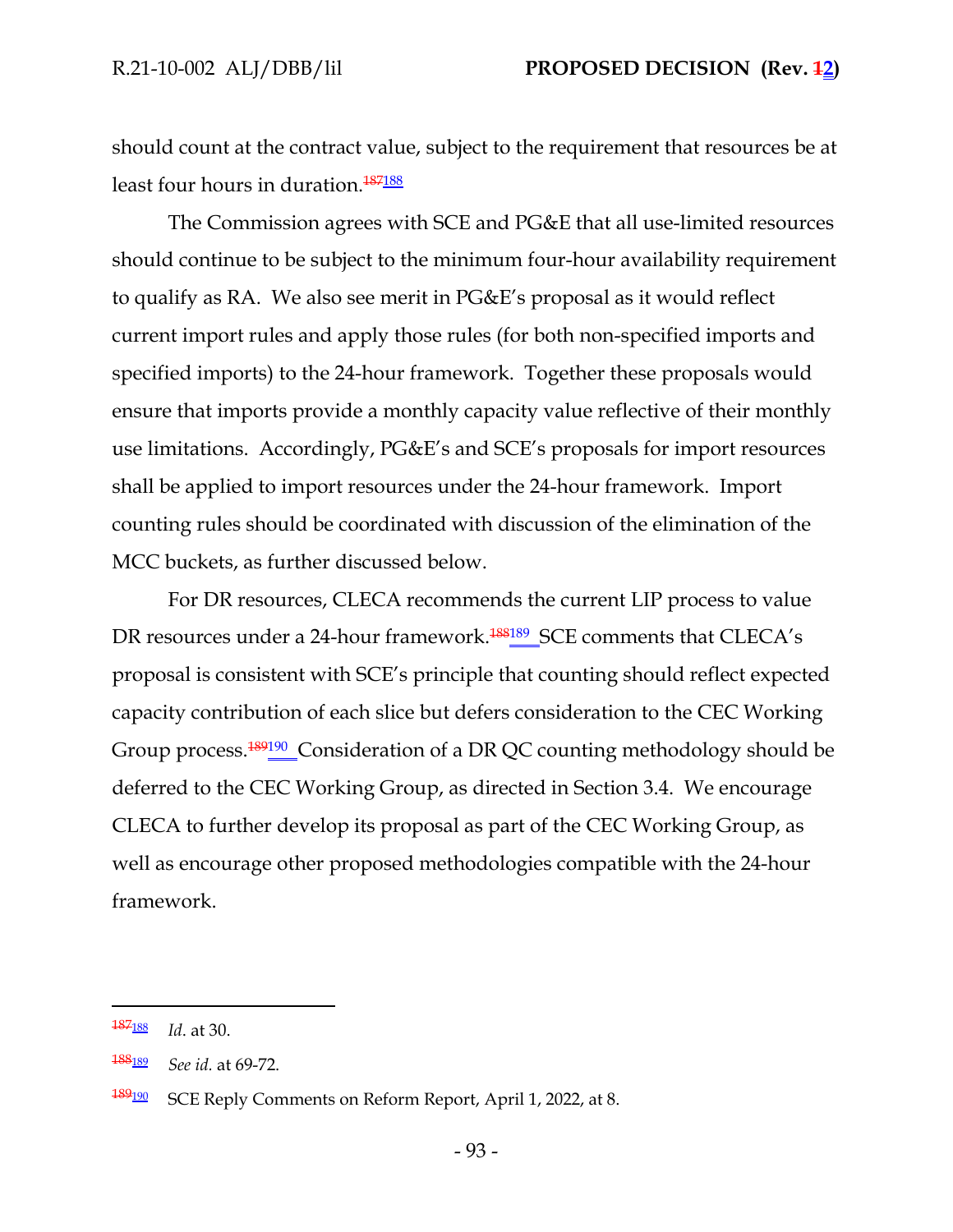should count at the contract value, subject to the requirement that resources be at least four hours in duration.[187][188]

The Commission agrees with SCE and PG&E that all use-limited resources should continue to be subject to the minimum four-hour availability requirement to qualify as RA. We also see merit in PG&E's proposal as it would reflect current import rules and apply those rules (for both non-specified imports and specified imports) to the 24-hour framework. Together these proposals would ensure that imports provide a monthly capacity value reflective of their monthly use limitations. Accordingly, PG&E's and SCE's proposals for import resources shall be applied to import resources under the 24-hour framework. Import counting rules should be coordinated with discussion of the elimination of the MCC buckets, as further discussed below.

For DR resources, CLECA recommends the current LIP process to value DR resources under a 24-hour framework.[188][189] SCE comments that CLECA's proposal is consistent with SCE's principle that counting should reflect expected capacity contribution of each slice but defers consideration to the CEC Working Group process.[189][190] Consideration of a DR QC counting methodology should be deferred to the CEC Working Group, as directed in Section 3.4. We encourage CLECA to further develop its proposal as part of the CEC Working Group, as well as encourage other proposed methodologies compatible with the 24-hour framework.

---

[187][188] *Id*. at 30.

[188][189] *See id.* at 69-72.

[189][190] SCE Reply Comments on Reform Report, April 1, 2022, at 8.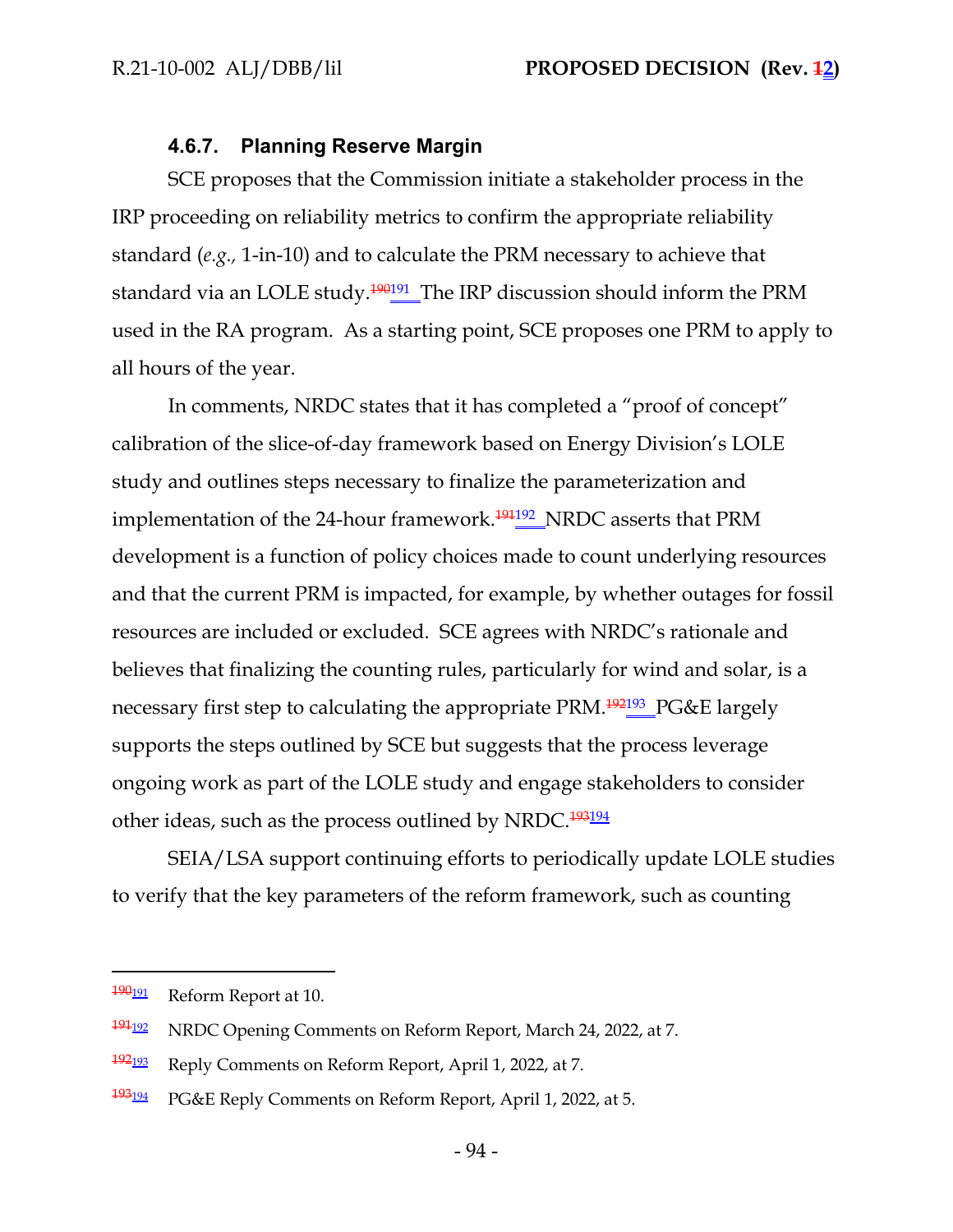#### 4.6.7. Planning Reserve Margin

SCE proposes that the Commission initiate a stakeholder process in the IRP proceeding on reliability metrics to confirm the appropriate reliability standard (*e.g.,* 1-in-10) and to calculate the PRM necessary to achieve that standard via an LOLE study.[191] The IRP discussion should inform the PRM used in the RA program. As a starting point, SCE proposes one PRM to apply to all hours of the year.

In comments, NRDC states that it has completed a "proof of concept" calibration of the slice-of-day framework based on Energy Division's LOLE study and outlines steps necessary to finalize the parameterization and implementation of the 24-hour framework.[192] NRDC asserts that PRM development is a function of policy choices made to count underlying resources and that the current PRM is impacted, for example, by whether outages for fossil resources are included or excluded. SCE agrees with NRDC's rationale and believes that finalizing the counting rules, particularly for wind and solar, is a necessary first step to calculating the appropriate PRM.[193] PG&E largely supports the steps outlined by SCE but suggests that the process leverage ongoing work as part of the LOLE study and engage stakeholders to consider other ideas, such as the process outlined by NRDC.[194]

SEIA/LSA support continuing efforts to periodically update LOLE studies to verify that the key parameters of the reform framework, such as counting

---

[191] Reform Report at 10.

[192] NRDC Opening Comments on Reform Report, March 24, 2022, at 7.

[193] Reply Comments on Reform Report, April 1, 2022, at 7.

[194] PG&E Reply Comments on Reform Report, April 1, 2022, at 5.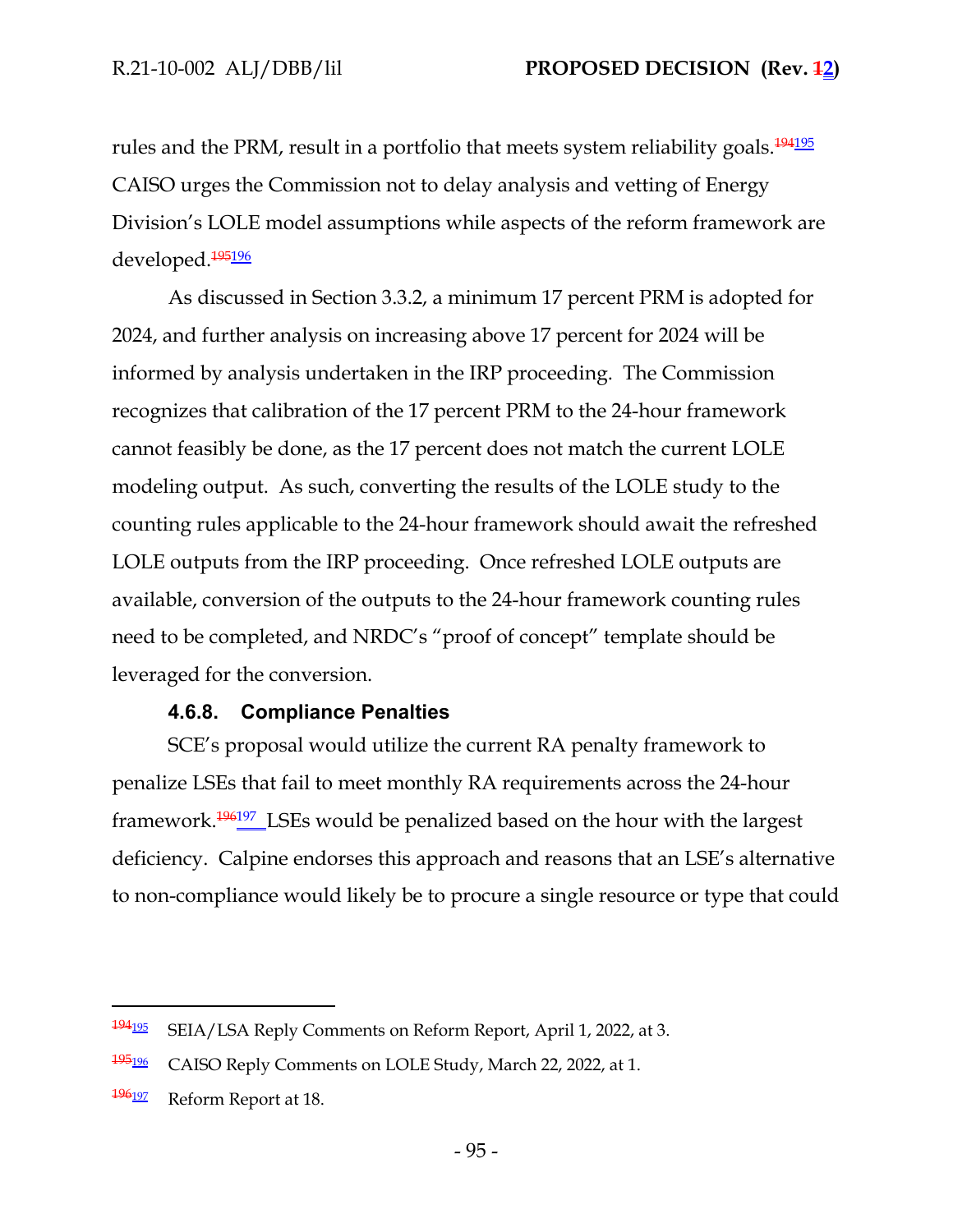rules and the PRM, result in a portfolio that meets system reliability goals.[194][195] CAISO urges the Commission not to delay analysis and vetting of Energy Division's LOLE model assumptions while aspects of the reform framework are developed.[195][196]

As discussed in Section 3.3.2, a minimum 17 percent PRM is adopted for 2024, and further analysis on increasing above 17 percent for 2024 will be informed by analysis undertaken in the IRP proceeding. The Commission recognizes that calibration of the 17 percent PRM to the 24-hour framework cannot feasibly be done, as the 17 percent does not match the current LOLE modeling output. As such, converting the results of the LOLE study to the counting rules applicable to the 24-hour framework should await the refreshed LOLE outputs from the IRP proceeding. Once refreshed LOLE outputs are available, conversion of the outputs to the 24-hour framework counting rules need to be completed, and NRDC's "proof of concept" template should be leveraged for the conversion.

#### 4.6.8. Compliance Penalties

SCE's proposal would utilize the current RA penalty framework to penalize LSEs that fail to meet monthly RA requirements across the 24-hour framework.[196][197] LSEs would be penalized based on the hour with the largest deficiency. Calpine endorses this approach and reasons that an LSE's alternative to non-compliance would likely be to procure a single resource or type that could

---

[194][195] SEIA/LSA Reply Comments on Reform Report, April 1, 2022, at 3.

[195][196] CAISO Reply Comments on LOLE Study, March 22, 2022, at 1.

[196][197] Reform Report at 18.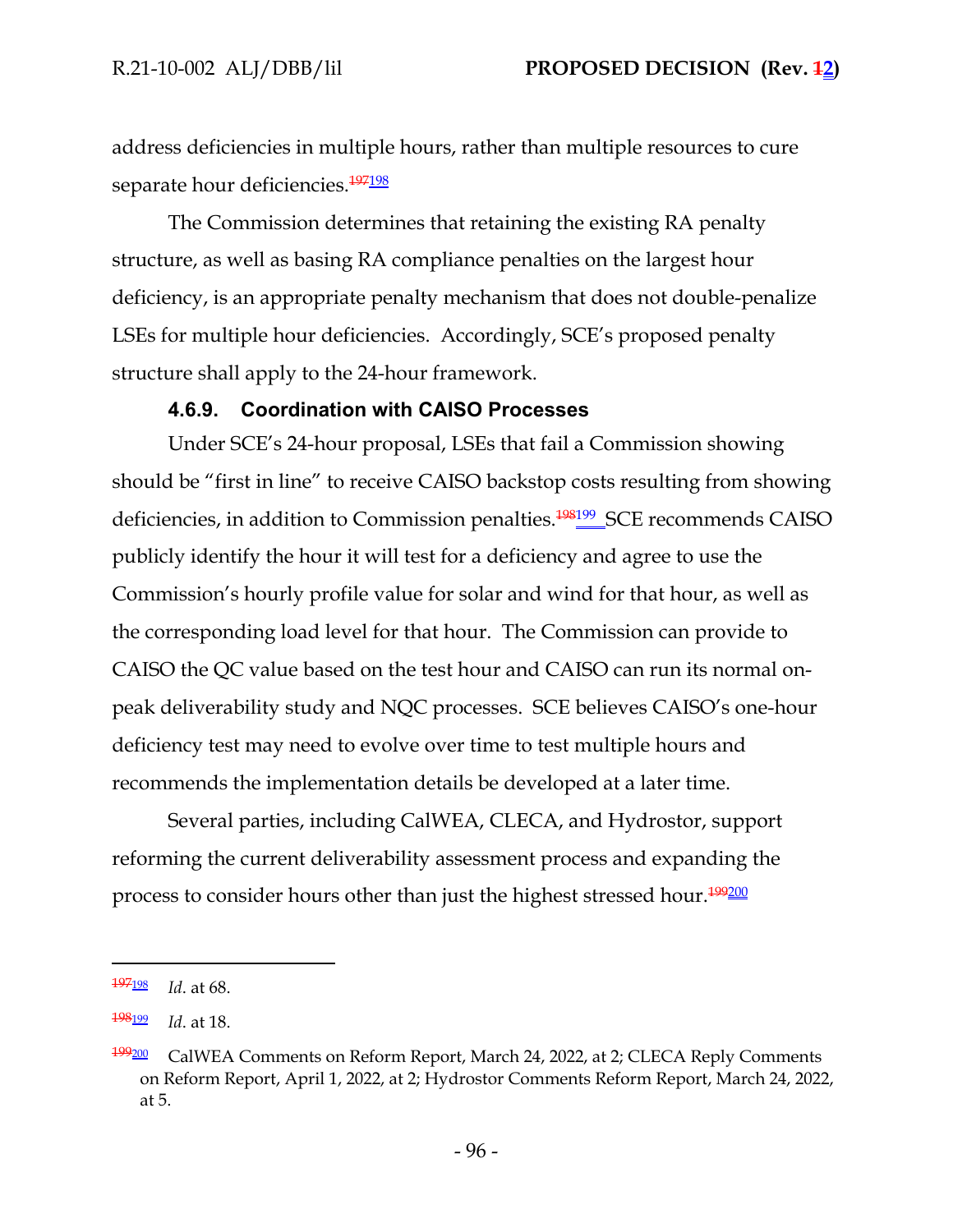address deficiencies in multiple hours, rather than multiple resources to cure separate hour deficiencies.[197198]

The Commission determines that retaining the existing RA penalty structure, as well as basing RA compliance penalties on the largest hour deficiency, is an appropriate penalty mechanism that does not double-penalize LSEs for multiple hour deficiencies. Accordingly, SCE's proposed penalty structure shall apply to the 24-hour framework.

#### 4.6.9. Coordination with CAISO Processes

Under SCE's 24-hour proposal, LSEs that fail a Commission showing should be "first in line" to receive CAISO backstop costs resulting from showing deficiencies, in addition to Commission penalties.[198199] SCE recommends CAISO publicly identify the hour it will test for a deficiency and agree to use the Commission's hourly profile value for solar and wind for that hour, as well as the corresponding load level for that hour. The Commission can provide to CAISO the QC value based on the test hour and CAISO can run its normal on-peak deliverability study and NQC processes. SCE believes CAISO's one-hour deficiency test may need to evolve over time to test multiple hours and recommends the implementation details be developed at a later time.

Several parties, including CalWEA, CLECA, and Hydrostor, support reforming the current deliverability assessment process and expanding the process to consider hours other than just the highest stressed hour.[199200]

---

[197198] *Id.* at 68.

[198199] *Id.* at 18.

[199200] CalWEA Comments on Reform Report, March 24, 2022, at 2; CLECA Reply Comments on Reform Report, April 1, 2022, at 2; Hydrostor Comments Reform Report, March 24, 2022, at 5.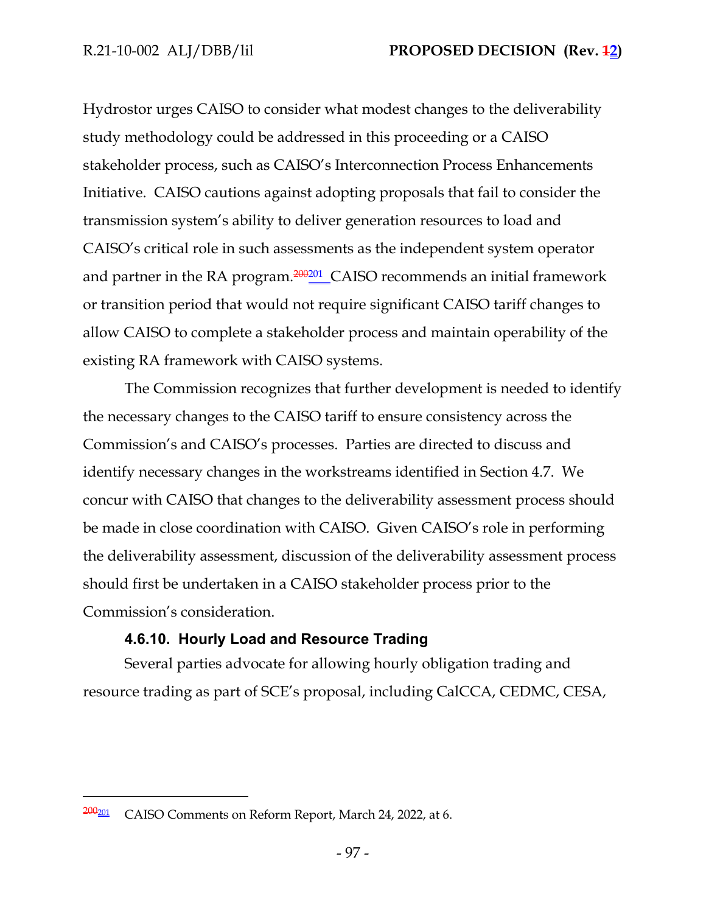Hydrostor urges CAISO to consider what modest changes to the deliverability study methodology could be addressed in this proceeding or a CAISO stakeholder process, such as CAISO's Interconnection Process Enhancements Initiative. CAISO cautions against adopting proposals that fail to consider the transmission system's ability to deliver generation resources to load and CAISO's critical role in such assessments as the independent system operator and partner in the RA program.[200201] CAISO recommends an initial framework or transition period that would not require significant CAISO tariff changes to allow CAISO to complete a stakeholder process and maintain operability of the existing RA framework with CAISO systems.

The Commission recognizes that further development is needed to identify the necessary changes to the CAISO tariff to ensure consistency across the Commission's and CAISO's processes. Parties are directed to discuss and identify necessary changes in the workstreams identified in Section 4.7. We concur with CAISO that changes to the deliverability assessment process should be made in close coordination with CAISO. Given CAISO's role in performing the deliverability assessment, discussion of the deliverability assessment process should first be undertaken in a CAISO stakeholder process prior to the Commission's consideration.

#### 4.6.10. Hourly Load and Resource Trading

Several parties advocate for allowing hourly obligation trading and resource trading as part of SCE's proposal, including CalCCA, CEDMC, CESA,

---

[200201] CAISO Comments on Reform Report, March 24, 2022, at 6.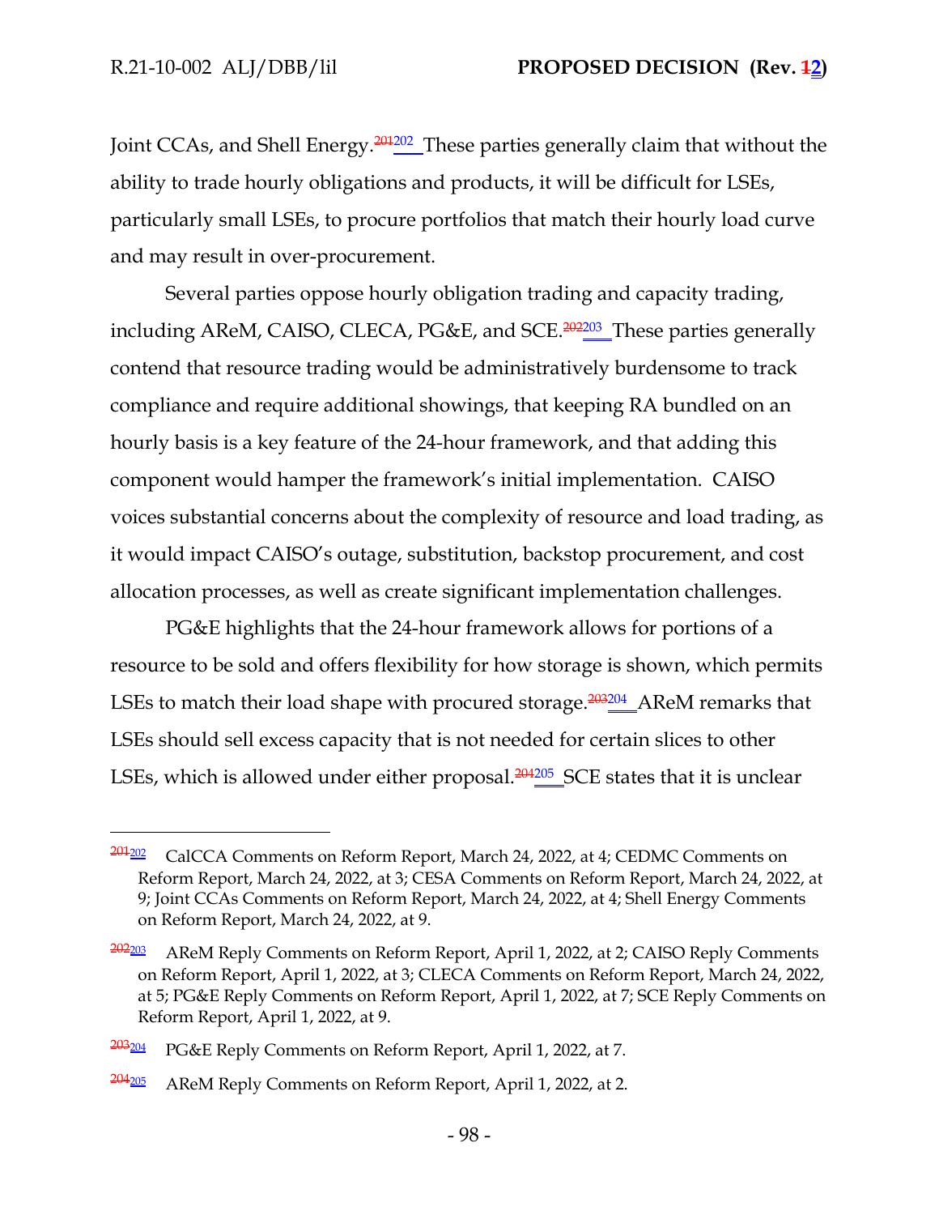Joint CCAs, and Shell Energy.[201][202] These parties generally claim that without the ability to trade hourly obligations and products, it will be difficult for LSEs, particularly small LSEs, to procure portfolios that match their hourly load curve and may result in over-procurement.

Several parties oppose hourly obligation trading and capacity trading, including AReM, CAISO, CLECA, PG&E, and SCE.[202][203] These parties generally contend that resource trading would be administratively burdensome to track compliance and require additional showings, that keeping RA bundled on an hourly basis is a key feature of the 24-hour framework, and that adding this component would hamper the framework's initial implementation. CAISO voices substantial concerns about the complexity of resource and load trading, as it would impact CAISO's outage, substitution, backstop procurement, and cost allocation processes, as well as create significant implementation challenges.

PG&E highlights that the 24-hour framework allows for portions of a resource to be sold and offers flexibility for how storage is shown, which permits LSEs to match their load shape with procured storage.[203][204] AReM remarks that LSEs should sell excess capacity that is not needed for certain slices to other LSEs, which is allowed under either proposal.[204][205] SCE states that it is unclear

---

[201][202] CalCCA Comments on Reform Report, March 24, 2022, at 4; CEDMC Comments on Reform Report, March 24, 2022, at 3; CESA Comments on Reform Report, March 24, 2022, at 9; Joint CCAs Comments on Reform Report, March 24, 2022, at 4; Shell Energy Comments on Reform Report, March 24, 2022, at 9.

[202][203] AReM Reply Comments on Reform Report, April 1, 2022, at 2; CAISO Reply Comments on Reform Report, April 1, 2022, at 3; CLECA Comments on Reform Report, March 24, 2022, at 5; PG&E Reply Comments on Reform Report, April 1, 2022, at 7; SCE Reply Comments on Reform Report, April 1, 2022, at 9.

[203][204] PG&E Reply Comments on Reform Report, April 1, 2022, at 7.

[204][205] AReM Reply Comments on Reform Report, April 1, 2022, at 2.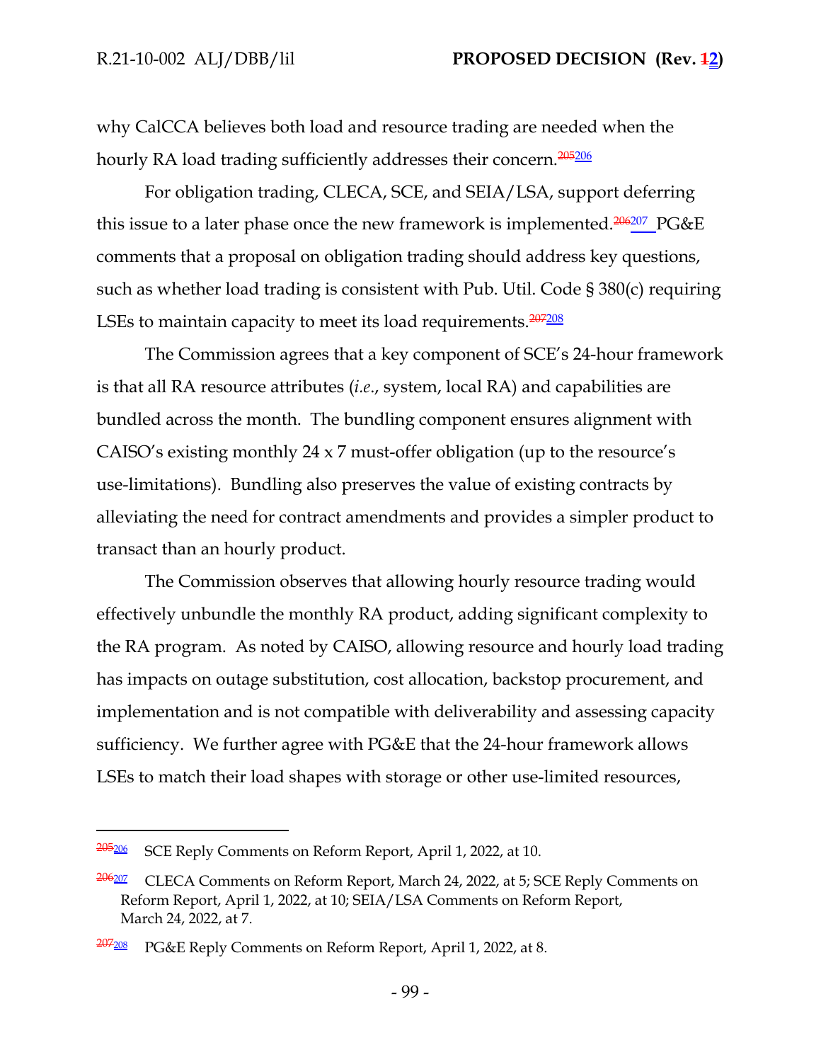why CalCCA believes both load and resource trading are needed when the hourly RA load trading sufficiently addresses their concern.[205][206]

For obligation trading, CLECA, SCE, and SEIA/LSA, support deferring this issue to a later phase once the new framework is implemented.[206][207] PG&E comments that a proposal on obligation trading should address key questions, such as whether load trading is consistent with Pub. Util. Code § 380(c) requiring LSEs to maintain capacity to meet its load requirements.[207][208]

The Commission agrees that a key component of SCE's 24-hour framework is that all RA resource attributes (*i.e.*, system, local RA) and capabilities are bundled across the month. The bundling component ensures alignment with CAISO's existing monthly 24 x 7 must-offer obligation (up to the resource's use-limitations). Bundling also preserves the value of existing contracts by alleviating the need for contract amendments and provides a simpler product to transact than an hourly product.

The Commission observes that allowing hourly resource trading would effectively unbundle the monthly RA product, adding significant complexity to the RA program. As noted by CAISO, allowing resource and hourly load trading has impacts on outage substitution, cost allocation, backstop procurement, and implementation and is not compatible with deliverability and assessing capacity sufficiency. We further agree with PG&E that the 24-hour framework allows LSEs to match their load shapes with storage or other use-limited resources,

---

[205][206] SCE Reply Comments on Reform Report, April 1, 2022, at 10.

[206][207] CLECA Comments on Reform Report, March 24, 2022, at 5; SCE Reply Comments on Reform Report, April 1, 2022, at 10; SEIA/LSA Comments on Reform Report, March 24, 2022, at 7.

[207][208] PG&E Reply Comments on Reform Report, April 1, 2022, at 8.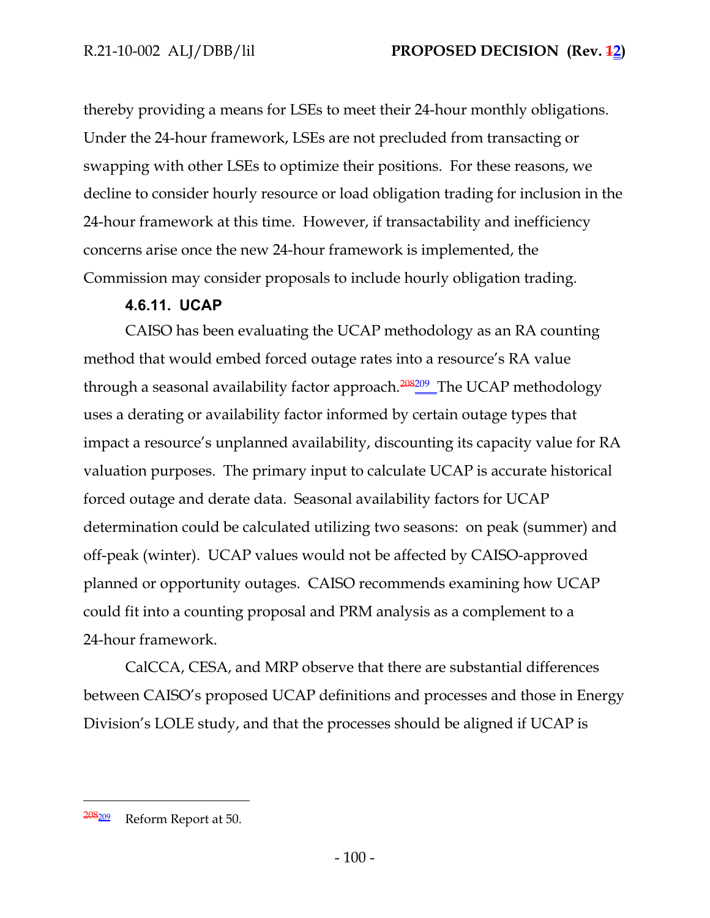thereby providing a means for LSEs to meet their 24-hour monthly obligations. Under the 24-hour framework, LSEs are not precluded from transacting or swapping with other LSEs to optimize their positions. For these reasons, we decline to consider hourly resource or load obligation trading for inclusion in the 24-hour framework at this time. However, if transactability and inefficiency concerns arise once the new 24-hour framework is implemented, the Commission may consider proposals to include hourly obligation trading.

#### 4.6.11. UCAP

CAISO has been evaluating the UCAP methodology as an RA counting method that would embed forced outage rates into a resource's RA value through a seasonal availability factor approach.[208][209] The UCAP methodology uses a derating or availability factor informed by certain outage types that impact a resource's unplanned availability, discounting its capacity value for RA valuation purposes. The primary input to calculate UCAP is accurate historical forced outage and derate data. Seasonal availability factors for UCAP determination could be calculated utilizing two seasons: on peak (summer) and off-peak (winter). UCAP values would not be affected by CAISO-approved planned or opportunity outages. CAISO recommends examining how UCAP could fit into a counting proposal and PRM analysis as a complement to a 24-hour framework.

CalCCA, CESA, and MRP observe that there are substantial differences between CAISO's proposed UCAP definitions and processes and those in Energy Division's LOLE study, and that the processes should be aligned if UCAP is

---

[208][209] Reform Report at 50.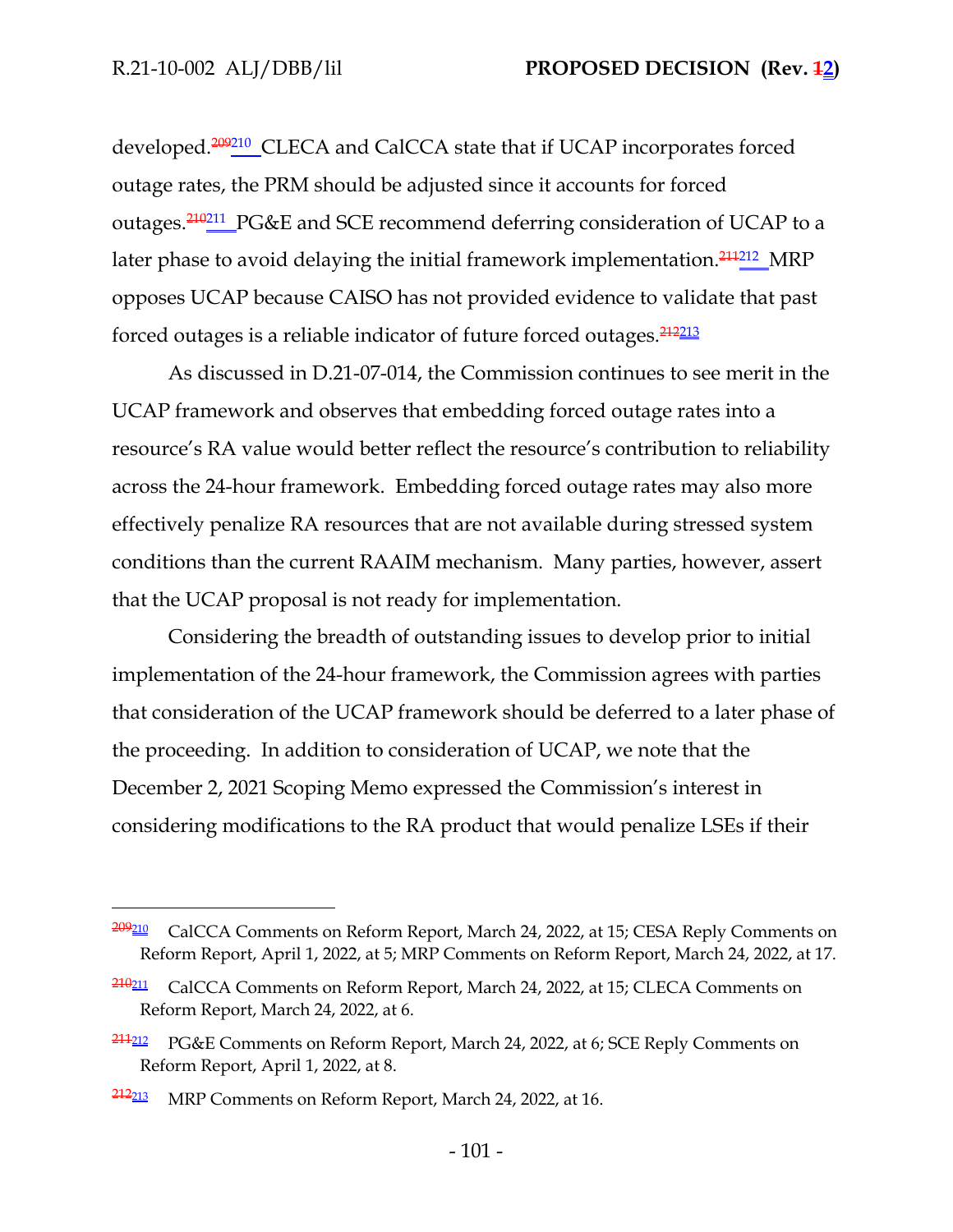developed.[209][210] CLECA and CalCCA state that if UCAP incorporates forced outage rates, the PRM should be adjusted since it accounts for forced outages.[210][211] PG&E and SCE recommend deferring consideration of UCAP to a later phase to avoid delaying the initial framework implementation.[211][212] MRP opposes UCAP because CAISO has not provided evidence to validate that past forced outages is a reliable indicator of future forced outages.[212][213]

As discussed in D.21-07-014, the Commission continues to see merit in the UCAP framework and observes that embedding forced outage rates into a resource's RA value would better reflect the resource's contribution to reliability across the 24-hour framework. Embedding forced outage rates may also more effectively penalize RA resources that are not available during stressed system conditions than the current RAAIM mechanism. Many parties, however, assert that the UCAP proposal is not ready for implementation.

Considering the breadth of outstanding issues to develop prior to initial implementation of the 24-hour framework, the Commission agrees with parties that consideration of the UCAP framework should be deferred to a later phase of the proceeding. In addition to consideration of UCAP, we note that the December 2, 2021 Scoping Memo expressed the Commission's interest in considering modifications to the RA product that would penalize LSEs if their

---

[209][210] CalCCA Comments on Reform Report, March 24, 2022, at 15; CESA Reply Comments on Reform Report, April 1, 2022, at 5; MRP Comments on Reform Report, March 24, 2022, at 17.

[210][211] CalCCA Comments on Reform Report, March 24, 2022, at 15; CLECA Comments on Reform Report, March 24, 2022, at 6.

[211][212] PG&E Comments on Reform Report, March 24, 2022, at 6; SCE Reply Comments on Reform Report, April 1, 2022, at 8.

[212][213] MRP Comments on Reform Report, March 24, 2022, at 16.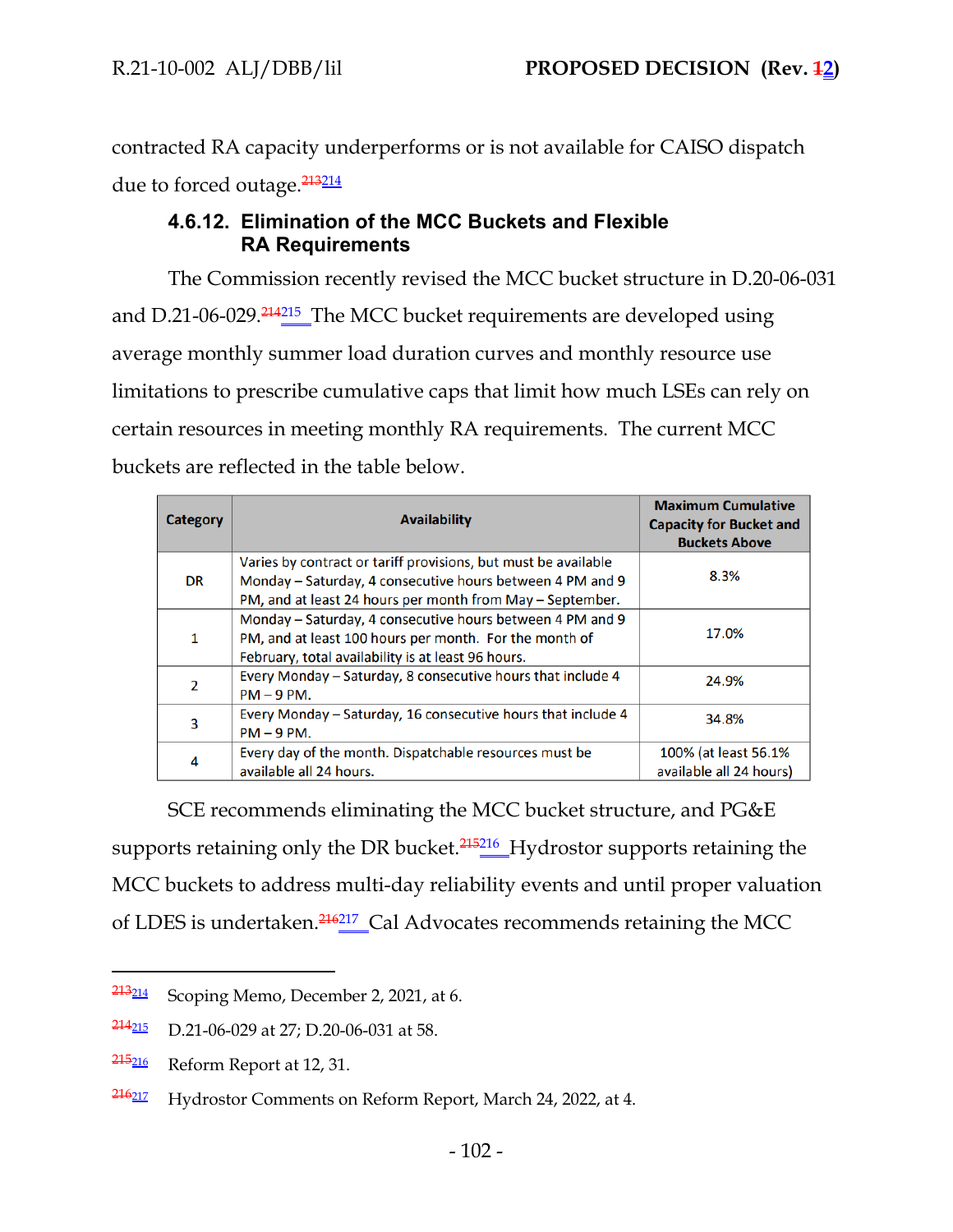contracted RA capacity underperforms or is not available for CAISO dispatch due to forced outage.[213214]

### 4.6.12. Elimination of the MCC Buckets and Flexible RA Requirements

The Commission recently revised the MCC bucket structure in D.20-06-031 and D.21-06-029.[214215] The MCC bucket requirements are developed using average monthly summer load duration curves and monthly resource use limitations to prescribe cumulative caps that limit how much LSEs can rely on certain resources in meeting monthly RA requirements. The current MCC buckets are reflected in the table below.

| Category | Availability | Maximum Cumulative Capacity for Bucket and Buckets Above |
|---|---|---|
| DR | Varies by contract or tariff provisions, but must be available Monday – Saturday, 4 consecutive hours between 4 PM and 9 PM, and at least 24 hours per month from May – September. | 8.3% |
| 1 | Monday – Saturday, 4 consecutive hours between 4 PM and 9 PM, and at least 100 hours per month. For the month of February, total availability is at least 96 hours. | 17.0% |
| 2 | Every Monday – Saturday, 8 consecutive hours that include 4 PM – 9 PM. | 24.9% |
| 3 | Every Monday – Saturday, 16 consecutive hours that include 4 PM – 9 PM. | 34.8% |
| 4 | Every day of the month. Dispatchable resources must be available all 24 hours. | 100% (at least 56.1% available all 24 hours) |

SCE recommends eliminating the MCC bucket structure, and PG&E supports retaining only the DR bucket.[215216] Hydrostor supports retaining the MCC buckets to address multi-day reliability events and until proper valuation of LDES is undertaken.[216217] Cal Advocates recommends retaining the MCC

---

[213214] Scoping Memo, December 2, 2021, at 6.

[214215] D.21-06-029 at 27; D.20-06-031 at 58.

[215216] Reform Report at 12, 31.

[216217] Hydrostor Comments on Reform Report, March 24, 2022, at 4.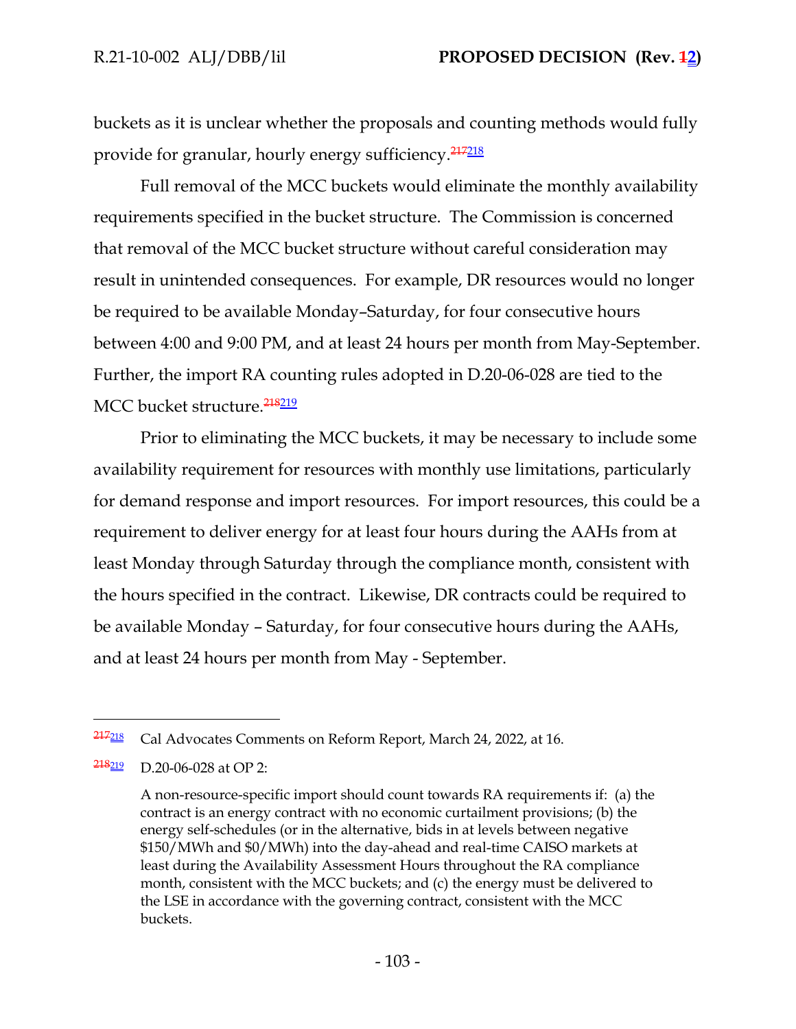buckets as it is unclear whether the proposals and counting methods would fully provide for granular, hourly energy sufficiency.[217][218]

Full removal of the MCC buckets would eliminate the monthly availability requirements specified in the bucket structure. The Commission is concerned that removal of the MCC bucket structure without careful consideration may result in unintended consequences. For example, DR resources would no longer be required to be available Monday–Saturday, for four consecutive hours between 4:00 and 9:00 PM, and at least 24 hours per month from May-September. Further, the import RA counting rules adopted in D.20-06-028 are tied to the MCC bucket structure.[218][219]

Prior to eliminating the MCC buckets, it may be necessary to include some availability requirement for resources with monthly use limitations, particularly for demand response and import resources. For import resources, this could be a requirement to deliver energy for at least four hours during the AAHs from at least Monday through Saturday through the compliance month, consistent with the hours specified in the contract. Likewise, DR contracts could be required to be available Monday – Saturday, for four consecutive hours during the AAHs, and at least 24 hours per month from May - September.

---

[217][218] Cal Advocates Comments on Reform Report, March 24, 2022, at 16.

[218][219] D.20-06-028 at OP 2:

> A non-resource-specific import should count towards RA requirements if: (a) the contract is an energy contract with no economic curtailment provisions; (b) the energy self-schedules (or in the alternative, bids in at levels between negative $150/MWh and $0/MWh) into the day-ahead and real-time CAISO markets at least during the Availability Assessment Hours throughout the RA compliance month, consistent with the MCC buckets; and (c) the energy must be delivered to the LSE in accordance with the governing contract, consistent with the MCC buckets.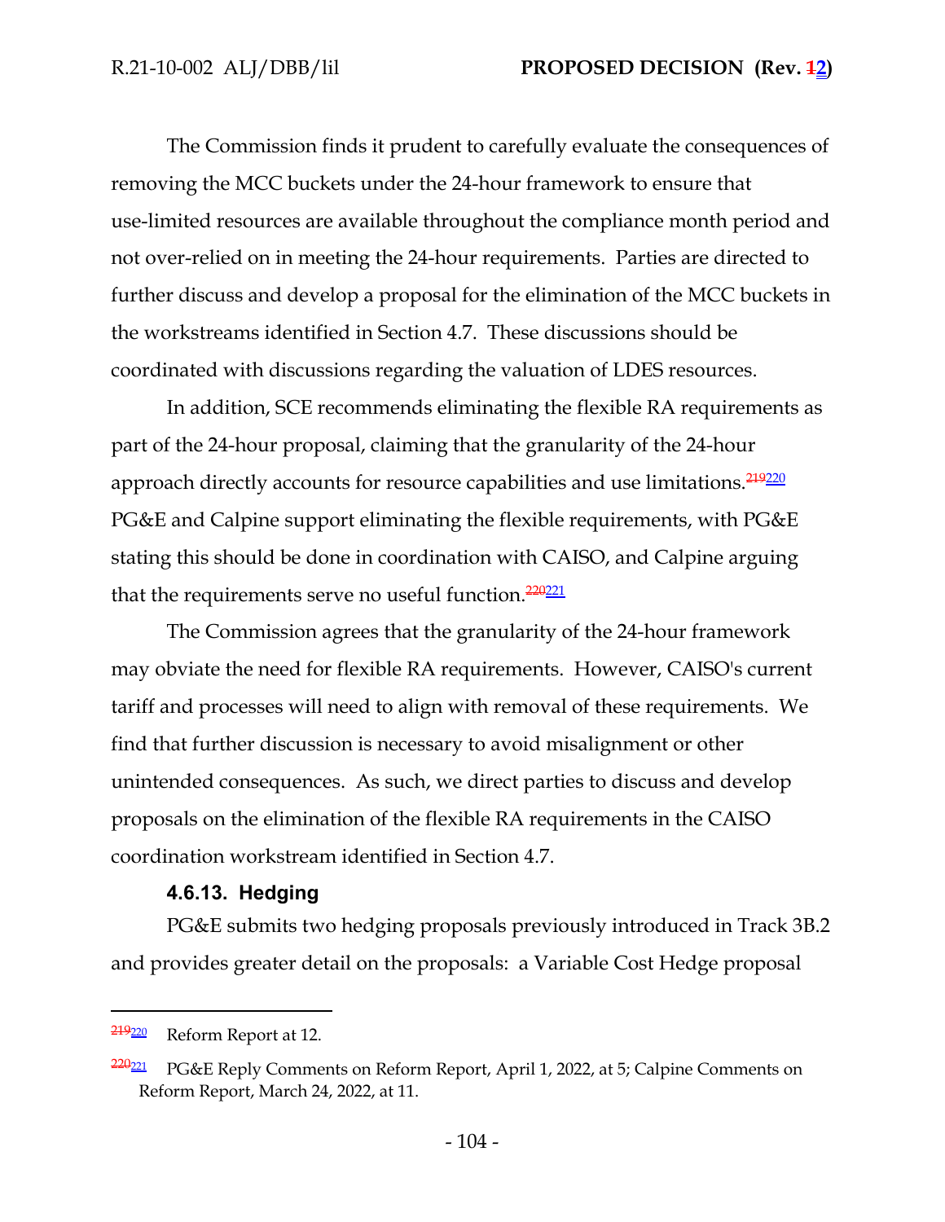The Commission finds it prudent to carefully evaluate the consequences of removing the MCC buckets under the 24-hour framework to ensure that use-limited resources are available throughout the compliance month period and not over-relied on in meeting the 24-hour requirements. Parties are directed to further discuss and develop a proposal for the elimination of the MCC buckets in the workstreams identified in Section 4.7. These discussions should be coordinated with discussions regarding the valuation of LDES resources.

In addition, SCE recommends eliminating the flexible RA requirements as part of the 24-hour proposal, claiming that the granularity of the 24-hour approach directly accounts for resource capabilities and use limitations.[~~219~~220] PG&E and Calpine support eliminating the flexible requirements, with PG&E stating this should be done in coordination with CAISO, and Calpine arguing that the requirements serve no useful function.[~~220~~221]

The Commission agrees that the granularity of the 24-hour framework may obviate the need for flexible RA requirements. However, CAISO's current tariff and processes will need to align with removal of these requirements. We find that further discussion is necessary to avoid misalignment or other unintended consequences. As such, we direct parties to discuss and develop proposals on the elimination of the flexible RA requirements in the CAISO coordination workstream identified in Section 4.7.

### 4.6.13. Hedging

PG&E submits two hedging proposals previously introduced in Track 3B.2 and provides greater detail on the proposals: a Variable Cost Hedge proposal

---

[~~219~~220] Reform Report at 12.

[~~220~~221] PG&E Reply Comments on Reform Report, April 1, 2022, at 5; Calpine Comments on Reform Report, March 24, 2022, at 11.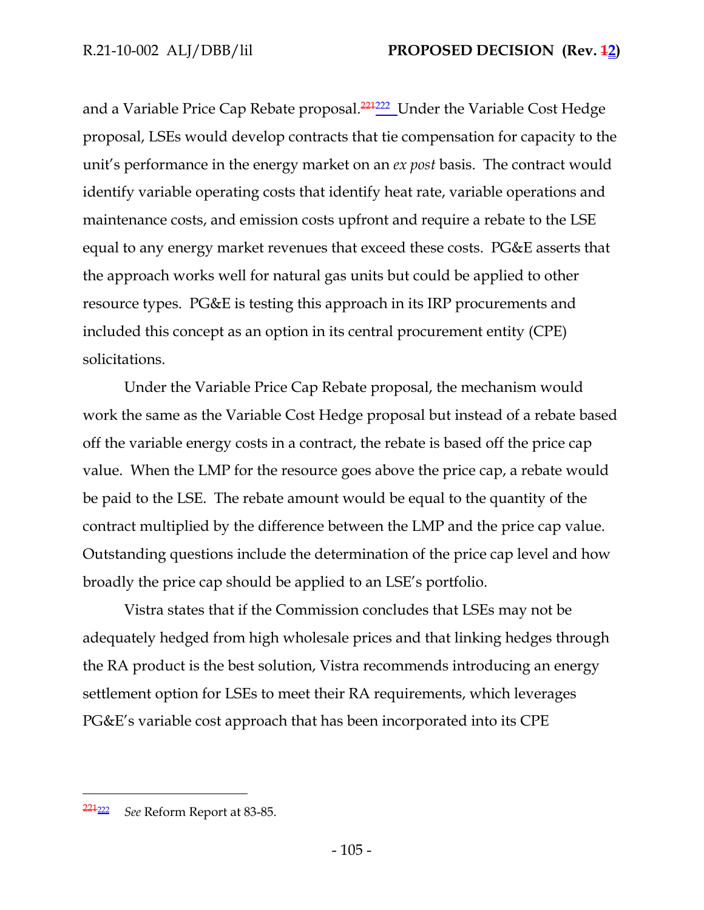and a Variable Price Cap Rebate proposal.[221222] Under the Variable Cost Hedge proposal, LSEs would develop contracts that tie compensation for capacity to the unit's performance in the energy market on an *ex post* basis. The contract would identify variable operating costs that identify heat rate, variable operations and maintenance costs, and emission costs upfront and require a rebate to the LSE equal to any energy market revenues that exceed these costs. PG&E asserts that the approach works well for natural gas units but could be applied to other resource types. PG&E is testing this approach in its IRP procurements and included this concept as an option in its central procurement entity (CPE) solicitations.

Under the Variable Price Cap Rebate proposal, the mechanism would work the same as the Variable Cost Hedge proposal but instead of a rebate based off the variable energy costs in a contract, the rebate is based off the price cap value. When the LMP for the resource goes above the price cap, a rebate would be paid to the LSE. The rebate amount would be equal to the quantity of the contract multiplied by the difference between the LMP and the price cap value. Outstanding questions include the determination of the price cap level and how broadly the price cap should be applied to an LSE's portfolio.

Vistra states that if the Commission concludes that LSEs may not be adequately hedged from high wholesale prices and that linking hedges through the RA product is the best solution, Vistra recommends introducing an energy settlement option for LSEs to meet their RA requirements, which leverages PG&E's variable cost approach that has been incorporated into its CPE

---

[221222] *See* Reform Report at 83-85.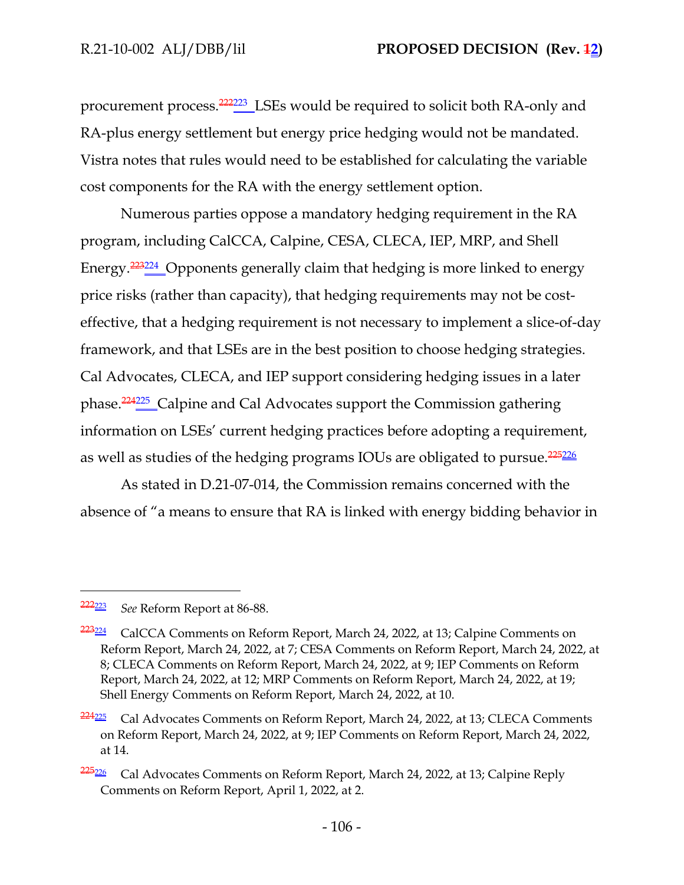procurement process.[222][223] LSEs would be required to solicit both RA-only and RA-plus energy settlement but energy price hedging would not be mandated. Vistra notes that rules would need to be established for calculating the variable cost components for the RA with the energy settlement option.

Numerous parties oppose a mandatory hedging requirement in the RA program, including CalCCA, Calpine, CESA, CLECA, IEP, MRP, and Shell Energy.[223][224] Opponents generally claim that hedging is more linked to energy price risks (rather than capacity), that hedging requirements may not be cost-effective, that a hedging requirement is not necessary to implement a slice-of-day framework, and that LSEs are in the best position to choose hedging strategies. Cal Advocates, CLECA, and IEP support considering hedging issues in a later phase.[224][225] Calpine and Cal Advocates support the Commission gathering information on LSEs' current hedging practices before adopting a requirement, as well as studies of the hedging programs IOUs are obligated to pursue.[225][226]

As stated in D.21-07-014, the Commission remains concerned with the absence of "a means to ensure that RA is linked with energy bidding behavior in

---

[222][223] *See* Reform Report at 86-88.

[223][224] CalCCA Comments on Reform Report, March 24, 2022, at 13; Calpine Comments on Reform Report, March 24, 2022, at 7; CESA Comments on Reform Report, March 24, 2022, at 8; CLECA Comments on Reform Report, March 24, 2022, at 9; IEP Comments on Reform Report, March 24, 2022, at 12; MRP Comments on Reform Report, March 24, 2022, at 19; Shell Energy Comments on Reform Report, March 24, 2022, at 10.

[224][225] Cal Advocates Comments on Reform Report, March 24, 2022, at 13; CLECA Comments on Reform Report, March 24, 2022, at 9; IEP Comments on Reform Report, March 24, 2022, at 14.

[225][226] Cal Advocates Comments on Reform Report, March 24, 2022, at 13; Calpine Reply Comments on Reform Report, April 1, 2022, at 2.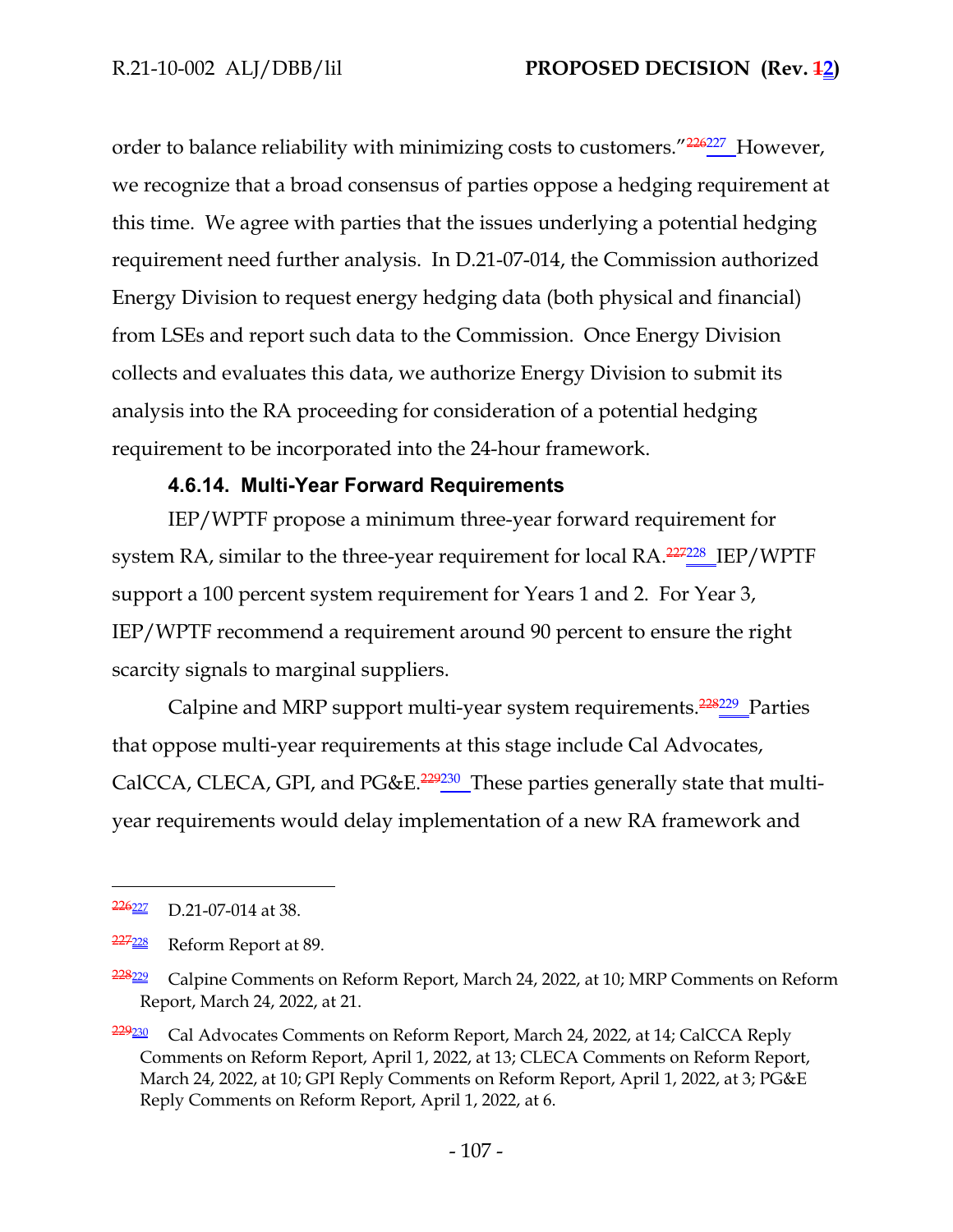order to balance reliability with minimizing costs to customers."[226][227] However, we recognize that a broad consensus of parties oppose a hedging requirement at this time. We agree with parties that the issues underlying a potential hedging requirement need further analysis. In D.21-07-014, the Commission authorized Energy Division to request energy hedging data (both physical and financial) from LSEs and report such data to the Commission. Once Energy Division collects and evaluates this data, we authorize Energy Division to submit its analysis into the RA proceeding for consideration of a potential hedging requirement to be incorporated into the 24-hour framework.

#### 4.6.14. Multi-Year Forward Requirements

IEP/WPTF propose a minimum three-year forward requirement for system RA, similar to the three-year requirement for local RA.[227][228] IEP/WPTF support a 100 percent system requirement for Years 1 and 2. For Year 3, IEP/WPTF recommend a requirement around 90 percent to ensure the right scarcity signals to marginal suppliers.

Calpine and MRP support multi-year system requirements.[228][229] Parties that oppose multi-year requirements at this stage include Cal Advocates, CalCCA, CLECA, GPI, and PG&E.[229][230] These parties generally state that multi-year requirements would delay implementation of a new RA framework and

---

[226][227] D.21-07-014 at 38.

[227][228] Reform Report at 89.

[228][229] Calpine Comments on Reform Report, March 24, 2022, at 10; MRP Comments on Reform Report, March 24, 2022, at 21.

[229][230] Cal Advocates Comments on Reform Report, March 24, 2022, at 14; CalCCA Reply Comments on Reform Report, April 1, 2022, at 13; CLECA Comments on Reform Report, March 24, 2022, at 10; GPI Reply Comments on Reform Report, April 1, 2022, at 3; PG&E Reply Comments on Reform Report, April 1, 2022, at 6.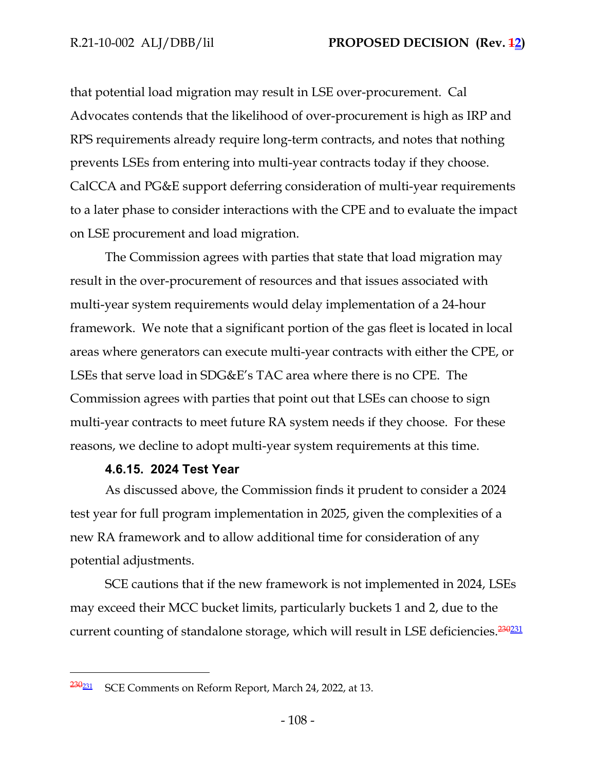that potential load migration may result in LSE over-procurement. Cal Advocates contends that the likelihood of over-procurement is high as IRP and RPS requirements already require long-term contracts, and notes that nothing prevents LSEs from entering into multi-year contracts today if they choose. CalCCA and PG&E support deferring consideration of multi-year requirements to a later phase to consider interactions with the CPE and to evaluate the impact on LSE procurement and load migration.

The Commission agrees with parties that state that load migration may result in the over-procurement of resources and that issues associated with multi-year system requirements would delay implementation of a 24-hour framework. We note that a significant portion of the gas fleet is located in local areas where generators can execute multi-year contracts with either the CPE, or LSEs that serve load in SDG&E's TAC area where there is no CPE. The Commission agrees with parties that point out that LSEs can choose to sign multi-year contracts to meet future RA system needs if they choose. For these reasons, we decline to adopt multi-year system requirements at this time.

#### 4.6.15. 2024 Test Year

As discussed above, the Commission finds it prudent to consider a 2024 test year for full program implementation in 2025, given the complexities of a new RA framework and to allow additional time for consideration of any potential adjustments.

SCE cautions that if the new framework is not implemented in 2024, LSEs may exceed their MCC bucket limits, particularly buckets 1 and 2, due to the current counting of standalone storage, which will result in LSE deficiencies.[~~230~~231]

---

[~~230~~231] SCE Comments on Reform Report, March 24, 2022, at 13.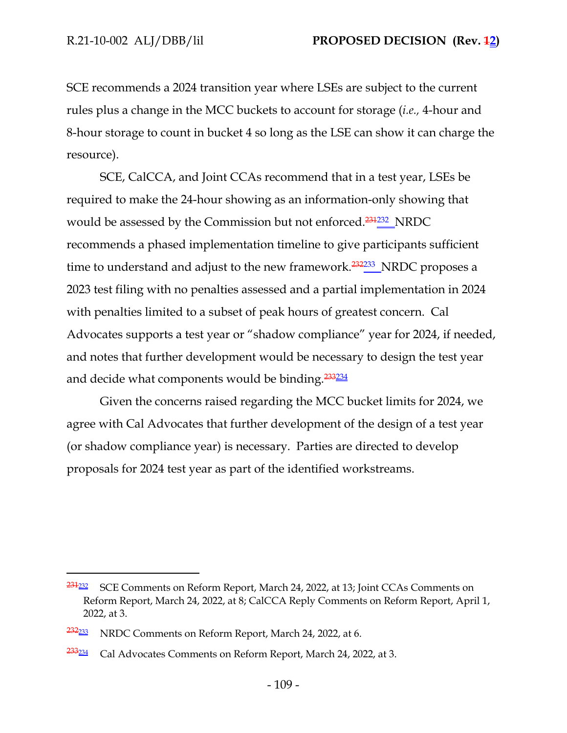SCE recommends a 2024 transition year where LSEs are subject to the current rules plus a change in the MCC buckets to account for storage (*i.e.,* 4-hour and 8-hour storage to count in bucket 4 so long as the LSE can show it can charge the resource).

SCE, CalCCA, and Joint CCAs recommend that in a test year, LSEs be required to make the 24-hour showing as an information-only showing that would be assessed by the Commission but not enforced.[232] NRDC recommends a phased implementation timeline to give participants sufficient time to understand and adjust to the new framework.[233] NRDC proposes a 2023 test filing with no penalties assessed and a partial implementation in 2024 with penalties limited to a subset of peak hours of greatest concern. Cal Advocates supports a test year or "shadow compliance" year for 2024, if needed, and notes that further development would be necessary to design the test year and decide what components would be binding.[234]

Given the concerns raised regarding the MCC bucket limits for 2024, we agree with Cal Advocates that further development of the design of a test year (or shadow compliance year) is necessary. Parties are directed to develop proposals for 2024 test year as part of the identified workstreams.

---

[232] SCE Comments on Reform Report, March 24, 2022, at 13; Joint CCAs Comments on Reform Report, March 24, 2022, at 8; CalCCA Reply Comments on Reform Report, April 1, 2022, at 3.

[233] NRDC Comments on Reform Report, March 24, 2022, at 6.

[234] Cal Advocates Comments on Reform Report, March 24, 2022, at 3.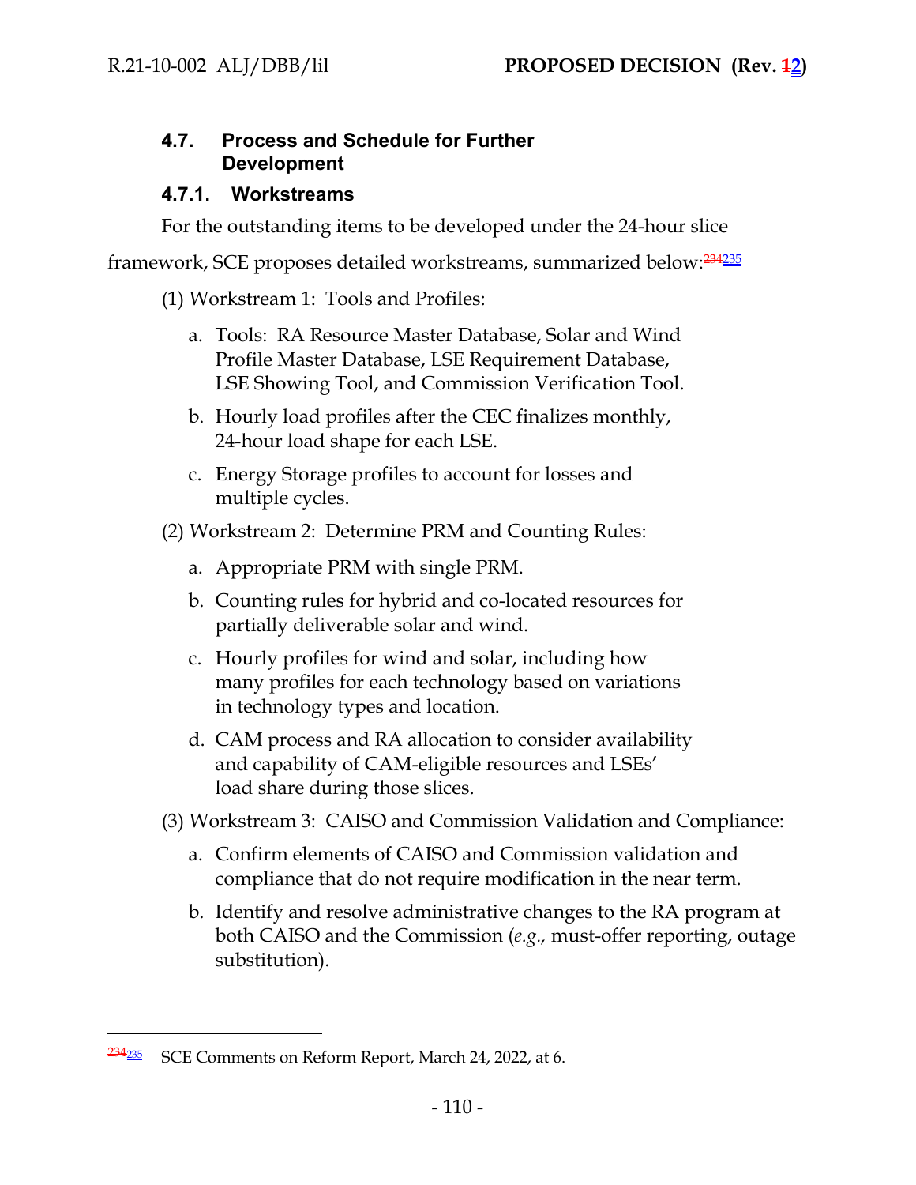### 4.7. Process and Schedule for Further Development

#### 4.7.1. Workstreams

For the outstanding items to be developed under the 24-hour slice framework, SCE proposes detailed workstreams, summarized below:[234][235]

(1) Workstream 1: Tools and Profiles:

a. Tools: RA Resource Master Database, Solar and Wind Profile Master Database, LSE Requirement Database, LSE Showing Tool, and Commission Verification Tool.

b. Hourly load profiles after the CEC finalizes monthly, 24-hour load shape for each LSE.

c. Energy Storage profiles to account for losses and multiple cycles.

(2) Workstream 2: Determine PRM and Counting Rules:

a. Appropriate PRM with single PRM.

b. Counting rules for hybrid and co-located resources for partially deliverable solar and wind.

c. Hourly profiles for wind and solar, including how many profiles for each technology based on variations in technology types and location.

d. CAM process and RA allocation to consider availability and capability of CAM-eligible resources and LSEs' load share during those slices.

(3) Workstream 3: CAISO and Commission Validation and Compliance:

a. Confirm elements of CAISO and Commission validation and compliance that do not require modification in the near term.

b. Identify and resolve administrative changes to the RA program at both CAISO and the Commission (*e.g.,* must-offer reporting, outage substitution).

---

[234][235] SCE Comments on Reform Report, March 24, 2022, at 6.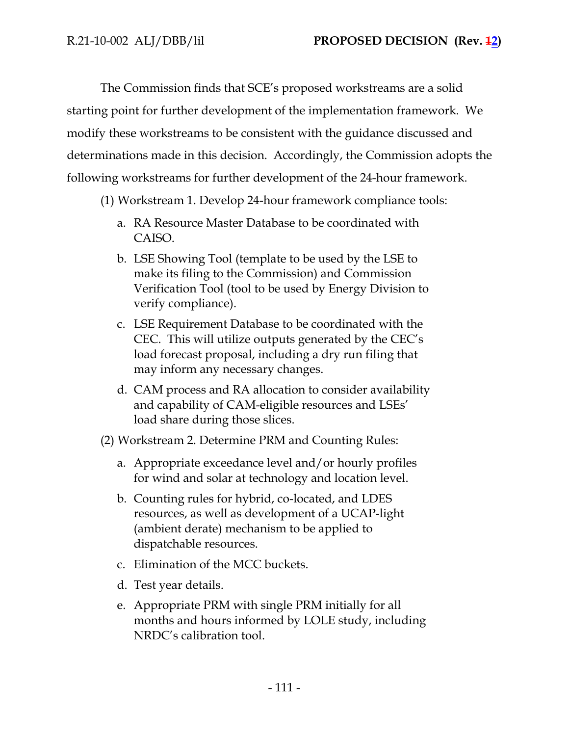The Commission finds that SCE's proposed workstreams are a solid starting point for further development of the implementation framework. We modify these workstreams to be consistent with the guidance discussed and determinations made in this decision. Accordingly, the Commission adopts the following workstreams for further development of the 24-hour framework.

(1) Workstream 1. Develop 24-hour framework compliance tools:

a. RA Resource Master Database to be coordinated with CAISO.

b. LSE Showing Tool (template to be used by the LSE to make its filing to the Commission) and Commission Verification Tool (tool to be used by Energy Division to verify compliance).

c. LSE Requirement Database to be coordinated with the CEC. This will utilize outputs generated by the CEC's load forecast proposal, including a dry run filing that may inform any necessary changes.

d. CAM process and RA allocation to consider availability and capability of CAM-eligible resources and LSEs' load share during those slices.

(2) Workstream 2. Determine PRM and Counting Rules:

a. Appropriate exceedance level and/or hourly profiles for wind and solar at technology and location level.

b. Counting rules for hybrid, co-located, and LDES resources, as well as development of a UCAP-light (ambient derate) mechanism to be applied to dispatchable resources.

c. Elimination of the MCC buckets.

d. Test year details.

e. Appropriate PRM with single PRM initially for all months and hours informed by LOLE study, including NRDC's calibration tool.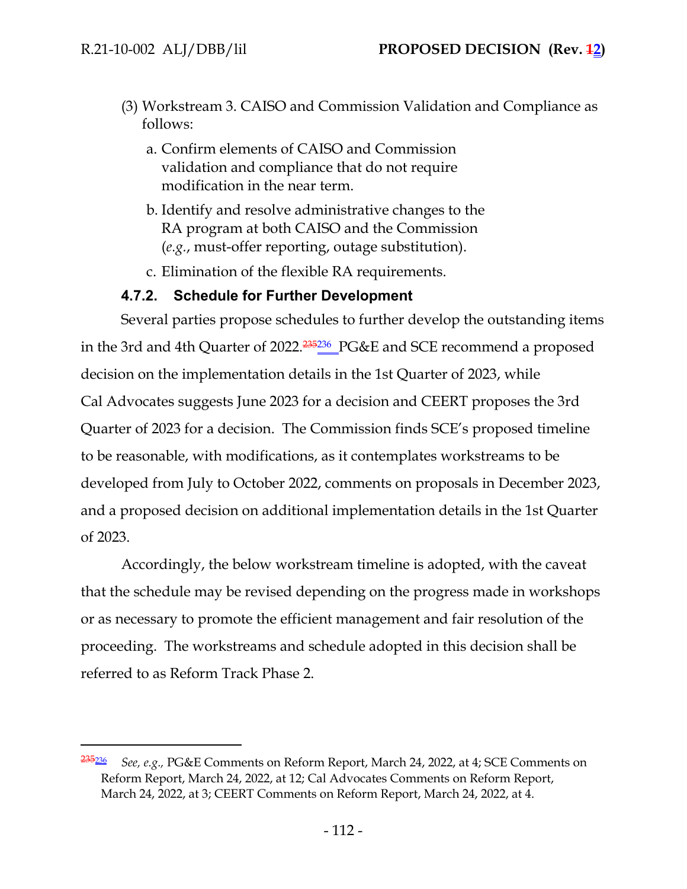(3) Workstream 3. CAISO and Commission Validation and Compliance as follows:

   a. Confirm elements of CAISO and Commission validation and compliance that do not require modification in the near term.

   b. Identify and resolve administrative changes to the RA program at both CAISO and the Commission (*e.g.*, must-offer reporting, outage substitution).

   c. Elimination of the flexible RA requirements.

### 4.7.2. Schedule for Further Development

Several parties propose schedules to further develop the outstanding items in the 3rd and 4th Quarter of 2022.[~~235~~236] PG&E and SCE recommend a proposed decision on the implementation details in the 1st Quarter of 2023, while Cal Advocates suggests June 2023 for a decision and CEERT proposes the 3rd Quarter of 2023 for a decision. The Commission finds SCE's proposed timeline to be reasonable, with modifications, as it contemplates workstreams to be developed from July to October 2022, comments on proposals in December 2023, and a proposed decision on additional implementation details in the 1st Quarter of 2023.

Accordingly, the below workstream timeline is adopted, with the caveat that the schedule may be revised depending on the progress made in workshops or as necessary to promote the efficient management and fair resolution of the proceeding. The workstreams and schedule adopted in this decision shall be referred to as Reform Track Phase 2.

---

[~~235~~236] *See, e.g.,* PG&E Comments on Reform Report, March 24, 2022, at 4; SCE Comments on Reform Report, March 24, 2022, at 12; Cal Advocates Comments on Reform Report, March 24, 2022, at 3; CEERT Comments on Reform Report, March 24, 2022, at 4.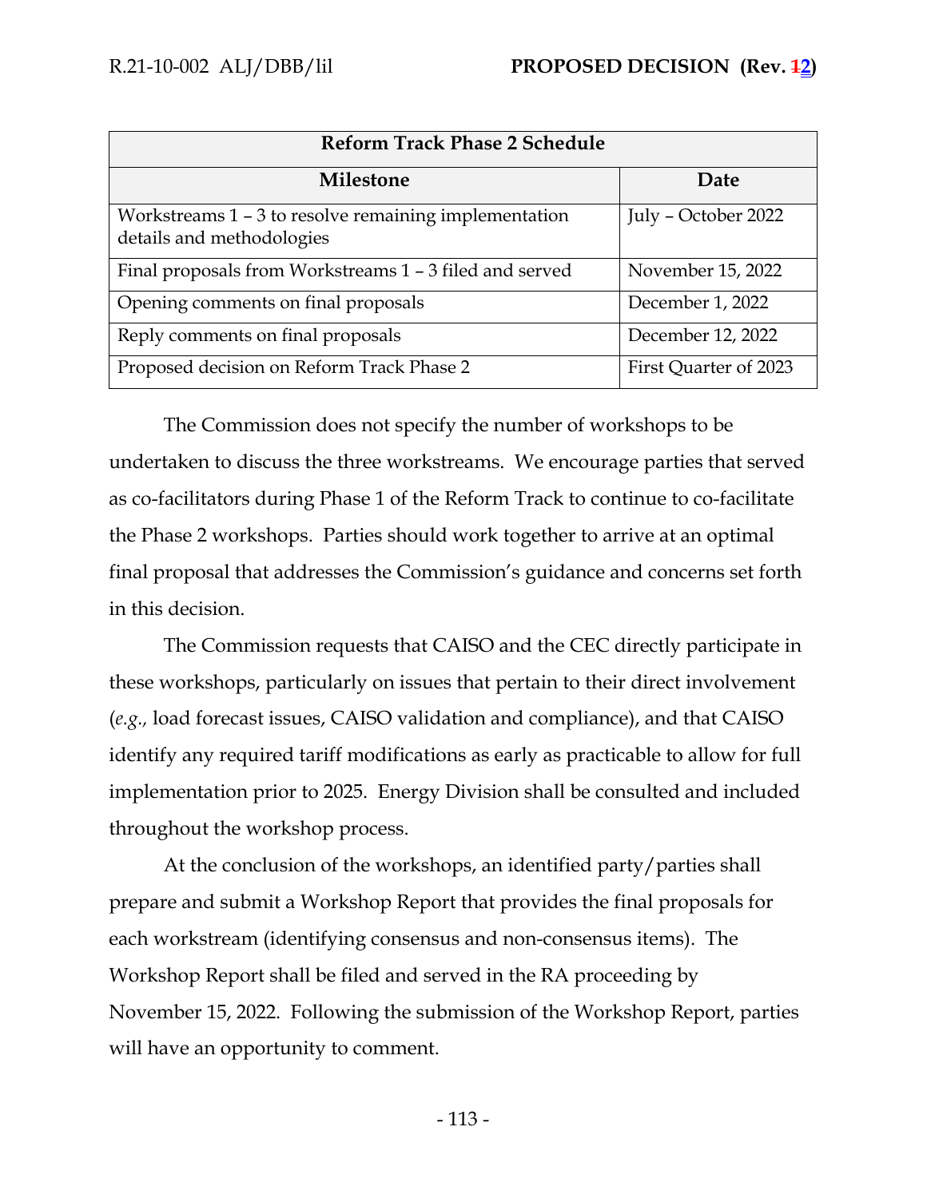| Reform Track Phase 2 Schedule | |
|---|---|
| **Milestone** | **Date** |
| Workstreams 1 – 3 to resolve remaining implementation details and methodologies | July – October 2022 |
| Final proposals from Workstreams 1 – 3 filed and served | November 15, 2022 |
| Opening comments on final proposals | December 1, 2022 |
| Reply comments on final proposals | December 12, 2022 |
| Proposed decision on Reform Track Phase 2 | First Quarter of 2023 |

The Commission does not specify the number of workshops to be undertaken to discuss the three workstreams. We encourage parties that served as co-facilitators during Phase 1 of the Reform Track to continue to co-facilitate the Phase 2 workshops. Parties should work together to arrive at an optimal final proposal that addresses the Commission's guidance and concerns set forth in this decision.

The Commission requests that CAISO and the CEC directly participate in these workshops, particularly on issues that pertain to their direct involvement (*e.g.,* load forecast issues, CAISO validation and compliance), and that CAISO identify any required tariff modifications as early as practicable to allow for full implementation prior to 2025. Energy Division shall be consulted and included throughout the workshop process.

At the conclusion of the workshops, an identified party/parties shall prepare and submit a Workshop Report that provides the final proposals for each workstream (identifying consensus and non-consensus items). The Workshop Report shall be filed and served in the RA proceeding by November 15, 2022. Following the submission of the Workshop Report, parties will have an opportunity to comment.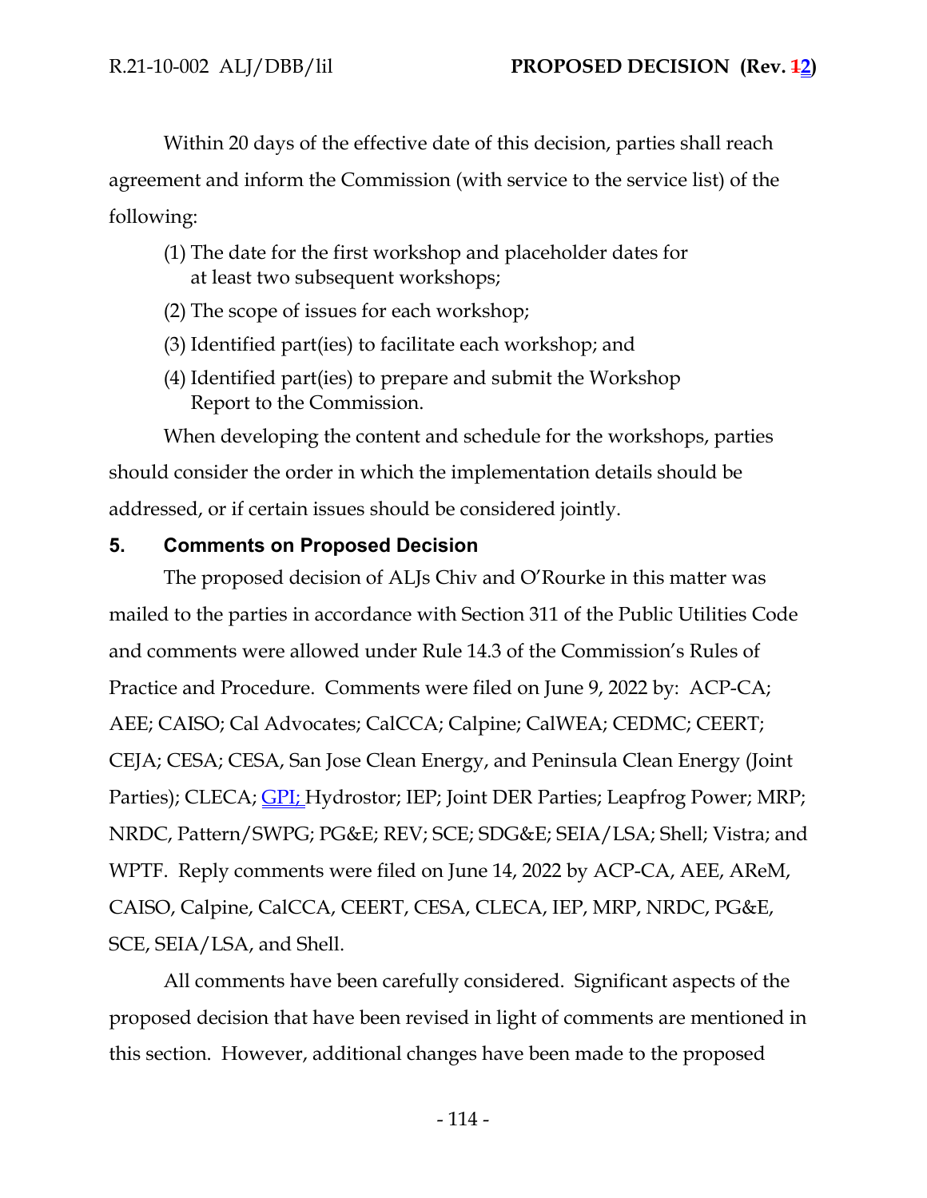Within 20 days of the effective date of this decision, parties shall reach agreement and inform the Commission (with service to the service list) of the following:

(1) The date for the first workshop and placeholder dates for at least two subsequent workshops;

(2) The scope of issues for each workshop;

(3) Identified part(ies) to facilitate each workshop; and

(4) Identified part(ies) to prepare and submit the Workshop Report to the Commission.

When developing the content and schedule for the workshops, parties should consider the order in which the implementation details should be addressed, or if certain issues should be considered jointly.

## 5. Comments on Proposed Decision

The proposed decision of ALJs Chiv and O'Rourke in this matter was mailed to the parties in accordance with Section 311 of the Public Utilities Code and comments were allowed under Rule 14.3 of the Commission's Rules of Practice and Procedure. Comments were filed on June 9, 2022 by: ACP-CA; AEE; CAISO; Cal Advocates; CalCCA; Calpine; CalWEA; CEDMC; CEERT; CEJA; CESA; CESA, San Jose Clean Energy, and Peninsula Clean Energy (Joint Parties); CLECA; GPI; Hydrostor; IEP; Joint DER Parties; Leapfrog Power; MRP; NRDC, Pattern/SWPG; PG&E; REV; SCE; SDG&E; SEIA/LSA; Shell; Vistra; and WPTF. Reply comments were filed on June 14, 2022 by ACP-CA, AEE, AReM, CAISO, Calpine, CalCCA, CEERT, CESA, CLECA, IEP, MRP, NRDC, PG&E, SCE, SEIA/LSA, and Shell.

All comments have been carefully considered. Significant aspects of the proposed decision that have been revised in light of comments are mentioned in this section. However, additional changes have been made to the proposed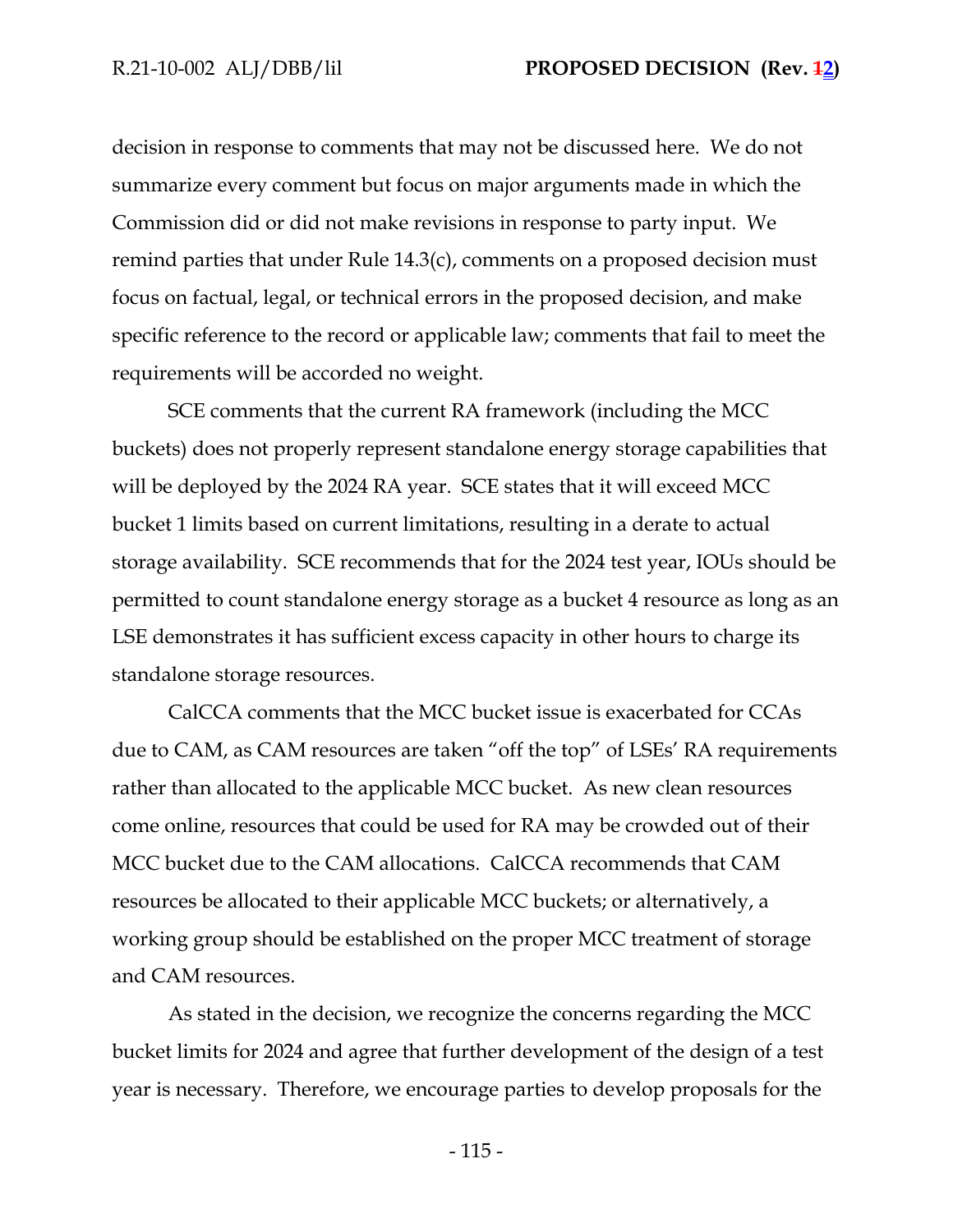decision in response to comments that may not be discussed here. We do not summarize every comment but focus on major arguments made in which the Commission did or did not make revisions in response to party input. We remind parties that under Rule 14.3(c), comments on a proposed decision must focus on factual, legal, or technical errors in the proposed decision, and make specific reference to the record or applicable law; comments that fail to meet the requirements will be accorded no weight.

SCE comments that the current RA framework (including the MCC buckets) does not properly represent standalone energy storage capabilities that will be deployed by the 2024 RA year. SCE states that it will exceed MCC bucket 1 limits based on current limitations, resulting in a derate to actual storage availability. SCE recommends that for the 2024 test year, IOUs should be permitted to count standalone energy storage as a bucket 4 resource as long as an LSE demonstrates it has sufficient excess capacity in other hours to charge its standalone storage resources.

CalCCA comments that the MCC bucket issue is exacerbated for CCAs due to CAM, as CAM resources are taken "off the top" of LSEs' RA requirements rather than allocated to the applicable MCC bucket. As new clean resources come online, resources that could be used for RA may be crowded out of their MCC bucket due to the CAM allocations. CalCCA recommends that CAM resources be allocated to their applicable MCC buckets; or alternatively, a working group should be established on the proper MCC treatment of storage and CAM resources.

As stated in the decision, we recognize the concerns regarding the MCC bucket limits for 2024 and agree that further development of the design of a test year is necessary. Therefore, we encourage parties to develop proposals for the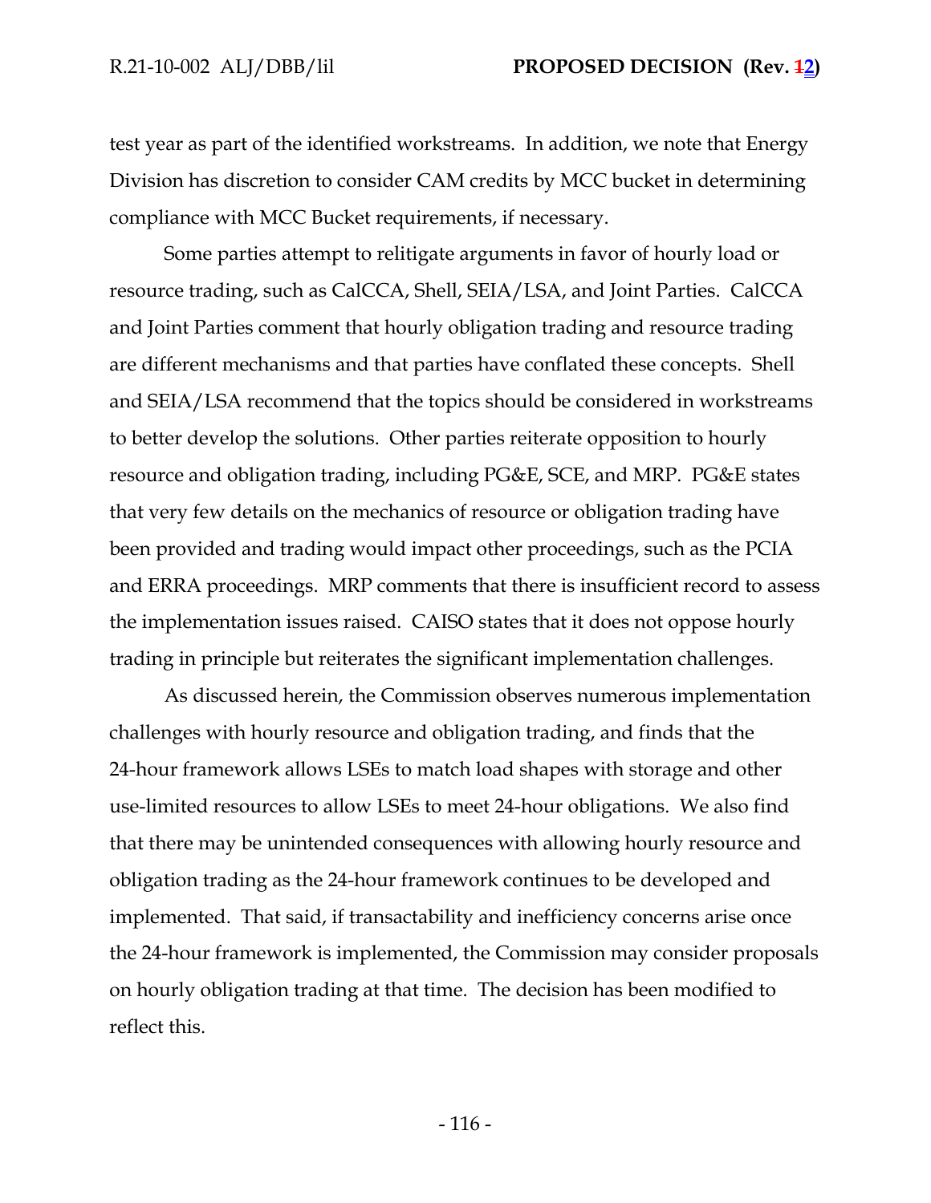test year as part of the identified workstreams. In addition, we note that Energy Division has discretion to consider CAM credits by MCC bucket in determining compliance with MCC Bucket requirements, if necessary.

Some parties attempt to relitigate arguments in favor of hourly load or resource trading, such as CalCCA, Shell, SEIA/LSA, and Joint Parties. CalCCA and Joint Parties comment that hourly obligation trading and resource trading are different mechanisms and that parties have conflated these concepts. Shell and SEIA/LSA recommend that the topics should be considered in workstreams to better develop the solutions. Other parties reiterate opposition to hourly resource and obligation trading, including PG&E, SCE, and MRP. PG&E states that very few details on the mechanics of resource or obligation trading have been provided and trading would impact other proceedings, such as the PCIA and ERRA proceedings. MRP comments that there is insufficient record to assess the implementation issues raised. CAISO states that it does not oppose hourly trading in principle but reiterates the significant implementation challenges.

As discussed herein, the Commission observes numerous implementation challenges with hourly resource and obligation trading, and finds that the 24-hour framework allows LSEs to match load shapes with storage and other use-limited resources to allow LSEs to meet 24-hour obligations. We also find that there may be unintended consequences with allowing hourly resource and obligation trading as the 24-hour framework continues to be developed and implemented. That said, if transactability and inefficiency concerns arise once the 24-hour framework is implemented, the Commission may consider proposals on hourly obligation trading at that time. The decision has been modified to reflect this.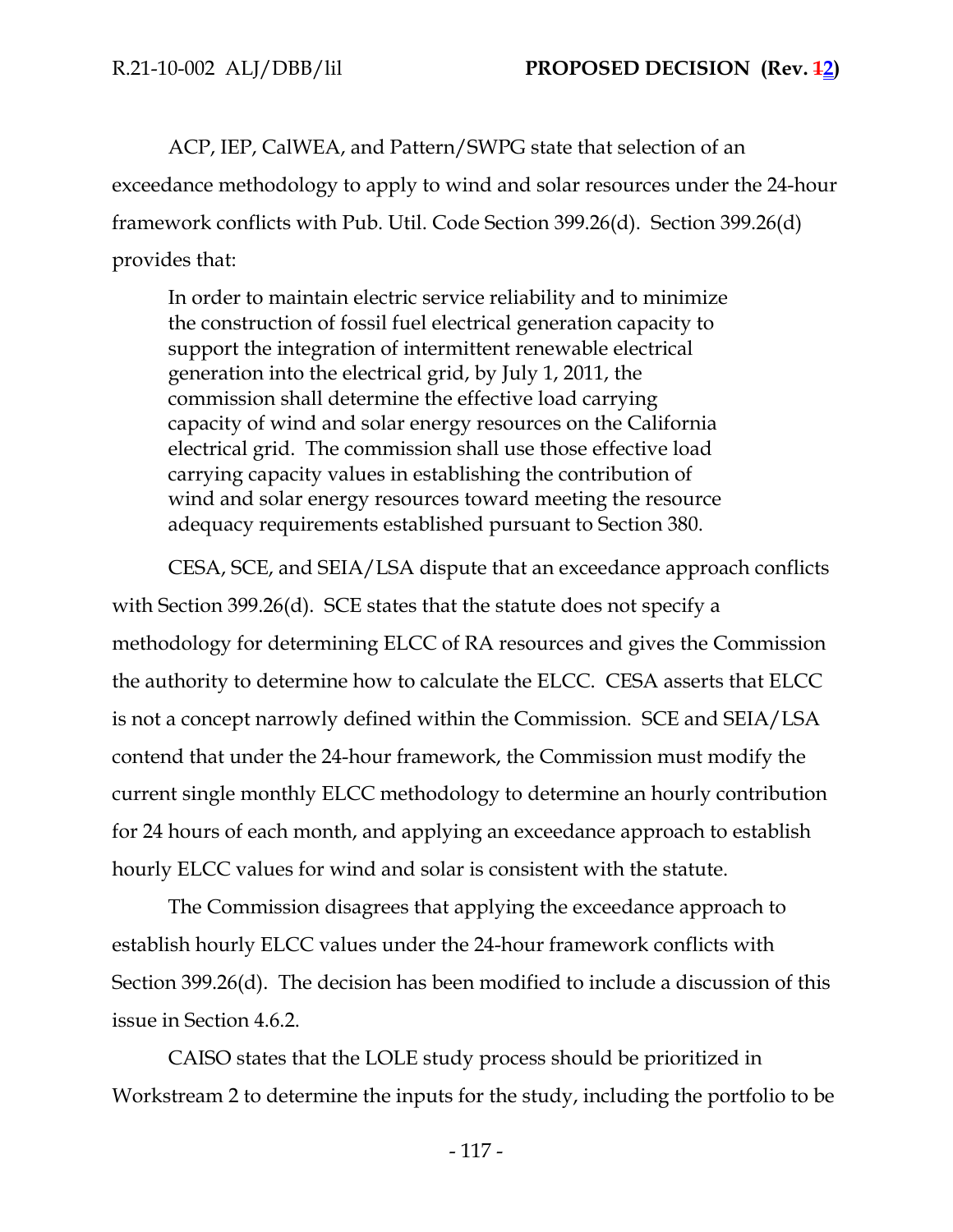ACP, IEP, CalWEA, and Pattern/SWPG state that selection of an exceedance methodology to apply to wind and solar resources under the 24-hour framework conflicts with Pub. Util. Code Section 399.26(d). Section 399.26(d) provides that:

> In order to maintain electric service reliability and to minimize the construction of fossil fuel electrical generation capacity to support the integration of intermittent renewable electrical generation into the electrical grid, by July 1, 2011, the commission shall determine the effective load carrying capacity of wind and solar energy resources on the California electrical grid. The commission shall use those effective load carrying capacity values in establishing the contribution of wind and solar energy resources toward meeting the resource adequacy requirements established pursuant to Section 380.

CESA, SCE, and SEIA/LSA dispute that an exceedance approach conflicts with Section 399.26(d). SCE states that the statute does not specify a methodology for determining ELCC of RA resources and gives the Commission the authority to determine how to calculate the ELCC. CESA asserts that ELCC is not a concept narrowly defined within the Commission. SCE and SEIA/LSA contend that under the 24-hour framework, the Commission must modify the current single monthly ELCC methodology to determine an hourly contribution for 24 hours of each month, and applying an exceedance approach to establish hourly ELCC values for wind and solar is consistent with the statute.

The Commission disagrees that applying the exceedance approach to establish hourly ELCC values under the 24-hour framework conflicts with Section 399.26(d). The decision has been modified to include a discussion of this issue in Section 4.6.2.

CAISO states that the LOLE study process should be prioritized in Workstream 2 to determine the inputs for the study, including the portfolio to be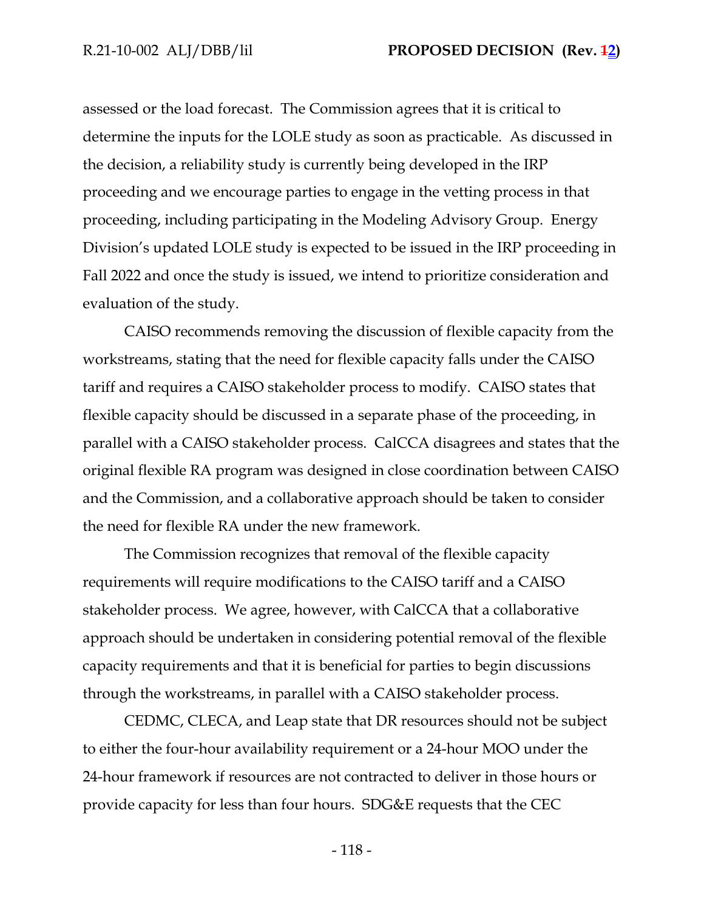assessed or the load forecast. The Commission agrees that it is critical to determine the inputs for the LOLE study as soon as practicable. As discussed in the decision, a reliability study is currently being developed in the IRP proceeding and we encourage parties to engage in the vetting process in that proceeding, including participating in the Modeling Advisory Group. Energy Division's updated LOLE study is expected to be issued in the IRP proceeding in Fall 2022 and once the study is issued, we intend to prioritize consideration and evaluation of the study.

CAISO recommends removing the discussion of flexible capacity from the workstreams, stating that the need for flexible capacity falls under the CAISO tariff and requires a CAISO stakeholder process to modify. CAISO states that flexible capacity should be discussed in a separate phase of the proceeding, in parallel with a CAISO stakeholder process. CalCCA disagrees and states that the original flexible RA program was designed in close coordination between CAISO and the Commission, and a collaborative approach should be taken to consider the need for flexible RA under the new framework.

The Commission recognizes that removal of the flexible capacity requirements will require modifications to the CAISO tariff and a CAISO stakeholder process. We agree, however, with CalCCA that a collaborative approach should be undertaken in considering potential removal of the flexible capacity requirements and that it is beneficial for parties to begin discussions through the workstreams, in parallel with a CAISO stakeholder process.

CEDMC, CLECA, and Leap state that DR resources should not be subject to either the four-hour availability requirement or a 24-hour MOO under the 24-hour framework if resources are not contracted to deliver in those hours or provide capacity for less than four hours. SDG&E requests that the CEC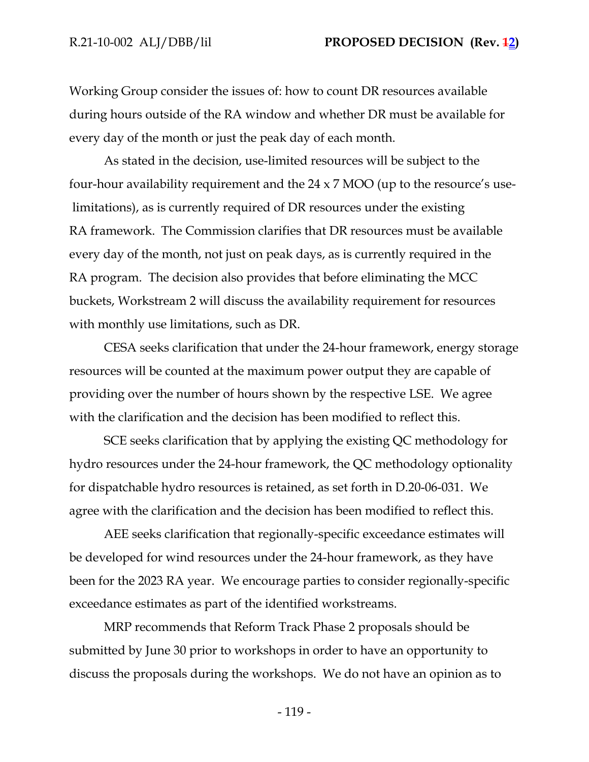Working Group consider the issues of: how to count DR resources available during hours outside of the RA window and whether DR must be available for every day of the month or just the peak day of each month.

As stated in the decision, use-limited resources will be subject to the four-hour availability requirement and the 24 x 7 MOO (up to the resource's use-limitations), as is currently required of DR resources under the existing RA framework. The Commission clarifies that DR resources must be available every day of the month, not just on peak days, as is currently required in the RA program. The decision also provides that before eliminating the MCC buckets, Workstream 2 will discuss the availability requirement for resources with monthly use limitations, such as DR.

CESA seeks clarification that under the 24-hour framework, energy storage resources will be counted at the maximum power output they are capable of providing over the number of hours shown by the respective LSE. We agree with the clarification and the decision has been modified to reflect this.

SCE seeks clarification that by applying the existing QC methodology for hydro resources under the 24-hour framework, the QC methodology optionality for dispatchable hydro resources is retained, as set forth in D.20-06-031. We agree with the clarification and the decision has been modified to reflect this.

AEE seeks clarification that regionally-specific exceedance estimates will be developed for wind resources under the 24-hour framework, as they have been for the 2023 RA year. We encourage parties to consider regionally-specific exceedance estimates as part of the identified workstreams.

MRP recommends that Reform Track Phase 2 proposals should be submitted by June 30 prior to workshops in order to have an opportunity to discuss the proposals during the workshops. We do not have an opinion as to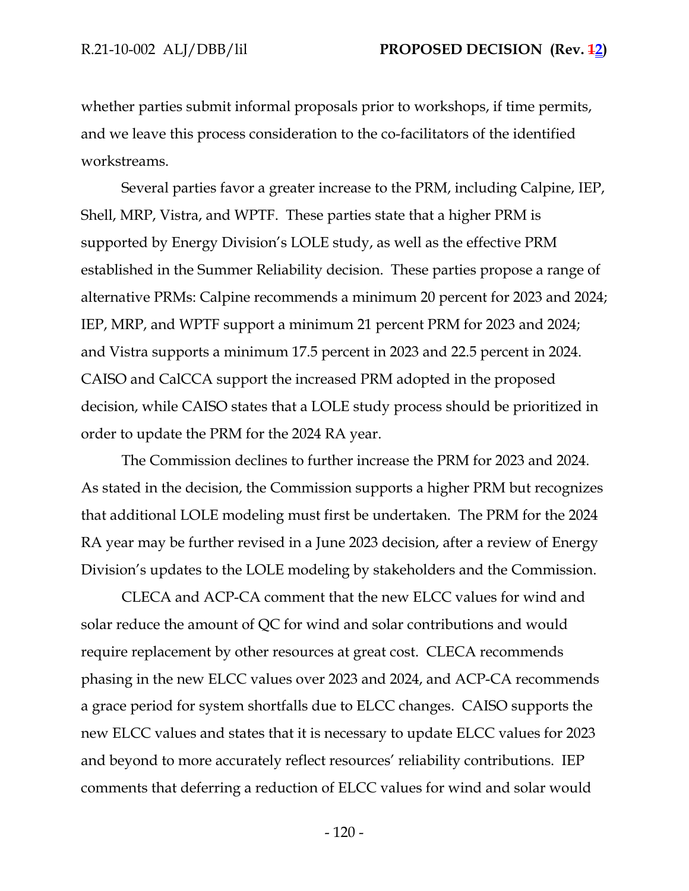whether parties submit informal proposals prior to workshops, if time permits, and we leave this process consideration to the co-facilitators of the identified workstreams.

Several parties favor a greater increase to the PRM, including Calpine, IEP, Shell, MRP, Vistra, and WPTF. These parties state that a higher PRM is supported by Energy Division's LOLE study, as well as the effective PRM established in the Summer Reliability decision. These parties propose a range of alternative PRMs: Calpine recommends a minimum 20 percent for 2023 and 2024; IEP, MRP, and WPTF support a minimum 21 percent PRM for 2023 and 2024; and Vistra supports a minimum 17.5 percent in 2023 and 22.5 percent in 2024. CAISO and CalCCA support the increased PRM adopted in the proposed decision, while CAISO states that a LOLE study process should be prioritized in order to update the PRM for the 2024 RA year.

The Commission declines to further increase the PRM for 2023 and 2024. As stated in the decision, the Commission supports a higher PRM but recognizes that additional LOLE modeling must first be undertaken. The PRM for the 2024 RA year may be further revised in a June 2023 decision, after a review of Energy Division's updates to the LOLE modeling by stakeholders and the Commission.

CLECA and ACP-CA comment that the new ELCC values for wind and solar reduce the amount of QC for wind and solar contributions and would require replacement by other resources at great cost. CLECA recommends phasing in the new ELCC values over 2023 and 2024, and ACP-CA recommends a grace period for system shortfalls due to ELCC changes. CAISO supports the new ELCC values and states that it is necessary to update ELCC values for 2023 and beyond to more accurately reflect resources' reliability contributions. IEP comments that deferring a reduction of ELCC values for wind and solar would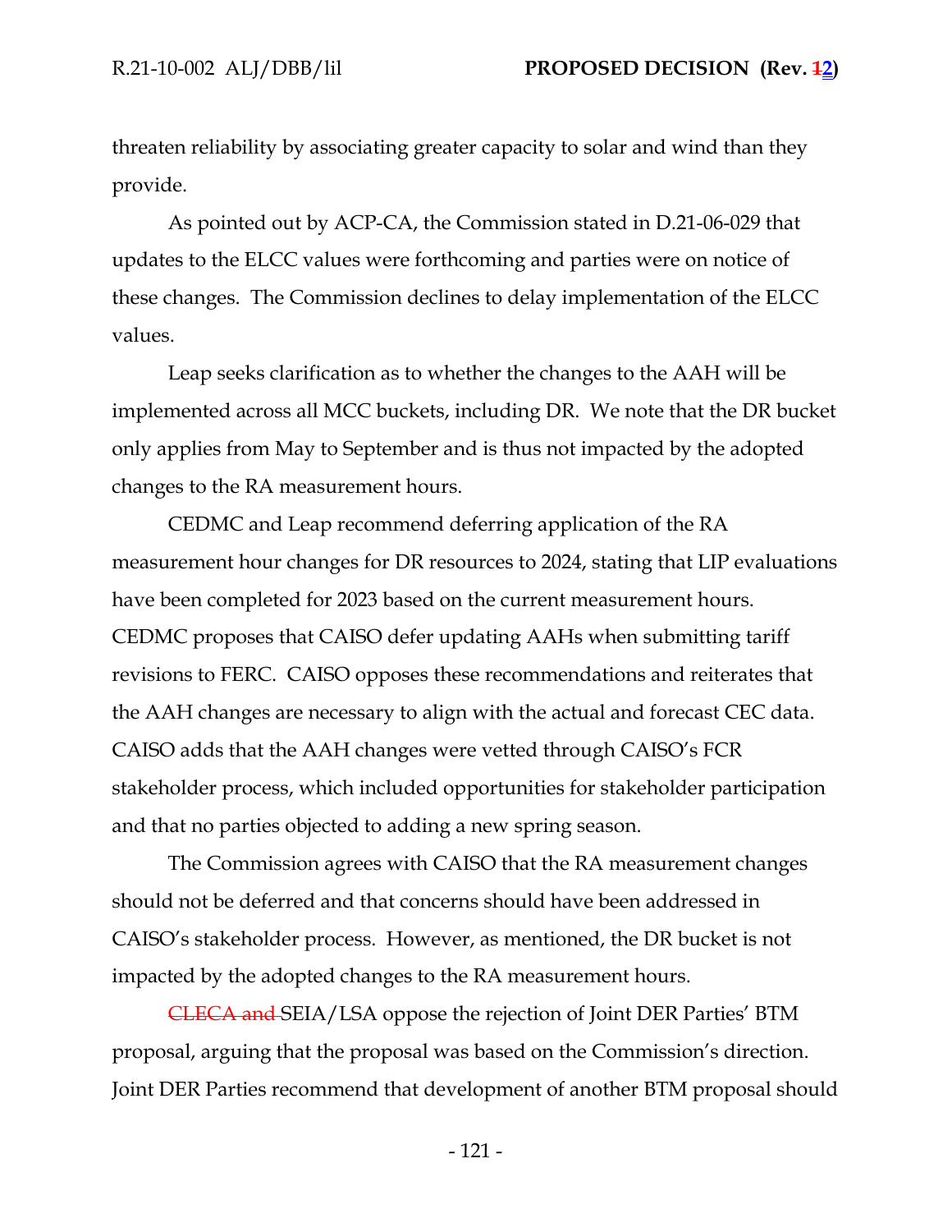threaten reliability by associating greater capacity to solar and wind than they provide.

As pointed out by ACP-CA, the Commission stated in D.21-06-029 that updates to the ELCC values were forthcoming and parties were on notice of these changes. The Commission declines to delay implementation of the ELCC values.

Leap seeks clarification as to whether the changes to the AAH will be implemented across all MCC buckets, including DR. We note that the DR bucket only applies from May to September and is thus not impacted by the adopted changes to the RA measurement hours.

CEDMC and Leap recommend deferring application of the RA measurement hour changes for DR resources to 2024, stating that LIP evaluations have been completed for 2023 based on the current measurement hours. CEDMC proposes that CAISO defer updating AAHs when submitting tariff revisions to FERC. CAISO opposes these recommendations and reiterates that the AAH changes are necessary to align with the actual and forecast CEC data. CAISO adds that the AAH changes were vetted through CAISO's FCR stakeholder process, which included opportunities for stakeholder participation and that no parties objected to adding a new spring season.

The Commission agrees with CAISO that the RA measurement changes should not be deferred and that concerns should have been addressed in CAISO's stakeholder process. However, as mentioned, the DR bucket is not impacted by the adopted changes to the RA measurement hours.

~~CLECA and~~ SEIA/LSA oppose the rejection of Joint DER Parties' BTM proposal, arguing that the proposal was based on the Commission's direction. Joint DER Parties recommend that development of another BTM proposal should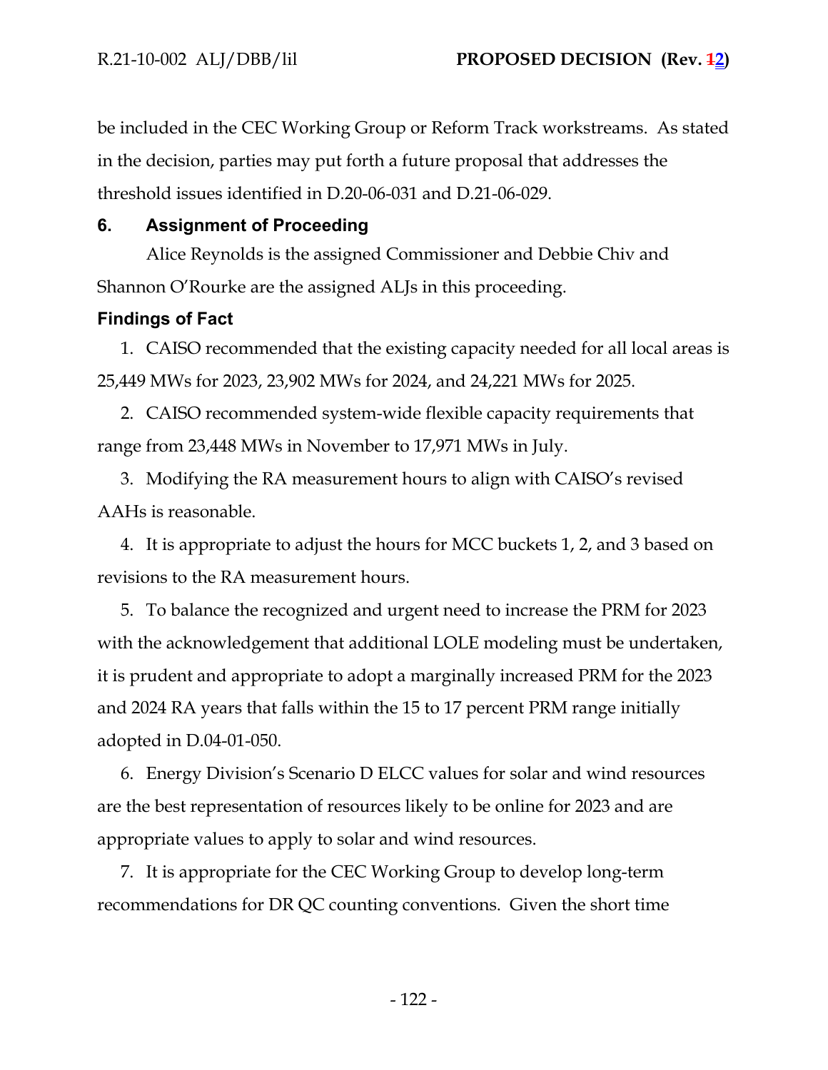be included in the CEC Working Group or Reform Track workstreams. As stated in the decision, parties may put forth a future proposal that addresses the threshold issues identified in D.20-06-031 and D.21-06-029.

## 6. Assignment of Proceeding

Alice Reynolds is the assigned Commissioner and Debbie Chiv and Shannon O'Rourke are the assigned ALJs in this proceeding.

## Findings of Fact

1. CAISO recommended that the existing capacity needed for all local areas is 25,449 MWs for 2023, 23,902 MWs for 2024, and 24,221 MWs for 2025.

2. CAISO recommended system-wide flexible capacity requirements that range from 23,448 MWs in November to 17,971 MWs in July.

3. Modifying the RA measurement hours to align with CAISO's revised AAHs is reasonable.

4. It is appropriate to adjust the hours for MCC buckets 1, 2, and 3 based on revisions to the RA measurement hours.

5. To balance the recognized and urgent need to increase the PRM for 2023 with the acknowledgement that additional LOLE modeling must be undertaken, it is prudent and appropriate to adopt a marginally increased PRM for the 2023 and 2024 RA years that falls within the 15 to 17 percent PRM range initially adopted in D.04-01-050.

6. Energy Division's Scenario D ELCC values for solar and wind resources are the best representation of resources likely to be online for 2023 and are appropriate values to apply to solar and wind resources.

7. It is appropriate for the CEC Working Group to develop long-term recommendations for DR QC counting conventions. Given the short time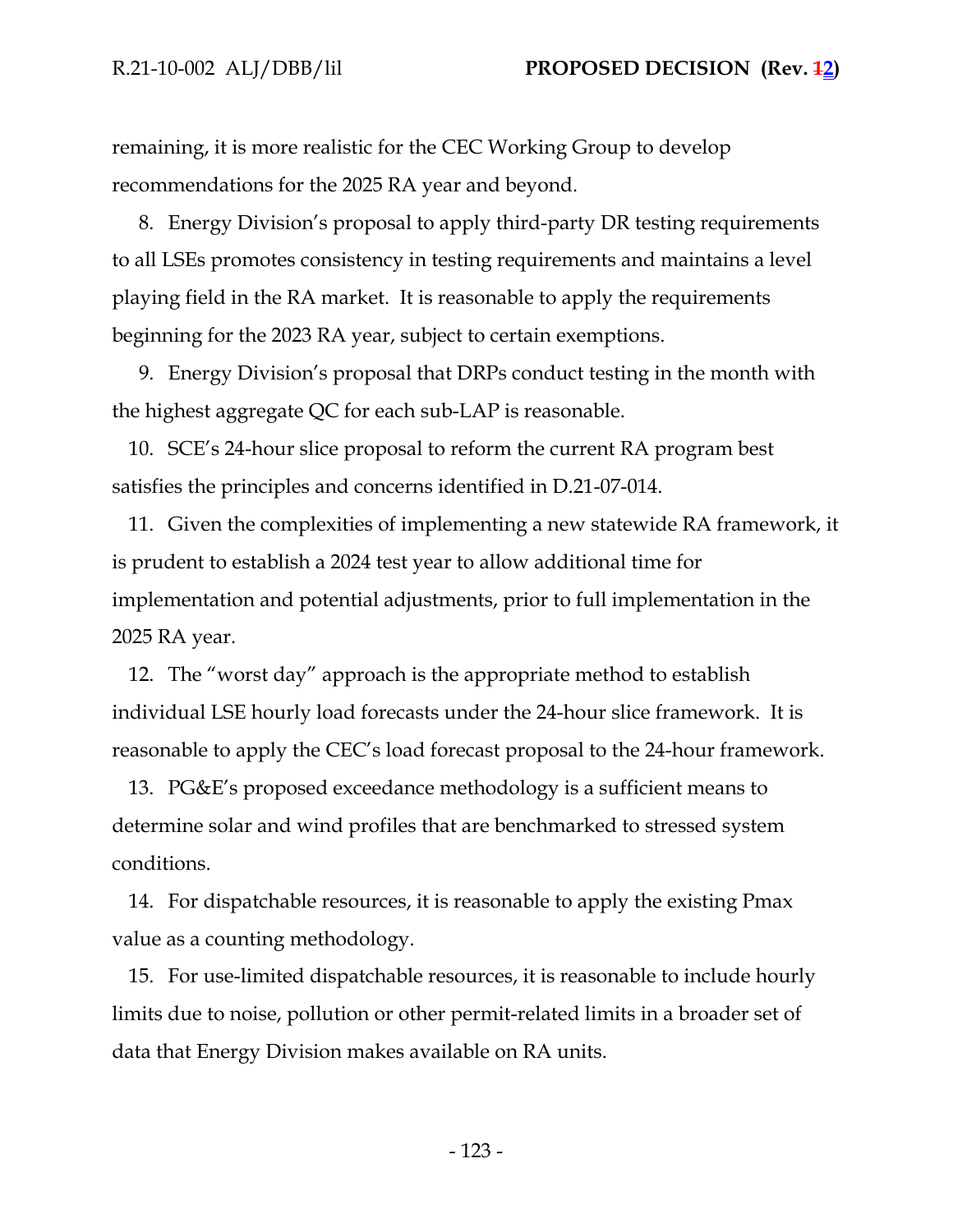remaining, it is more realistic for the CEC Working Group to develop recommendations for the 2025 RA year and beyond.

8. Energy Division's proposal to apply third-party DR testing requirements to all LSEs promotes consistency in testing requirements and maintains a level playing field in the RA market. It is reasonable to apply the requirements beginning for the 2023 RA year, subject to certain exemptions.

9. Energy Division's proposal that DRPs conduct testing in the month with the highest aggregate QC for each sub-LAP is reasonable.

10. SCE's 24-hour slice proposal to reform the current RA program best satisfies the principles and concerns identified in D.21-07-014.

11. Given the complexities of implementing a new statewide RA framework, it is prudent to establish a 2024 test year to allow additional time for implementation and potential adjustments, prior to full implementation in the 2025 RA year.

12. The "worst day" approach is the appropriate method to establish individual LSE hourly load forecasts under the 24-hour slice framework. It is reasonable to apply the CEC's load forecast proposal to the 24-hour framework.

13. PG&E's proposed exceedance methodology is a sufficient means to determine solar and wind profiles that are benchmarked to stressed system conditions.

14. For dispatchable resources, it is reasonable to apply the existing Pmax value as a counting methodology.

15. For use-limited dispatchable resources, it is reasonable to include hourly limits due to noise, pollution or other permit-related limits in a broader set of data that Energy Division makes available on RA units.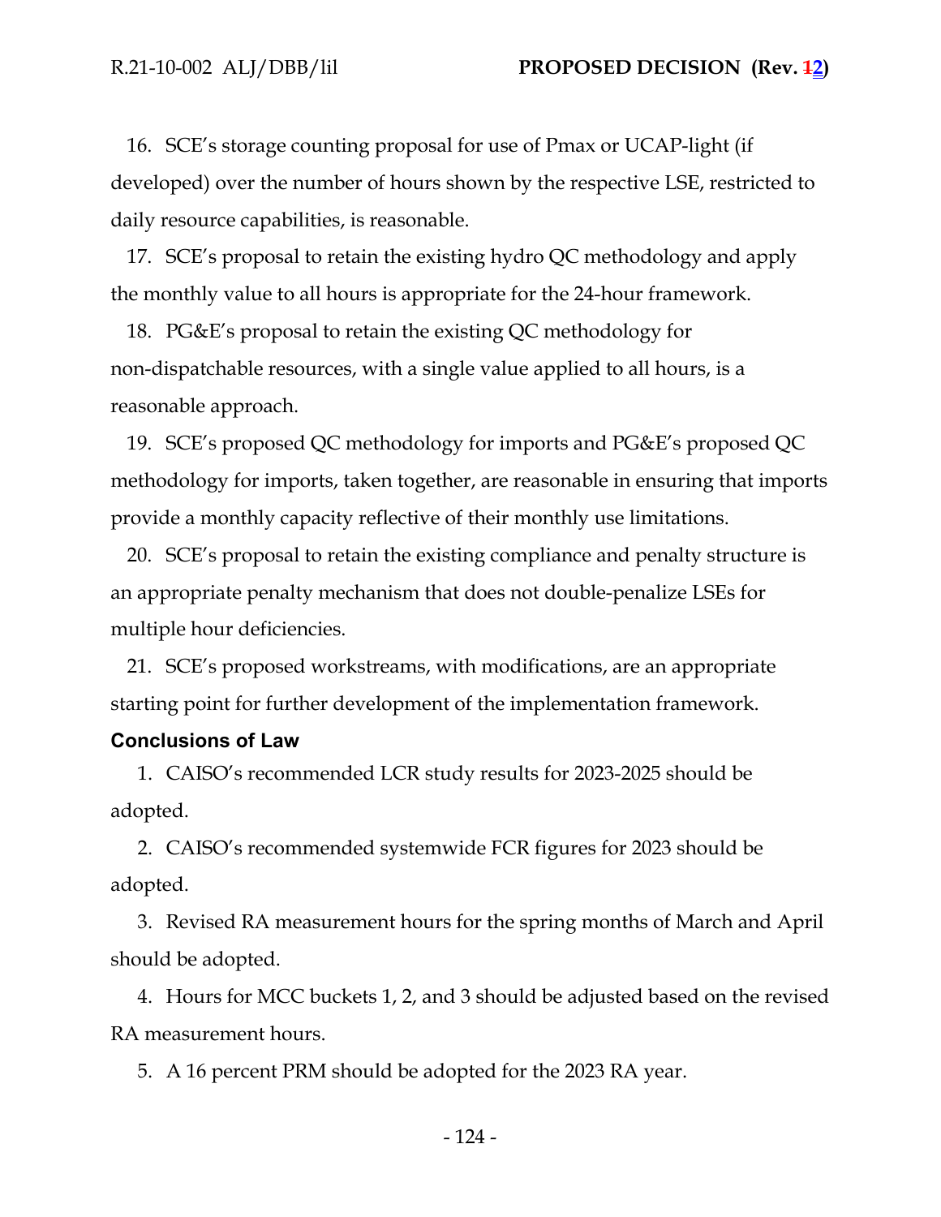16. SCE's storage counting proposal for use of Pmax or UCAP-light (if developed) over the number of hours shown by the respective LSE, restricted to daily resource capabilities, is reasonable.

17. SCE's proposal to retain the existing hydro QC methodology and apply the monthly value to all hours is appropriate for the 24-hour framework.

18. PG&E's proposal to retain the existing QC methodology for non-dispatchable resources, with a single value applied to all hours, is a reasonable approach.

19. SCE's proposed QC methodology for imports and PG&E's proposed QC methodology for imports, taken together, are reasonable in ensuring that imports provide a monthly capacity reflective of their monthly use limitations.

20. SCE's proposal to retain the existing compliance and penalty structure is an appropriate penalty mechanism that does not double-penalize LSEs for multiple hour deficiencies.

21. SCE's proposed workstreams, with modifications, are an appropriate starting point for further development of the implementation framework.

## Conclusions of Law

1. CAISO's recommended LCR study results for 2023-2025 should be adopted.

2. CAISO's recommended systemwide FCR figures for 2023 should be adopted.

3. Revised RA measurement hours for the spring months of March and April should be adopted.

4. Hours for MCC buckets 1, 2, and 3 should be adjusted based on the revised RA measurement hours.

5. A 16 percent PRM should be adopted for the 2023 RA year.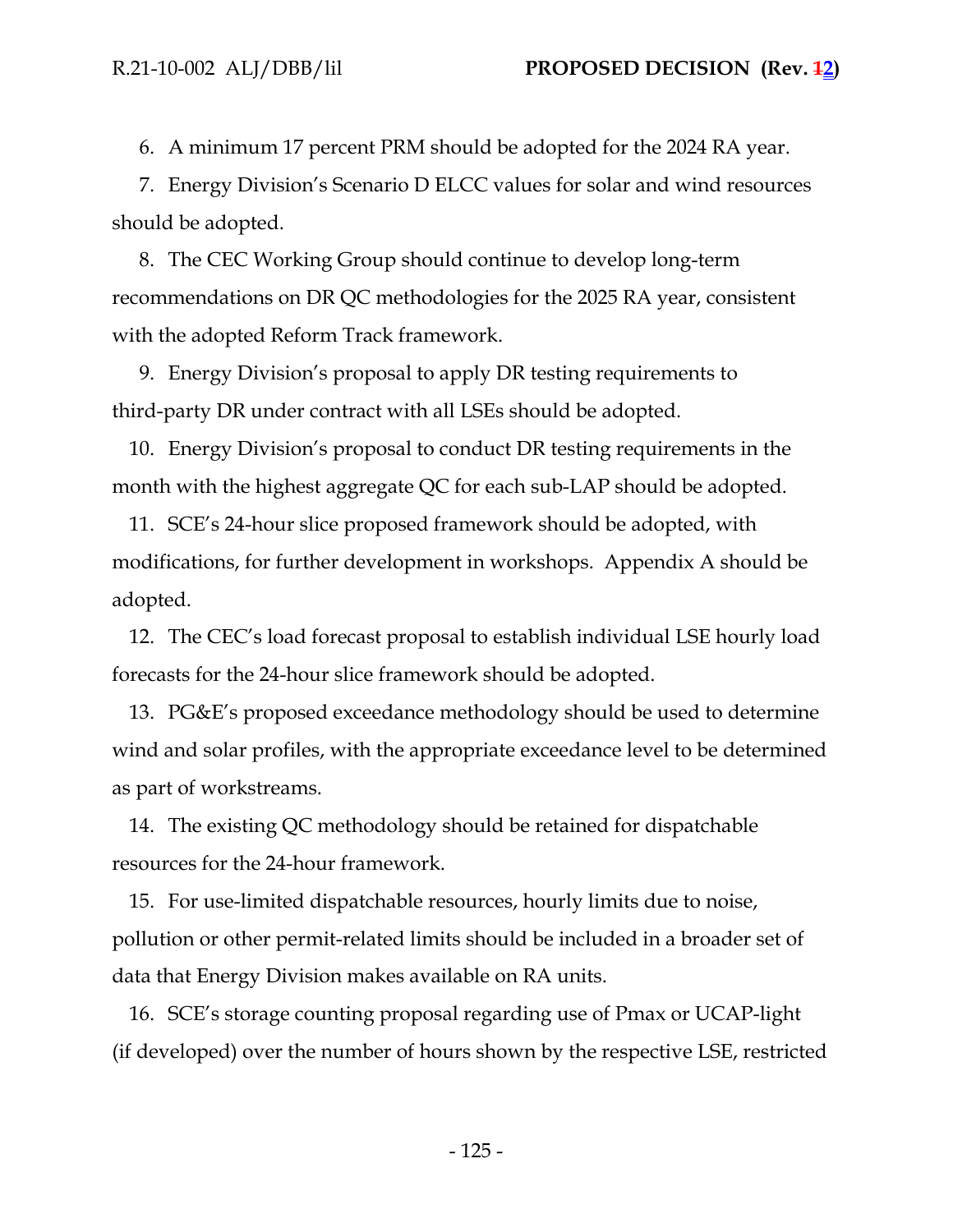6. A minimum 17 percent PRM should be adopted for the 2024 RA year.

7. Energy Division's Scenario D ELCC values for solar and wind resources should be adopted.

8. The CEC Working Group should continue to develop long-term recommendations on DR QC methodologies for the 2025 RA year, consistent with the adopted Reform Track framework.

9. Energy Division's proposal to apply DR testing requirements to third-party DR under contract with all LSEs should be adopted.

10. Energy Division's proposal to conduct DR testing requirements in the month with the highest aggregate QC for each sub-LAP should be adopted.

11. SCE's 24-hour slice proposed framework should be adopted, with modifications, for further development in workshops. Appendix A should be adopted.

12. The CEC's load forecast proposal to establish individual LSE hourly load forecasts for the 24-hour slice framework should be adopted.

13. PG&E's proposed exceedance methodology should be used to determine wind and solar profiles, with the appropriate exceedance level to be determined as part of workstreams.

14. The existing QC methodology should be retained for dispatchable resources for the 24-hour framework.

15. For use-limited dispatchable resources, hourly limits due to noise, pollution or other permit-related limits should be included in a broader set of data that Energy Division makes available on RA units.

16. SCE's storage counting proposal regarding use of Pmax or UCAP-light (if developed) over the number of hours shown by the respective LSE, restricted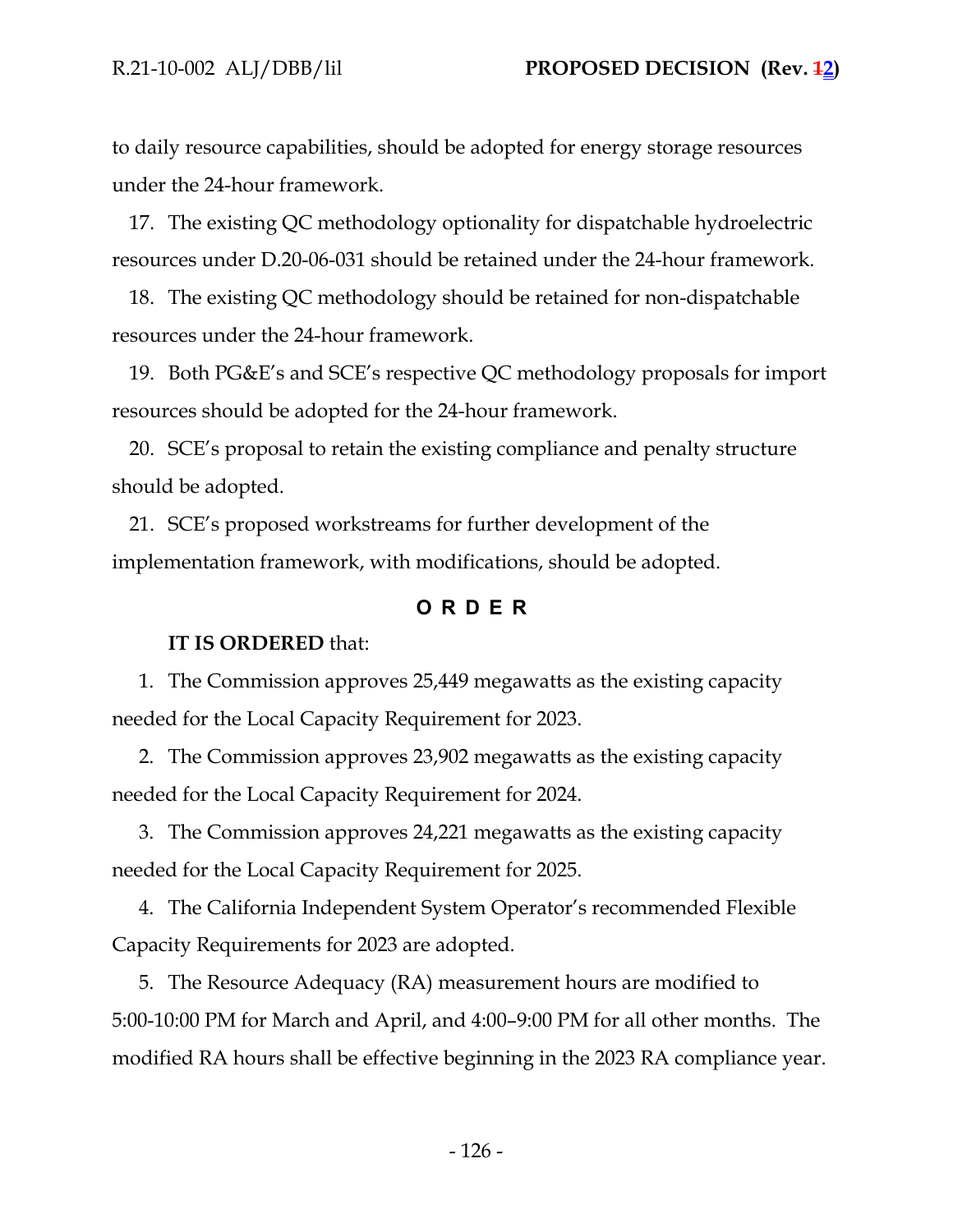to daily resource capabilities, should be adopted for energy storage resources under the 24-hour framework.

17. The existing QC methodology optionality for dispatchable hydroelectric resources under D.20-06-031 should be retained under the 24-hour framework.

18. The existing QC methodology should be retained for non-dispatchable resources under the 24-hour framework.

19. Both PG&E's and SCE's respective QC methodology proposals for import resources should be adopted for the 24-hour framework.

20. SCE's proposal to retain the existing compliance and penalty structure should be adopted.

21. SCE's proposed workstreams for further development of the implementation framework, with modifications, should be adopted.

## O R D E R

**IT IS ORDERED** that:

1. The Commission approves 25,449 megawatts as the existing capacity needed for the Local Capacity Requirement for 2023.

2. The Commission approves 23,902 megawatts as the existing capacity needed for the Local Capacity Requirement for 2024.

3. The Commission approves 24,221 megawatts as the existing capacity needed for the Local Capacity Requirement for 2025.

4. The California Independent System Operator's recommended Flexible Capacity Requirements for 2023 are adopted.

5. The Resource Adequacy (RA) measurement hours are modified to 5:00-10:00 PM for March and April, and 4:00–9:00 PM for all other months. The modified RA hours shall be effective beginning in the 2023 RA compliance year.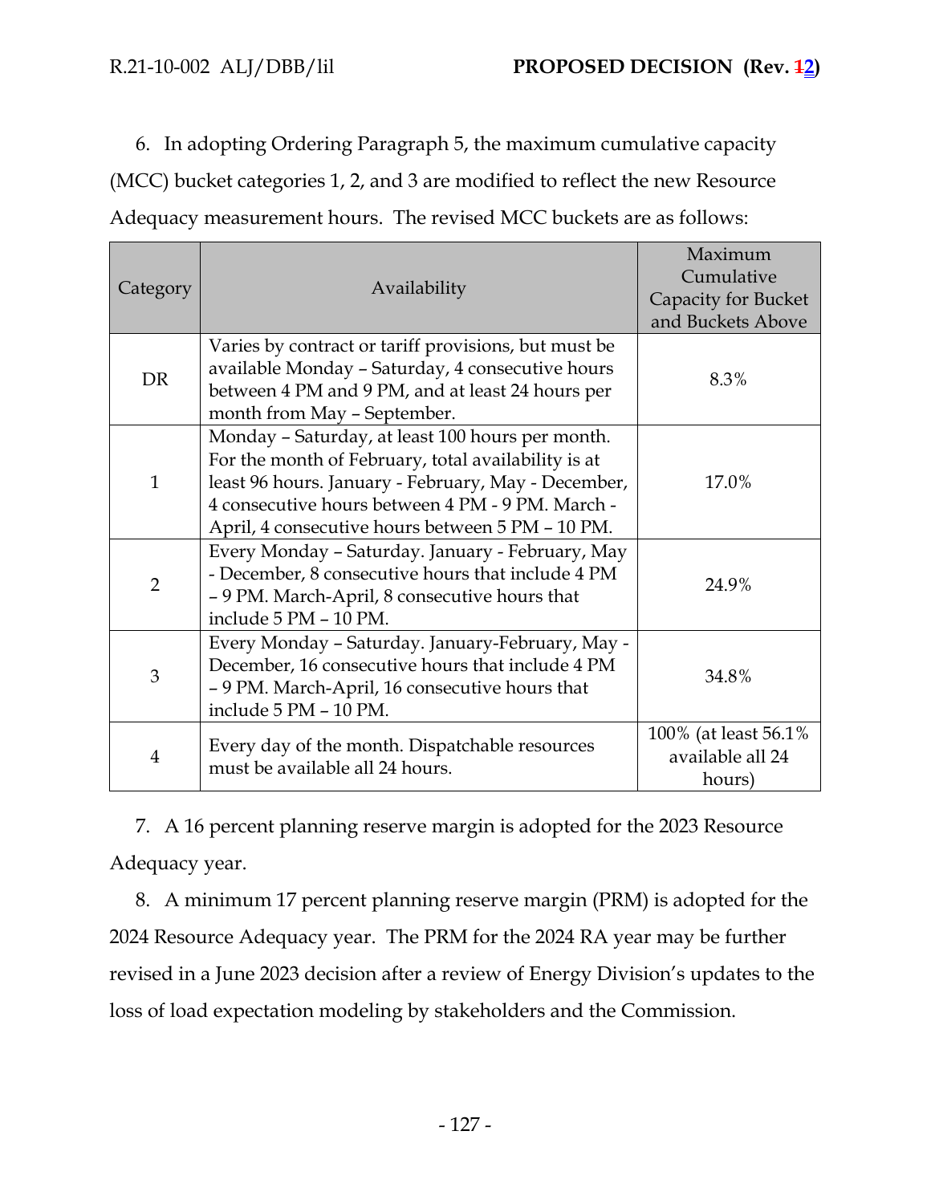6. In adopting Ordering Paragraph 5, the maximum cumulative capacity (MCC) bucket categories 1, 2, and 3 are modified to reflect the new Resource Adequacy measurement hours. The revised MCC buckets are as follows:

| Category | Availability | Maximum Cumulative Capacity for Bucket and Buckets Above |
|---|---|---|
| DR | Varies by contract or tariff provisions, but must be available Monday – Saturday, 4 consecutive hours between 4 PM and 9 PM, and at least 24 hours per month from May – September. | 8.3% |
| 1 | Monday – Saturday, at least 100 hours per month. For the month of February, total availability is at least 96 hours. January - February, May - December, 4 consecutive hours between 4 PM - 9 PM. March - April, 4 consecutive hours between 5 PM – 10 PM. | 17.0% |
| 2 | Every Monday – Saturday. January - February, May - December, 8 consecutive hours that include 4 PM – 9 PM. March-April, 8 consecutive hours that include 5 PM – 10 PM. | 24.9% |
| 3 | Every Monday – Saturday. January-February, May - December, 16 consecutive hours that include 4 PM – 9 PM. March-April, 16 consecutive hours that include 5 PM – 10 PM. | 34.8% |
| 4 | Every day of the month. Dispatchable resources must be available all 24 hours. | 100% (at least 56.1% available all 24 hours) |

7. A 16 percent planning reserve margin is adopted for the 2023 Resource Adequacy year.

8. A minimum 17 percent planning reserve margin (PRM) is adopted for the 2024 Resource Adequacy year. The PRM for the 2024 RA year may be further revised in a June 2023 decision after a review of Energy Division's updates to the loss of load expectation modeling by stakeholders and the Commission.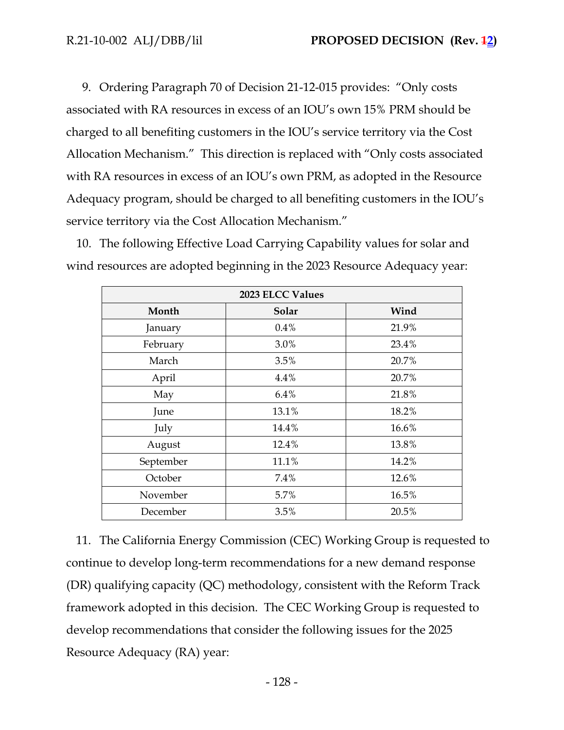9. Ordering Paragraph 70 of Decision 21-12-015 provides: "Only costs associated with RA resources in excess of an IOU's own 15% PRM should be charged to all benefiting customers in the IOU's service territory via the Cost Allocation Mechanism." This direction is replaced with "Only costs associated with RA resources in excess of an IOU's own PRM, as adopted in the Resource Adequacy program, should be charged to all benefiting customers in the IOU's service territory via the Cost Allocation Mechanism."

10. The following Effective Load Carrying Capability values for solar and wind resources are adopted beginning in the 2023 Resource Adequacy year:

| 2023 ELCC Values | | |
|---|---|---|
| **Month** | **Solar** | **Wind** |
| January | 0.4% | 21.9% |
| February | 3.0% | 23.4% |
| March | 3.5% | 20.7% |
| April | 4.4% | 20.7% |
| May | 6.4% | 21.8% |
| June | 13.1% | 18.2% |
| July | 14.4% | 16.6% |
| August | 12.4% | 13.8% |
| September | 11.1% | 14.2% |
| October | 7.4% | 12.6% |
| November | 5.7% | 16.5% |
| December | 3.5% | 20.5% |

11. The California Energy Commission (CEC) Working Group is requested to continue to develop long-term recommendations for a new demand response (DR) qualifying capacity (QC) methodology, consistent with the Reform Track framework adopted in this decision. The CEC Working Group is requested to develop recommendations that consider the following issues for the 2025 Resource Adequacy (RA) year: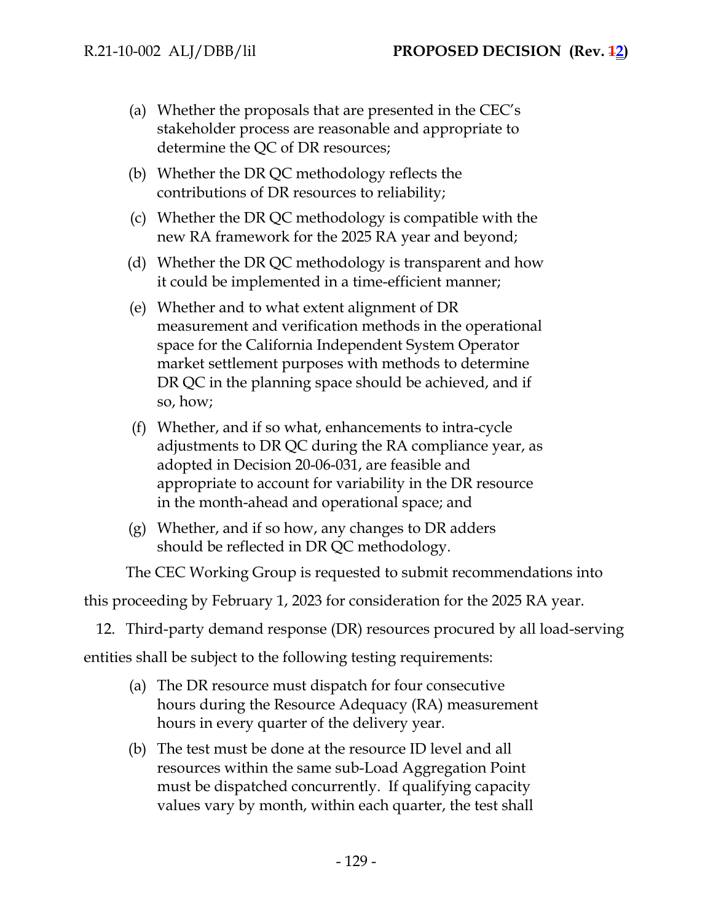(a) Whether the proposals that are presented in the CEC's stakeholder process are reasonable and appropriate to determine the QC of DR resources;

(b) Whether the DR QC methodology reflects the contributions of DR resources to reliability;

(c) Whether the DR QC methodology is compatible with the new RA framework for the 2025 RA year and beyond;

(d) Whether the DR QC methodology is transparent and how it could be implemented in a time-efficient manner;

(e) Whether and to what extent alignment of DR measurement and verification methods in the operational space for the California Independent System Operator market settlement purposes with methods to determine DR QC in the planning space should be achieved, and if so, how;

(f) Whether, and if so what, enhancements to intra-cycle adjustments to DR QC during the RA compliance year, as adopted in Decision 20-06-031, are feasible and appropriate to account for variability in the DR resource in the month-ahead and operational space; and

(g) Whether, and if so how, any changes to DR adders should be reflected in DR QC methodology.

The CEC Working Group is requested to submit recommendations into this proceeding by February 1, 2023 for consideration for the 2025 RA year.

12. Third-party demand response (DR) resources procured by all load-serving entities shall be subject to the following testing requirements:

(a) The DR resource must dispatch for four consecutive hours during the Resource Adequacy (RA) measurement hours in every quarter of the delivery year.

(b) The test must be done at the resource ID level and all resources within the same sub-Load Aggregation Point must be dispatched concurrently. If qualifying capacity values vary by month, within each quarter, the test shall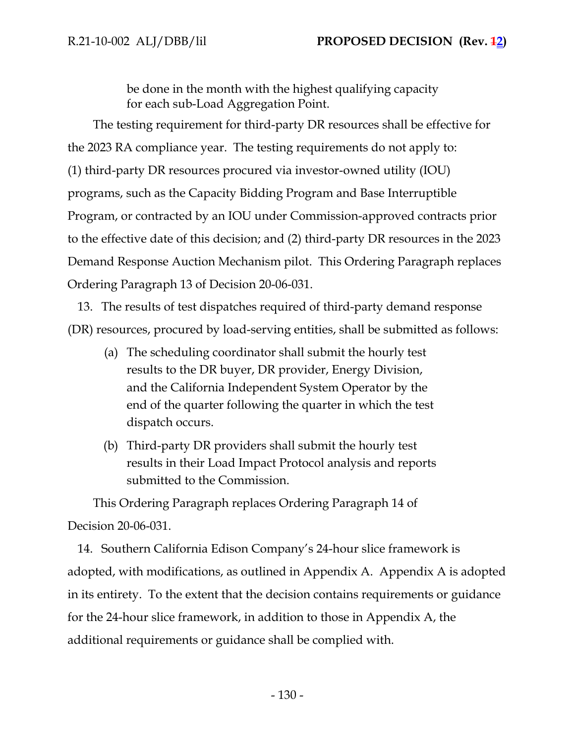be done in the month with the highest qualifying capacity for each sub-Load Aggregation Point.

The testing requirement for third-party DR resources shall be effective for the 2023 RA compliance year. The testing requirements do not apply to: (1) third-party DR resources procured via investor-owned utility (IOU) programs, such as the Capacity Bidding Program and Base Interruptible Program, or contracted by an IOU under Commission-approved contracts prior to the effective date of this decision; and (2) third-party DR resources in the 2023 Demand Response Auction Mechanism pilot. This Ordering Paragraph replaces Ordering Paragraph 13 of Decision 20-06-031.

13. The results of test dispatches required of third-party demand response (DR) resources, procured by load-serving entities, shall be submitted as follows:

(a) The scheduling coordinator shall submit the hourly test results to the DR buyer, DR provider, Energy Division, and the California Independent System Operator by the end of the quarter following the quarter in which the test dispatch occurs.

(b) Third-party DR providers shall submit the hourly test results in their Load Impact Protocol analysis and reports submitted to the Commission.

This Ordering Paragraph replaces Ordering Paragraph 14 of Decision 20-06-031.

14. Southern California Edison Company's 24-hour slice framework is adopted, with modifications, as outlined in Appendix A. Appendix A is adopted in its entirety. To the extent that the decision contains requirements or guidance for the 24-hour slice framework, in addition to those in Appendix A, the additional requirements or guidance shall be complied with.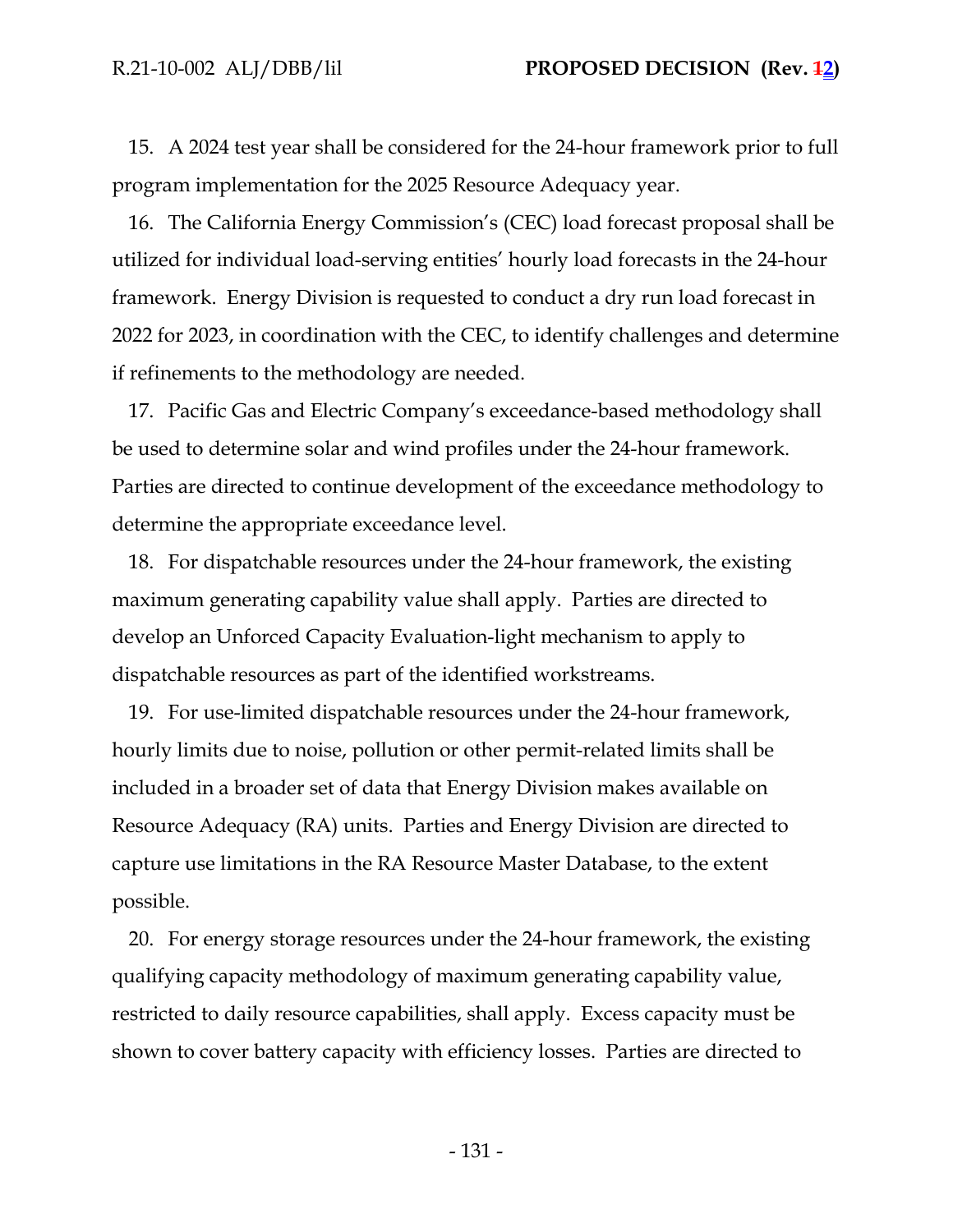15. A 2024 test year shall be considered for the 24-hour framework prior to full program implementation for the 2025 Resource Adequacy year.

16. The California Energy Commission's (CEC) load forecast proposal shall be utilized for individual load-serving entities' hourly load forecasts in the 24-hour framework. Energy Division is requested to conduct a dry run load forecast in 2022 for 2023, in coordination with the CEC, to identify challenges and determine if refinements to the methodology are needed.

17. Pacific Gas and Electric Company's exceedance-based methodology shall be used to determine solar and wind profiles under the 24-hour framework. Parties are directed to continue development of the exceedance methodology to determine the appropriate exceedance level.

18. For dispatchable resources under the 24-hour framework, the existing maximum generating capability value shall apply. Parties are directed to develop an Unforced Capacity Evaluation-light mechanism to apply to dispatchable resources as part of the identified workstreams.

19. For use-limited dispatchable resources under the 24-hour framework, hourly limits due to noise, pollution or other permit-related limits shall be included in a broader set of data that Energy Division makes available on Resource Adequacy (RA) units. Parties and Energy Division are directed to capture use limitations in the RA Resource Master Database, to the extent possible.

20. For energy storage resources under the 24-hour framework, the existing qualifying capacity methodology of maximum generating capability value, restricted to daily resource capabilities, shall apply. Excess capacity must be shown to cover battery capacity with efficiency losses. Parties are directed to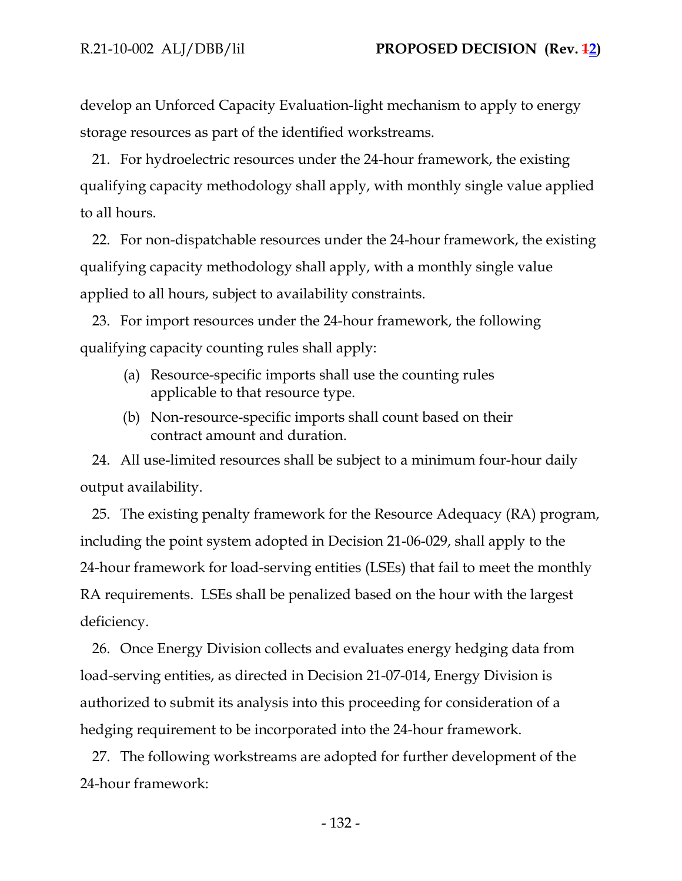develop an Unforced Capacity Evaluation-light mechanism to apply to energy storage resources as part of the identified workstreams.

21. For hydroelectric resources under the 24-hour framework, the existing qualifying capacity methodology shall apply, with monthly single value applied to all hours.

22. For non-dispatchable resources under the 24-hour framework, the existing qualifying capacity methodology shall apply, with a monthly single value applied to all hours, subject to availability constraints.

23. For import resources under the 24-hour framework, the following qualifying capacity counting rules shall apply:

(a) Resource-specific imports shall use the counting rules applicable to that resource type.

(b) Non-resource-specific imports shall count based on their contract amount and duration.

24. All use-limited resources shall be subject to a minimum four-hour daily output availability.

25. The existing penalty framework for the Resource Adequacy (RA) program, including the point system adopted in Decision 21-06-029, shall apply to the 24-hour framework for load-serving entities (LSEs) that fail to meet the monthly RA requirements. LSEs shall be penalized based on the hour with the largest deficiency.

26. Once Energy Division collects and evaluates energy hedging data from load-serving entities, as directed in Decision 21-07-014, Energy Division is authorized to submit its analysis into this proceeding for consideration of a hedging requirement to be incorporated into the 24-hour framework.

27. The following workstreams are adopted for further development of the 24-hour framework: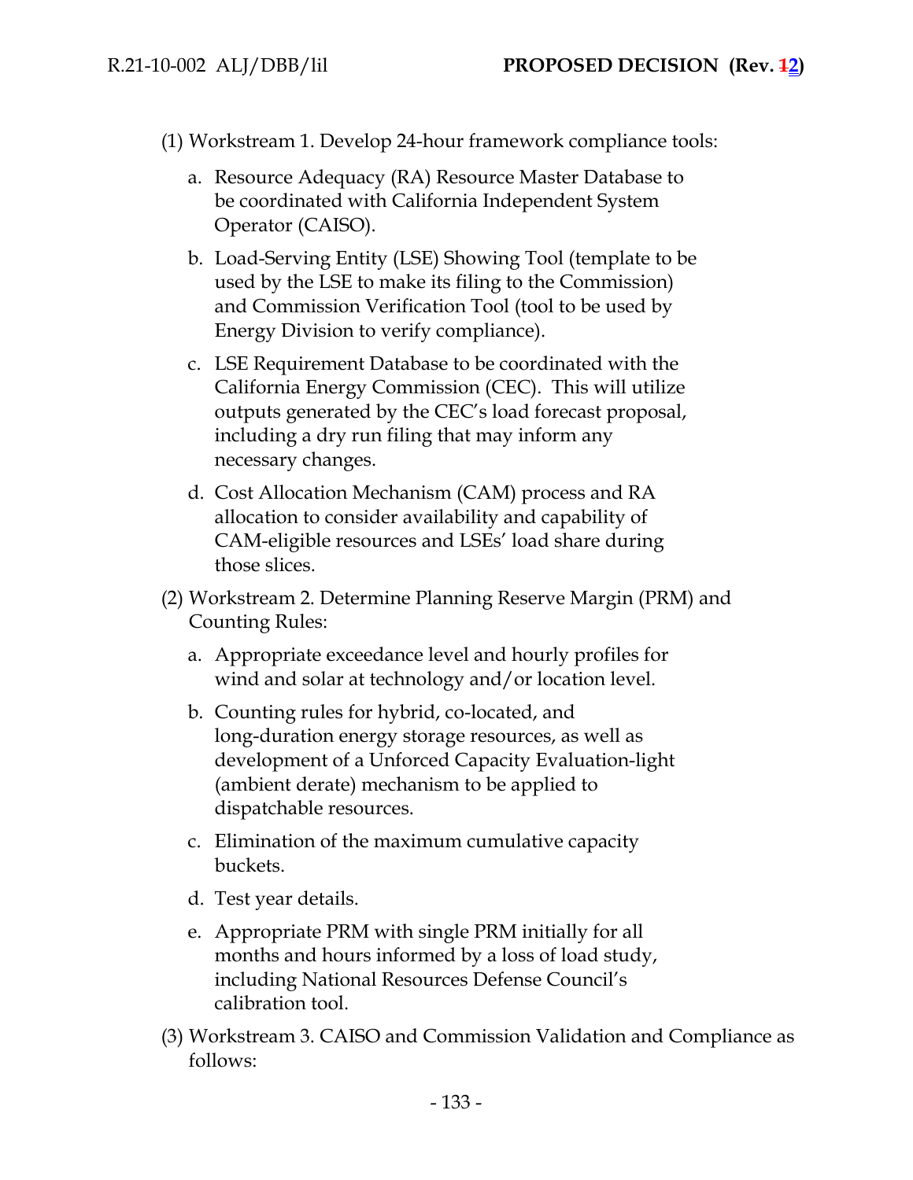(1) Workstream 1. Develop 24-hour framework compliance tools:

   a. Resource Adequacy (RA) Resource Master Database to be coordinated with California Independent System Operator (CAISO).

   b. Load-Serving Entity (LSE) Showing Tool (template to be used by the LSE to make its filing to the Commission) and Commission Verification Tool (tool to be used by Energy Division to verify compliance).

   c. LSE Requirement Database to be coordinated with the California Energy Commission (CEC). This will utilize outputs generated by the CEC's load forecast proposal, including a dry run filing that may inform any necessary changes.

   d. Cost Allocation Mechanism (CAM) process and RA allocation to consider availability and capability of CAM-eligible resources and LSEs' load share during those slices.

(2) Workstream 2. Determine Planning Reserve Margin (PRM) and Counting Rules:

   a. Appropriate exceedance level and hourly profiles for wind and solar at technology and/or location level.

   b. Counting rules for hybrid, co-located, and long-duration energy storage resources, as well as development of a Unforced Capacity Evaluation-light (ambient derate) mechanism to be applied to dispatchable resources.

   c. Elimination of the maximum cumulative capacity buckets.

   d. Test year details.

   e. Appropriate PRM with single PRM initially for all months and hours informed by a loss of load study, including National Resources Defense Council's calibration tool.

(3) Workstream 3. CAISO and Commission Validation and Compliance as follows: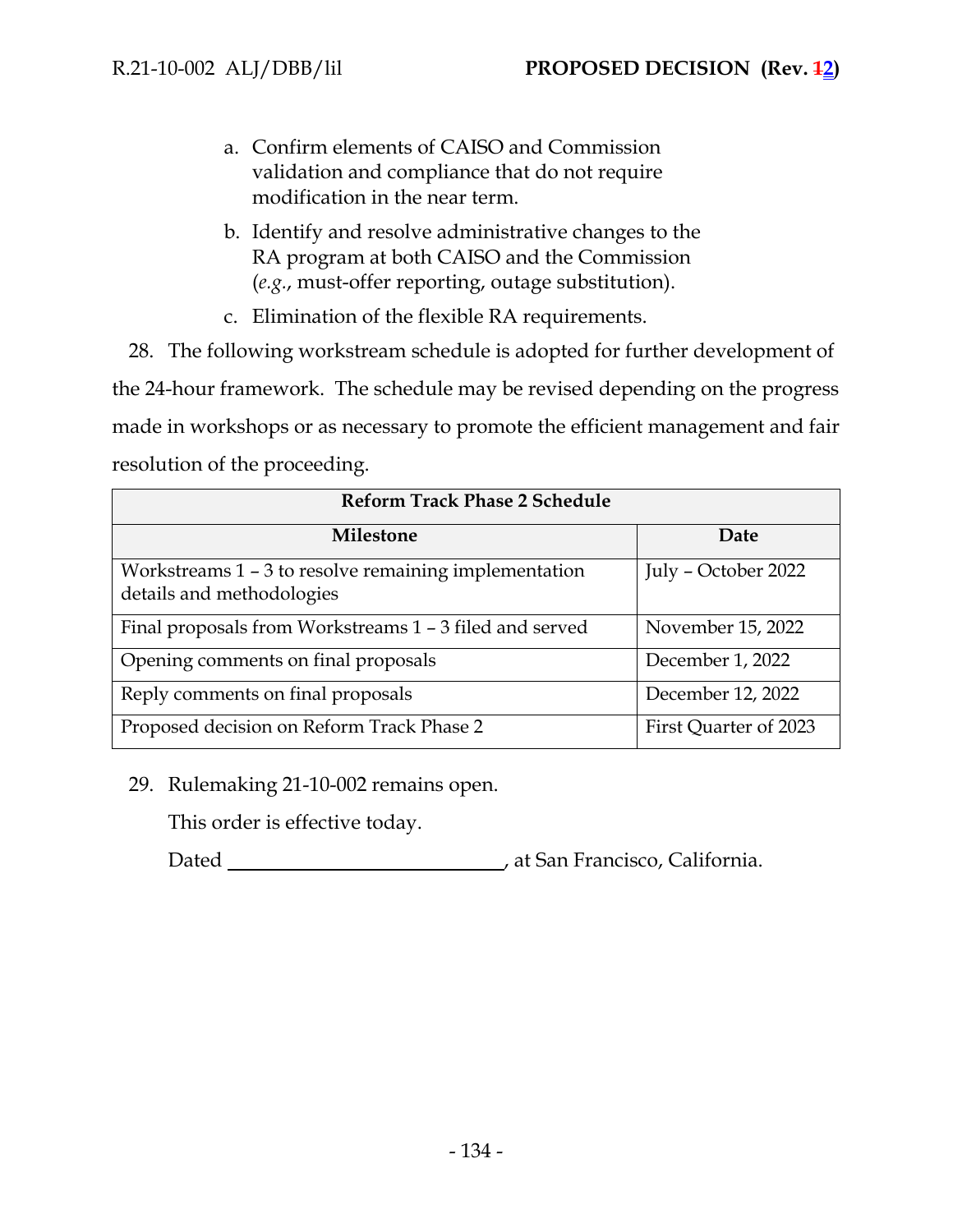a. Confirm elements of CAISO and Commission validation and compliance that do not require modification in the near term.

b. Identify and resolve administrative changes to the RA program at both CAISO and the Commission (*e.g.*, must-offer reporting, outage substitution).

c. Elimination of the flexible RA requirements.

28. The following workstream schedule is adopted for further development of the 24-hour framework. The schedule may be revised depending on the progress made in workshops or as necessary to promote the efficient management and fair resolution of the proceeding.

| **Reform Track Phase 2 Schedule** | |
|---|---|
| **Milestone** | **Date** |
| Workstreams 1 – 3 to resolve remaining implementation details and methodologies | July – October 2022 |
| Final proposals from Workstreams 1 – 3 filed and served | November 15, 2022 |
| Opening comments on final proposals | December 1, 2022 |
| Reply comments on final proposals | December 12, 2022 |
| Proposed decision on Reform Track Phase 2 | First Quarter of 2023 |

29. Rulemaking 21-10-002 remains open.

This order is effective today.

Dated ____________________________, at San Francisco, California.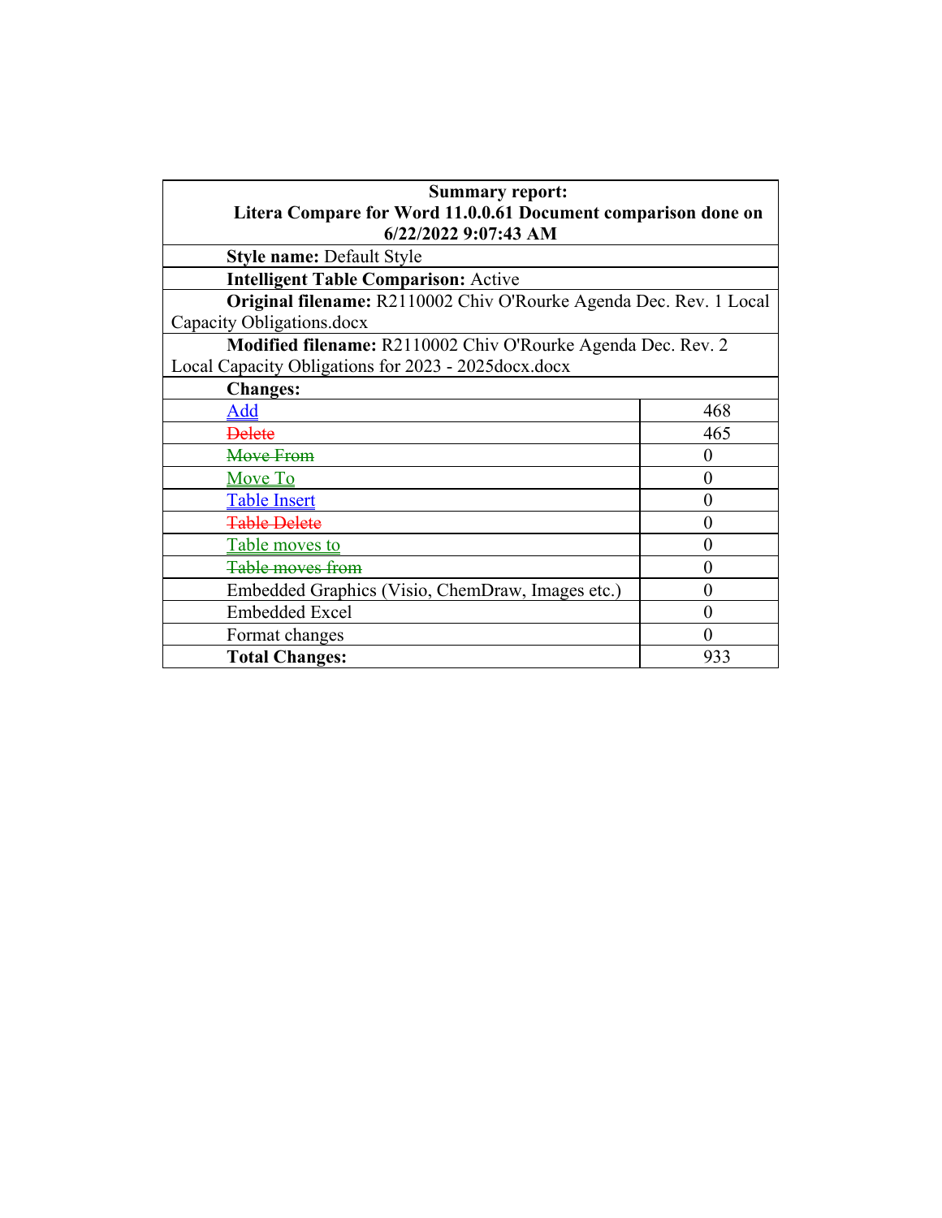| Summary report: Litera Compare for Word 11.0.0.61 Document comparison done on 6/22/2022 9:07:43 AM | |
|---|---|
| **Style name:** Default Style | |
| **Intelligent Table Comparison:** Active | |
| **Original filename:** R2110002 Chiv O'Rourke Agenda Dec. Rev. 1 Local Capacity Obligations.docx | |
| **Modified filename:** R2110002 Chiv O'Rourke Agenda Dec. Rev. 2 Local Capacity Obligations for 2023 - 2025docx.docx | |
| **Changes:** | |
| Add | 468 |
| Delete | 465 |
| Move From | 0 |
| Move To | 0 |
| Table Insert | 0 |
| Table Delete | 0 |
| Table moves to | 0 |
| Table moves from | 0 |
| Embedded Graphics (Visio, ChemDraw, Images etc.) | 0 |
| Embedded Excel | 0 |
| Format changes | 0 |
| **Total Changes:** | 933 |